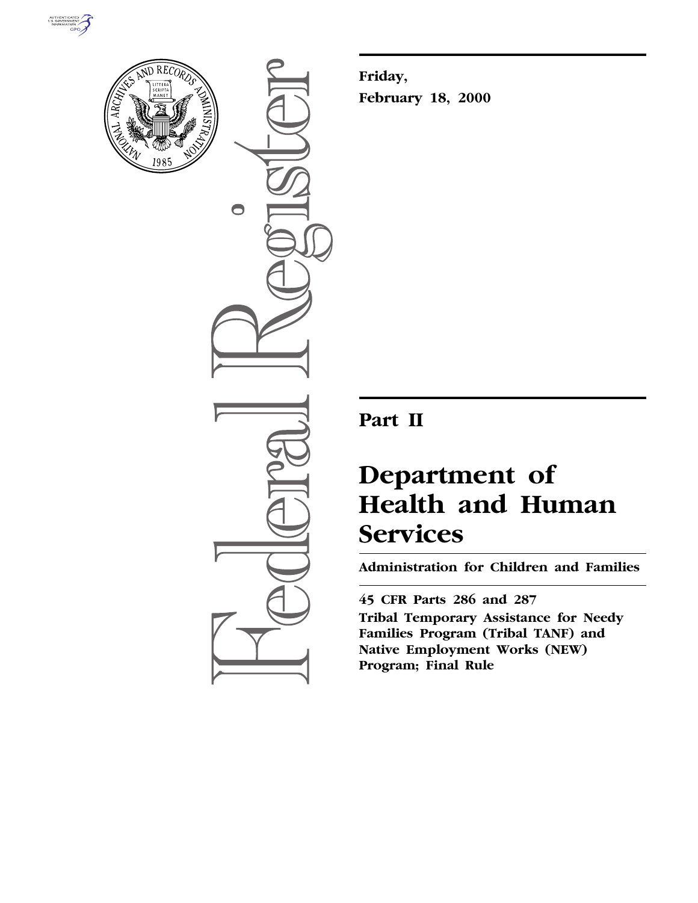**Friday,**

**February 18, 2000**

# Part II

# Department of Health and Human Services

## Administration for Children and Families

**45 CFR Parts 286 and 287**

**Tribal Temporary Assistance for Needy Families Program (Tribal TANF) and Native Employment Works (NEW) Program; Final Rule**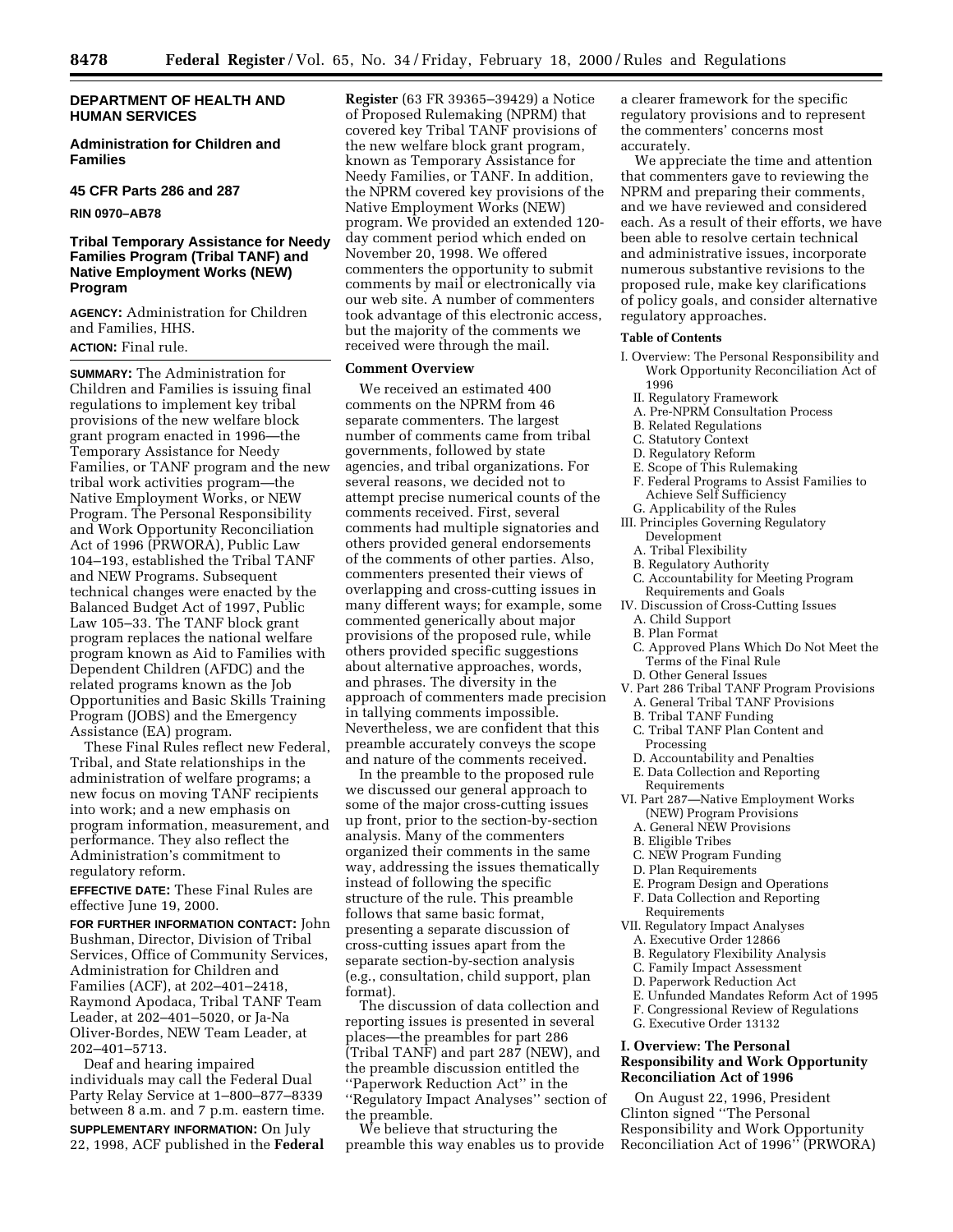**DEPARTMENT OF HEALTH AND HUMAN SERVICES**

**Administration for Children and Families**

**45 CFR Parts 286 and 287**

**RIN 0970–AB78**

## Tribal Temporary Assistance for Needy Families Program (Tribal TANF) and Native Employment Works (NEW) Program

**AGENCY:** Administration for Children and Families, HHS.

**ACTION:** Final rule.

**SUMMARY:** The Administration for Children and Families is issuing final regulations to implement key tribal provisions of the new welfare block grant program enacted in 1996—the Temporary Assistance for Needy Families, or TANF program and the new tribal work activities program—the Native Employment Works, or NEW Program. The Personal Responsibility and Work Opportunity Reconciliation Act of 1996 (PRWORA), Public Law 104–193, established the Tribal TANF and NEW Programs. Subsequent technical changes were enacted by the Balanced Budget Act of 1997, Public Law 105–33. The TANF block grant program replaces the national welfare program known as Aid to Families with Dependent Children (AFDC) and the related programs known as the Job Opportunities and Basic Skills Training Program (JOBS) and the Emergency Assistance (EA) program.

These Final Rules reflect new Federal, Tribal, and State relationships in the administration of welfare programs; a new focus on moving TANF recipients into work; and a new emphasis on program information, measurement, and performance. They also reflect the Administration's commitment to regulatory reform.

**EFFECTIVE DATE:** These Final Rules are effective June 19, 2000.

**FOR FURTHER INFORMATION CONTACT:** John Bushman, Director, Division of Tribal Services, Office of Community Services, Administration for Children and Families (ACF), at 202–401–2418, Raymond Apodaca, Tribal TANF Team Leader, at 202–401–5020, or Ja-Na Oliver-Bordes, NEW Team Leader, at 202–401–5713.

Deaf and hearing impaired individuals may call the Federal Dual Party Relay Service at 1–800–877–8339 between 8 a.m. and 7 p.m. eastern time.

**SUPPLEMENTARY INFORMATION:** On July 22, 1998, ACF published in the **Federal Register** (63 FR 39365–39429) a Notice of Proposed Rulemaking (NPRM) that covered key Tribal TANF provisions of the new welfare block grant program, known as Temporary Assistance for Needy Families, or TANF. In addition, the NPRM covered key provisions of the Native Employment Works (NEW) program. We provided an extended 120-day comment period which ended on November 20, 1998. We offered commenters the opportunity to submit comments by mail or electronically via our web site. A number of commenters took advantage of this electronic access, but the majority of the comments we received were through the mail.

**Comment Overview**

We received an estimated 400 comments on the NPRM from 46 separate commenters. The largest number of comments came from tribal governments, followed by state agencies, and tribal organizations. For several reasons, we decided not to attempt precise numerical counts of the comments received. First, several comments had multiple signatories and others provided general endorsements of the comments of other parties. Also, commenters presented their views of overlapping and cross-cutting issues in many different ways; for example, some commented generically about major provisions of the proposed rule, while others provided specific suggestions about alternative approaches, words, and phrases. The diversity in the approach of commenters made precision in tallying comments impossible. Nevertheless, we are confident that this preamble accurately conveys the scope and nature of the comments received.

In the preamble to the proposed rule we discussed our general approach to some of the major cross-cutting issues up front, prior to the section-by-section analysis. Many of the commenters organized their comments in the same way, addressing the issues thematically instead of following the specific structure of the rule. This preamble follows that same basic format, presenting a separate discussion of cross-cutting issues apart from the separate section-by-section analysis (e.g., consultation, child support, plan format).

The discussion of data collection and reporting issues is presented in several places—the preambles for part 286 (Tribal TANF) and part 287 (NEW), and the preamble discussion entitled the ''Paperwork Reduction Act'' in the ''Regulatory Impact Analyses'' section of the preamble.

We believe that structuring the preamble this way enables us to provide a clearer framework for the specific regulatory provisions and to represent the commenters' concerns most accurately.

We appreciate the time and attention that commenters gave to reviewing the NPRM and preparing their comments, and we have reviewed and considered each. As a result of their efforts, we have been able to resolve certain technical and administrative issues, incorporate numerous substantive revisions to the proposed rule, make key clarifications of policy goals, and consider alternative regulatory approaches.

**Table of Contents**

- I. Overview: The Personal Responsibility and Work Opportunity Reconciliation Act of 1996
- II. Regulatory Framework
  - A. Pre-NPRM Consultation Process
  - B. Related Regulations
  - C. Statutory Context
  - D. Regulatory Reform
  - E. Scope of This Rulemaking
  - F. Federal Programs to Assist Families to Achieve Self Sufficiency
  - G. Applicability of the Rules
- III. Principles Governing Regulatory Development
  - A. Tribal Flexibility
  - B. Regulatory Authority
  - C. Accountability for Meeting Program Requirements and Goals
- IV. Discussion of Cross-Cutting Issues
  - A. Child Support
  - B. Plan Format
  - C. Approved Plans Which Do Not Meet the Terms of the Final Rule
  - D. Other General Issues
- V. Part 286 Tribal TANF Program Provisions
  - A. General Tribal TANF Provisions
  - B. Tribal TANF Funding
  - C. Tribal TANF Plan Content and Processing
  - D. Accountability and Penalties
  - E. Data Collection and Reporting Requirements
- VI. Part 287—Native Employment Works (NEW) Program Provisions
  - A. General NEW Provisions
  - B. Eligible Tribes
  - C. NEW Program Funding
  - D. Plan Requirements
  - E. Program Design and Operations
  - F. Data Collection and Reporting Requirements
- VII. Regulatory Impact Analyses
  - A. Executive Order 12866
  - B. Regulatory Flexibility Analysis
  - C. Family Impact Assessment
  - D. Paperwork Reduction Act
  - E. Unfunded Mandates Reform Act of 1995
  - F. Congressional Review of Regulations
  - G. Executive Order 13132

## I. Overview: The Personal Responsibility and Work Opportunity Reconciliation Act of 1996

On August 22, 1996, President Clinton signed ''The Personal Responsibility and Work Opportunity Reconciliation Act of 1996'' (PRWORA)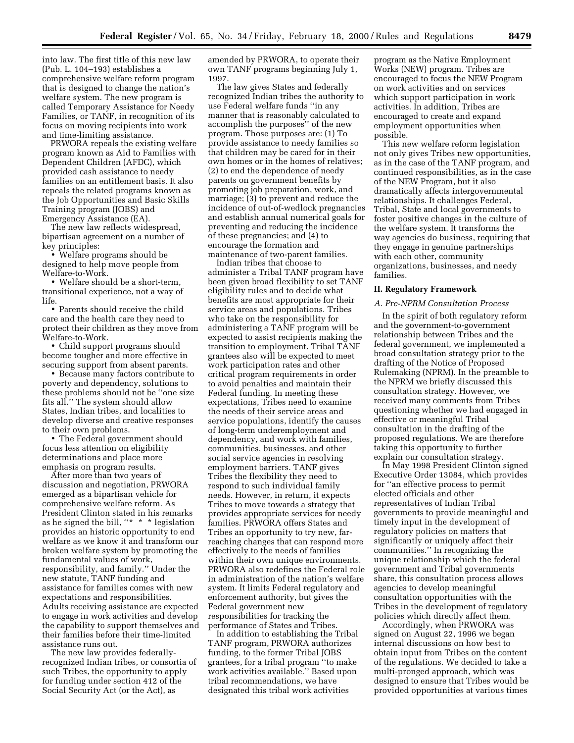into law. The first title of this new law (Pub. L. 104–193) establishes a comprehensive welfare reform program that is designed to change the nation's welfare system. The new program is called Temporary Assistance for Needy Families, or TANF, in recognition of its focus on moving recipients into work and time-limiting assistance.

PRWORA repeals the existing welfare program known as Aid to Families with Dependent Children (AFDC), which provided cash assistance to needy families on an entitlement basis. It also repeals the related programs known as the Job Opportunities and Basic Skills Training program (JOBS) and Emergency Assistance (EA).

The new law reflects widespread, bipartisan agreement on a number of key principles:

- Welfare programs should be designed to help move people from Welfare-to-Work.
- Welfare should be a short-term, transitional experience, not a way of life.
- Parents should receive the child care and the health care they need to protect their children as they move from Welfare-to-Work.
- Child support programs should become tougher and more effective in securing support from absent parents.
- Because many factors contribute to poverty and dependency, solutions to these problems should not be "one size fits all." The system should allow States, Indian tribes, and localities to develop diverse and creative responses to their own problems.
- The Federal government should focus less attention on eligibility determinations and place more emphasis on program results.

After more than two years of discussion and negotiation, PRWORA emerged as a bipartisan vehicle for comprehensive welfare reform. As President Clinton stated in his remarks as he signed the bill, "* * * legislation provides an historic opportunity to end welfare as we know it and transform our broken welfare system by promoting the fundamental values of work, responsibility, and family." Under the new statute, TANF funding and assistance for families comes with new expectations and responsibilities. Adults receiving assistance are expected to engage in work activities and develop the capability to support themselves and their families before their time-limited assistance runs out.

The new law provides federally-recognized Indian tribes, or consortia of such Tribes, the opportunity to apply for funding under section 412 of the Social Security Act (or the Act), as amended by PRWORA, to operate their own TANF programs beginning July 1, 1997.

The law gives States and federally recognized Indian tribes the authority to use Federal welfare funds "in any manner that is reasonably calculated to accomplish the purposes" of the new program. Those purposes are: (1) To provide assistance to needy families so that children may be cared for in their own homes or in the homes of relatives; (2) to end the dependence of needy parents on government benefits by promoting job preparation, work, and marriage; (3) to prevent and reduce the incidence of out-of-wedlock pregnancies and establish annual numerical goals for preventing and reducing the incidence of these pregnancies; and (4) to encourage the formation and maintenance of two-parent families.

Indian tribes that choose to administer a Tribal TANF program have been given broad flexibility to set TANF eligibility rules and to decide what benefits are most appropriate for their service areas and populations. Tribes who take on the responsibility for administering a TANF program will be expected to assist recipients making the transition to employment. Tribal TANF grantees also will be expected to meet work participation rates and other critical program requirements in order to avoid penalties and maintain their Federal funding. In meeting these expectations, Tribes need to examine the needs of their service areas and service populations, identify the causes of long-term underemployment and dependency, and work with families, communities, businesses, and other social service agencies in resolving employment barriers. TANF gives Tribes the flexibility they need to respond to such individual family needs. However, in return, it expects Tribes to move towards a strategy that provides appropriate services for needy families. PRWORA offers States and Tribes an opportunity to try new, far-reaching changes that can respond more effectively to the needs of families within their own unique environments. PRWORA also redefines the Federal role in administration of the nation's welfare system. It limits Federal regulatory and enforcement authority, but gives the Federal government new responsibilities for tracking the performance of States and Tribes.

In addition to establishing the Tribal TANF program, PRWORA authorizes funding, to the former Tribal JOBS grantees, for a tribal program "to make work activities available." Based upon tribal recommendations, we have designated this tribal work activities program as the Native Employment Works (NEW) program. Tribes are encouraged to focus the NEW Program on work activities and on services which support participation in work activities. In addition, Tribes are encouraged to create and expand employment opportunities when possible.

This new welfare reform legislation not only gives Tribes new opportunities, as in the case of the TANF program, and continued responsibilities, as in the case of the NEW Program, but it also dramatically affects intergovernmental relationships. It challenges Federal, Tribal, State and local governments to foster positive changes in the culture of the welfare system. It transforms the way agencies do business, requiring that they engage in genuine partnerships with each other, community organizations, businesses, and needy families.

## II. Regulatory Framework

### *A. Pre-NPRM Consultation Process*

In the spirit of both regulatory reform and the government-to-government relationship between Tribes and the federal government, we implemented a broad consultation strategy prior to the drafting of the Notice of Proposed Rulemaking (NPRM). In the preamble to the NPRM we briefly discussed this consultation strategy. However, we received many comments from Tribes questioning whether we had engaged in effective or meaningful Tribal consultation in the drafting of the proposed regulations. We are therefore taking this opportunity to further explain our consultation strategy.

In May 1998 President Clinton signed Executive Order 13084, which provides for "an effective process to permit elected officials and other representatives of Indian Tribal governments to provide meaningful and timely input in the development of regulatory policies on matters that significantly or uniquely affect their communities." In recognizing the unique relationship which the federal government and Tribal governments share, this consultation process allows agencies to develop meaningful consultation opportunities with the Tribes in the development of regulatory policies which directly affect them.

Accordingly, when PRWORA was signed on August 22, 1996 we began internal discussions on how best to obtain input from Tribes on the content of the regulations. We decided to take a multi-pronged approach, which was designed to ensure that Tribes would be provided opportunities at various times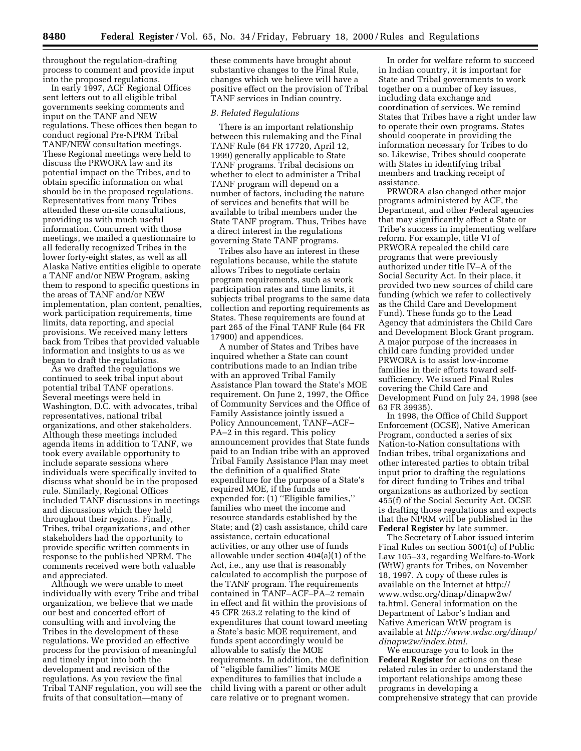throughout the regulation-drafting process to comment and provide input into the proposed regulations.

In early 1997, ACF Regional Offices sent letters out to all eligible tribal governments seeking comments and input on the TANF and NEW regulations. These offices then began to conduct regional Pre-NPRM Tribal TANF/NEW consultation meetings. These Regional meetings were held to discuss the PRWORA law and its potential impact on the Tribes, and to obtain specific information on what should be in the proposed regulations. Representatives from many Tribes attended these on-site consultations, providing us with much useful information. Concurrent with those meetings, we mailed a questionnaire to all federally recognized Tribes in the lower forty-eight states, as well as all Alaska Native entities eligible to operate a TANF and/or NEW Program, asking them to respond to specific questions in the areas of TANF and/or NEW implementation, plan content, penalties, work participation requirements, time limits, data reporting, and special provisions. We received many letters back from Tribes that provided valuable information and insights to us as we began to draft the regulations.

As we drafted the regulations we continued to seek tribal input about potential tribal TANF operations. Several meetings were held in Washington, D.C. with advocates, tribal representatives, national tribal organizations, and other stakeholders. Although these meetings included agenda items in addition to TANF, we took every available opportunity to include separate sessions where individuals were specifically invited to discuss what should be in the proposed rule. Similarly, Regional Offices included TANF discussions in meetings and discussions which they held throughout their regions. Finally, Tribes, tribal organizations, and other stakeholders had the opportunity to provide specific written comments in response to the published NPRM. The comments received were both valuable and appreciated.

Although we were unable to meet individually with every Tribe and tribal organization, we believe that we made our best and concerted effort of consulting with and involving the Tribes in the development of these regulations. We provided an effective process for the provision of meaningful and timely input into both the development and revision of the regulations. As you review the final Tribal TANF regulation, you will see the fruits of that consultation—many of these comments have brought about substantive changes to the Final Rule, changes which we believe will have a positive effect on the provision of Tribal TANF services in Indian country.

### *B. Related Regulations*

There is an important relationship between this rulemaking and the Final TANF Rule (64 FR 17720, April 12, 1999) generally applicable to State TANF programs. Tribal decisions on whether to elect to administer a Tribal TANF program will depend on a number of factors, including the nature of services and benefits that will be available to tribal members under the State TANF program. Thus, Tribes have a direct interest in the regulations governing State TANF programs.

Tribes also have an interest in these regulations because, while the statute allows Tribes to negotiate certain program requirements, such as work participation rates and time limits, it subjects tribal programs to the same data collection and reporting requirements as States. These requirements are found at part 265 of the Final TANF Rule (64 FR 17900) and appendices.

A number of States and Tribes have inquired whether a State can count contributions made to an Indian tribe with an approved Tribal Family Assistance Plan toward the State's MOE requirement. On June 2, 1997, the Office of Community Services and the Office of Family Assistance jointly issued a Policy Announcement, TANF–ACF–PA–2 in this regard. This policy announcement provides that State funds paid to an Indian tribe with an approved Tribal Family Assistance Plan may meet the definition of a qualified State expenditure for the purpose of a State's required MOE, if the funds are expended for: (1) "Eligible families," families who meet the income and resource standards established by the State; and (2) cash assistance, child care assistance, certain educational activities, or any other use of funds allowable under section 404(a)(1) of the Act, i.e., any use that is reasonably calculated to accomplish the purpose of the TANF program. The requirements contained in TANF–ACF–PA–2 remain in effect and fit within the provisions of 45 CFR 263.2 relating to the kind of expenditures that count toward meeting a State's basic MOE requirement, and funds spent accordingly would be allowable to satisfy the MOE requirements. In addition, the definition of "eligible families" limits MOE expenditures to families that include a child living with a parent or other adult care relative or to pregnant women.

In order for welfare reform to succeed in Indian country, it is important for State and Tribal governments to work together on a number of key issues, including data exchange and coordination of services. We remind States that Tribes have a right under law to operate their own programs. States should cooperate in providing the information necessary for Tribes to do so. Likewise, Tribes should cooperate with States in identifying tribal members and tracking receipt of assistance.

PRWORA also changed other major programs administered by ACF, the Department, and other Federal agencies that may significantly affect a State or Tribe's success in implementing welfare reform. For example, title VI of PRWORA repealed the child care programs that were previously authorized under title IV–A of the Social Security Act. In their place, it provided two new sources of child care funding (which we refer to collectively as the Child Care and Development Fund). These funds go to the Lead Agency that administers the Child Care and Development Block Grant program. A major purpose of the increases in child care funding provided under PRWORA is to assist low-income families in their efforts toward self-sufficiency. We issued Final Rules covering the Child Care and Development Fund on July 24, 1998 (see 63 FR 39935).

In 1998, the Office of Child Support Enforcement (OCSE), Native American Program, conducted a series of six Nation-to-Nation consultations with Indian tribes, tribal organizations and other interested parties to obtain tribal input prior to drafting the regulations for direct funding to Tribes and tribal organizations as authorized by section 455(f) of the Social Security Act. OCSE is drafting those regulations and expects that the NPRM will be published in the **Federal Register** by late summer.

The Secretary of Labor issued interim Final Rules on section 5001(c) of Public Law 105–33, regarding Welfare-to-Work (WtW) grants for Tribes, on November 18, 1997. A copy of these rules is available on the Internet at http://www.wdsc.org/dinap/dinapw2w/ta.html. General information on the Department of Labor's Indian and Native American WtW program is available at *http://www.wdsc.org/dinap/dinapw2w/index.html.*

We encourage you to look in the **Federal Register** for actions on these related rules in order to understand the important relationships among these programs in developing a comprehensive strategy that can provide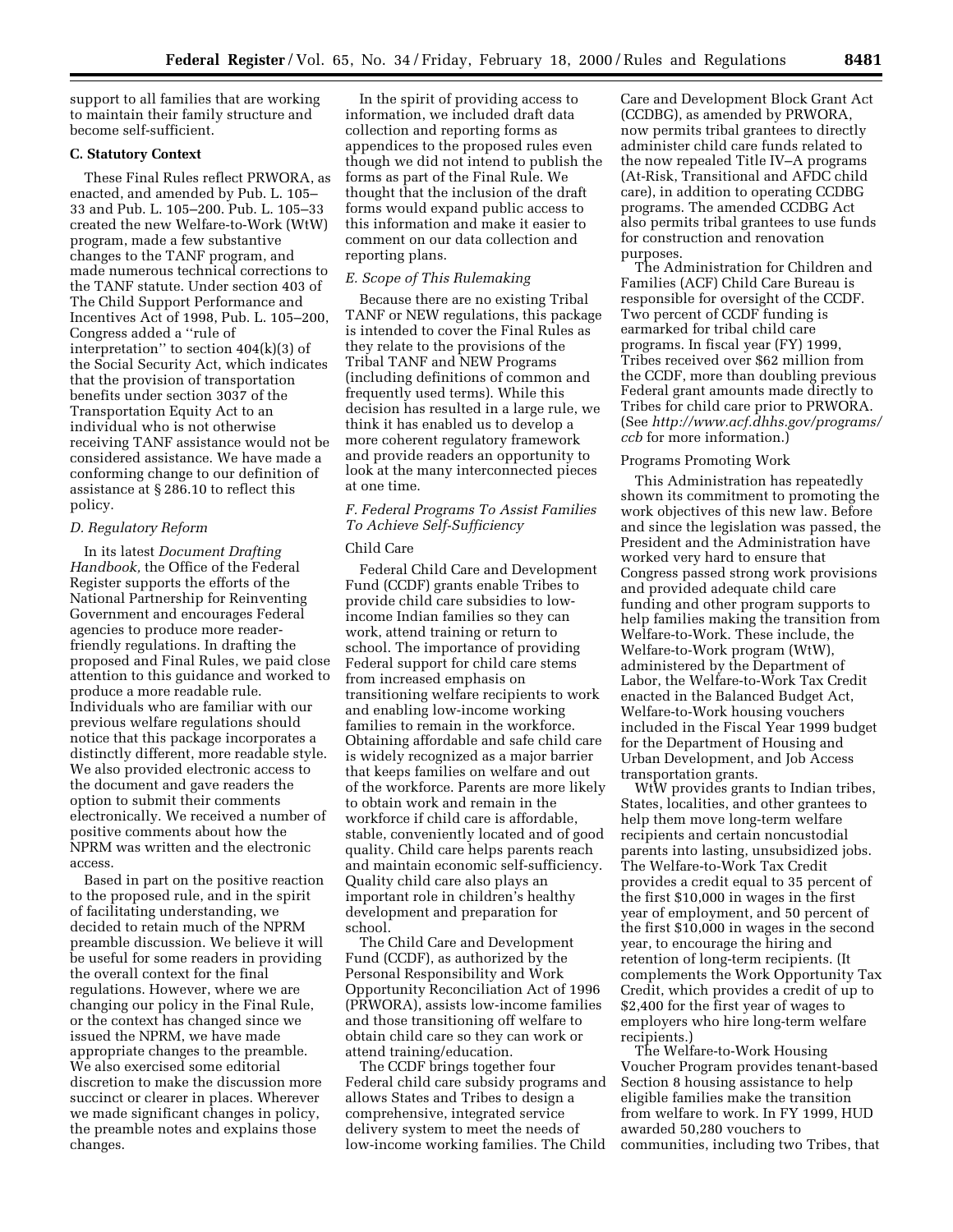support to all families that are working to maintain their family structure and become self-sufficient.

**C. Statutory Context**

These Final Rules reflect PRWORA, as enacted, and amended by Pub. L. 105–33 and Pub. L. 105–200. Pub. L. 105–33 created the new Welfare-to-Work (WtW) program, made a few substantive changes to the TANF program, and made numerous technical corrections to the TANF statute. Under section 403 of The Child Support Performance and Incentives Act of 1998, Pub. L. 105–200, Congress added a ''rule of interpretation'' to section 404(k)(3) of the Social Security Act, which indicates that the provision of transportation benefits under section 3037 of the Transportation Equity Act to an individual who is not otherwise receiving TANF assistance would not be considered assistance. We have made a conforming change to our definition of assistance at § 286.10 to reflect this policy.

*D. Regulatory Reform*

In its latest *Document Drafting Handbook,* the Office of the Federal Register supports the efforts of the National Partnership for Reinventing Government and encourages Federal agencies to produce more reader-friendly regulations. In drafting the proposed and Final Rules, we paid close attention to this guidance and worked to produce a more readable rule. Individuals who are familiar with our previous welfare regulations should notice that this package incorporates a distinctly different, more readable style. We also provided electronic access to the document and gave readers the option to submit their comments electronically. We received a number of positive comments about how the NPRM was written and the electronic access.

Based in part on the positive reaction to the proposed rule, and in the spirit of facilitating understanding, we decided to retain much of the NPRM preamble discussion. We believe it will be useful for some readers in providing the overall context for the final regulations. However, where we are changing our policy in the Final Rule, or the context has changed since we issued the NPRM, we have made appropriate changes to the preamble. We also exercised some editorial discretion to make the discussion more succinct or clearer in places. Wherever we made significant changes in policy, the preamble notes and explains those changes.

In the spirit of providing access to information, we included draft data collection and reporting forms as appendices to the proposed rules even though we did not intend to publish the forms as part of the Final Rule. We thought that the inclusion of the draft forms would expand public access to this information and make it easier to comment on our data collection and reporting plans.

*E. Scope of This Rulemaking*

Because there are no existing Tribal TANF or NEW regulations, this package is intended to cover the Final Rules as they relate to the provisions of the Tribal TANF and NEW Programs (including definitions of common and frequently used terms). While this decision has resulted in a large rule, we think it has enabled us to develop a more coherent regulatory framework and provide readers an opportunity to look at the many interconnected pieces at one time.

*F. Federal Programs To Assist Families To Achieve Self-Sufficiency*

Child Care

Federal Child Care and Development Fund (CCDF) grants enable Tribes to provide child care subsidies to low-income Indian families so they can work, attend training or return to school. The importance of providing Federal support for child care stems from increased emphasis on transitioning welfare recipients to work and enabling low-income working families to remain in the workforce. Obtaining affordable and safe child care is widely recognized as a major barrier that keeps families on welfare and out of the workforce. Parents are more likely to obtain work and remain in the workforce if child care is affordable, stable, conveniently located and of good quality. Child care helps parents reach and maintain economic self-sufficiency. Quality child care also plays an important role in children's healthy development and preparation for school.

The Child Care and Development Fund (CCDF), as authorized by the Personal Responsibility and Work Opportunity Reconciliation Act of 1996 (PRWORA), assists low-income families and those transitioning off welfare to obtain child care so they can work or attend training/education.

The CCDF brings together four Federal child care subsidy programs and allows States and Tribes to design a comprehensive, integrated service delivery system to meet the needs of low-income working families. The Child Care and Development Block Grant Act (CCDBG), as amended by PRWORA, now permits tribal grantees to directly administer child care funds related to the now repealed Title IV–A programs (At-Risk, Transitional and AFDC child care), in addition to operating CCDBG programs. The amended CCDBG Act also permits tribal grantees to use funds for construction and renovation purposes.

The Administration for Children and Families (ACF) Child Care Bureau is responsible for oversight of the CCDF. Two percent of CCDF funding is earmarked for tribal child care programs. In fiscal year (FY) 1999, Tribes received over $62 million from the CCDF, more than doubling previous Federal grant amounts made directly to Tribes for child care prior to PRWORA. (See *http://www.acf.dhhs.gov/programs/ccb* for more information.)

Programs Promoting Work

This Administration has repeatedly shown its commitment to promoting the work objectives of this new law. Before and since the legislation was passed, the President and the Administration have worked very hard to ensure that Congress passed strong work provisions and provided adequate child care funding and other program supports to help families making the transition from Welfare-to-Work. These include, the Welfare-to-Work program (WtW), administered by the Department of Labor, the Welfare-to-Work Tax Credit enacted in the Balanced Budget Act, Welfare-to-Work housing vouchers included in the Fiscal Year 1999 budget for the Department of Housing and Urban Development, and Job Access transportation grants.

WtW provides grants to Indian tribes, States, localities, and other grantees to help them move long-term welfare recipients and certain noncustodial parents into lasting, unsubsidized jobs. The Welfare-to-Work Tax Credit provides a credit equal to 35 percent of the first $10,000 in wages in the first year of employment, and 50 percent of the first $10,000 in wages in the second year, to encourage the hiring and retention of long-term recipients. (It complements the Work Opportunity Tax Credit, which provides a credit of up to $2,400 for the first year of wages to employers who hire long-term welfare recipients.)

The Welfare-to-Work Housing Voucher Program provides tenant-based Section 8 housing assistance to help eligible families make the transition from welfare to work. In FY 1999, HUD awarded 50,280 vouchers to communities, including two Tribes, that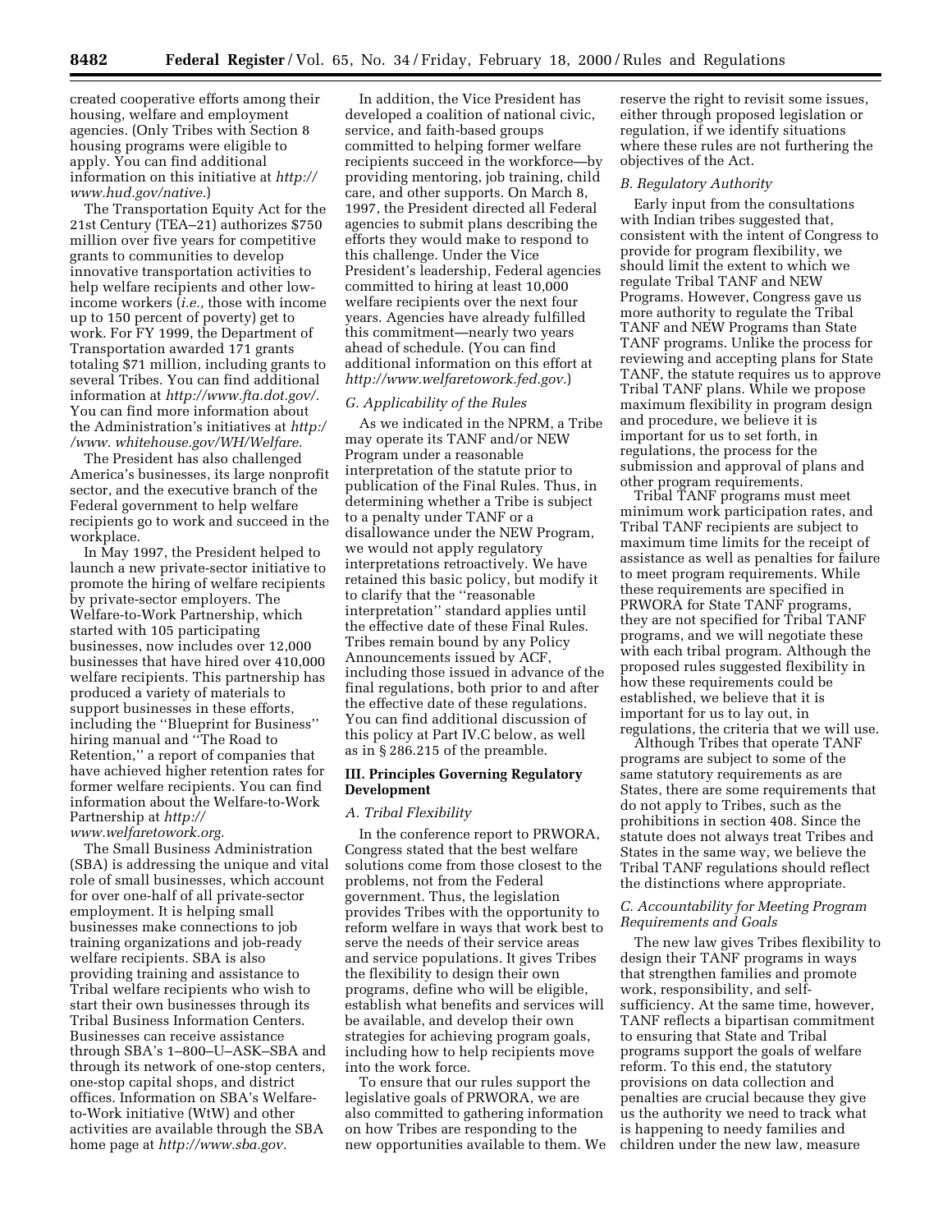created cooperative efforts among their housing, welfare and employment agencies. (Only Tribes with Section 8 housing programs were eligible to apply. You can find additional information on this initiative at *http://www.hud.gov/native.*)

The Transportation Equity Act for the 21st Century (TEA–21) authorizes $750 million over five years for competitive grants to communities to develop innovative transportation activities to help welfare recipients and other low-income workers (*i.e.,* those with income up to 150 percent of poverty) get to work. For FY 1999, the Department of Transportation awarded 171 grants totaling $71 million, including grants to several Tribes. You can find additional information at *http://www.fta.dot.gov/.* You can find more information about the Administration's initiatives at *http://www. whitehouse.gov/WH/Welfare.*

The President has also challenged America's businesses, its large nonprofit sector, and the executive branch of the Federal government to help welfare recipients go to work and succeed in the workplace.

In May 1997, the President helped to launch a new private-sector initiative to promote the hiring of welfare recipients by private-sector employers. The Welfare-to-Work Partnership, which started with 105 participating businesses, now includes over 12,000 businesses that have hired over 410,000 welfare recipients. This partnership has produced a variety of materials to support businesses in these efforts, including the ''Blueprint for Business'' hiring manual and ''The Road to Retention,'' a report of companies that have achieved higher retention rates for former welfare recipients. You can find information about the Welfare-to-Work Partnership at *http://www.welfaretowork.org.*

The Small Business Administration (SBA) is addressing the unique and vital role of small businesses, which account for over one-half of all private-sector employment. It is helping small businesses make connections to job training organizations and job-ready welfare recipients. SBA is also providing training and assistance to Tribal welfare recipients who wish to start their own businesses through its Tribal Business Information Centers. Businesses can receive assistance through SBA's 1–800–U–ASK–SBA and through its network of one-stop centers, one-stop capital shops, and district offices. Information on SBA's Welfare-to-Work initiative (WtW) and other activities are available through the SBA home page at *http://www.sba.gov.*

In addition, the Vice President has developed a coalition of national civic, service, and faith-based groups committed to helping former welfare recipients succeed in the workforce—by providing mentoring, job training, child care, and other supports. On March 8, 1997, the President directed all Federal agencies to submit plans describing the efforts they would make to respond to this challenge. Under the Vice President's leadership, Federal agencies committed to hiring at least 10,000 welfare recipients over the next four years. Agencies have already fulfilled this commitment—nearly two years ahead of schedule. (You can find additional information on this effort at *http://www.welfaretowork.fed.gov.*)

### *G. Applicability of the Rules*

As we indicated in the NPRM, a Tribe may operate its TANF and/or NEW Program under a reasonable interpretation of the statute prior to publication of the Final Rules. Thus, in determining whether a Tribe is subject to a penalty under TANF or a disallowance under the NEW Program, we would not apply regulatory interpretations retroactively. We have retained this basic policy, but modify it to clarify that the ''reasonable interpretation'' standard applies until the effective date of these Final Rules. Tribes remain bound by any Policy Announcements issued by ACF, including those issued in advance of the final regulations, both prior to and after the effective date of these regulations. You can find additional discussion of this policy at Part IV.C below, as well as in § 286.215 of the preamble.

## III. Principles Governing Regulatory Development

### *A. Tribal Flexibility*

In the conference report to PRWORA, Congress stated that the best welfare solutions come from those closest to the problems, not from the Federal government. Thus, the legislation provides Tribes with the opportunity to reform welfare in ways that work best to serve the needs of their service areas and service populations. It gives Tribes the flexibility to design their own programs, define who will be eligible, establish what benefits and services will be available, and develop their own strategies for achieving program goals, including how to help recipients move into the work force.

To ensure that our rules support the legislative goals of PRWORA, we are also committed to gathering information on how Tribes are responding to the new opportunities available to them. We reserve the right to revisit some issues, either through proposed legislation or regulation, if we identify situations where these rules are not furthering the objectives of the Act.

### *B. Regulatory Authority*

Early input from the consultations with Indian tribes suggested that, consistent with the intent of Congress to provide for program flexibility, we should limit the extent to which we regulate Tribal TANF and NEW Programs. However, Congress gave us more authority to regulate the Tribal TANF and NEW Programs than State TANF programs. Unlike the process for reviewing and accepting plans for State TANF, the statute requires us to approve Tribal TANF plans. While we propose maximum flexibility in program design and procedure, we believe it is important for us to set forth, in regulations, the process for the submission and approval of plans and other program requirements.

Tribal TANF programs must meet minimum work participation rates, and Tribal TANF recipients are subject to maximum time limits for the receipt of assistance as well as penalties for failure to meet program requirements. While these requirements are specified in PRWORA for State TANF programs, they are not specified for Tribal TANF programs, and we will negotiate these with each tribal program. Although the proposed rules suggested flexibility in how these requirements could be established, we believe that it is important for us to lay out, in regulations, the criteria that we will use.

Although Tribes that operate TANF programs are subject to some of the same statutory requirements as are States, there are some requirements that do not apply to Tribes, such as the prohibitions in section 408. Since the statute does not always treat Tribes and States in the same way, we believe the Tribal TANF regulations should reflect the distinctions where appropriate.

### *C. Accountability for Meeting Program Requirements and Goals*

The new law gives Tribes flexibility to design their TANF programs in ways that strengthen families and promote work, responsibility, and self-sufficiency. At the same time, however, TANF reflects a bipartisan commitment to ensuring that State and Tribal programs support the goals of welfare reform. To this end, the statutory provisions on data collection and penalties are crucial because they give us the authority we need to track what is happening to needy families and children under the new law, measure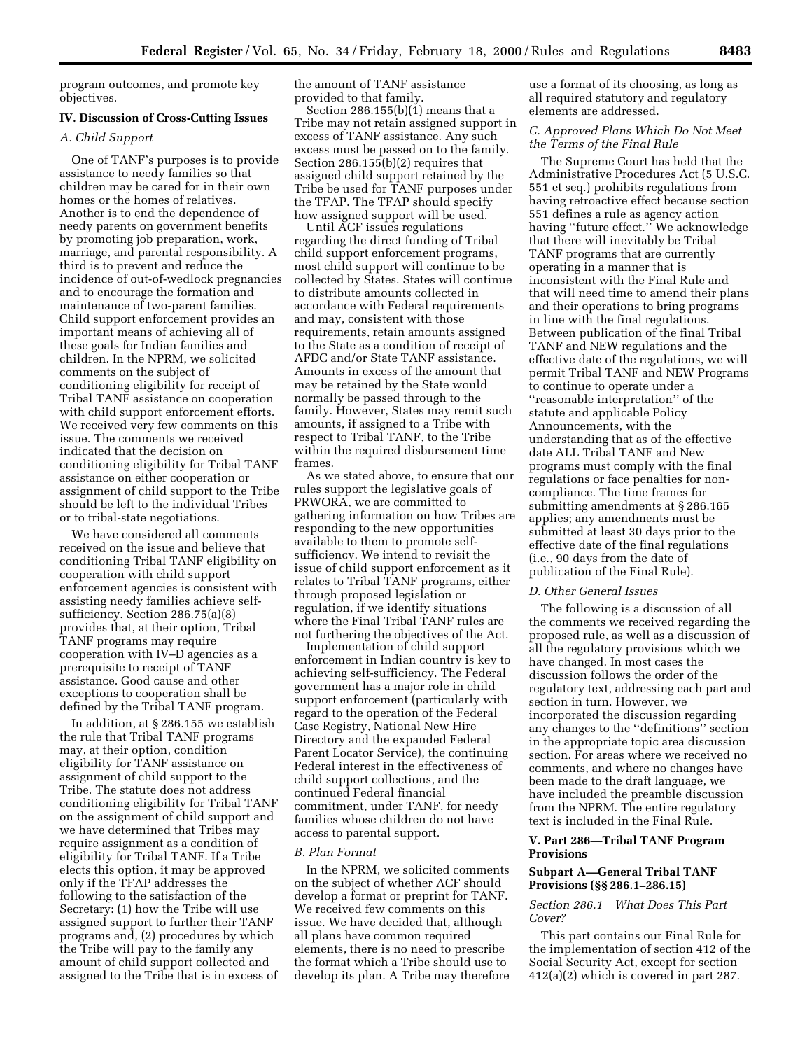program outcomes, and promote key objectives.

## IV. Discussion of Cross-Cutting Issues

### *A. Child Support*

One of TANF's purposes is to provide assistance to needy families so that children may be cared for in their own homes or the homes of relatives. Another is to end the dependence of needy parents on government benefits by promoting job preparation, work, marriage, and parental responsibility. A third is to prevent and reduce the incidence of out-of-wedlock pregnancies and to encourage the formation and maintenance of two-parent families. Child support enforcement provides an important means of achieving all of these goals for Indian families and children. In the NPRM, we solicited comments on the subject of conditioning eligibility for receipt of Tribal TANF assistance on cooperation with child support enforcement efforts. We received very few comments on this issue. The comments we received indicated that the decision on conditioning eligibility for Tribal TANF assistance on either cooperation or assignment of child support to the Tribe should be left to the individual Tribes or to tribal-state negotiations.

We have considered all comments received on the issue and believe that conditioning Tribal TANF eligibility on cooperation with child support enforcement agencies is consistent with assisting needy families achieve self-sufficiency. Section 286.75(a)(8) provides that, at their option, Tribal TANF programs may require cooperation with IV–D agencies as a prerequisite to receipt of TANF assistance. Good cause and other exceptions to cooperation shall be defined by the Tribal TANF program.

In addition, at § 286.155 we establish the rule that Tribal TANF programs may, at their option, condition eligibility for TANF assistance on assignment of child support to the Tribe. The statute does not address conditioning eligibility for Tribal TANF on the assignment of child support and we have determined that Tribes may require assignment as a condition of eligibility for Tribal TANF. If a Tribe elects this option, it may be approved only if the TFAP addresses the following to the satisfaction of the Secretary: (1) how the Tribe will use assigned support to further their TANF programs and, (2) procedures by which the Tribe will pay to the family any amount of child support collected and assigned to the Tribe that is in excess of the amount of TANF assistance provided to that family.

Section 286.155(b)(1) means that a Tribe may not retain assigned support in excess of TANF assistance. Any such excess must be passed on to the family. Section 286.155(b)(2) requires that assigned child support retained by the Tribe be used for TANF purposes under the TFAP. The TFAP should specify how assigned support will be used.

Until ACF issues regulations regarding the direct funding of Tribal child support enforcement programs, most child support will continue to be collected by States. States will continue to distribute amounts collected in accordance with Federal requirements and may, consistent with those requirements, retain amounts assigned to the State as a condition of receipt of AFDC and/or State TANF assistance. Amounts in excess of the amount that may be retained by the State would normally be passed through to the family. However, States may remit such amounts, if assigned to a Tribe with respect to Tribal TANF, to the Tribe within the required disbursement time frames.

As we stated above, to ensure that our rules support the legislative goals of PRWORA, we are committed to gathering information on how Tribes are responding to the new opportunities available to them to promote self-sufficiency. We intend to revisit the issue of child support enforcement as it relates to Tribal TANF programs, either through proposed legislation or regulation, if we identify situations where the Final Tribal TANF rules are not furthering the objectives of the Act.

Implementation of child support enforcement in Indian country is key to achieving self-sufficiency. The Federal government has a major role in child support enforcement (particularly with regard to the operation of the Federal Case Registry, National New Hire Directory and the expanded Federal Parent Locator Service), the continuing Federal interest in the effectiveness of child support collections, and the continued Federal financial commitment, under TANF, for needy families whose children do not have access to parental support.

### *B. Plan Format*

In the NPRM, we solicited comments on the subject of whether ACF should develop a format or preprint for TANF. We received few comments on this issue. We have decided that, although all plans have common required elements, there is no need to prescribe the format which a Tribe should use to develop its plan. A Tribe may therefore use a format of its choosing, as long as all required statutory and regulatory elements are addressed.

### *C. Approved Plans Which Do Not Meet the Terms of the Final Rule*

The Supreme Court has held that the Administrative Procedures Act (5 U.S.C. 551 et seq.) prohibits regulations from having retroactive effect because section 551 defines a rule as agency action having "future effect." We acknowledge that there will inevitably be Tribal TANF programs that are currently operating in a manner that is inconsistent with the Final Rule and that will need time to amend their plans and their operations to bring programs in line with the final regulations. Between publication of the final Tribal TANF and NEW regulations and the effective date of the regulations, we will permit Tribal TANF and NEW Programs to continue to operate under a "reasonable interpretation" of the statute and applicable Policy Announcements, with the understanding that as of the effective date ALL Tribal TANF and New programs must comply with the final regulations or face penalties for non-compliance. The time frames for submitting amendments at § 286.165 applies; any amendments must be submitted at least 30 days prior to the effective date of the final regulations (i.e., 90 days from the date of publication of the Final Rule).

### *D. Other General Issues*

The following is a discussion of all the comments we received regarding the proposed rule, as well as a discussion of all the regulatory provisions which we have changed. In most cases the discussion follows the order of the regulatory text, addressing each part and section in turn. However, we incorporated the discussion regarding any changes to the "definitions" section in the appropriate topic area discussion section. For areas where we received no comments, and where no changes have been made to the draft language, we have included the preamble discussion from the NPRM. The entire regulatory text is included in the Final Rule.

## V. Part 286—Tribal TANF Program Provisions

### Subpart A—General Tribal TANF Provisions (§§ 286.1–286.15)

#### *Section 286.1 What Does This Part Cover?*

This part contains our Final Rule for the implementation of section 412 of the Social Security Act, except for section 412(a)(2) which is covered in part 287.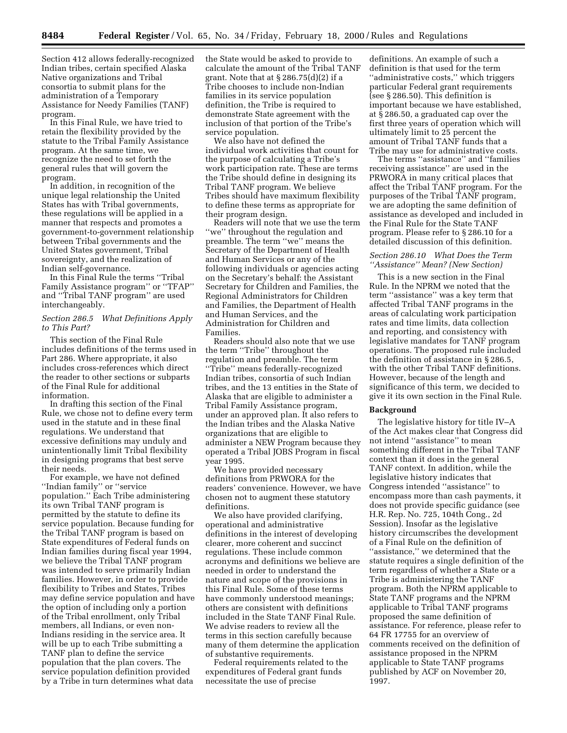Section 412 allows federally-recognized Indian tribes, certain specified Alaska Native organizations and Tribal consortia to submit plans for the administration of a Temporary Assistance for Needy Families (TANF) program.

In this Final Rule, we have tried to retain the flexibility provided by the statute to the Tribal Family Assistance program. At the same time, we recognize the need to set forth the general rules that will govern the program.

In addition, in recognition of the unique legal relationship the United States has with Tribal governments, these regulations will be applied in a manner that respects and promotes a government-to-government relationship between Tribal governments and the United States government, Tribal sovereignty, and the realization of Indian self-governance.

In this Final Rule the terms ''Tribal Family Assistance program'' or ''TFAP'' and ''Tribal TANF program'' are used interchangeably.

### *Section 286.5 What Definitions Apply to This Part?*

This section of the Final Rule includes definitions of the terms used in Part 286. Where appropriate, it also includes cross-references which direct the reader to other sections or subparts of the Final Rule for additional information.

In drafting this section of the Final Rule, we chose not to define every term used in the statute and in these final regulations. We understand that excessive definitions may unduly and unintentionally limit Tribal flexibility in designing programs that best serve their needs.

For example, we have not defined ''Indian family'' or ''service population.'' Each Tribe administering its own Tribal TANF program is permitted by the statute to define its service population. Because funding for the Tribal TANF program is based on State expenditures of Federal funds on Indian families during fiscal year 1994, we believe the Tribal TANF program was intended to serve primarily Indian families. However, in order to provide flexibility to Tribes and States, Tribes may define service population and have the option of including only a portion of the Tribal enrollment, only Tribal members, all Indians, or even non-Indians residing in the service area. It will be up to each Tribe submitting a TANF plan to define the service population that the plan covers. The service population definition provided by a Tribe in turn determines what data the State would be asked to provide to calculate the amount of the Tribal TANF grant. Note that at § 286.75(d)(2) if a Tribe chooses to include non-Indian families in its service population definition, the Tribe is required to demonstrate State agreement with the inclusion of that portion of the Tribe's service population.

We also have not defined the individual work activities that count for the purpose of calculating a Tribe's work participation rate. These are terms the Tribe should define in designing its Tribal TANF program. We believe Tribes should have maximum flexibility to define these terms as appropriate for their program design.

Readers will note that we use the term ''we'' throughout the regulation and preamble. The term ''we'' means the Secretary of the Department of Health and Human Services or any of the following individuals or agencies acting on the Secretary's behalf: the Assistant Secretary for Children and Families, the Regional Administrators for Children and Families, the Department of Health and Human Services, and the Administration for Children and Families.

Readers should also note that we use the term ''Tribe'' throughout the regulation and preamble. The term ''Tribe'' means federally-recognized Indian tribes, consortia of such Indian tribes, and the 13 entities in the State of Alaska that are eligible to administer a Tribal Family Assistance program, under an approved plan. It also refers to the Indian tribes and the Alaska Native organizations that are eligible to administer a NEW Program because they operated a Tribal JOBS Program in fiscal year 1995.

We have provided necessary definitions from PRWORA for the readers' convenience. However, we have chosen not to augment these statutory definitions.

We also have provided clarifying, operational and administrative definitions in the interest of developing clearer, more coherent and succinct regulations. These include common acronyms and definitions we believe are needed in order to understand the nature and scope of the provisions in this Final Rule. Some of these terms have commonly understood meanings; others are consistent with definitions included in the State TANF Final Rule. We advise readers to review all the terms in this section carefully because many of them determine the application of substantive requirements.

Federal requirements related to the expenditures of Federal grant funds necessitate the use of precise definitions. An example of such a definition is that used for the term ''administrative costs,'' which triggers particular Federal grant requirements (see § 286.50). This definition is important because we have established, at § 286.50, a graduated cap over the first three years of operation which will ultimately limit to 25 percent the amount of Tribal TANF funds that a Tribe may use for administrative costs.

The terms ''assistance'' and ''families receiving assistance'' are used in the PRWORA in many critical places that affect the Tribal TANF program. For the purposes of the Tribal TANF program, we are adopting the same definition of assistance as developed and included in the Final Rule for the State TANF program. Please refer to § 286.10 for a detailed discussion of this definition.

### *Section 286.10 What Does the Term ''Assistance'' Mean? (New Section)*

This is a new section in the Final Rule. In the NPRM we noted that the term ''assistance'' was a key term that affected Tribal TANF programs in the areas of calculating work participation rates and time limits, data collection and reporting, and consistency with legislative mandates for TANF program operations. The proposed rule included the definition of assistance in § 286.5, with the other Tribal TANF definitions. However, because of the length and significance of this term, we decided to give it its own section in the Final Rule.

#### **Background**

The legislative history for title IV–A of the Act makes clear that Congress did not intend ''assistance'' to mean something different in the Tribal TANF context than it does in the general TANF context. In addition, while the legislative history indicates that Congress intended ''assistance'' to encompass more than cash payments, it does not provide specific guidance (see H.R. Rep. No. 725, 104th Cong., 2d Session). Insofar as the legislative history circumscribes the development of a Final Rule on the definition of ''assistance,'' we determined that the statute requires a single definition of the term regardless of whether a State or a Tribe is administering the TANF program. Both the NPRM applicable to State TANF programs and the NPRM applicable to Tribal TANF programs proposed the same definition of assistance. For reference, please refer to 64 FR 17755 for an overview of comments received on the definition of assistance proposed in the NPRM applicable to State TANF programs published by ACF on November 20, 1997.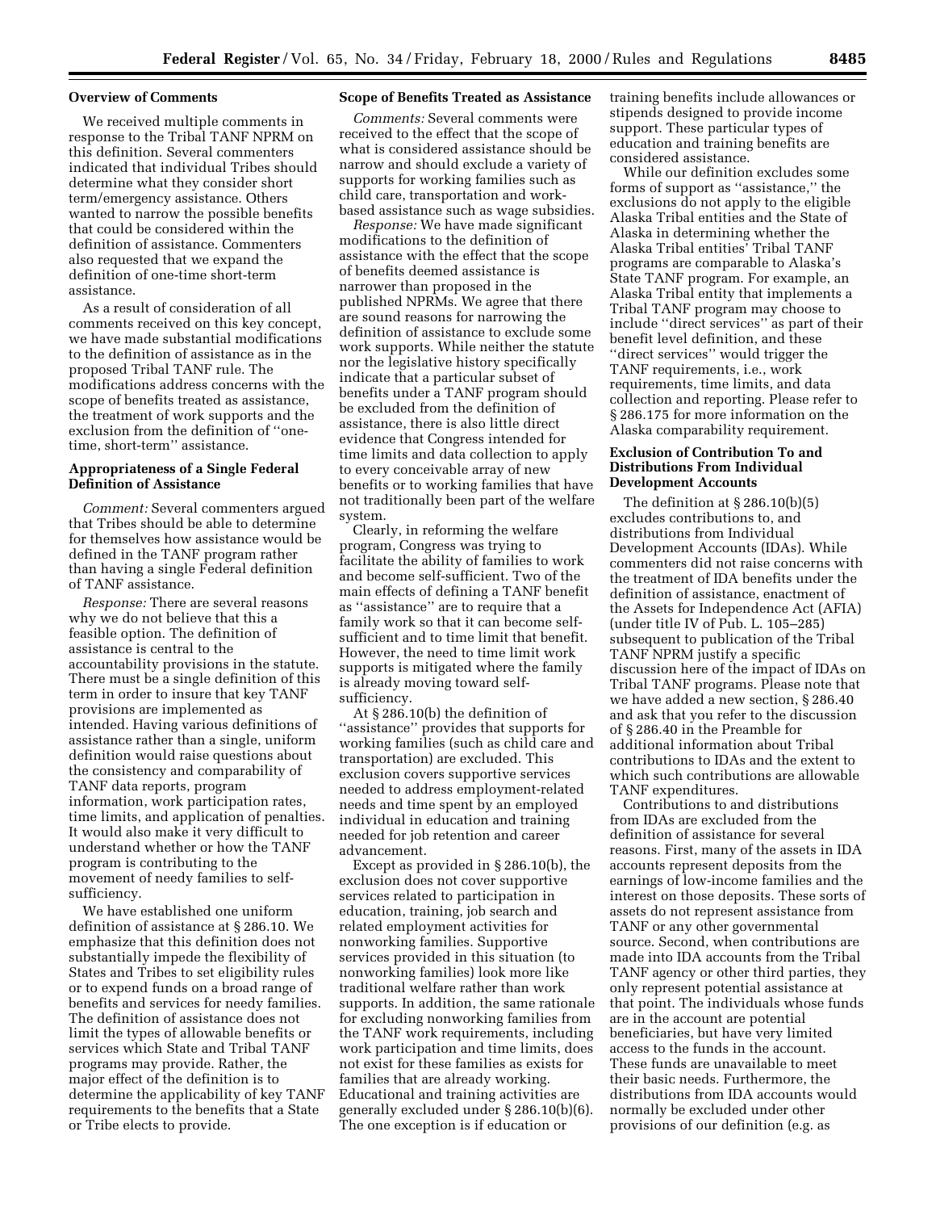### Overview of Comments

We received multiple comments in response to the Tribal TANF NPRM on this definition. Several commenters indicated that individual Tribes should determine what they consider short term/emergency assistance. Others wanted to narrow the possible benefits that could be considered within the definition of assistance. Commenters also requested that we expand the definition of one-time short-term assistance.

As a result of consideration of all comments received on this key concept, we have made substantial modifications to the definition of assistance as in the proposed Tribal TANF rule. The modifications address concerns with the scope of benefits treated as assistance, the treatment of work supports and the exclusion from the definition of ''one-time, short-term'' assistance.

### Appropriateness of a Single Federal Definition of Assistance

*Comment:* Several commenters argued that Tribes should be able to determine for themselves how assistance would be defined in the TANF program rather than having a single Federal definition of TANF assistance.

*Response:* There are several reasons why we do not believe that this a feasible option. The definition of assistance is central to the accountability provisions in the statute. There must be a single definition of this term in order to insure that key TANF provisions are implemented as intended. Having various definitions of assistance rather than a single, uniform definition would raise questions about the consistency and comparability of TANF data reports, program information, work participation rates, time limits, and application of penalties. It would also make it very difficult to understand whether or how the TANF program is contributing to the movement of needy families to self-sufficiency.

We have established one uniform definition of assistance at § 286.10. We emphasize that this definition does not substantially impede the flexibility of States and Tribes to set eligibility rules or to expend funds on a broad range of benefits and services for needy families. The definition of assistance does not limit the types of allowable benefits or services which State and Tribal TANF programs may provide. Rather, the major effect of the definition is to determine the applicability of key TANF requirements to the benefits that a State or Tribe elects to provide.

### Scope of Benefits Treated as Assistance

*Comments:* Several comments were received to the effect that the scope of what is considered assistance should be narrow and should exclude a variety of supports for working families such as child care, transportation and work-based assistance such as wage subsidies.

*Response:* We have made significant modifications to the definition of assistance with the effect that the scope of benefits deemed assistance is narrower than proposed in the published NPRMs. We agree that there are sound reasons for narrowing the definition of assistance to exclude some work supports. While neither the statute nor the legislative history specifically indicate that a particular subset of benefits under a TANF program should be excluded from the definition of assistance, there is also little direct evidence that Congress intended for time limits and data collection to apply to every conceivable array of new benefits or to working families that have not traditionally been part of the welfare system.

Clearly, in reforming the welfare program, Congress was trying to facilitate the ability of families to work and become self-sufficient. Two of the main effects of defining a TANF benefit as ''assistance'' are to require that a family work so that it can become self-sufficient and to time limit that benefit. However, the need to time limit work supports is mitigated where the family is already moving toward self-sufficiency.

At § 286.10(b) the definition of ''assistance'' provides that supports for working families (such as child care and transportation) are excluded. This exclusion covers supportive services needed to address employment-related needs and time spent by an employed individual in education and training needed for job retention and career advancement.

Except as provided in § 286.10(b), the exclusion does not cover supportive services related to participation in education, training, job search and related employment activities for nonworking families. Supportive services provided in this situation (to nonworking families) look more like traditional welfare rather than work supports. In addition, the same rationale for excluding nonworking families from the TANF work requirements, including work participation and time limits, does not exist for these families as exists for families that are already working. Educational and training activities are generally excluded under § 286.10(b)(6). The one exception is if education or training benefits include allowances or stipends designed to provide income support. These particular types of education and training benefits are considered assistance.

While our definition excludes some forms of support as ''assistance,'' the exclusions do not apply to the eligible Alaska Tribal entities and the State of Alaska in determining whether the Alaska Tribal entities' Tribal TANF programs are comparable to Alaska's State TANF program. For example, an Alaska Tribal entity that implements a Tribal TANF program may choose to include ''direct services'' as part of their benefit level definition, and these ''direct services'' would trigger the TANF requirements, i.e., work requirements, time limits, and data collection and reporting. Please refer to § 286.175 for more information on the Alaska comparability requirement.

### Exclusion of Contribution To and Distributions From Individual Development Accounts

The definition at § 286.10(b)(5) excludes contributions to, and distributions from Individual Development Accounts (IDAs). While commenters did not raise concerns with the treatment of IDA benefits under the definition of assistance, enactment of the Assets for Independence Act (AFIA) (under title IV of Pub. L. 105–285) subsequent to publication of the Tribal TANF NPRM justify a specific discussion here of the impact of IDAs on Tribal TANF programs. Please note that we have added a new section, § 286.40 and ask that you refer to the discussion of § 286.40 in the Preamble for additional information about Tribal contributions to IDAs and the extent to which such contributions are allowable TANF expenditures.

Contributions to and distributions from IDAs are excluded from the definition of assistance for several reasons. First, many of the assets in IDA accounts represent deposits from the earnings of low-income families and the interest on those deposits. These sorts of assets do not represent assistance from TANF or any other governmental source. Second, when contributions are made into IDA accounts from the Tribal TANF agency or other third parties, they only represent potential assistance at that point. The individuals whose funds are in the account are potential beneficiaries, but have very limited access to the funds in the account. These funds are unavailable to meet their basic needs. Furthermore, the distributions from IDA accounts would normally be excluded under other provisions of our definition (e.g. as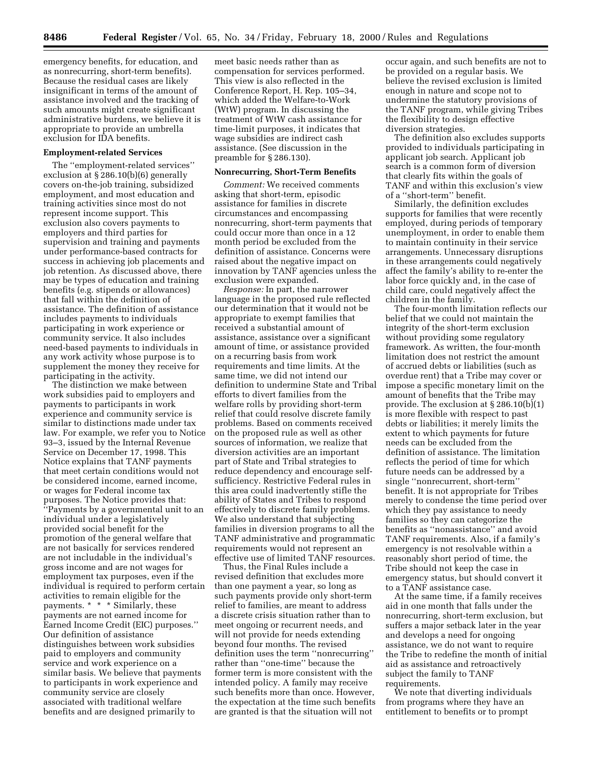emergency benefits, for education, and as nonrecurring, short-term benefits). Because the residual cases are likely insignificant in terms of the amount of assistance involved and the tracking of such amounts might create significant administrative burdens, we believe it is appropriate to provide an umbrella exclusion for IDA benefits.

**Employment-related Services**

The ''employment-related services'' exclusion at § 286.10(b)(6) generally covers on-the-job training, subsidized employment, and most education and training activities since most do not represent income support. This exclusion also covers payments to employers and third parties for supervision and training and payments under performance-based contracts for success in achieving job placements and job retention. As discussed above, there may be types of education and training benefits (e.g. stipends or allowances) that fall within the definition of assistance. The definition of assistance includes payments to individuals participating in work experience or community service. It also includes need-based payments to individuals in any work activity whose purpose is to supplement the money they receive for participating in the activity.

The distinction we make between work subsidies paid to employers and payments to participants in work experience and community service is similar to distinctions made under tax law. For example, we refer you to Notice 93–3, issued by the Internal Revenue Service on December 17, 1998. This Notice explains that TANF payments that meet certain conditions would not be considered income, earned income, or wages for Federal income tax purposes. The Notice provides that: ''Payments by a governmental unit to an individual under a legislatively provided social benefit for the promotion of the general welfare that are not basically for services rendered are not includable in the individual's gross income and are not wages for employment tax purposes, even if the individual is required to perform certain activities to remain eligible for the payments. * * * Similarly, these payments are not earned income for Earned Income Credit (EIC) purposes.'' Our definition of assistance distinguishes between work subsidies paid to employers and community service and work experience on a similar basis. We believe that payments to participants in work experience and community service are closely associated with traditional welfare benefits and are designed primarily to meet basic needs rather than as compensation for services performed. This view is also reflected in the Conference Report, H. Rep. 105–34, which added the Welfare-to-Work (WtW) program. In discussing the treatment of WtW cash assistance for time-limit purposes, it indicates that wage subsidies are indirect cash assistance. (See discussion in the preamble for § 286.130).

**Nonrecurring, Short-Term Benefits**

*Comment:* We received comments asking that short-term, episodic assistance for families in discrete circumstances and encompassing nonrecurring, short-term payments that could occur more than once in a 12 month period be excluded from the definition of assistance. Concerns were raised about the negative impact on innovation by TANF agencies unless the exclusion were expanded.

*Response:* In part, the narrower language in the proposed rule reflected our determination that it would not be appropriate to exempt families that received a substantial amount of assistance, assistance over a significant amount of time, or assistance provided on a recurring basis from work requirements and time limits. At the same time, we did not intend our definition to undermine State and Tribal efforts to divert families from the welfare rolls by providing short-term relief that could resolve discrete family problems. Based on comments received on the proposed rule as well as other sources of information, we realize that diversion activities are an important part of State and Tribal strategies to reduce dependency and encourage self-sufficiency. Restrictive Federal rules in this area could inadvertently stifle the ability of States and Tribes to respond effectively to discrete family problems. We also understand that subjecting families in diversion programs to all the TANF administrative and programmatic requirements would not represent an effective use of limited TANF resources.

Thus, the Final Rules include a revised definition that excludes more than one payment a year, so long as such payments provide only short-term relief to families, are meant to address a discrete crisis situation rather than to meet ongoing or recurrent needs, and will not provide for needs extending beyond four months. The revised definition uses the term ''nonrecurring'' rather than ''one-time'' because the former term is more consistent with the intended policy. A family may receive such benefits more than once. However, the expectation at the time such benefits are granted is that the situation will not occur again, and such benefits are not to be provided on a regular basis. We believe the revised exclusion is limited enough in nature and scope not to undermine the statutory provisions of the TANF program, while giving Tribes the flexibility to design effective diversion strategies.

The definition also excludes supports provided to individuals participating in applicant job search. Applicant job search is a common form of diversion that clearly fits within the goals of TANF and within this exclusion's view of a ''short-term'' benefit.

Similarly, the definition excludes supports for families that were recently employed, during periods of temporary unemployment, in order to enable them to maintain continuity in their service arrangements. Unnecessary disruptions in these arrangements could negatively affect the family's ability to re-enter the labor force quickly and, in the case of child care, could negatively affect the children in the family.

The four-month limitation reflects our belief that we could not maintain the integrity of the short-term exclusion without providing some regulatory framework. As written, the four-month limitation does not restrict the amount of accrued debts or liabilities (such as overdue rent) that a Tribe may cover or impose a specific monetary limit on the amount of benefits that the Tribe may provide. The exclusion at § 286.10(b)(1) is more flexible with respect to past debts or liabilities; it merely limits the extent to which payments for future needs can be excluded from the definition of assistance. The limitation reflects the period of time for which future needs can be addressed by a single ''nonrecurrent, short-term'' benefit. It is not appropriate for Tribes merely to condense the time period over which they pay assistance to needy families so they can categorize the benefits as ''nonassistance'' and avoid TANF requirements. Also, if a family's emergency is not resolvable within a reasonably short period of time, the Tribe should not keep the case in emergency status, but should convert it to a TANF assistance case.

At the same time, if a family receives aid in one month that falls under the nonrecurring, short-term exclusion, but suffers a major setback later in the year and develops a need for ongoing assistance, we do not want to require the Tribe to redefine the month of initial aid as assistance and retroactively subject the family to TANF requirements.

We note that diverting individuals from programs where they have an entitlement to benefits or to prompt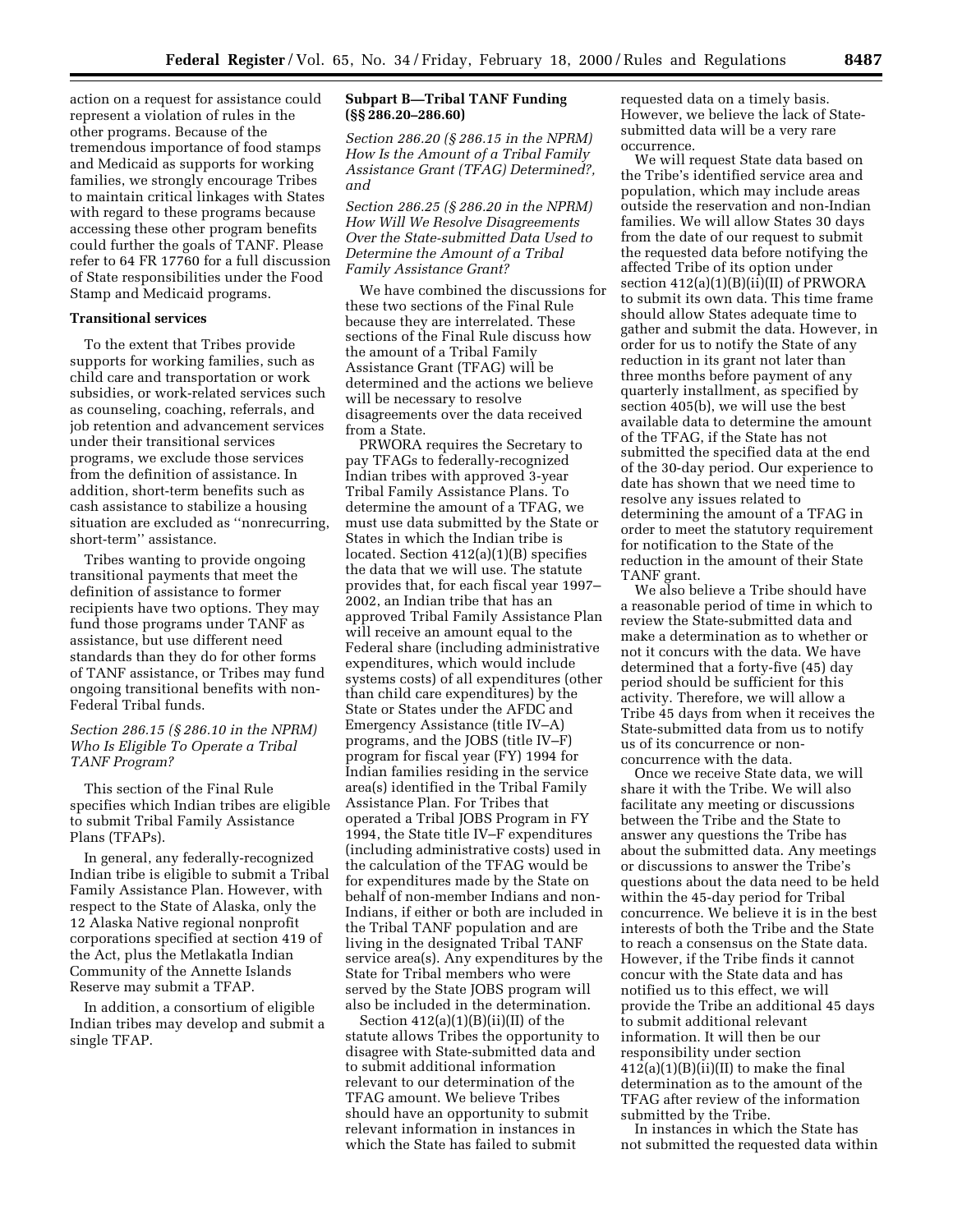action on a request for assistance could represent a violation of rules in the other programs. Because of the tremendous importance of food stamps and Medicaid as supports for working families, we strongly encourage Tribes to maintain critical linkages with States with regard to these programs because accessing these other program benefits could further the goals of TANF. Please refer to 64 FR 17760 for a full discussion of State responsibilities under the Food Stamp and Medicaid programs.

**Transitional services**

To the extent that Tribes provide supports for working families, such as child care and transportation or work subsidies, or work-related services such as counseling, coaching, referrals, and job retention and advancement services under their transitional services programs, we exclude those services from the definition of assistance. In addition, short-term benefits such as cash assistance to stabilize a housing situation are excluded as ''nonrecurring, short-term'' assistance.

Tribes wanting to provide ongoing transitional payments that meet the definition of assistance to former recipients have two options. They may fund those programs under TANF as assistance, but use different need standards than they do for other forms of TANF assistance, or Tribes may fund ongoing transitional benefits with non-Federal Tribal funds.

*Section 286.15 (§ 286.10 in the NPRM) Who Is Eligible To Operate a Tribal TANF Program?*

This section of the Final Rule specifies which Indian tribes are eligible to submit Tribal Family Assistance Plans (TFAPs).

In general, any federally-recognized Indian tribe is eligible to submit a Tribal Family Assistance Plan. However, with respect to the State of Alaska, only the 12 Alaska Native regional nonprofit corporations specified at section 419 of the Act, plus the Metlakatla Indian Community of the Annette Islands Reserve may submit a TFAP.

In addition, a consortium of eligible Indian tribes may develop and submit a single TFAP.

**Subpart B—Tribal TANF Funding (§§ 286.20–286.60)**

*Section 286.20 (§ 286.15 in the NPRM) How Is the Amount of a Tribal Family Assistance Grant (TFAG) Determined?, and*

*Section 286.25 (§ 286.20 in the NPRM) How Will We Resolve Disagreements Over the State-submitted Data Used to Determine the Amount of a Tribal Family Assistance Grant?*

We have combined the discussions for these two sections of the Final Rule because they are interrelated. These sections of the Final Rule discuss how the amount of a Tribal Family Assistance Grant (TFAG) will be determined and the actions we believe will be necessary to resolve disagreements over the data received from a State.

PRWORA requires the Secretary to pay TFAGs to federally-recognized Indian tribes with approved 3-year Tribal Family Assistance Plans. To determine the amount of a TFAG, we must use data submitted by the State or States in which the Indian tribe is located. Section 412(a)(1)(B) specifies the data that we will use. The statute provides that, for each fiscal year 1997–2002, an Indian tribe that has an approved Tribal Family Assistance Plan will receive an amount equal to the Federal share (including administrative expenditures, which would include systems costs) of all expenditures (other than child care expenditures) by the State or States under the AFDC and Emergency Assistance (title IV–A) programs, and the JOBS (title IV–F) program for fiscal year (FY) 1994 for Indian families residing in the service area(s) identified in the Tribal Family Assistance Plan. For Tribes that operated a Tribal JOBS Program in FY 1994, the State title IV–F expenditures (including administrative costs) used in the calculation of the TFAG would be for expenditures made by the State on behalf of non-member Indians and non-Indians, if either or both are included in the Tribal TANF population and are living in the designated Tribal TANF service area(s). Any expenditures by the State for Tribal members who were served by the State JOBS program will also be included in the determination.

Section 412(a)(1)(B)(ii)(II) of the statute allows Tribes the opportunity to disagree with State-submitted data and to submit additional information relevant to our determination of the TFAG amount. We believe Tribes should have an opportunity to submit relevant information in instances in which the State has failed to submit requested data on a timely basis. However, we believe the lack of State-submitted data will be a very rare occurrence.

We will request State data based on the Tribe's identified service area and population, which may include areas outside the reservation and non-Indian families. We will allow States 30 days from the date of our request to submit the requested data before notifying the affected Tribe of its option under section 412(a)(1)(B)(ii)(II) of PRWORA to submit its own data. This time frame should allow States adequate time to gather and submit the data. However, in order for us to notify the State of any reduction in its grant not later than three months before payment of any quarterly installment, as specified by section 405(b), we will use the best available data to determine the amount of the TFAG, if the State has not submitted the specified data at the end of the 30-day period. Our experience to date has shown that we need time to resolve any issues related to determining the amount of a TFAG in order to meet the statutory requirement for notification to the State of the reduction in the amount of their State TANF grant.

We also believe a Tribe should have a reasonable period of time in which to review the State-submitted data and make a determination as to whether or not it concurs with the data. We have determined that a forty-five (45) day period should be sufficient for this activity. Therefore, we will allow a Tribe 45 days from when it receives the State-submitted data from us to notify us of its concurrence or non-concurrence with the data.

Once we receive State data, we will share it with the Tribe. We will also facilitate any meeting or discussions between the Tribe and the State to answer any questions the Tribe has about the submitted data. Any meetings or discussions to answer the Tribe's questions about the data need to be held within the 45-day period for Tribal concurrence. We believe it is in the best interests of both the Tribe and the State to reach a consensus on the State data. However, if the Tribe finds it cannot concur with the State data and has notified us to this effect, we will provide the Tribe an additional 45 days to submit additional relevant information. It will then be our responsibility under section 412(a)(1)(B)(ii)(II) to make the final determination as to the amount of the TFAG after review of the information submitted by the Tribe.

In instances in which the State has not submitted the requested data within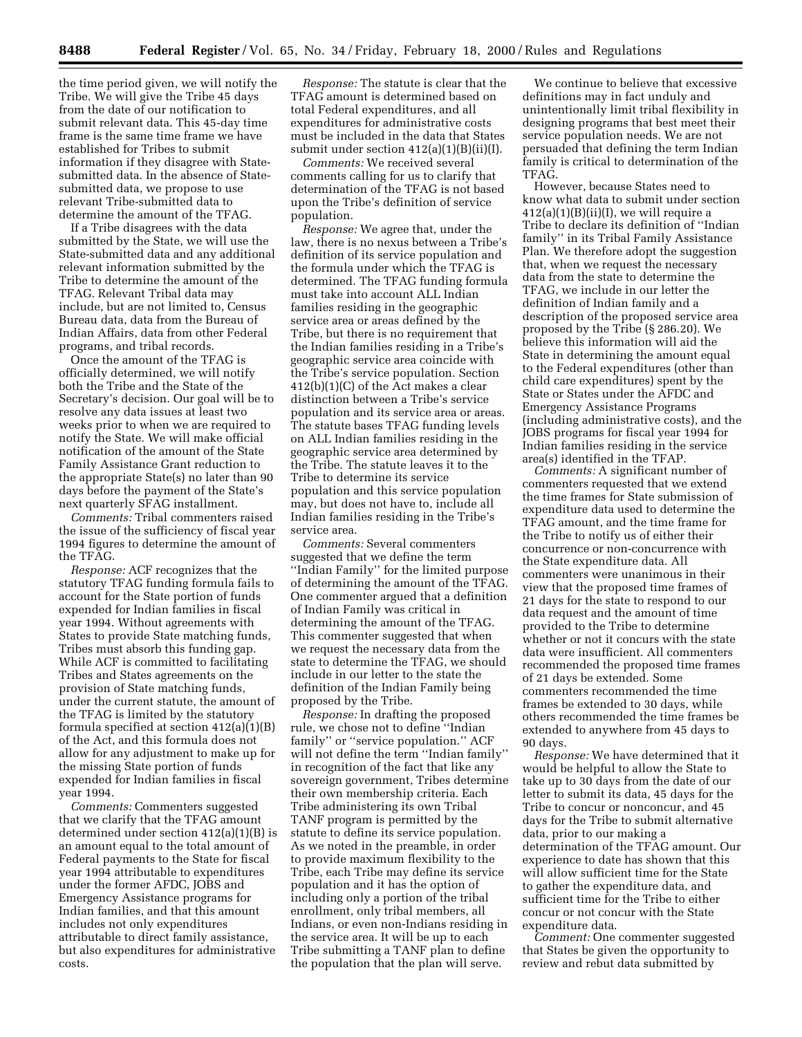the time period given, we will notify the Tribe. We will give the Tribe 45 days from the date of our notification to submit relevant data. This 45-day time frame is the same time frame we have established for Tribes to submit information if they disagree with State-submitted data. In the absence of State-submitted data, we propose to use relevant Tribe-submitted data to determine the amount of the TFAG.

If a Tribe disagrees with the data submitted by the State, we will use the State-submitted data and any additional relevant information submitted by the Tribe to determine the amount of the TFAG. Relevant Tribal data may include, but are not limited to, Census Bureau data, data from the Bureau of Indian Affairs, data from other Federal programs, and tribal records.

Once the amount of the TFAG is officially determined, we will notify both the Tribe and the State of the Secretary's decision. Our goal will be to resolve any data issues at least two weeks prior to when we are required to notify the State. We will make official notification of the amount of the State Family Assistance Grant reduction to the appropriate State(s) no later than 90 days before the payment of the State's next quarterly SFAG installment.

*Comments:* Tribal commenters raised the issue of the sufficiency of fiscal year 1994 figures to determine the amount of the TFAG.

*Response:* ACF recognizes that the statutory TFAG funding formula fails to account for the State portion of funds expended for Indian families in fiscal year 1994. Without agreements with States to provide State matching funds, Tribes must absorb this funding gap. While ACF is committed to facilitating Tribes and States agreements on the provision of State matching funds, under the current statute, the amount of the TFAG is limited by the statutory formula specified at section 412(a)(1)(B) of the Act, and this formula does not allow for any adjustment to make up for the missing State portion of funds expended for Indian families in fiscal year 1994.

*Comments:* Commenters suggested that we clarify that the TFAG amount determined under section 412(a)(1)(B) is an amount equal to the total amount of Federal payments to the State for fiscal year 1994 attributable to expenditures under the former AFDC, JOBS and Emergency Assistance programs for Indian families, and that this amount includes not only expenditures attributable to direct family assistance, but also expenditures for administrative costs.

*Response:* The statute is clear that the TFAG amount is determined based on total Federal expenditures, and all expenditures for administrative costs must be included in the data that States submit under section 412(a)(1)(B)(ii)(I).

*Comments:* We received several comments calling for us to clarify that determination of the TFAG is not based upon the Tribe's definition of service population.

*Response:* We agree that, under the law, there is no nexus between a Tribe's definition of its service population and the formula under which the TFAG is determined. The TFAG funding formula must take into account ALL Indian families residing in the geographic service area or areas defined by the Tribe, but there is no requirement that the Indian families residing in a Tribe's geographic service area coincide with the Tribe's service population. Section 412(b)(1)(C) of the Act makes a clear distinction between a Tribe's service population and its service area or areas. The statute bases TFAG funding levels on ALL Indian families residing in the geographic service area determined by the Tribe. The statute leaves it to the Tribe to determine its service population and this service population may, but does not have to, include all Indian families residing in the Tribe's service area.

*Comments:* Several commenters suggested that we define the term ''Indian Family'' for the limited purpose of determining the amount of the TFAG. One commenter argued that a definition of Indian Family was critical in determining the amount of the TFAG. This commenter suggested that when we request the necessary data from the state to determine the TFAG, we should include in our letter to the state the definition of the Indian Family being proposed by the Tribe.

*Response:* In drafting the proposed rule, we chose not to define ''Indian family'' or ''service population.'' ACF will not define the term ''Indian family'' in recognition of the fact that like any sovereign government, Tribes determine their own membership criteria. Each Tribe administering its own Tribal TANF program is permitted by the statute to define its service population. As we noted in the preamble, in order to provide maximum flexibility to the Tribe, each Tribe may define its service population and it has the option of including only a portion of the tribal enrollment, only tribal members, all Indians, or even non-Indians residing in the service area. It will be up to each Tribe submitting a TANF plan to define the population that the plan will serve.

We continue to believe that excessive definitions may in fact unduly and unintentionally limit tribal flexibility in designing programs that best meet their service population needs. We are not persuaded that defining the term Indian family is critical to determination of the TFAG.

However, because States need to know what data to submit under section 412(a)(1)(B)(ii)(I), we will require a Tribe to declare its definition of ''Indian family'' in its Tribal Family Assistance Plan. We therefore adopt the suggestion that, when we request the necessary data from the state to determine the TFAG, we include in our letter the definition of Indian family and a description of the proposed service area proposed by the Tribe (§ 286.20). We believe this information will aid the State in determining the amount equal to the Federal expenditures (other than child care expenditures) spent by the State or States under the AFDC and Emergency Assistance Programs (including administrative costs), and the JOBS programs for fiscal year 1994 for Indian families residing in the service area(s) identified in the TFAP.

*Comments:* A significant number of commenters requested that we extend the time frames for State submission of expenditure data used to determine the TFAG amount, and the time frame for the Tribe to notify us of either their concurrence or non-concurrence with the State expenditure data. All commenters were unanimous in their view that the proposed time frames of 21 days for the state to respond to our data request and the amount of time provided to the Tribe to determine whether or not it concurs with the state data were insufficient. All commenters recommended the proposed time frames of 21 days be extended. Some commenters recommended the time frames be extended to 30 days, while others recommended the time frames be extended to anywhere from 45 days to 90 days.

*Response:* We have determined that it would be helpful to allow the State to take up to 30 days from the date of our letter to submit its data, 45 days for the Tribe to concur or nonconcur, and 45 days for the Tribe to submit alternative data, prior to our making a determination of the TFAG amount. Our experience to date has shown that this will allow sufficient time for the State to gather the expenditure data, and sufficient time for the Tribe to either concur or not concur with the State expenditure data.

*Comment:* One commenter suggested that States be given the opportunity to review and rebut data submitted by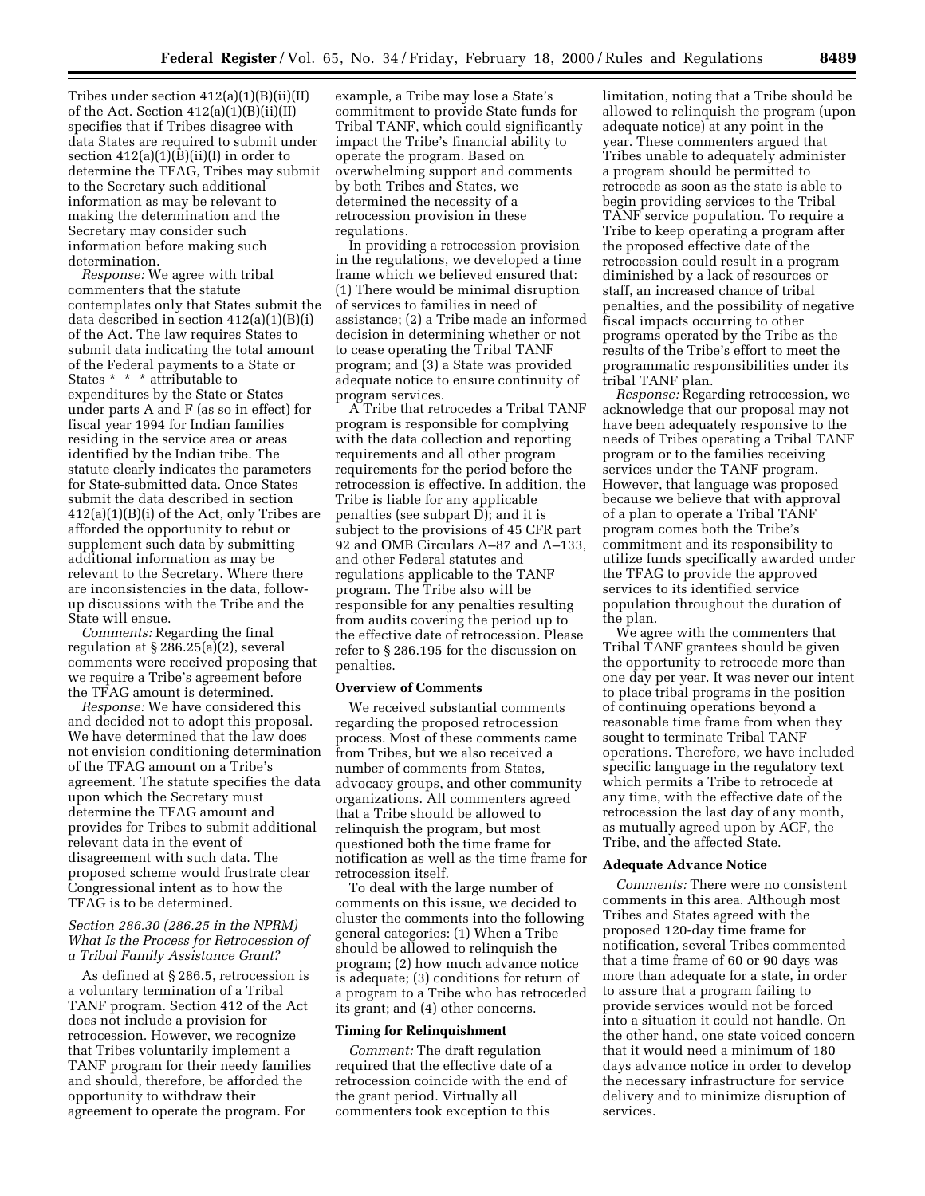Tribes under section 412(a)(1)(B)(ii)(II) of the Act. Section 412(a)(1)(B)(ii)(II) specifies that if Tribes disagree with data States are required to submit under section 412(a)(1)(B)(ii)(I) in order to determine the TFAG, Tribes may submit to the Secretary such additional information as may be relevant to making the determination and the Secretary may consider such information before making such determination.

*Response:* We agree with tribal commenters that the statute contemplates only that States submit the data described in section 412(a)(1)(B)(i) of the Act. The law requires States to submit data indicating the total amount of the Federal payments to a State or States * * * attributable to expenditures by the State or States under parts A and F (as so in effect) for fiscal year 1994 for Indian families residing in the service area or areas identified by the Indian tribe. The statute clearly indicates the parameters for State-submitted data. Once States submit the data described in section 412(a)(1)(B)(i) of the Act, only Tribes are afforded the opportunity to rebut or supplement such data by submitting additional information as may be relevant to the Secretary. Where there are inconsistencies in the data, follow-up discussions with the Tribe and the State will ensue.

*Comments:* Regarding the final regulation at § 286.25(a)(2), several comments were received proposing that we require a Tribe's agreement before the TFAG amount is determined.

*Response:* We have considered this and decided not to adopt this proposal. We have determined that the law does not envision conditioning determination of the TFAG amount on a Tribe's agreement. The statute specifies the data upon which the Secretary must determine the TFAG amount and provides for Tribes to submit additional relevant data in the event of disagreement with such data. The proposed scheme would frustrate clear Congressional intent as to how the TFAG is to be determined.

### *Section 286.30 (286.25 in the NPRM) What Is the Process for Retrocession of a Tribal Family Assistance Grant?*

As defined at § 286.5, retrocession is a voluntary termination of a Tribal TANF program. Section 412 of the Act does not include a provision for retrocession. However, we recognize that Tribes voluntarily implement a TANF program for their needy families and should, therefore, be afforded the opportunity to withdraw their agreement to operate the program. For example, a Tribe may lose a State's commitment to provide State funds for Tribal TANF, which could significantly impact the Tribe's financial ability to operate the program. Based on overwhelming support and comments by both Tribes and States, we determined the necessity of a retrocession provision in these regulations.

In providing a retrocession provision in the regulations, we developed a time frame which we believed ensured that: (1) There would be minimal disruption of services to families in need of assistance; (2) a Tribe made an informed decision in determining whether or not to cease operating the Tribal TANF program; and (3) a State was provided adequate notice to ensure continuity of program services.

A Tribe that retrocedes a Tribal TANF program is responsible for complying with the data collection and reporting requirements and all other program requirements for the period before the retrocession is effective. In addition, the Tribe is liable for any applicable penalties (see subpart D); and it is subject to the provisions of 45 CFR part 92 and OMB Circulars A–87 and A–133, and other Federal statutes and regulations applicable to the TANF program. The Tribe also will be responsible for any penalties resulting from audits covering the period up to the effective date of retrocession. Please refer to § 286.195 for the discussion on penalties.

### Overview of Comments

We received substantial comments regarding the proposed retrocession process. Most of these comments came from Tribes, but we also received a number of comments from States, advocacy groups, and other community organizations. All commenters agreed that a Tribe should be allowed to relinquish the program, but most questioned both the time frame for notification as well as the time frame for retrocession itself.

To deal with the large number of comments on this issue, we decided to cluster the comments into the following general categories: (1) When a Tribe should be allowed to relinquish the program; (2) how much advance notice is adequate; (3) conditions for return of a program to a Tribe who has retroceded its grant; and (4) other concerns.

### Timing for Relinquishment

*Comment:* The draft regulation required that the effective date of a retrocession coincide with the end of the grant period. Virtually all commenters took exception to this limitation, noting that a Tribe should be allowed to relinquish the program (upon adequate notice) at any point in the year. These commenters argued that Tribes unable to adequately administer a program should be permitted to retrocede as soon as the state is able to begin providing services to the Tribal TANF service population. To require a Tribe to keep operating a program after the proposed effective date of the retrocession could result in a program diminished by a lack of resources or staff, an increased chance of tribal penalties, and the possibility of negative fiscal impacts occurring to other programs operated by the Tribe as the results of the Tribe's effort to meet the programmatic responsibilities under its tribal TANF plan.

*Response:* Regarding retrocession, we acknowledge that our proposal may not have been adequately responsive to the needs of Tribes operating a Tribal TANF program or to the families receiving services under the TANF program. However, that language was proposed because we believe that with approval of a plan to operate a Tribal TANF program comes both the Tribe's commitment and its responsibility to utilize funds specifically awarded under the TFAG to provide the approved services to its identified service population throughout the duration of the plan.

We agree with the commenters that Tribal TANF grantees should be given the opportunity to retrocede more than one day per year. It was never our intent to place tribal programs in the position of continuing operations beyond a reasonable time frame from when they sought to terminate Tribal TANF operations. Therefore, we have included specific language in the regulatory text which permits a Tribe to retrocede at any time, with the effective date of the retrocession the last day of any month, as mutually agreed upon by ACF, the Tribe, and the affected State.

### Adequate Advance Notice

*Comments:* There were no consistent comments in this area. Although most Tribes and States agreed with the proposed 120-day time frame for notification, several Tribes commented that a time frame of 60 or 90 days was more than adequate for a state, in order to assure that a program failing to provide services would not be forced into a situation it could not handle. On the other hand, one state voiced concern that it would need a minimum of 180 days advance notice in order to develop the necessary infrastructure for service delivery and to minimize disruption of services.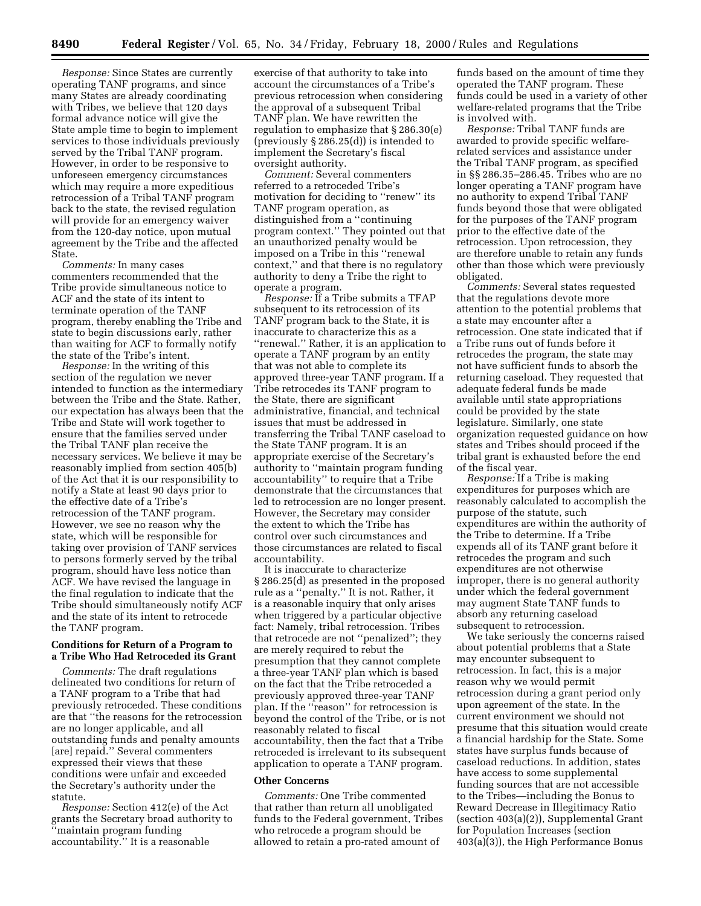*Response:* Since States are currently operating TANF programs, and since many States are already coordinating with Tribes, we believe that 120 days formal advance notice will give the State ample time to begin to implement services to those individuals previously served by the Tribal TANF program. However, in order to be responsive to unforeseen emergency circumstances which may require a more expeditious retrocession of a Tribal TANF program back to the state, the revised regulation will provide for an emergency waiver from the 120-day notice, upon mutual agreement by the Tribe and the affected State.

*Comments:* In many cases commenters recommended that the Tribe provide simultaneous notice to ACF and the state of its intent to terminate operation of the TANF program, thereby enabling the Tribe and state to begin discussions early, rather than waiting for ACF to formally notify the state of the Tribe's intent.

*Response:* In the writing of this section of the regulation we never intended to function as the intermediary between the Tribe and the State. Rather, our expectation has always been that the Tribe and State will work together to ensure that the families served under the Tribal TANF plan receive the necessary services. We believe it may be reasonably implied from section 405(b) of the Act that it is our responsibility to notify a State at least 90 days prior to the effective date of a Tribe's retrocession of the TANF program. However, we see no reason why the state, which will be responsible for taking over provision of TANF services to persons formerly served by the tribal program, should have less notice than ACF. We have revised the language in the final regulation to indicate that the Tribe should simultaneously notify ACF and the state of its intent to retrocede the TANF program.

**Conditions for Return of a Program to a Tribe Who Had Retroceded its Grant**

*Comments:* The draft regulations delineated two conditions for return of a TANF program to a Tribe that had previously retroceded. These conditions are that "the reasons for the retrocession are no longer applicable, and all outstanding funds and penalty amounts [are] repaid." Several commenters expressed their views that these conditions were unfair and exceeded the Secretary's authority under the statute.

*Response:* Section 412(e) of the Act grants the Secretary broad authority to "maintain program funding accountability." It is a reasonable exercise of that authority to take into account the circumstances of a Tribe's previous retrocession when considering the approval of a subsequent Tribal TANF plan. We have rewritten the regulation to emphasize that § 286.30(e) (previously § 286.25(d)) is intended to implement the Secretary's fiscal oversight authority.

*Comment:* Several commenters referred to a retroceded Tribe's motivation for deciding to "renew" its TANF program operation, as distinguished from a "continuing program context." They pointed out that an unauthorized penalty would be imposed on a Tribe in this "renewal context," and that there is no regulatory authority to deny a Tribe the right to operate a program.

*Response:* If a Tribe submits a TFAP subsequent to its retrocession of its TANF program back to the State, it is inaccurate to characterize this as a "renewal." Rather, it is an application to operate a TANF program by an entity that was not able to complete its approved three-year TANF program. If a Tribe retrocedes its TANF program to the State, there are significant administrative, financial, and technical issues that must be addressed in transferring the Tribal TANF caseload to the State TANF program. It is an appropriate exercise of the Secretary's authority to "maintain program funding accountability" to require that a Tribe demonstrate that the circumstances that led to retrocession are no longer present. However, the Secretary may consider the extent to which the Tribe has control over such circumstances and those circumstances are related to fiscal accountability.

It is inaccurate to characterize § 286.25(d) as presented in the proposed rule as a "penalty." It is not. Rather, it is a reasonable inquiry that only arises when triggered by a particular objective fact: Namely, tribal retrocession. Tribes that retrocede are not "penalized"; they are merely required to rebut the presumption that they cannot complete a three-year TANF plan which is based on the fact that the Tribe retroceded a previously approved three-year TANF plan. If the "reason" for retrocession is beyond the control of the Tribe, or is not reasonably related to fiscal accountability, then the fact that a Tribe retroceded is irrelevant to its subsequent application to operate a TANF program.

**Other Concerns**

*Comments:* One Tribe commented that rather than return all unobligated funds to the Federal government, Tribes who retrocede a program should be allowed to retain a pro-rated amount of funds based on the amount of time they operated the TANF program. These funds could be used in a variety of other welfare-related programs that the Tribe is involved with.

*Response:* Tribal TANF funds are awarded to provide specific welfare-related services and assistance under the Tribal TANF program, as specified in §§ 286.35–286.45. Tribes who are no longer operating a TANF program have no authority to expend Tribal TANF funds beyond those that were obligated for the purposes of the TANF program prior to the effective date of the retrocession. Upon retrocession, they are therefore unable to retain any funds other than those which were previously obligated.

*Comments:* Several states requested that the regulations devote more attention to the potential problems that a state may encounter after a retrocession. One state indicated that if a Tribe runs out of funds before it retrocedes the program, the state may not have sufficient funds to absorb the returning caseload. They requested that adequate federal funds be made available until state appropriations could be provided by the state legislature. Similarly, one state organization requested guidance on how states and Tribes should proceed if the tribal grant is exhausted before the end of the fiscal year.

*Response:* If a Tribe is making expenditures for purposes which are reasonably calculated to accomplish the purpose of the statute, such expenditures are within the authority of the Tribe to determine. If a Tribe expends all of its TANF grant before it retrocedes the program and such expenditures are not otherwise improper, there is no general authority under which the federal government may augment State TANF funds to absorb any returning caseload subsequent to retrocession.

We take seriously the concerns raised about potential problems that a State may encounter subsequent to retrocession. In fact, this is a major reason why we would permit retrocession during a grant period only upon agreement of the state. In the current environment we should not presume that this situation would create a financial hardship for the State. Some states have surplus funds because of caseload reductions. In addition, states have access to some supplemental funding sources that are not accessible to the Tribes—including the Bonus to Reward Decrease in Illegitimacy Ratio (section 403(a)(2)), Supplemental Grant for Population Increases (section 403(a)(3)), the High Performance Bonus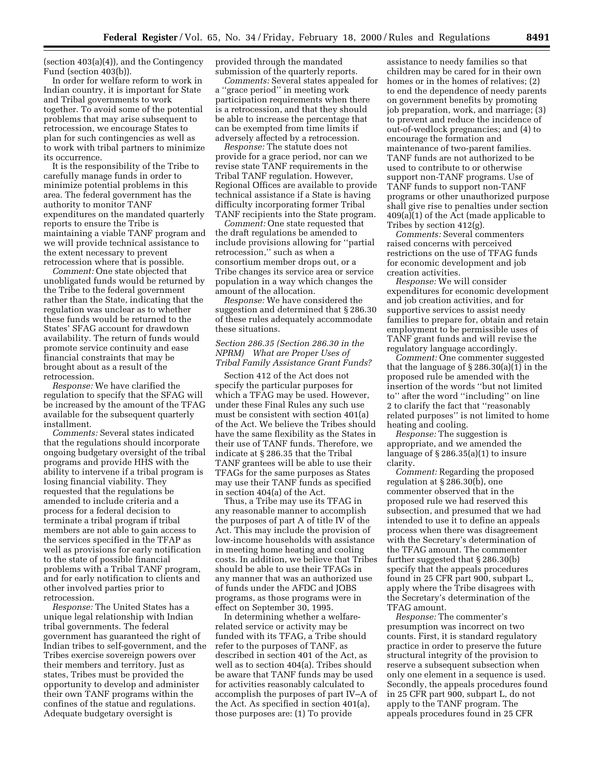(section 403(a)(4)), and the Contingency Fund (section 403(b)).

In order for welfare reform to work in Indian country, it is important for State and Tribal governments to work together. To avoid some of the potential problems that may arise subsequent to retrocession, we encourage States to plan for such contingencies as well as to work with tribal partners to minimize its occurrence.

It is the responsibility of the Tribe to carefully manage funds in order to minimize potential problems in this area. The federal government has the authority to monitor TANF expenditures on the mandated quarterly reports to ensure the Tribe is maintaining a viable TANF program and we will provide technical assistance to the extent necessary to prevent retrocession where that is possible.

*Comment:* One state objected that unobligated funds would be returned by the Tribe to the federal government rather than the State, indicating that the regulation was unclear as to whether these funds would be returned to the States' SFAG account for drawdown availability. The return of funds would promote service continuity and ease financial constraints that may be brought about as a result of the retrocession.

*Response:* We have clarified the regulation to specify that the SFAG will be increased by the amount of the TFAG available for the subsequent quarterly installment.

*Comments:* Several states indicated that the regulations should incorporate ongoing budgetary oversight of the tribal programs and provide HHS with the ability to intervene if a tribal program is losing financial viability. They requested that the regulations be amended to include criteria and a process for a federal decision to terminate a tribal program if tribal members are not able to gain access to the services specified in the TFAP as well as provisions for early notification to the state of possible financial problems with a Tribal TANF program, and for early notification to clients and other involved parties prior to retrocession.

*Response:* The United States has a unique legal relationship with Indian tribal governments. The federal government has guaranteed the right of Indian tribes to self-government, and the Tribes exercise sovereign powers over their members and territory. Just as states, Tribes must be provided the opportunity to develop and administer their own TANF programs within the confines of the statue and regulations. Adequate budgetary oversight is provided through the mandated submission of the quarterly reports.

*Comments:* Several states appealed for a "grace period" in meeting work participation requirements when there is a retrocession, and that they should be able to increase the percentage that can be exempted from time limits if adversely affected by a retrocession.

*Response:* The statute does not provide for a grace period, nor can we revise state TANF requirements in the Tribal TANF regulation. However, Regional Offices are available to provide technical assistance if a State is having difficulty incorporating former Tribal TANF recipients into the State program.

*Comment:* One state requested that the draft regulations be amended to include provisions allowing for "partial retrocession," such as when a consortium member drops out, or a Tribe changes its service area or service population in a way which changes the amount of the allocation.

*Response:* We have considered the suggestion and determined that § 286.30 of these rules adequately accommodate these situations.

### *Section 286.35 (Section 286.30 in the NPRM) What are Proper Uses of Tribal Family Assistance Grant Funds?*

Section 412 of the Act does not specify the particular purposes for which a TFAG may be used. However, under these Final Rules any such use must be consistent with section 401(a) of the Act. We believe the Tribes should have the same flexibility as the States in their use of TANF funds. Therefore, we indicate at § 286.35 that the Tribal TANF grantees will be able to use their TFAGs for the same purposes as States may use their TANF funds as specified in section 404(a) of the Act.

Thus, a Tribe may use its TFAG in any reasonable manner to accomplish the purposes of part A of title IV of the Act. This may include the provision of low-income households with assistance in meeting home heating and cooling costs. In addition, we believe that Tribes should be able to use their TFAGs in any manner that was an authorized use of funds under the AFDC and JOBS programs, as those programs were in effect on September 30, 1995.

In determining whether a welfare-related service or activity may be funded with its TFAG, a Tribe should refer to the purposes of TANF, as described in section 401 of the Act, as well as to section 404(a). Tribes should be aware that TANF funds may be used for activities reasonably calculated to accomplish the purposes of part IV–A of the Act. As specified in section 401(a), those purposes are: (1) To provide assistance to needy families so that children may be cared for in their own homes or in the homes of relatives; (2) to end the dependence of needy parents on government benefits by promoting job preparation, work, and marriage; (3) to prevent and reduce the incidence of out-of-wedlock pregnancies; and (4) to encourage the formation and maintenance of two-parent families. TANF funds are not authorized to be used to contribute to or otherwise support non-TANF programs. Use of TANF funds to support non-TANF programs or other unauthorized purpose shall give rise to penalties under section 409(a)(1) of the Act (made applicable to Tribes by section 412(g).

*Comments:* Several commenters raised concerns with perceived restrictions on the use of TFAG funds for economic development and job creation activities.

*Response:* We will consider expenditures for economic development and job creation activities, and for supportive services to assist needy families to prepare for, obtain and retain employment to be permissible uses of TANF grant funds and will revise the regulatory language accordingly.

*Comment:* One commenter suggested that the language of § 286.30(a)(1) in the proposed rule be amended with the insertion of the words "but not limited to" after the word "including" on line 2 to clarify the fact that "reasonably related purposes" is not limited to home heating and cooling.

*Response:* The suggestion is appropriate, and we amended the language of § 286.35(a)(1) to insure clarity.

*Comment:* Regarding the proposed regulation at § 286.30(b), one commenter observed that in the proposed rule we had reserved this subsection, and presumed that we had intended to use it to define an appeals process when there was disagreement with the Secretary's determination of the TFAG amount. The commenter further suggested that § 286.30(b) specify that the appeals procedures found in 25 CFR part 900, subpart L, apply where the Tribe disagrees with the Secretary's determination of the TFAG amount.

*Response:* The commenter's presumption was incorrect on two counts. First, it is standard regulatory practice in order to preserve the future structural integrity of the provision to reserve a subsequent subsection when only one element in a sequence is used. Secondly, the appeals procedures found in 25 CFR part 900, subpart L, do not apply to the TANF program. The appeals procedures found in 25 CFR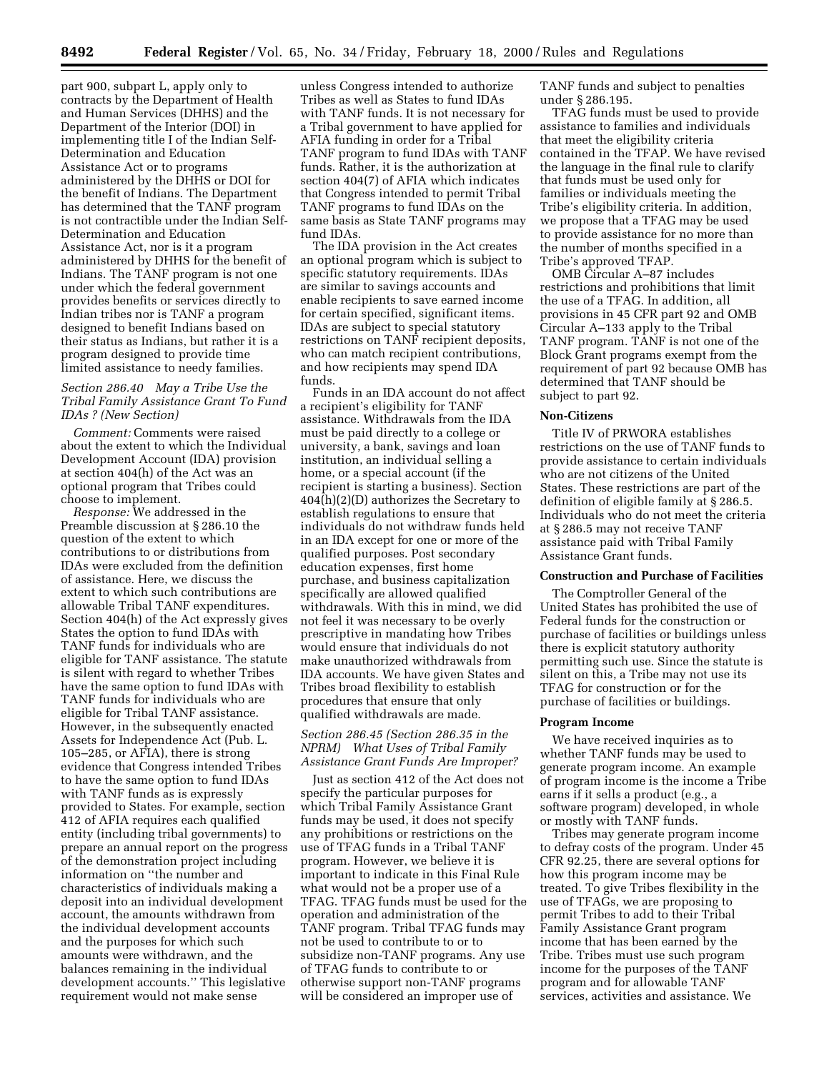part 900, subpart L, apply only to contracts by the Department of Health and Human Services (DHHS) and the Department of the Interior (DOI) in implementing title I of the Indian Self-Determination and Education Assistance Act or to programs administered by the DHHS or DOI for the benefit of Indians. The Department has determined that the TANF program is not contractible under the Indian Self-Determination and Education Assistance Act, nor is it a program administered by DHHS for the benefit of Indians. The TANF program is not one under which the federal government provides benefits or services directly to Indian tribes nor is TANF a program designed to benefit Indians based on their status as Indians, but rather it is a program designed to provide time limited assistance to needy families.

### *Section 286.40 May a Tribe Use the Tribal Family Assistance Grant To Fund IDAs ? (New Section)*

*Comment:* Comments were raised about the extent to which the Individual Development Account (IDA) provision at section 404(h) of the Act was an optional program that Tribes could choose to implement.

*Response:* We addressed in the Preamble discussion at § 286.10 the question of the extent to which contributions to or distributions from IDAs were excluded from the definition of assistance. Here, we discuss the extent to which such contributions are allowable Tribal TANF expenditures. Section 404(h) of the Act expressly gives States the option to fund IDAs with TANF funds for individuals who are eligible for TANF assistance. The statute is silent with regard to whether Tribes have the same option to fund IDAs with TANF funds for individuals who are eligible for Tribal TANF assistance. However, in the subsequently enacted Assets for Independence Act (Pub. L. 105–285, or AFIA), there is strong evidence that Congress intended Tribes to have the same option to fund IDAs with TANF funds as is expressly provided to States. For example, section 412 of AFIA requires each qualified entity (including tribal governments) to prepare an annual report on the progress of the demonstration project including information on ''the number and characteristics of individuals making a deposit into an individual development account, the amounts withdrawn from the individual development accounts and the purposes for which such amounts were withdrawn, and the balances remaining in the individual development accounts.'' This legislative requirement would not make sense unless Congress intended to authorize Tribes as well as States to fund IDAs with TANF funds. It is not necessary for a Tribal government to have applied for AFIA funding in order for a Tribal TANF program to fund IDAs with TANF funds. Rather, it is the authorization at section 404(7) of AFIA which indicates that Congress intended to permit Tribal TANF programs to fund IDAs on the same basis as State TANF programs may fund IDAs.

The IDA provision in the Act creates an optional program which is subject to specific statutory requirements. IDAs are similar to savings accounts and enable recipients to save earned income for certain specified, significant items. IDAs are subject to special statutory restrictions on TANF recipient deposits, who can match recipient contributions, and how recipients may spend IDA funds.

Funds in an IDA account do not affect a recipient's eligibility for TANF assistance. Withdrawals from the IDA must be paid directly to a college or university, a bank, savings and loan institution, an individual selling a home, or a special account (if the recipient is starting a business). Section 404(h)(2)(D) authorizes the Secretary to establish regulations to ensure that individuals do not withdraw funds held in an IDA except for one or more of the qualified purposes. Post secondary education expenses, first home purchase, and business capitalization specifically are allowed qualified withdrawals. With this in mind, we did not feel it was necessary to be overly prescriptive in mandating how Tribes would ensure that individuals do not make unauthorized withdrawals from IDA accounts. We have given States and Tribes broad flexibility to establish procedures that ensure that only qualified withdrawals are made.

### *Section 286.45 (Section 286.35 in the NPRM) What Uses of Tribal Family Assistance Grant Funds Are Improper?*

Just as section 412 of the Act does not specify the particular purposes for which Tribal Family Assistance Grant funds may be used, it does not specify any prohibitions or restrictions on the use of TFAG funds in a Tribal TANF program. However, we believe it is important to indicate in this Final Rule what would not be a proper use of a TFAG. TFAG funds must be used for the operation and administration of the TANF program. Tribal TFAG funds may not be used to contribute to or to subsidize non-TANF programs. Any use of TFAG funds to contribute to or otherwise support non-TANF programs will be considered an improper use of TANF funds and subject to penalties under § 286.195.

TFAG funds must be used to provide assistance to families and individuals that meet the eligibility criteria contained in the TFAP. We have revised the language in the final rule to clarify that funds must be used only for families or individuals meeting the Tribe's eligibility criteria. In addition, we propose that a TFAG may be used to provide assistance for no more than the number of months specified in a Tribe's approved TFAP.

OMB Circular A–87 includes restrictions and prohibitions that limit the use of a TFAG. In addition, all provisions in 45 CFR part 92 and OMB Circular A–133 apply to the Tribal TANF program. TANF is not one of the Block Grant programs exempt from the requirement of part 92 because OMB has determined that TANF should be subject to part 92.

#### Non-Citizens

Title IV of PRWORA establishes restrictions on the use of TANF funds to provide assistance to certain individuals who are not citizens of the United States. These restrictions are part of the definition of eligible family at § 286.5. Individuals who do not meet the criteria at § 286.5 may not receive TANF assistance paid with Tribal Family Assistance Grant funds.

#### Construction and Purchase of Facilities

The Comptroller General of the United States has prohibited the use of Federal funds for the construction or purchase of facilities or buildings unless there is explicit statutory authority permitting such use. Since the statute is silent on this, a Tribe may not use its TFAG for construction or for the purchase of facilities or buildings.

#### Program Income

We have received inquiries as to whether TANF funds may be used to generate program income. An example of program income is the income a Tribe earns if it sells a product (e.g., a software program) developed, in whole or mostly with TANF funds.

Tribes may generate program income to defray costs of the program. Under 45 CFR 92.25, there are several options for how this program income may be treated. To give Tribes flexibility in the use of TFAGs, we are proposing to permit Tribes to add to their Tribal Family Assistance Grant program income that has been earned by the Tribe. Tribes must use such program income for the purposes of the TANF program and for allowable TANF services, activities and assistance. We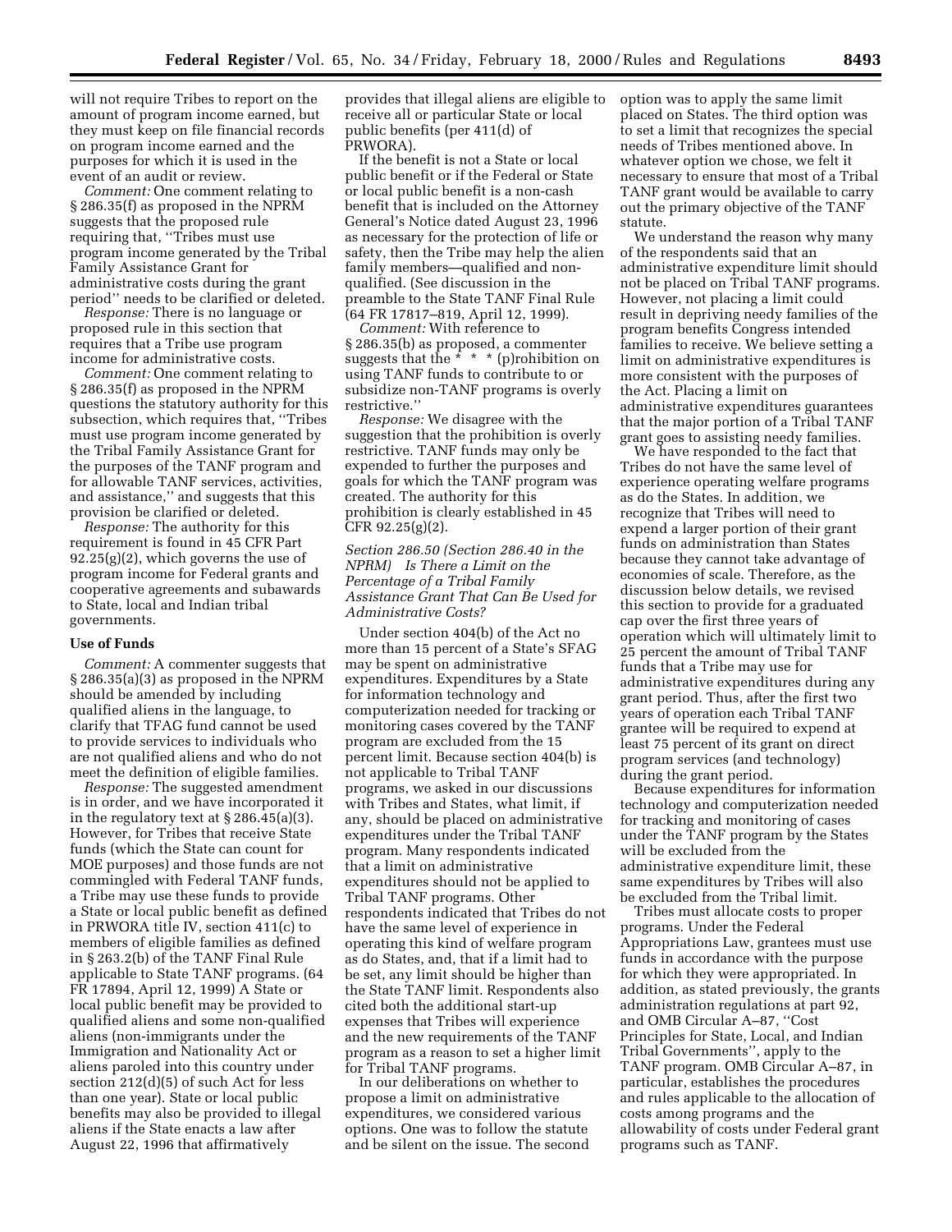will not require Tribes to report on the amount of program income earned, but they must keep on file financial records on program income earned and the purposes for which it is used in the event of an audit or review.

*Comment:* One comment relating to § 286.35(f) as proposed in the NPRM suggests that the proposed rule requiring that, ''Tribes must use program income generated by the Tribal Family Assistance Grant for administrative costs during the grant period'' needs to be clarified or deleted.

*Response:* There is no language or proposed rule in this section that requires that a Tribe use program income for administrative costs.

*Comment:* One comment relating to § 286.35(f) as proposed in the NPRM questions the statutory authority for this subsection, which requires that, ''Tribes must use program income generated by the Tribal Family Assistance Grant for the purposes of the TANF program and for allowable TANF services, activities, and assistance,'' and suggests that this provision be clarified or deleted.

*Response:* The authority for this requirement is found in 45 CFR Part 92.25(g)(2), which governs the use of program income for Federal grants and cooperative agreements and subawards to State, local and Indian tribal governments.

**Use of Funds**

*Comment:* A commenter suggests that § 286.35(a)(3) as proposed in the NPRM should be amended by including qualified aliens in the language, to clarify that TFAG fund cannot be used to provide services to individuals who are not qualified aliens and who do not meet the definition of eligible families.

*Response:* The suggested amendment is in order, and we have incorporated it in the regulatory text at § 286.45(a)(3). However, for Tribes that receive State funds (which the State can count for MOE purposes) and those funds are not commingled with Federal TANF funds, a Tribe may use these funds to provide a State or local public benefit as defined in PRWORA title IV, section 411(c) to members of eligible families as defined in § 263.2(b) of the TANF Final Rule applicable to State TANF programs. (64 FR 17894, April 12, 1999) A State or local public benefit may be provided to qualified aliens and some non-qualified aliens (non-immigrants under the Immigration and Nationality Act or aliens paroled into this country under section 212(d)(5) of such Act for less than one year). State or local public benefits may also be provided to illegal aliens if the State enacts a law after August 22, 1996 that affirmatively provides that illegal aliens are eligible to receive all or particular State or local public benefits (per 411(d) of PRWORA).

If the benefit is not a State or local public benefit or if the Federal or State or local public benefit is a non-cash benefit that is included on the Attorney General's Notice dated August 23, 1996 as necessary for the protection of life or safety, then the Tribe may help the alien family members—qualified and non-qualified. (See discussion in the preamble to the State TANF Final Rule (64 FR 17817–819, April 12, 1999).

*Comment:* With reference to § 286.35(b) as proposed, a commenter suggests that the * * * (p)rohibition on using TANF funds to contribute to or subsidize non-TANF programs is overly restrictive.''

*Response:* We disagree with the suggestion that the prohibition is overly restrictive. TANF funds may only be expended to further the purposes and goals for which the TANF program was created. The authority for this prohibition is clearly established in 45 CFR 92.25(g)(2).

### *Section 286.50 (Section 286.40 in the NPRM) Is There a Limit on the Percentage of a Tribal Family Assistance Grant That Can Be Used for Administrative Costs?*

Under section 404(b) of the Act no more than 15 percent of a State's SFAG may be spent on administrative expenditures. Expenditures by a State for information technology and computerization needed for tracking or monitoring cases covered by the TANF program are excluded from the 15 percent limit. Because section 404(b) is not applicable to Tribal TANF programs, we asked in our discussions with Tribes and States, what limit, if any, should be placed on administrative expenditures under the Tribal TANF program. Many respondents indicated that a limit on administrative expenditures should not be applied to Tribal TANF programs. Other respondents indicated that Tribes do not have the same level of experience in operating this kind of welfare program as do States, and, that if a limit had to be set, any limit should be higher than the State TANF limit. Respondents also cited both the additional start-up expenses that Tribes will experience and the new requirements of the TANF program as a reason to set a higher limit for Tribal TANF programs.

In our deliberations on whether to propose a limit on administrative expenditures, we considered various options. One was to follow the statute and be silent on the issue. The second option was to apply the same limit placed on States. The third option was to set a limit that recognizes the special needs of Tribes mentioned above. In whatever option we chose, we felt it necessary to ensure that most of a Tribal TANF grant would be available to carry out the primary objective of the TANF statute.

We understand the reason why many of the respondents said that an administrative expenditure limit should not be placed on Tribal TANF programs. However, not placing a limit could result in depriving needy families of the program benefits Congress intended families to receive. We believe setting a limit on administrative expenditures is more consistent with the purposes of the Act. Placing a limit on administrative expenditures guarantees that the major portion of a Tribal TANF grant goes to assisting needy families.

We have responded to the fact that Tribes do not have the same level of experience operating welfare programs as do the States. In addition, we recognize that Tribes will need to expend a larger portion of their grant funds on administration than States because they cannot take advantage of economies of scale. Therefore, as the discussion below details, we revised this section to provide for a graduated cap over the first three years of operation which will ultimately limit to 25 percent the amount of Tribal TANF funds that a Tribe may use for administrative expenditures during any grant period. Thus, after the first two years of operation each Tribal TANF grantee will be required to expend at least 75 percent of its grant on direct program services (and technology) during the grant period.

Because expenditures for information technology and computerization needed for tracking and monitoring of cases under the TANF program by the States will be excluded from the administrative expenditure limit, these same expenditures by Tribes will also be excluded from the Tribal limit.

Tribes must allocate costs to proper programs. Under the Federal Appropriations Law, grantees must use funds in accordance with the purpose for which they were appropriated. In addition, as stated previously, the grants administration regulations at part 92, and OMB Circular A–87, ''Cost Principles for State, Local, and Indian Tribal Governments'', apply to the TANF program. OMB Circular A–87, in particular, establishes the procedures and rules applicable to the allocation of costs among programs and the allowability of costs under Federal grant programs such as TANF.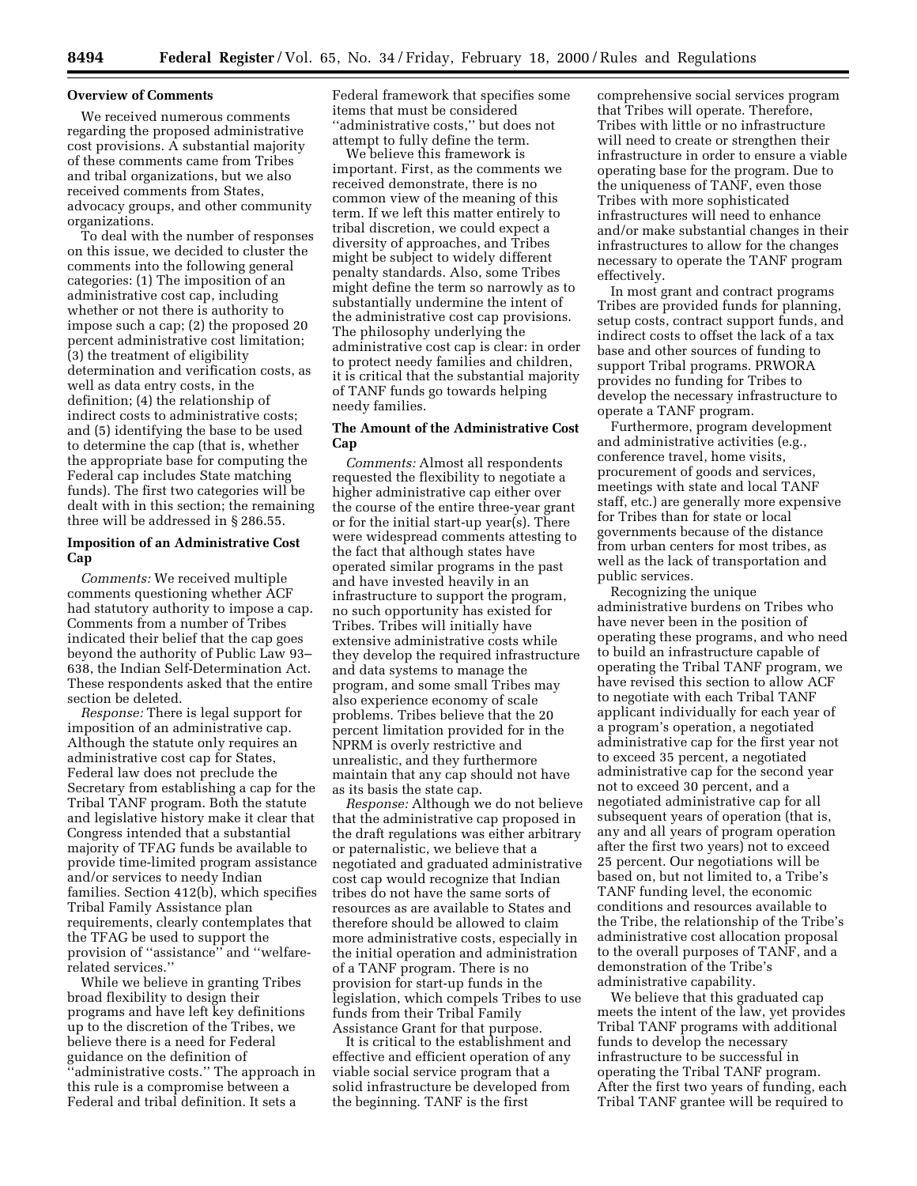**Overview of Comments**

We received numerous comments regarding the proposed administrative cost provisions. A substantial majority of these comments came from Tribes and tribal organizations, but we also received comments from States, advocacy groups, and other community organizations.

To deal with the number of responses on this issue, we decided to cluster the comments into the following general categories: (1) The imposition of an administrative cost cap, including whether or not there is authority to impose such a cap; (2) the proposed 20 percent administrative cost limitation; (3) the treatment of eligibility determination and verification costs, as well as data entry costs, in the definition; (4) the relationship of indirect costs to administrative costs; and (5) identifying the base to be used to determine the cap (that is, whether the appropriate base for computing the Federal cap includes State matching funds). The first two categories will be dealt with in this section; the remaining three will be addressed in § 286.55.

**Imposition of an Administrative Cost Cap**

*Comments:* We received multiple comments questioning whether ACF had statutory authority to impose a cap. Comments from a number of Tribes indicated their belief that the cap goes beyond the authority of Public Law 93–638, the Indian Self-Determination Act. These respondents asked that the entire section be deleted.

*Response:* There is legal support for imposition of an administrative cap. Although the statute only requires an administrative cost cap for States, Federal law does not preclude the Secretary from establishing a cap for the Tribal TANF program. Both the statute and legislative history make it clear that Congress intended that a substantial majority of TFAG funds be available to provide time-limited program assistance and/or services to needy Indian families. Section 412(b), which specifies Tribal Family Assistance plan requirements, clearly contemplates that the TFAG be used to support the provision of ''assistance'' and ''welfare-related services.''

While we believe in granting Tribes broad flexibility to design their programs and have left key definitions up to the discretion of the Tribes, we believe there is a need for Federal guidance on the definition of ''administrative costs.'' The approach in this rule is a compromise between a Federal and tribal definition. It sets a Federal framework that specifies some items that must be considered ''administrative costs,'' but does not attempt to fully define the term.

We believe this framework is important. First, as the comments we received demonstrate, there is no common view of the meaning of this term. If we left this matter entirely to tribal discretion, we could expect a diversity of approaches, and Tribes might be subject to widely different penalty standards. Also, some Tribes might define the term so narrowly as to substantially undermine the intent of the administrative cost cap provisions. The philosophy underlying the administrative cost cap is clear: in order to protect needy families and children, it is critical that the substantial majority of TANF funds go towards helping needy families.

**The Amount of the Administrative Cost Cap**

*Comments:* Almost all respondents requested the flexibility to negotiate a higher administrative cap either over the course of the entire three-year grant or for the initial start-up year(s). There were widespread comments attesting to the fact that although states have operated similar programs in the past and have invested heavily in an infrastructure to support the program, no such opportunity has existed for Tribes. Tribes will initially have extensive administrative costs while they develop the required infrastructure and data systems to manage the program, and some small Tribes may also experience economy of scale problems. Tribes believe that the 20 percent limitation provided for in the NPRM is overly restrictive and unrealistic, and they furthermore maintain that any cap should not have as its basis the state cap.

*Response:* Although we do not believe that the administrative cap proposed in the draft regulations was either arbitrary or paternalistic, we believe that a negotiated and graduated administrative cost cap would recognize that Indian tribes do not have the same sorts of resources as are available to States and therefore should be allowed to claim more administrative costs, especially in the initial operation and administration of a TANF program. There is no provision for start-up funds in the legislation, which compels Tribes to use funds from their Tribal Family Assistance Grant for that purpose.

It is critical to the establishment and effective and efficient operation of any viable social service program that a solid infrastructure be developed from the beginning. TANF is the first comprehensive social services program that Tribes will operate. Therefore, Tribes with little or no infrastructure will need to create or strengthen their infrastructure in order to ensure a viable operating base for the program. Due to the uniqueness of TANF, even those Tribes with more sophisticated infrastructures will need to enhance and/or make substantial changes in their infrastructures to allow for the changes necessary to operate the TANF program effectively.

In most grant and contract programs Tribes are provided funds for planning, setup costs, contract support funds, and indirect costs to offset the lack of a tax base and other sources of funding to support Tribal programs. PRWORA provides no funding for Tribes to develop the necessary infrastructure to operate a TANF program.

Furthermore, program development and administrative activities (e.g., conference travel, home visits, procurement of goods and services, meetings with state and local TANF staff, etc.) are generally more expensive for Tribes than for state or local governments because of the distance from urban centers for most tribes, as well as the lack of transportation and public services.

Recognizing the unique administrative burdens on Tribes who have never been in the position of operating these programs, and who need to build an infrastructure capable of operating the Tribal TANF program, we have revised this section to allow ACF to negotiate with each Tribal TANF applicant individually for each year of a program's operation, a negotiated administrative cap for the first year not to exceed 35 percent, a negotiated administrative cap for the second year not to exceed 30 percent, and a negotiated administrative cap for all subsequent years of operation (that is, any and all years of program operation after the first two years) not to exceed 25 percent. Our negotiations will be based on, but not limited to, a Tribe's TANF funding level, the economic conditions and resources available to the Tribe, the relationship of the Tribe's administrative cost allocation proposal to the overall purposes of TANF, and a demonstration of the Tribe's administrative capability.

We believe that this graduated cap meets the intent of the law, yet provides Tribal TANF programs with additional funds to develop the necessary infrastructure to be successful in operating the Tribal TANF program. After the first two years of funding, each Tribal TANF grantee will be required to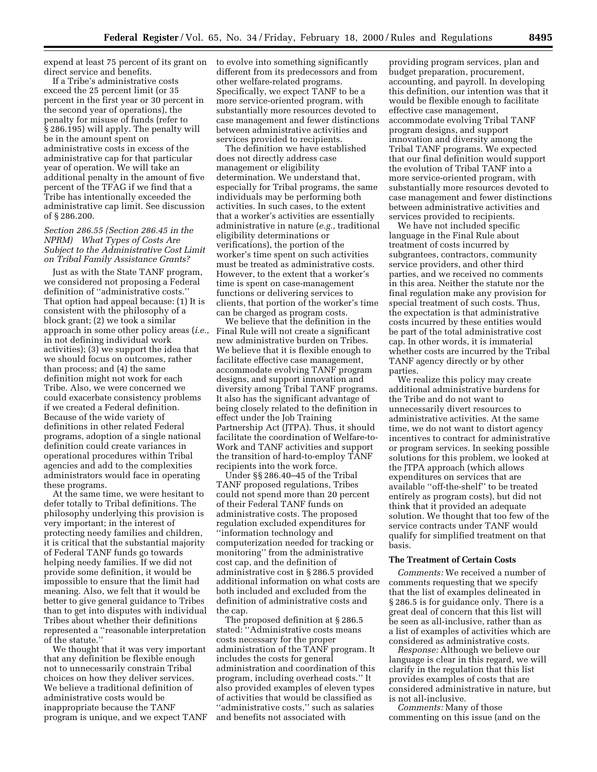expend at least 75 percent of its grant on direct service and benefits.

If a Tribe's administrative costs exceed the 25 percent limit (or 35 percent in the first year or 30 percent in the second year of operations), the penalty for misuse of funds (refer to § 286.195) will apply. The penalty will be in the amount spent on administrative costs in excess of the administrative cap for that particular year of operation. We will take an additional penalty in the amount of five percent of the TFAG if we find that a Tribe has intentionally exceeded the administrative cap limit. See discussion of § 286.200.

### *Section 286.55 (Section 286.45 in the NPRM) What Types of Costs Are Subject to the Administrative Cost Limit on Tribal Family Assistance Grants?*

Just as with the State TANF program, we considered not proposing a Federal definition of ''administrative costs.'' That option had appeal because: (1) It is consistent with the philosophy of a block grant; (2) we took a similar approach in some other policy areas (*i.e.,* in not defining individual work activities); (3) we support the idea that we should focus on outcomes, rather than process; and (4) the same definition might not work for each Tribe. Also, we were concerned we could exacerbate consistency problems if we created a Federal definition. Because of the wide variety of definitions in other related Federal programs, adoption of a single national definition could create variances in operational procedures within Tribal agencies and add to the complexities administrators would face in operating these programs.

At the same time, we were hesitant to defer totally to Tribal definitions. The philosophy underlying this provision is very important; in the interest of protecting needy families and children, it is critical that the substantial majority of Federal TANF funds go towards helping needy families. If we did not provide some definition, it would be impossible to ensure that the limit had meaning. Also, we felt that it would be better to give general guidance to Tribes than to get into disputes with individual Tribes about whether their definitions represented a ''reasonable interpretation of the statute.''

We thought that it was very important that any definition be flexible enough not to unnecessarily constrain Tribal choices on how they deliver services. We believe a traditional definition of administrative costs would be inappropriate because the TANF program is unique, and we expect TANF to evolve into something significantly different from its predecessors and from other welfare-related programs. Specifically, we expect TANF to be a more service-oriented program, with substantially more resources devoted to case management and fewer distinctions between administrative activities and services provided to recipients.

The definition we have established does not directly address case management or eligibility determination. We understand that, especially for Tribal programs, the same individuals may be performing both activities. In such cases, to the extent that a worker's activities are essentially administrative in nature (*e.g.,* traditional eligibility determinations or verifications), the portion of the worker's time spent on such activities must be treated as administrative costs. However, to the extent that a worker's time is spent on case-management functions or delivering services to clients, that portion of the worker's time can be charged as program costs.

We believe that the definition in the Final Rule will not create a significant new administrative burden on Tribes. We believe that it is flexible enough to facilitate effective case management, accommodate evolving TANF program designs, and support innovation and diversity among Tribal TANF programs. It also has the significant advantage of being closely related to the definition in effect under the Job Training Partnership Act (JTPA). Thus, it should facilitate the coordination of Welfare-to-Work and TANF activities and support the transition of hard-to-employ TANF recipients into the work force.

Under §§ 286.40–45 of the Tribal TANF proposed regulations, Tribes could not spend more than 20 percent of their Federal TANF funds on administrative costs. The proposed regulation excluded expenditures for ''information technology and computerization needed for tracking or monitoring'' from the administrative cost cap, and the definition of administrative cost in § 286.5 provided additional information on what costs are both included and excluded from the definition of administrative costs and the cap.

The proposed definition at § 286.5 stated: ''Administrative costs means costs necessary for the proper administration of the TANF program. It includes the costs for general administration and coordination of this program, including overhead costs.'' It also provided examples of eleven types of activities that would be classified as ''administrative costs,'' such as salaries and benefits not associated with providing program services, plan and budget preparation, procurement, accounting, and payroll. In developing this definition, our intention was that it would be flexible enough to facilitate effective case management, accommodate evolving Tribal TANF program designs, and support innovation and diversity among the Tribal TANF programs. We expected that our final definition would support the evolution of Tribal TANF into a more service-oriented program, with substantially more resources devoted to case management and fewer distinctions between administrative activities and services provided to recipients.

We have not included specific language in the Final Rule about treatment of costs incurred by subgrantees, contractors, community service providers, and other third parties, and we received no comments in this area. Neither the statute nor the final regulation make any provision for special treatment of such costs. Thus, the expectation is that administrative costs incurred by these entities would be part of the total administrative cost cap. In other words, it is immaterial whether costs are incurred by the Tribal TANF agency directly or by other parties.

We realize this policy may create additional administrative burdens for the Tribe and do not want to unnecessarily divert resources to administrative activities. At the same time, we do not want to distort agency incentives to contract for administrative or program services. In seeking possible solutions for this problem, we looked at the JTPA approach (which allows expenditures on services that are available ''off-the-shelf'' to be treated entirely as program costs), but did not think that it provided an adequate solution. We thought that too few of the service contracts under TANF would qualify for simplified treatment on that basis.

#### The Treatment of Certain Costs

*Comments:* We received a number of comments requesting that we specify that the list of examples delineated in § 286.5 is for guidance only. There is a great deal of concern that this list will be seen as all-inclusive, rather than as a list of examples of activities which are considered as administrative costs.

*Response:* Although we believe our language is clear in this regard, we will clarify in the regulation that this list provides examples of costs that are considered administrative in nature, but is not all-inclusive.

*Comments:* Many of those commenting on this issue (and on the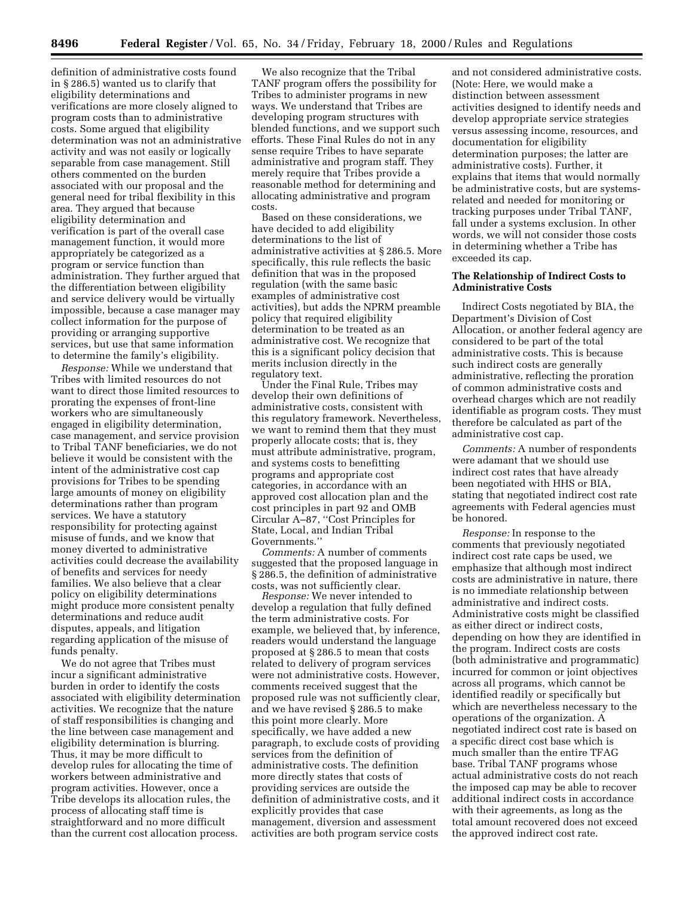definition of administrative costs found in § 286.5) wanted us to clarify that eligibility determinations and verifications are more closely aligned to program costs than to administrative costs. Some argued that eligibility determination was not an administrative activity and was not easily or logically separable from case management. Still others commented on the burden associated with our proposal and the general need for tribal flexibility in this area. They argued that because eligibility determination and verification is part of the overall case management function, it would more appropriately be categorized as a program or service function than administration. They further argued that the differentiation between eligibility and service delivery would be virtually impossible, because a case manager may collect information for the purpose of providing or arranging supportive services, but use that same information to determine the family's eligibility.

*Response:* While we understand that Tribes with limited resources do not want to direct those limited resources to prorating the expenses of front-line workers who are simultaneously engaged in eligibility determination, case management, and service provision to Tribal TANF beneficiaries, we do not believe it would be consistent with the intent of the administrative cost cap provisions for Tribes to be spending large amounts of money on eligibility determinations rather than program services. We have a statutory responsibility for protecting against misuse of funds, and we know that money diverted to administrative activities could decrease the availability of benefits and services for needy families. We also believe that a clear policy on eligibility determinations might produce more consistent penalty determinations and reduce audit disputes, appeals, and litigation regarding application of the misuse of funds penalty.

We do not agree that Tribes must incur a significant administrative burden in order to identify the costs associated with eligibility determination activities. We recognize that the nature of staff responsibilities is changing and the line between case management and eligibility determination is blurring. Thus, it may be more difficult to develop rules for allocating the time of workers between administrative and program activities. However, once a Tribe develops its allocation rules, the process of allocating staff time is straightforward and no more difficult than the current cost allocation process.

We also recognize that the Tribal TANF program offers the possibility for Tribes to administer programs in new ways. We understand that Tribes are developing program structures with blended functions, and we support such efforts. These Final Rules do not in any sense require Tribes to have separate administrative and program staff. They merely require that Tribes provide a reasonable method for determining and allocating administrative and program costs.

Based on these considerations, we have decided to add eligibility determinations to the list of administrative activities at § 286.5. More specifically, this rule reflects the basic definition that was in the proposed regulation (with the same basic examples of administrative cost activities), but adds the NPRM preamble policy that required eligibility determination to be treated as an administrative cost. We recognize that this is a significant policy decision that merits inclusion directly in the regulatory text.

Under the Final Rule, Tribes may develop their own definitions of administrative costs, consistent with this regulatory framework. Nevertheless, we want to remind them that they must properly allocate costs; that is, they must attribute administrative, program, and systems costs to benefitting programs and appropriate cost categories, in accordance with an approved cost allocation plan and the cost principles in part 92 and OMB Circular A–87, "Cost Principles for State, Local, and Indian Tribal Governments."

*Comments:* A number of comments suggested that the proposed language in § 286.5, the definition of administrative costs, was not sufficiently clear.

*Response:* We never intended to develop a regulation that fully defined the term administrative costs. For example, we believed that, by inference, readers would understand the language proposed at § 286.5 to mean that costs related to delivery of program services were not administrative costs. However, comments received suggest that the proposed rule was not sufficiently clear, and we have revised § 286.5 to make this point more clearly. More specifically, we have added a new paragraph, to exclude costs of providing services from the definition of administrative costs. The definition more directly states that costs of providing services are outside the definition of administrative costs, and it explicitly provides that case management, diversion and assessment activities are both program service costs and not considered administrative costs. (Note: Here, we would make a distinction between assessment activities designed to identify needs and develop appropriate service strategies versus assessing income, resources, and documentation for eligibility determination purposes; the latter are administrative costs). Further, it explains that items that would normally be administrative costs, but are systems-related and needed for monitoring or tracking purposes under Tribal TANF, fall under a systems exclusion. In other words, we will not consider those costs in determining whether a Tribe has exceeded its cap.

**The Relationship of Indirect Costs to Administrative Costs**

Indirect Costs negotiated by BIA, the Department's Division of Cost Allocation, or another federal agency are considered to be part of the total administrative costs. This is because such indirect costs are generally administrative, reflecting the proration of common administrative costs and overhead charges which are not readily identifiable as program costs. They must therefore be calculated as part of the administrative cost cap.

*Comments:* A number of respondents were adamant that we should use indirect cost rates that have already been negotiated with HHS or BIA, stating that negotiated indirect cost rate agreements with Federal agencies must be honored.

*Response:* In response to the comments that previously negotiated indirect cost rate caps be used, we emphasize that although most indirect costs are administrative in nature, there is no immediate relationship between administrative and indirect costs. Administrative costs might be classified as either direct or indirect costs, depending on how they are identified in the program. Indirect costs are costs (both administrative and programmatic) incurred for common or joint objectives across all programs, which cannot be identified readily or specifically but which are nevertheless necessary to the operations of the organization. A negotiated indirect cost rate is based on a specific direct cost base which is much smaller than the entire TFAG base. Tribal TANF programs whose actual administrative costs do not reach the imposed cap may be able to recover additional indirect costs in accordance with their agreements, as long as the total amount recovered does not exceed the approved indirect cost rate.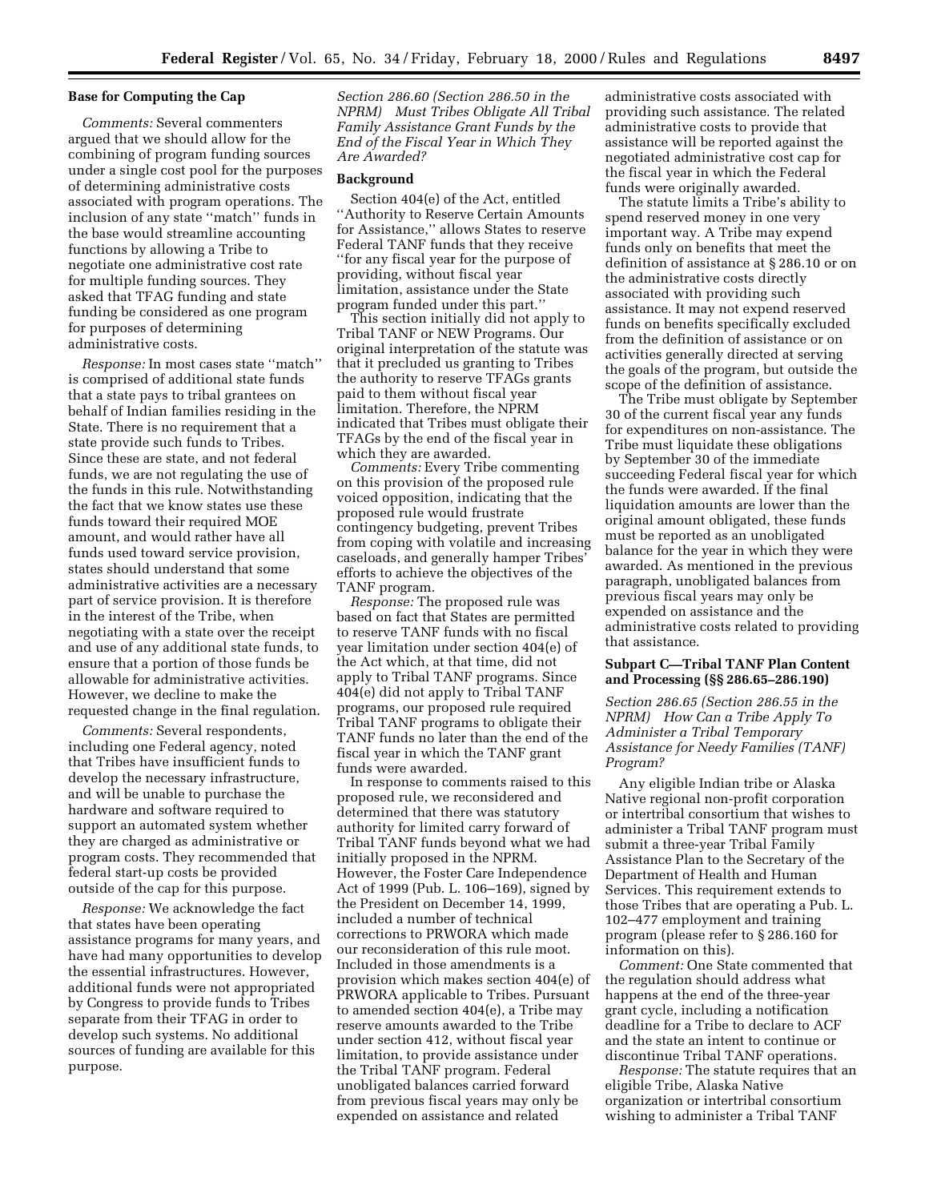### Base for Computing the Cap

*Comments:* Several commenters argued that we should allow for the combining of program funding sources under a single cost pool for the purposes of determining administrative costs associated with program operations. The inclusion of any state ''match'' funds in the base would streamline accounting functions by allowing a Tribe to negotiate one administrative cost rate for multiple funding sources. They asked that TFAG funding and state funding be considered as one program for purposes of determining administrative costs.

*Response:* In most cases state ''match'' is comprised of additional state funds that a state pays to tribal grantees on behalf of Indian families residing in the State. There is no requirement that a state provide such funds to Tribes. Since these are state, and not federal funds, we are not regulating the use of the funds in this rule. Notwithstanding the fact that we know states use these funds toward their required MOE amount, and would rather have all funds used toward service provision, states should understand that some administrative activities are a necessary part of service provision. It is therefore in the interest of the Tribe, when negotiating with a state over the receipt and use of any additional state funds, to ensure that a portion of those funds be allowable for administrative activities. However, we decline to make the requested change in the final regulation.

*Comments:* Several respondents, including one Federal agency, noted that Tribes have insufficient funds to develop the necessary infrastructure, and will be unable to purchase the hardware and software required to support an automated system whether they are charged as administrative or program costs. They recommended that federal start-up costs be provided outside of the cap for this purpose.

*Response:* We acknowledge the fact that states have been operating assistance programs for many years, and have had many opportunities to develop the essential infrastructures. However, additional funds were not appropriated by Congress to provide funds to Tribes separate from their TFAG in order to develop such systems. No additional sources of funding are available for this purpose.

*Section 286.60 (Section 286.50 in the NPRM) Must Tribes Obligate All Tribal Family Assistance Grant Funds by the End of the Fiscal Year in Which They Are Awarded?*

### Background

Section 404(e) of the Act, entitled ''Authority to Reserve Certain Amounts for Assistance,'' allows States to reserve Federal TANF funds that they receive ''for any fiscal year for the purpose of providing, without fiscal year limitation, assistance under the State program funded under this part.''

This section initially did not apply to Tribal TANF or NEW Programs. Our original interpretation of the statute was that it precluded us granting to Tribes the authority to reserve TFAGs grants paid to them without fiscal year limitation. Therefore, the NPRM indicated that Tribes must obligate their TFAGs by the end of the fiscal year in which they are awarded.

*Comments:* Every Tribe commenting on this provision of the proposed rule voiced opposition, indicating that the proposed rule would frustrate contingency budgeting, prevent Tribes from coping with volatile and increasing caseloads, and generally hamper Tribes' efforts to achieve the objectives of the TANF program.

*Response:* The proposed rule was based on fact that States are permitted to reserve TANF funds with no fiscal year limitation under section 404(e) of the Act which, at that time, did not apply to Tribal TANF programs. Since 404(e) did not apply to Tribal TANF programs, our proposed rule required Tribal TANF programs to obligate their TANF funds no later than the end of the fiscal year in which the TANF grant funds were awarded.

In response to comments raised to this proposed rule, we reconsidered and determined that there was statutory authority for limited carry forward of Tribal TANF funds beyond what we had initially proposed in the NPRM. However, the Foster Care Independence Act of 1999 (Pub. L. 106–169), signed by the President on December 14, 1999, included a number of technical corrections to PRWORA which made our reconsideration of this rule moot. Included in those amendments is a provision which makes section 404(e) of PRWORA applicable to Tribes. Pursuant to amended section 404(e), a Tribe may reserve amounts awarded to the Tribe under section 412, without fiscal year limitation, to provide assistance under the Tribal TANF program. Federal unobligated balances carried forward from previous fiscal years may only be expended on assistance and related administrative costs associated with providing such assistance. The related administrative costs to provide that assistance will be reported against the negotiated administrative cost cap for the fiscal year in which the Federal funds were originally awarded.

The statute limits a Tribe's ability to spend reserved money in one very important way. A Tribe may expend funds only on benefits that meet the definition of assistance at § 286.10 or on the administrative costs directly associated with providing such assistance. It may not expend reserved funds on benefits specifically excluded from the definition of assistance or on activities generally directed at serving the goals of the program, but outside the scope of the definition of assistance.

The Tribe must obligate by September 30 of the current fiscal year any funds for expenditures on non-assistance. The Tribe must liquidate these obligations by September 30 of the immediate succeeding Federal fiscal year for which the funds were awarded. If the final liquidation amounts are lower than the original amount obligated, these funds must be reported as an unobligated balance for the year in which they were awarded. As mentioned in the previous paragraph, unobligated balances from previous fiscal years may only be expended on assistance and the administrative costs related to providing that assistance.

## Subpart C—Tribal TANF Plan Content and Processing (§§ 286.65–286.190)

*Section 286.65 (Section 286.55 in the NPRM) How Can a Tribe Apply To Administer a Tribal Temporary Assistance for Needy Families (TANF) Program?*

Any eligible Indian tribe or Alaska Native regional non-profit corporation or intertribal consortium that wishes to administer a Tribal TANF program must submit a three-year Tribal Family Assistance Plan to the Secretary of the Department of Health and Human Services. This requirement extends to those Tribes that are operating a Pub. L. 102–477 employment and training program (please refer to § 286.160 for information on this).

*Comment:* One State commented that the regulation should address what happens at the end of the three-year grant cycle, including a notification deadline for a Tribe to declare to ACF and the state an intent to continue or discontinue Tribal TANF operations.

*Response:* The statute requires that an eligible Tribe, Alaska Native organization or intertribal consortium wishing to administer a Tribal TANF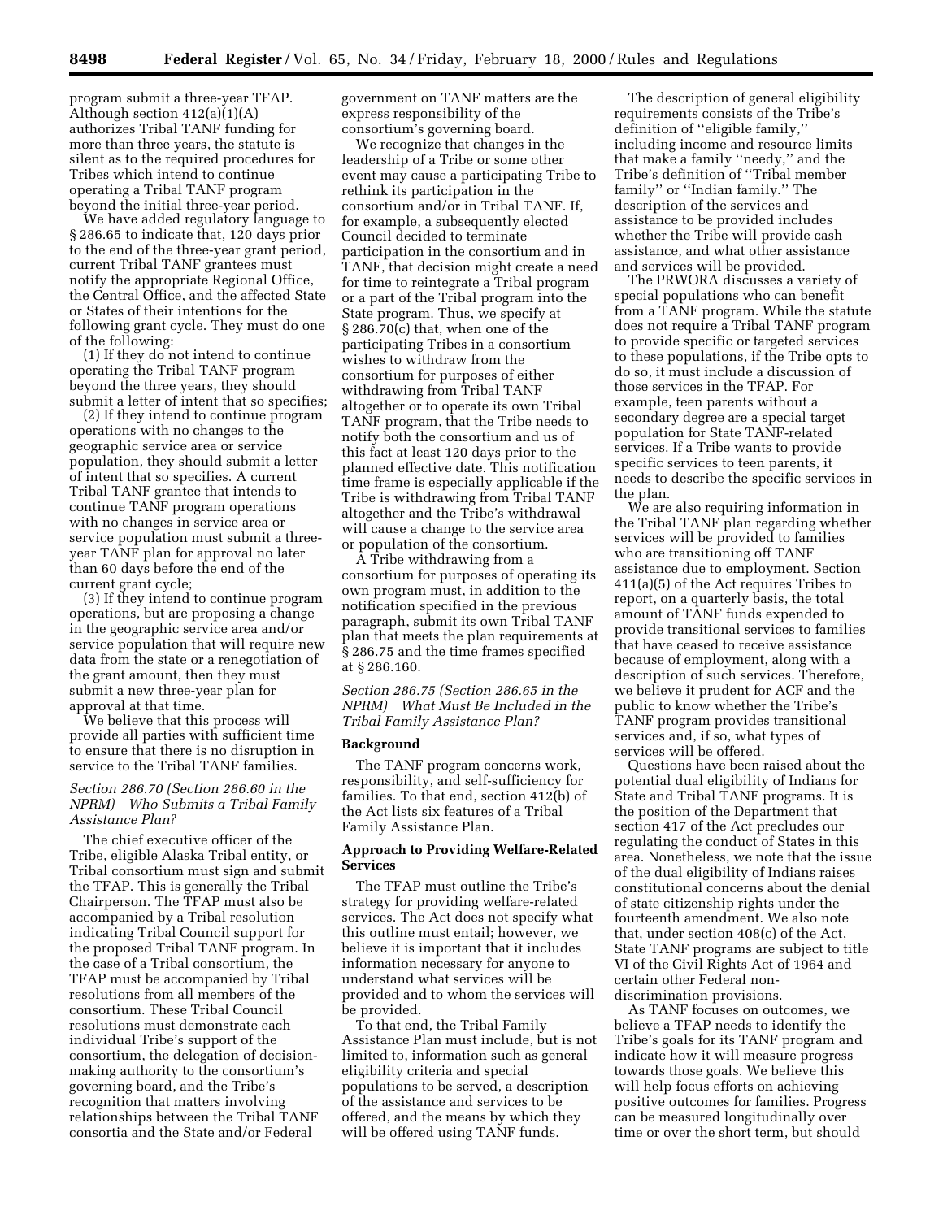program submit a three-year TFAP. Although section 412(a)(1)(A) authorizes Tribal TANF funding for more than three years, the statute is silent as to the required procedures for Tribes which intend to continue operating a Tribal TANF program beyond the initial three-year period.

We have added regulatory language to § 286.65 to indicate that, 120 days prior to the end of the three-year grant period, current Tribal TANF grantees must notify the appropriate Regional Office, the Central Office, and the affected State or States of their intentions for the following grant cycle. They must do one of the following:

(1) If they do not intend to continue operating the Tribal TANF program beyond the three years, they should submit a letter of intent that so specifies;

(2) If they intend to continue program operations with no changes to the geographic service area or service population, they should submit a letter of intent that so specifies. A current Tribal TANF grantee that intends to continue TANF program operations with no changes in service area or service population must submit a three-year TANF plan for approval no later than 60 days before the end of the current grant cycle;

(3) If they intend to continue program operations, but are proposing a change in the geographic service area and/or service population that will require new data from the state or a renegotiation of the grant amount, then they must submit a new three-year plan for approval at that time.

We believe that this process will provide all parties with sufficient time to ensure that there is no disruption in service to the Tribal TANF families.

*Section 286.70 (Section 286.60 in the NPRM) Who Submits a Tribal Family Assistance Plan?*

The chief executive officer of the Tribe, eligible Alaska Tribal entity, or Tribal consortium must sign and submit the TFAP. This is generally the Tribal Chairperson. The TFAP must also be accompanied by a Tribal resolution indicating Tribal Council support for the proposed Tribal TANF program. In the case of a Tribal consortium, the TFAP must be accompanied by Tribal resolutions from all members of the consortium. These Tribal Council resolutions must demonstrate each individual Tribe's support of the consortium, the delegation of decision-making authority to the consortium's governing board, and the Tribe's recognition that matters involving relationships between the Tribal TANF consortia and the State and/or Federal government on TANF matters are the express responsibility of the consortium's governing board.

We recognize that changes in the leadership of a Tribe or some other event may cause a participating Tribe to rethink its participation in the consortium and/or in Tribal TANF. If, for example, a subsequently elected Council decided to terminate participation in the consortium and in TANF, that decision might create a need for time to reintegrate a Tribal program or a part of the Tribal program into the State program. Thus, we specify at § 286.70(c) that, when one of the participating Tribes in a consortium wishes to withdraw from the consortium for purposes of either withdrawing from Tribal TANF altogether or to operate its own Tribal TANF program, that the Tribe needs to notify both the consortium and us of this fact at least 120 days prior to the planned effective date. This notification time frame is especially applicable if the Tribe is withdrawing from Tribal TANF altogether and the Tribe's withdrawal will cause a change to the service area or population of the consortium.

A Tribe withdrawing from a consortium for purposes of operating its own program must, in addition to the notification specified in the previous paragraph, submit its own Tribal TANF plan that meets the plan requirements at § 286.75 and the time frames specified at § 286.160.

*Section 286.75 (Section 286.65 in the NPRM) What Must Be Included in the Tribal Family Assistance Plan?*

**Background**

The TANF program concerns work, responsibility, and self-sufficiency for families. To that end, section 412(b) of the Act lists six features of a Tribal Family Assistance Plan.

**Approach to Providing Welfare-Related Services**

The TFAP must outline the Tribe's strategy for providing welfare-related services. The Act does not specify what this outline must entail; however, we believe it is important that it includes information necessary for anyone to understand what services will be provided and to whom the services will be provided.

To that end, the Tribal Family Assistance Plan must include, but is not limited to, information such as general eligibility criteria and special populations to be served, a description of the assistance and services to be offered, and the means by which they will be offered using TANF funds.

The description of general eligibility requirements consists of the Tribe's definition of "eligible family," including income and resource limits that make a family "needy," and the Tribe's definition of "Tribal member family" or "Indian family." The description of the services and assistance to be provided includes whether the Tribe will provide cash assistance, and what other assistance and services will be provided.

The PRWORA discusses a variety of special populations who can benefit from a TANF program. While the statute does not require a Tribal TANF program to provide specific or targeted services to these populations, if the Tribe opts to do so, it must include a discussion of those services in the TFAP. For example, teen parents without a secondary degree are a special target population for State TANF-related services. If a Tribe wants to provide specific services to teen parents, it needs to describe the specific services in the plan.

We are also requiring information in the Tribal TANF plan regarding whether services will be provided to families who are transitioning off TANF assistance due to employment. Section 411(a)(5) of the Act requires Tribes to report, on a quarterly basis, the total amount of TANF funds expended to provide transitional services to families that have ceased to receive assistance because of employment, along with a description of such services. Therefore, we believe it prudent for ACF and the public to know whether the Tribe's TANF program provides transitional services and, if so, what types of services will be offered.

Questions have been raised about the potential dual eligibility of Indians for State and Tribal TANF programs. It is the position of the Department that section 417 of the Act precludes our regulating the conduct of States in this area. Nonetheless, we note that the issue of the dual eligibility of Indians raises constitutional concerns about the denial of state citizenship rights under the fourteenth amendment. We also note that, under section 408(c) of the Act, State TANF programs are subject to title VI of the Civil Rights Act of 1964 and certain other Federal non-discrimination provisions.

As TANF focuses on outcomes, we believe a TFAP needs to identify the Tribe's goals for its TANF program and indicate how it will measure progress towards those goals. We believe this will help focus efforts on achieving positive outcomes for families. Progress can be measured longitudinally over time or over the short term, but should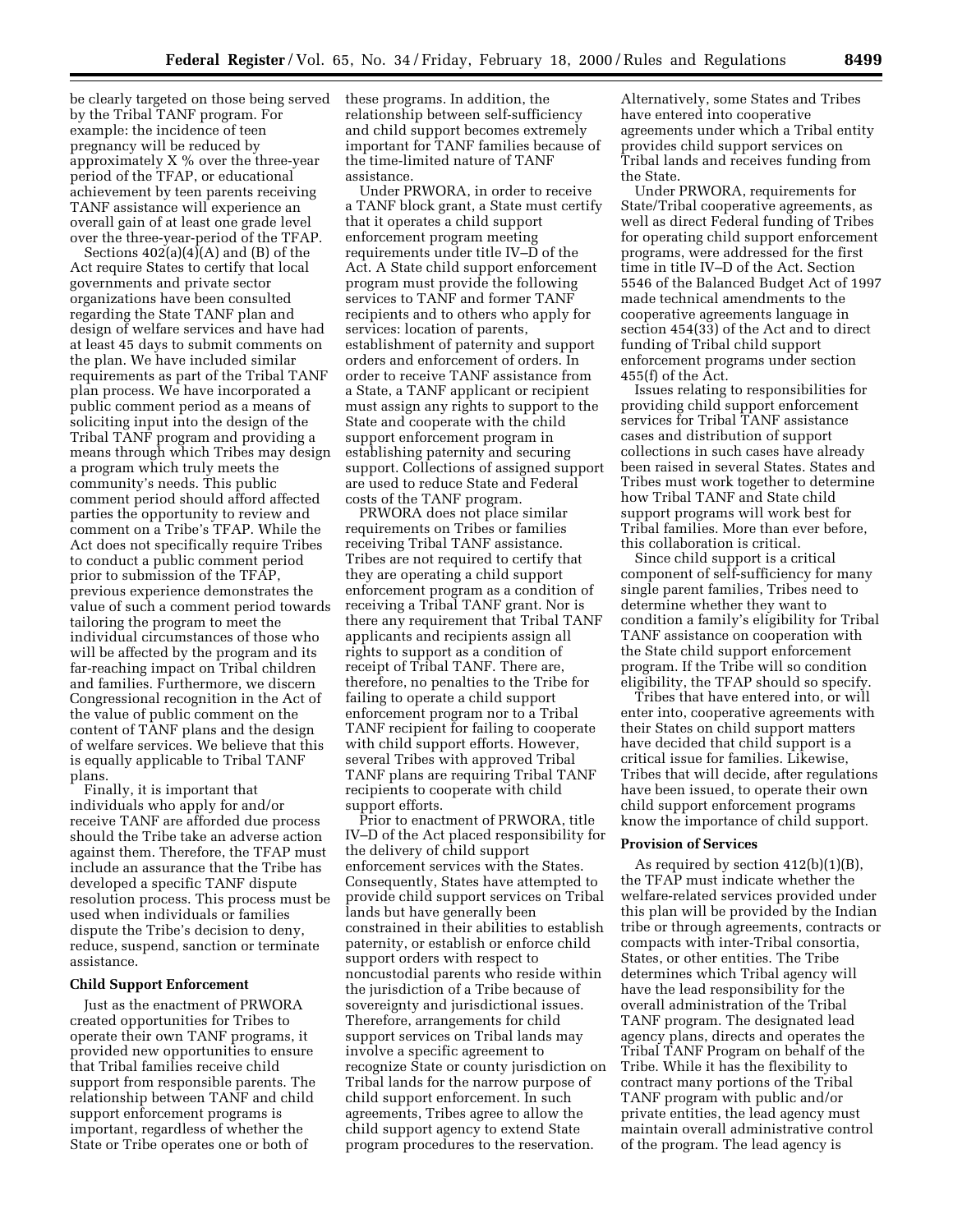be clearly targeted on those being served by the Tribal TANF program. For example: the incidence of teen pregnancy will be reduced by approximately X % over the three-year period of the TFAP, or educational achievement by teen parents receiving TANF assistance will experience an overall gain of at least one grade level over the three-year-period of the TFAP.

Sections 402(a)(4)(A) and (B) of the Act require States to certify that local governments and private sector organizations have been consulted regarding the State TANF plan and design of welfare services and have had at least 45 days to submit comments on the plan. We have included similar requirements as part of the Tribal TANF plan process. We have incorporated a public comment period as a means of soliciting input into the design of the Tribal TANF program and providing a means through which Tribes may design a program which truly meets the community's needs. This public comment period should afford affected parties the opportunity to review and comment on a Tribe's TFAP. While the Act does not specifically require Tribes to conduct a public comment period prior to submission of the TFAP, previous experience demonstrates the value of such a comment period towards tailoring the program to meet the individual circumstances of those who will be affected by the program and its far-reaching impact on Tribal children and families. Furthermore, we discern Congressional recognition in the Act of the value of public comment on the content of TANF plans and the design of welfare services. We believe that this is equally applicable to Tribal TANF plans.

Finally, it is important that individuals who apply for and/or receive TANF are afforded due process should the Tribe take an adverse action against them. Therefore, the TFAP must include an assurance that the Tribe has developed a specific TANF dispute resolution process. This process must be used when individuals or families dispute the Tribe's decision to deny, reduce, suspend, sanction or terminate assistance.

**Child Support Enforcement**

Just as the enactment of PRWORA created opportunities for Tribes to operate their own TANF programs, it provided new opportunities to ensure that Tribal families receive child support from responsible parents. The relationship between TANF and child support enforcement programs is important, regardless of whether the State or Tribe operates one or both of these programs. In addition, the relationship between self-sufficiency and child support becomes extremely important for TANF families because of the time-limited nature of TANF assistance.

Under PRWORA, in order to receive a TANF block grant, a State must certify that it operates a child support enforcement program meeting requirements under title IV–D of the Act. A State child support enforcement program must provide the following services to TANF and former TANF recipients and to others who apply for services: location of parents, establishment of paternity and support orders and enforcement of orders. In order to receive TANF assistance from a State, a TANF applicant or recipient must assign any rights to support to the State and cooperate with the child support enforcement program in establishing paternity and securing support. Collections of assigned support are used to reduce State and Federal costs of the TANF program.

PRWORA does not place similar requirements on Tribes or families receiving Tribal TANF assistance. Tribes are not required to certify that they are operating a child support enforcement program as a condition of receiving a Tribal TANF grant. Nor is there any requirement that Tribal TANF applicants and recipients assign all rights to support as a condition of receipt of Tribal TANF. There are, therefore, no penalties to the Tribe for failing to operate a child support enforcement program nor to a Tribal TANF recipient for failing to cooperate with child support efforts. However, several Tribes with approved Tribal TANF plans are requiring Tribal TANF recipients to cooperate with child support efforts.

Prior to enactment of PRWORA, title IV–D of the Act placed responsibility for the delivery of child support enforcement services with the States. Consequently, States have attempted to provide child support services on Tribal lands but have generally been constrained in their abilities to establish paternity, or establish or enforce child support orders with respect to noncustodial parents who reside within the jurisdiction of a Tribe because of sovereignty and jurisdictional issues. Therefore, arrangements for child support services on Tribal lands may involve a specific agreement to recognize State or county jurisdiction on Tribal lands for the narrow purpose of child support enforcement. In such agreements, Tribes agree to allow the child support agency to extend State program procedures to the reservation. Alternatively, some States and Tribes have entered into cooperative agreements under which a Tribal entity provides child support services on Tribal lands and receives funding from the State.

Under PRWORA, requirements for State/Tribal cooperative agreements, as well as direct Federal funding of Tribes for operating child support enforcement programs, were addressed for the first time in title IV–D of the Act. Section 5546 of the Balanced Budget Act of 1997 made technical amendments to the cooperative agreements language in section 454(33) of the Act and to direct funding of Tribal child support enforcement programs under section 455(f) of the Act.

Issues relating to responsibilities for providing child support enforcement services for Tribal TANF assistance cases and distribution of support collections in such cases have already been raised in several States. States and Tribes must work together to determine how Tribal TANF and State child support programs will work best for Tribal families. More than ever before, this collaboration is critical.

Since child support is a critical component of self-sufficiency for many single parent families, Tribes need to determine whether they want to condition a family's eligibility for Tribal TANF assistance on cooperation with the State child support enforcement program. If the Tribe will so condition eligibility, the TFAP should so specify.

Tribes that have entered into, or will enter into, cooperative agreements with their States on child support matters have decided that child support is a critical issue for families. Likewise, Tribes that will decide, after regulations have been issued, to operate their own child support enforcement programs know the importance of child support.

**Provision of Services**

As required by section 412(b)(1)(B), the TFAP must indicate whether the welfare-related services provided under this plan will be provided by the Indian tribe or through agreements, contracts or compacts with inter-Tribal consortia, States, or other entities. The Tribe determines which Tribal agency will have the lead responsibility for the overall administration of the Tribal TANF program. The designated lead agency plans, directs and operates the Tribal TANF Program on behalf of the Tribe. While it has the flexibility to contract many portions of the Tribal TANF program with public and/or private entities, the lead agency must maintain overall administrative control of the program. The lead agency is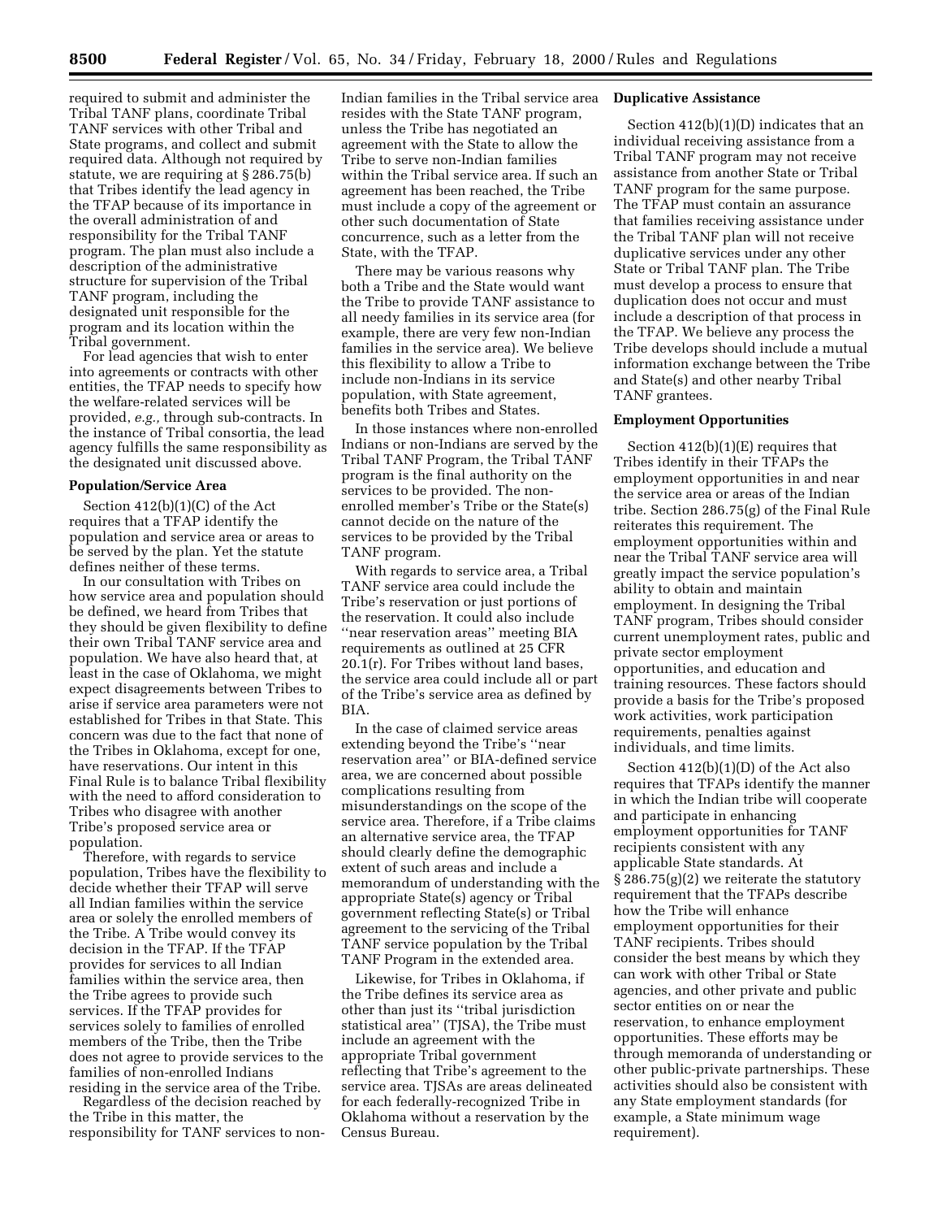required to submit and administer the Tribal TANF plans, coordinate Tribal TANF services with other Tribal and State programs, and collect and submit required data. Although not required by statute, we are requiring at § 286.75(b) that Tribes identify the lead agency in the TFAP because of its importance in the overall administration of and responsibility for the Tribal TANF program. The plan must also include a description of the administrative structure for supervision of the Tribal TANF program, including the designated unit responsible for the program and its location within the Tribal government.

For lead agencies that wish to enter into agreements or contracts with other entities, the TFAP needs to specify how the welfare-related services will be provided, *e.g.,* through sub-contracts. In the instance of Tribal consortia, the lead agency fulfills the same responsibility as the designated unit discussed above.

**Population/Service Area**

Section 412(b)(1)(C) of the Act requires that a TFAP identify the population and service area or areas to be served by the plan. Yet the statute defines neither of these terms.

In our consultation with Tribes on how service area and population should be defined, we heard from Tribes that they should be given flexibility to define their own Tribal TANF service area and population. We have also heard that, at least in the case of Oklahoma, we might expect disagreements between Tribes to arise if service area parameters were not established for Tribes in that State. This concern was due to the fact that none of the Tribes in Oklahoma, except for one, have reservations. Our intent in this Final Rule is to balance Tribal flexibility with the need to afford consideration to Tribes who disagree with another Tribe's proposed service area or population.

Therefore, with regards to service population, Tribes have the flexibility to decide whether their TFAP will serve all Indian families within the service area or solely the enrolled members of the Tribe. A Tribe would convey its decision in the TFAP. If the TFAP provides for services to all Indian families within the service area, then the Tribe agrees to provide such services. If the TFAP provides for services solely to families of enrolled members of the Tribe, then the Tribe does not agree to provide services to the families of non-enrolled Indians residing in the service area of the Tribe.

Regardless of the decision reached by the Tribe in this matter, the responsibility for TANF services to non-Indian families in the Tribal service area resides with the State TANF program, unless the Tribe has negotiated an agreement with the State to allow the Tribe to serve non-Indian families within the Tribal service area. If such an agreement has been reached, the Tribe must include a copy of the agreement or other such documentation of State concurrence, such as a letter from the State, with the TFAP.

There may be various reasons why both a Tribe and the State would want the Tribe to provide TANF assistance to all needy families in its service area (for example, there are very few non-Indian families in the service area). We believe this flexibility to allow a Tribe to include non-Indians in its service population, with State agreement, benefits both Tribes and States.

In those instances where non-enrolled Indians or non-Indians are served by the Tribal TANF Program, the Tribal TANF program is the final authority on the services to be provided. The non-enrolled member's Tribe or the State(s) cannot decide on the nature of the services to be provided by the Tribal TANF program.

With regards to service area, a Tribal TANF service area could include the Tribe's reservation or just portions of the reservation. It could also include "near reservation areas" meeting BIA requirements as outlined at 25 CFR 20.1(r). For Tribes without land bases, the service area could include all or part of the Tribe's service area as defined by BIA.

In the case of claimed service areas extending beyond the Tribe's "near reservation area" or BIA-defined service area, we are concerned about possible complications resulting from misunderstandings on the scope of the service area. Therefore, if a Tribe claims an alternative service area, the TFAP should clearly define the demographic extent of such areas and include a memorandum of understanding with the appropriate State(s) agency or Tribal government reflecting State(s) or Tribal agreement to the servicing of the Tribal TANF service population by the Tribal TANF Program in the extended area.

Likewise, for Tribes in Oklahoma, if the Tribe defines its service area as other than just its "tribal jurisdiction statistical area" (TJSA), the Tribe must include an agreement with the appropriate Tribal government reflecting that Tribe's agreement to the service area. TJSAs are areas delineated for each federally-recognized Tribe in Oklahoma without a reservation by the Census Bureau.

**Duplicative Assistance**

Section 412(b)(1)(D) indicates that an individual receiving assistance from a Tribal TANF program may not receive assistance from another State or Tribal TANF program for the same purpose. The TFAP must contain an assurance that families receiving assistance under the Tribal TANF plan will not receive duplicative services under any other State or Tribal TANF plan. The Tribe must develop a process to ensure that duplication does not occur and must include a description of that process in the TFAP. We believe any process the Tribe develops should include a mutual information exchange between the Tribe and State(s) and other nearby Tribal TANF grantees.

**Employment Opportunities**

Section 412(b)(1)(E) requires that Tribes identify in their TFAPs the employment opportunities in and near the service area or areas of the Indian tribe. Section 286.75(g) of the Final Rule reiterates this requirement. The employment opportunities within and near the Tribal TANF service area will greatly impact the service population's ability to obtain and maintain employment. In designing the Tribal TANF program, Tribes should consider current unemployment rates, public and private sector employment opportunities, and education and training resources. These factors should provide a basis for the Tribe's proposed work activities, work participation requirements, penalties against individuals, and time limits.

Section 412(b)(1)(D) of the Act also requires that TFAPs identify the manner in which the Indian tribe will cooperate and participate in enhancing employment opportunities for TANF recipients consistent with any applicable State standards. At § 286.75(g)(2) we reiterate the statutory requirement that the TFAPs describe how the Tribe will enhance employment opportunities for their TANF recipients. Tribes should consider the best means by which they can work with other Tribal or State agencies, and other private and public sector entities on or near the reservation, to enhance employment opportunities. These efforts may be through memoranda of understanding or other public-private partnerships. These activities should also be consistent with any State employment standards (for example, a State minimum wage requirement).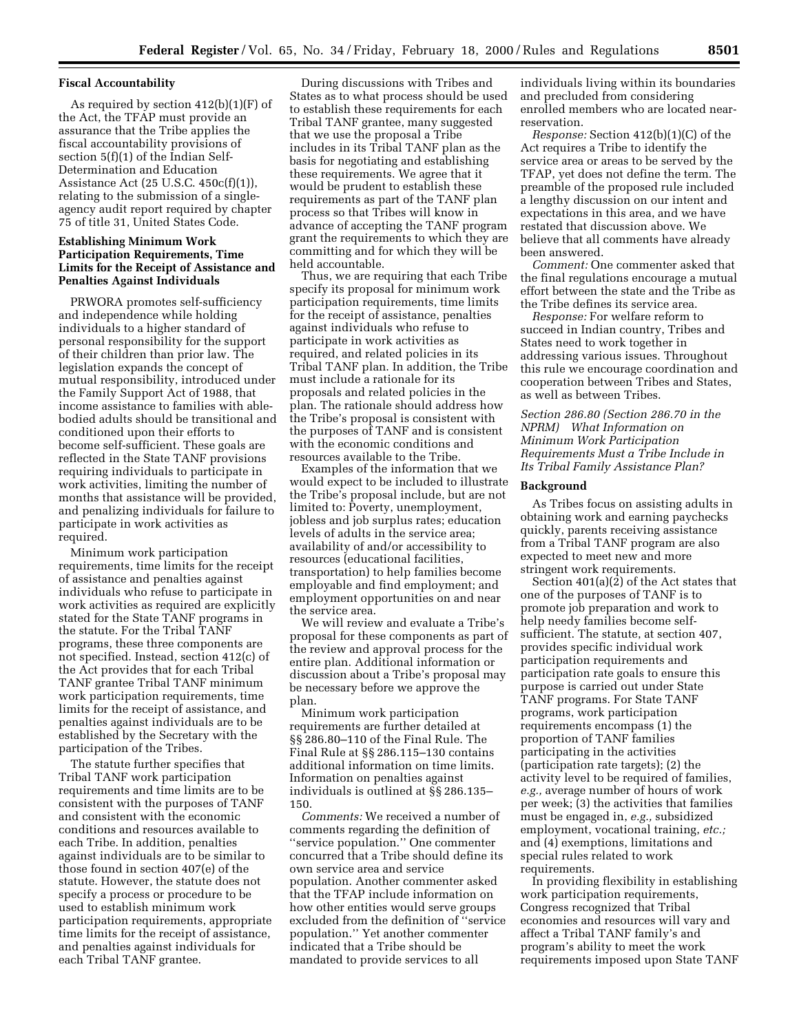**Fiscal Accountability**

As required by section 412(b)(1)(F) of the Act, the TFAP must provide an assurance that the Tribe applies the fiscal accountability provisions of section 5(f)(1) of the Indian Self-Determination and Education Assistance Act (25 U.S.C. 450c(f)(1)), relating to the submission of a single-agency audit report required by chapter 75 of title 31, United States Code.

**Establishing Minimum Work Participation Requirements, Time Limits for the Receipt of Assistance and Penalties Against Individuals**

PRWORA promotes self-sufficiency and independence while holding individuals to a higher standard of personal responsibility for the support of their children than prior law. The legislation expands the concept of mutual responsibility, introduced under the Family Support Act of 1988, that income assistance to families with able-bodied adults should be transitional and conditioned upon their efforts to become self-sufficient. These goals are reflected in the State TANF provisions requiring individuals to participate in work activities, limiting the number of months that assistance will be provided, and penalizing individuals for failure to participate in work activities as required.

Minimum work participation requirements, time limits for the receipt of assistance and penalties against individuals who refuse to participate in work activities as required are explicitly stated for the State TANF programs in the statute. For the Tribal TANF programs, these three components are not specified. Instead, section 412(c) of the Act provides that for each Tribal TANF grantee Tribal TANF minimum work participation requirements, time limits for the receipt of assistance, and penalties against individuals are to be established by the Secretary with the participation of the Tribes.

The statute further specifies that Tribal TANF work participation requirements and time limits are to be consistent with the purposes of TANF and consistent with the economic conditions and resources available to each Tribe. In addition, penalties against individuals are to be similar to those found in section 407(e) of the statute. However, the statute does not specify a process or procedure to be used to establish minimum work participation requirements, appropriate time limits for the receipt of assistance, and penalties against individuals for each Tribal TANF grantee.

During discussions with Tribes and States as to what process should be used to establish these requirements for each Tribal TANF grantee, many suggested that we use the proposal a Tribe includes in its Tribal TANF plan as the basis for negotiating and establishing these requirements. We agree that it would be prudent to establish these requirements as part of the TANF plan process so that Tribes will know in advance of accepting the TANF program grant the requirements to which they are committing and for which they will be held accountable.

Thus, we are requiring that each Tribe specify its proposal for minimum work participation requirements, time limits for the receipt of assistance, penalties against individuals who refuse to participate in work activities as required, and related policies in its Tribal TANF plan. In addition, the Tribe must include a rationale for its proposals and related policies in the plan. The rationale should address how the Tribe's proposal is consistent with the purposes of TANF and is consistent with the economic conditions and resources available to the Tribe.

Examples of the information that we would expect to be included to illustrate the Tribe's proposal include, but are not limited to: Poverty, unemployment, jobless and job surplus rates; education levels of adults in the service area; availability of and/or accessibility to resources (educational facilities, transportation) to help families become employable and find employment; and employment opportunities on and near the service area.

We will review and evaluate a Tribe's proposal for these components as part of the review and approval process for the entire plan. Additional information or discussion about a Tribe's proposal may be necessary before we approve the plan.

Minimum work participation requirements are further detailed at §§ 286.80–110 of the Final Rule. The Final Rule at §§ 286.115–130 contains additional information on time limits. Information on penalties against individuals is outlined at §§ 286.135–150.

*Comments:* We received a number of comments regarding the definition of "service population." One commenter concurred that a Tribe should define its own service area and service population. Another commenter asked that the TFAP include information on how other entities would serve groups excluded from the definition of "service population." Yet another commenter indicated that a Tribe should be mandated to provide services to all individuals living within its boundaries and precluded from considering enrolled members who are located near-reservation.

*Response:* Section 412(b)(1)(C) of the Act requires a Tribe to identify the service area or areas to be served by the TFAP, yet does not define the term. The preamble of the proposed rule included a lengthy discussion on our intent and expectations in this area, and we have restated that discussion above. We believe that all comments have already been answered.

*Comment:* One commenter asked that the final regulations encourage a mutual effort between the state and the Tribe as the Tribe defines its service area.

*Response:* For welfare reform to succeed in Indian country, Tribes and States need to work together in addressing various issues. Throughout this rule we encourage coordination and cooperation between Tribes and States, as well as between Tribes.

*Section 286.80 (Section 286.70 in the NPRM) What Information on Minimum Work Participation Requirements Must a Tribe Include in Its Tribal Family Assistance Plan?*

**Background**

As Tribes focus on assisting adults in obtaining work and earning paychecks quickly, parents receiving assistance from a Tribal TANF program are also expected to meet new and more stringent work requirements.

Section 401(a)(2) of the Act states that one of the purposes of TANF is to promote job preparation and work to help needy families become self-sufficient. The statute, at section 407, provides specific individual work participation requirements and participation rate goals to ensure this purpose is carried out under State TANF programs. For State TANF programs, work participation requirements encompass (1) the proportion of TANF families participating in the activities (participation rate targets); (2) the activity level to be required of families, *e.g.,* average number of hours of work per week; (3) the activities that families must be engaged in, *e.g.,* subsidized employment, vocational training, *etc.;* and (4) exemptions, limitations and special rules related to work requirements.

In providing flexibility in establishing work participation requirements, Congress recognized that Tribal economies and resources will vary and affect a Tribal TANF family's and program's ability to meet the work requirements imposed upon State TANF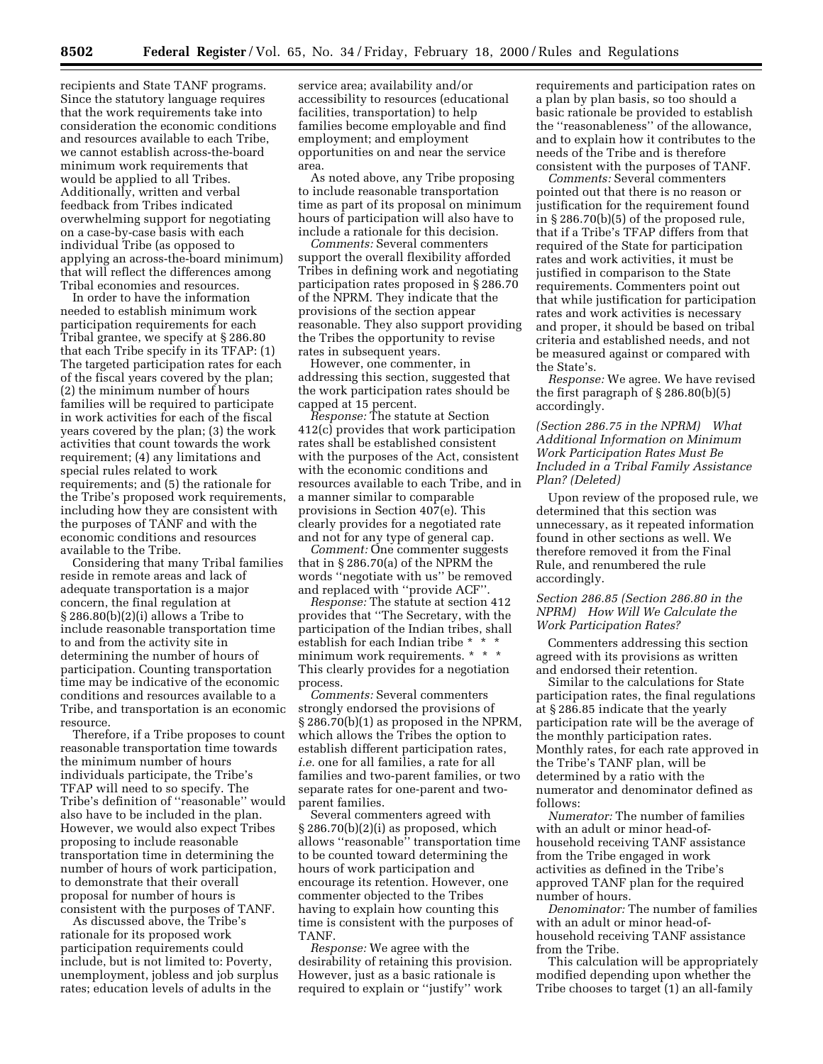recipients and State TANF programs. Since the statutory language requires that the work requirements take into consideration the economic conditions and resources available to each Tribe, we cannot establish across-the-board minimum work requirements that would be applied to all Tribes. Additionally, written and verbal feedback from Tribes indicated overwhelming support for negotiating on a case-by-case basis with each individual Tribe (as opposed to applying an across-the-board minimum) that will reflect the differences among Tribal economies and resources.

In order to have the information needed to establish minimum work participation requirements for each Tribal grantee, we specify at § 286.80 that each Tribe specify in its TFAP: (1) The targeted participation rates for each of the fiscal years covered by the plan; (2) the minimum number of hours families will be required to participate in work activities for each of the fiscal years covered by the plan; (3) the work activities that count towards the work requirement; (4) any limitations and special rules related to work requirements; and (5) the rationale for the Tribe's proposed work requirements, including how they are consistent with the purposes of TANF and with the economic conditions and resources available to the Tribe.

Considering that many Tribal families reside in remote areas and lack of adequate transportation is a major concern, the final regulation at § 286.80(b)(2)(i) allows a Tribe to include reasonable transportation time to and from the activity site in determining the number of hours of participation. Counting transportation time may be indicative of the economic conditions and resources available to a Tribe, and transportation is an economic resource.

Therefore, if a Tribe proposes to count reasonable transportation time towards the minimum number of hours individuals participate, the Tribe's TFAP will need to so specify. The Tribe's definition of "reasonable" would also have to be included in the plan. However, we would also expect Tribes proposing to include reasonable transportation time in determining the number of hours of work participation, to demonstrate that their overall proposal for number of hours is consistent with the purposes of TANF.

As discussed above, the Tribe's rationale for its proposed work participation requirements could include, but is not limited to: Poverty, unemployment, jobless and job surplus rates; education levels of adults in the service area; availability and/or accessibility to resources (educational facilities, transportation) to help families become employable and find employment; and employment opportunities on and near the service area.

As noted above, any Tribe proposing to include reasonable transportation time as part of its proposal on minimum hours of participation will also have to include a rationale for this decision.

*Comments:* Several commenters support the overall flexibility afforded Tribes in defining work and negotiating participation rates proposed in § 286.70 of the NPRM. They indicate that the provisions of the section appear reasonable. They also support providing the Tribes the opportunity to revise rates in subsequent years.

However, one commenter, in addressing this section, suggested that the work participation rates should be capped at 15 percent.

*Response:* The statute at Section 412(c) provides that work participation rates shall be established consistent with the purposes of the Act, consistent with the economic conditions and resources available to each Tribe, and in a manner similar to comparable provisions in Section 407(e). This clearly provides for a negotiated rate and not for any type of general cap.

*Comment:* One commenter suggests that in § 286.70(a) of the NPRM the words "negotiate with us" be removed and replaced with "provide ACF".

*Response:* The statute at section 412 provides that "The Secretary, with the participation of the Indian tribes, shall establish for each Indian tribe * * * minimum work requirements. * * * This clearly provides for a negotiation process.

*Comments:* Several commenters strongly endorsed the provisions of § 286.70(b)(1) as proposed in the NPRM, which allows the Tribes the option to establish different participation rates, *i.e.* one for all families, a rate for all families and two-parent families, or two separate rates for one-parent and two-parent families.

Several commenters agreed with § 286.70(b)(2)(i) as proposed, which allows "reasonable" transportation time to be counted toward determining the hours of work participation and encourage its retention. However, one commenter objected to the Tribes having to explain how counting this time is consistent with the purposes of TANF.

*Response:* We agree with the desirability of retaining this provision. However, just as a basic rationale is required to explain or "justify" work requirements and participation rates on a plan by plan basis, so too should a basic rationale be provided to establish the "reasonableness" of the allowance, and to explain how it contributes to the needs of the Tribe and is therefore consistent with the purposes of TANF.

*Comments:* Several commenters pointed out that there is no reason or justification for the requirement found in § 286.70(b)(5) of the proposed rule, that if a Tribe's TFAP differs from that required of the State for participation rates and work activities, it must be justified in comparison to the State requirements. Commenters point out that while justification for participation rates and work activities is necessary and proper, it should be based on tribal criteria and established needs, and not be measured against or compared with the State's.

*Response:* We agree. We have revised the first paragraph of § 286.80(b)(5) accordingly.

*(Section 286.75 in the NPRM) What Additional Information on Minimum Work Participation Rates Must Be Included in a Tribal Family Assistance Plan? (Deleted)*

Upon review of the proposed rule, we determined that this section was unnecessary, as it repeated information found in other sections as well. We therefore removed it from the Final Rule, and renumbered the rule accordingly.

*Section 286.85 (Section 286.80 in the NPRM) How Will We Calculate the Work Participation Rates?*

Commenters addressing this section agreed with its provisions as written and endorsed their retention.

Similar to the calculations for State participation rates, the final regulations at § 286.85 indicate that the yearly participation rate will be the average of the monthly participation rates. Monthly rates, for each rate approved in the Tribe's TANF plan, will be determined by a ratio with the numerator and denominator defined as follows:

*Numerator:* The number of families with an adult or minor head-of-household receiving TANF assistance from the Tribe engaged in work activities as defined in the Tribe's approved TANF plan for the required number of hours.

*Denominator:* The number of families with an adult or minor head-of-household receiving TANF assistance from the Tribe.

This calculation will be appropriately modified depending upon whether the Tribe chooses to target (1) an all-family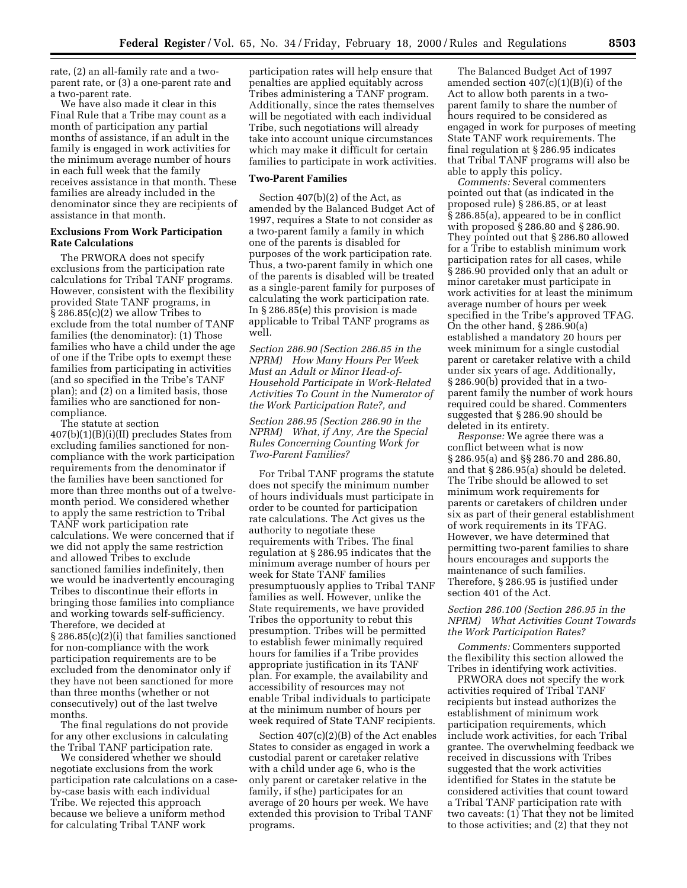rate, (2) an all-family rate and a two-parent rate, or (3) a one-parent rate and a two-parent rate.

We have also made it clear in this Final Rule that a Tribe may count as a month of participation any partial months of assistance, if an adult in the family is engaged in work activities for the minimum average number of hours in each full week that the family receives assistance in that month. These families are already included in the denominator since they are recipients of assistance in that month.

**Exclusions From Work Participation Rate Calculations**

The PRWORA does not specify exclusions from the participation rate calculations for Tribal TANF programs. However, consistent with the flexibility provided State TANF programs, in § 286.85(c)(2) we allow Tribes to exclude from the total number of TANF families (the denominator): (1) Those families who have a child under the age of one if the Tribe opts to exempt these families from participating in activities (and so specified in the Tribe's TANF plan); and (2) on a limited basis, those families who are sanctioned for non-compliance.

The statute at section 407(b)(1)(B)(i)(II) precludes States from excluding families sanctioned for non-compliance with the work participation requirements from the denominator if the families have been sanctioned for more than three months out of a twelve-month period. We considered whether to apply the same restriction to Tribal TANF work participation rate calculations. We were concerned that if we did not apply the same restriction and allowed Tribes to exclude sanctioned families indefinitely, then we would be inadvertently encouraging Tribes to discontinue their efforts in bringing those families into compliance and working towards self-sufficiency. Therefore, we decided at § 286.85(c)(2)(i) that families sanctioned for non-compliance with the work participation requirements are to be excluded from the denominator only if they have not been sanctioned for more than three months (whether or not consecutively) out of the last twelve months.

The final regulations do not provide for any other exclusions in calculating the Tribal TANF participation rate.

We considered whether we should negotiate exclusions from the work participation rate calculations on a case-by-case basis with each individual Tribe. We rejected this approach because we believe a uniform method for calculating Tribal TANF work participation rates will help ensure that penalties are applied equitably across Tribes administering a TANF program. Additionally, since the rates themselves will be negotiated with each individual Tribe, such negotiations will already take into account unique circumstances which may make it difficult for certain families to participate in work activities.

**Two-Parent Families**

Section 407(b)(2) of the Act, as amended by the Balanced Budget Act of 1997, requires a State to not consider as a two-parent family a family in which one of the parents is disabled for purposes of the work participation rate. Thus, a two-parent family in which one of the parents is disabled will be treated as a single-parent family for purposes of calculating the work participation rate. In § 286.85(e) this provision is made applicable to Tribal TANF programs as well.

*Section 286.90 (Section 286.85 in the NPRM) How Many Hours Per Week Must an Adult or Minor Head-of-Household Participate in Work-Related Activities To Count in the Numerator of the Work Participation Rate?, and*

*Section 286.95 (Section 286.90 in the NPRM) What, if Any, Are the Special Rules Concerning Counting Work for Two-Parent Families?*

For Tribal TANF programs the statute does not specify the minimum number of hours individuals must participate in order to be counted for participation rate calculations. The Act gives us the authority to negotiate these requirements with Tribes. The final regulation at § 286.95 indicates that the minimum average number of hours per week for State TANF families presumptuously applies to Tribal TANF families as well. However, unlike the State requirements, we have provided Tribes the opportunity to rebut this presumption. Tribes will be permitted to establish fewer minimally required hours for families if a Tribe provides appropriate justification in its TANF plan. For example, the availability and accessibility of resources may not enable Tribal individuals to participate at the minimum number of hours per week required of State TANF recipients.

Section 407(c)(2)(B) of the Act enables States to consider as engaged in work a custodial parent or caretaker relative with a child under age 6, who is the only parent or caretaker relative in the family, if s(he) participates for an average of 20 hours per week. We have extended this provision to Tribal TANF programs.

The Balanced Budget Act of 1997 amended section 407(c)(1)(B)(i) of the Act to allow both parents in a two-parent family to share the number of hours required to be considered as engaged in work for purposes of meeting State TANF work requirements. The final regulation at § 286.95 indicates that Tribal TANF programs will also be able to apply this policy.

*Comments:* Several commenters pointed out that (as indicated in the proposed rule) § 286.85, or at least § 286.85(a), appeared to be in conflict with proposed § 286.80 and § 286.90. They pointed out that § 286.80 allowed for a Tribe to establish minimum work participation rates for all cases, while § 286.90 provided only that an adult or minor caretaker must participate in work activities for at least the minimum average number of hours per week specified in the Tribe's approved TFAG. On the other hand, § 286.90(a) established a mandatory 20 hours per week minimum for a single custodial parent or caretaker relative with a child under six years of age. Additionally, § 286.90(b) provided that in a two-parent family the number of work hours required could be shared. Commenters suggested that § 286.90 should be deleted in its entirety.

*Response:* We agree there was a conflict between what is now § 286.95(a) and §§ 286.70 and 286.80, and that § 286.95(a) should be deleted. The Tribe should be allowed to set minimum work requirements for parents or caretakers of children under six as part of their general establishment of work requirements in its TFAG. However, we have determined that permitting two-parent families to share hours encourages and supports the maintenance of such families. Therefore, § 286.95 is justified under section 401 of the Act.

*Section 286.100 (Section 286.95 in the NPRM) What Activities Count Towards the Work Participation Rates?*

*Comments:* Commenters supported the flexibility this section allowed the Tribes in identifying work activities.

PRWORA does not specify the work activities required of Tribal TANF recipients but instead authorizes the establishment of minimum work participation requirements, which include work activities, for each Tribal grantee. The overwhelming feedback we received in discussions with Tribes suggested that the work activities identified for States in the statute be considered activities that count toward a Tribal TANF participation rate with two caveats: (1) That they not be limited to those activities; and (2) that they not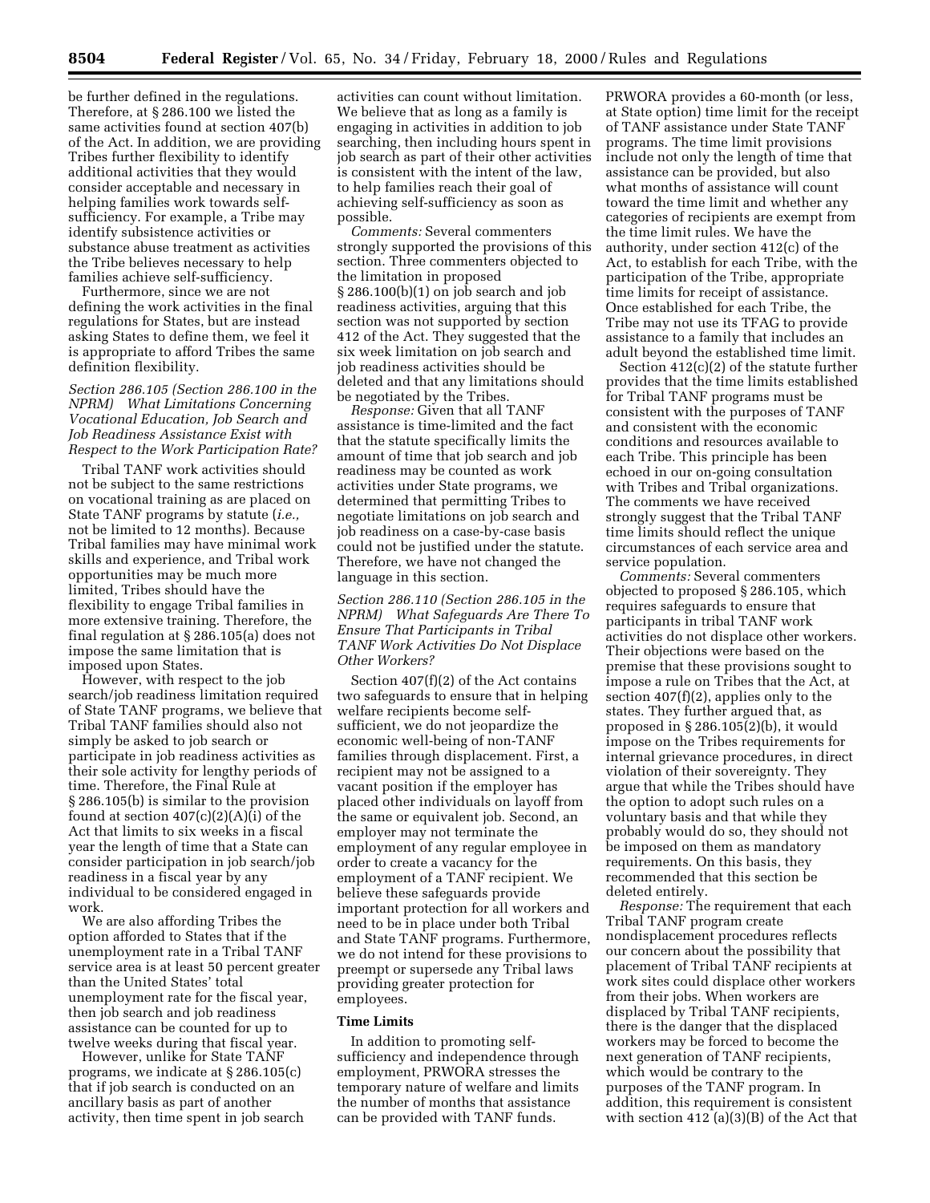be further defined in the regulations. Therefore, at § 286.100 we listed the same activities found at section 407(b) of the Act. In addition, we are providing Tribes further flexibility to identify additional activities that they would consider acceptable and necessary in helping families work towards self-sufficiency. For example, a Tribe may identify subsistence activities or substance abuse treatment as activities the Tribe believes necessary to help families achieve self-sufficiency.

Furthermore, since we are not defining the work activities in the final regulations for States, but are instead asking States to define them, we feel it is appropriate to afford Tribes the same definition flexibility.

### *Section 286.105 (Section 286.100 in the NPRM) What Limitations Concerning Vocational Education, Job Search and Job Readiness Assistance Exist with Respect to the Work Participation Rate?*

Tribal TANF work activities should not be subject to the same restrictions on vocational training as are placed on State TANF programs by statute (*i.e.,* not be limited to 12 months). Because Tribal families may have minimal work skills and experience, and Tribal work opportunities may be much more limited, Tribes should have the flexibility to engage Tribal families in more extensive training. Therefore, the final regulation at § 286.105(a) does not impose the same limitation that is imposed upon States.

However, with respect to the job search/job readiness limitation required of State TANF programs, we believe that Tribal TANF families should also not simply be asked to job search or participate in job readiness activities as their sole activity for lengthy periods of time. Therefore, the Final Rule at § 286.105(b) is similar to the provision found at section 407(c)(2)(A)(i) of the Act that limits to six weeks in a fiscal year the length of time that a State can consider participation in job search/job readiness in a fiscal year by any individual to be considered engaged in work.

We are also affording Tribes the option afforded to States that if the unemployment rate in a Tribal TANF service area is at least 50 percent greater than the United States' total unemployment rate for the fiscal year, then job search and job readiness assistance can be counted for up to twelve weeks during that fiscal year.

However, unlike for State TANF programs, we indicate at § 286.105(c) that if job search is conducted on an ancillary basis as part of another activity, then time spent in job search activities can count without limitation. We believe that as long as a family is engaging in activities in addition to job searching, then including hours spent in job search as part of their other activities is consistent with the intent of the law, to help families reach their goal of achieving self-sufficiency as soon as possible.

*Comments:* Several commenters strongly supported the provisions of this section. Three commenters objected to the limitation in proposed § 286.100(b)(1) on job search and job readiness activities, arguing that this section was not supported by section 412 of the Act. They suggested that the six week limitation on job search and job readiness activities should be deleted and that any limitations should be negotiated by the Tribes.

*Response:* Given that all TANF assistance is time-limited and the fact that the statute specifically limits the amount of time that job search and job readiness may be counted as work activities under State programs, we determined that permitting Tribes to negotiate limitations on job search and job readiness on a case-by-case basis could not be justified under the statute. Therefore, we have not changed the language in this section.

### *Section 286.110 (Section 286.105 in the NPRM) What Safeguards Are There To Ensure That Participants in Tribal TANF Work Activities Do Not Displace Other Workers?*

Section 407(f)(2) of the Act contains two safeguards to ensure that in helping welfare recipients become self-sufficient, we do not jeopardize the economic well-being of non-TANF families through displacement. First, a recipient may not be assigned to a vacant position if the employer has placed other individuals on layoff from the same or equivalent job. Second, an employer may not terminate the employment of any regular employee in order to create a vacancy for the employment of a TANF recipient. We believe these safeguards provide important protection for all workers and need to be in place under both Tribal and State TANF programs. Furthermore, we do not intend for these provisions to preempt or supersede any Tribal laws providing greater protection for employees.

## Time Limits

In addition to promoting self-sufficiency and independence through employment, PRWORA stresses the temporary nature of welfare and limits the number of months that assistance can be provided with TANF funds. PRWORA provides a 60-month (or less, at State option) time limit for the receipt of TANF assistance under State TANF programs. The time limit provisions include not only the length of time that assistance can be provided, but also what months of assistance will count toward the time limit and whether any categories of recipients are exempt from the time limit rules. We have the authority, under section 412(c) of the Act, to establish for each Tribe, with the participation of the Tribe, appropriate time limits for receipt of assistance. Once established for each Tribe, the Tribe may not use its TFAG to provide assistance to a family that includes an adult beyond the established time limit.

Section 412(c)(2) of the statute further provides that the time limits established for Tribal TANF programs must be consistent with the purposes of TANF and consistent with the economic conditions and resources available to each Tribe. This principle has been echoed in our on-going consultation with Tribes and Tribal organizations. The comments we have received strongly suggest that the Tribal TANF time limits should reflect the unique circumstances of each service area and service population.

*Comments:* Several commenters objected to proposed § 286.105, which requires safeguards to ensure that participants in tribal TANF work activities do not displace other workers. Their objections were based on the premise that these provisions sought to impose a rule on Tribes that the Act, at section 407(f)(2), applies only to the states. They further argued that, as proposed in § 286.105(2)(b), it would impose on the Tribes requirements for internal grievance procedures, in direct violation of their sovereignty. They argue that while the Tribes should have the option to adopt such rules on a voluntary basis and that while they probably would do so, they should not be imposed on them as mandatory requirements. On this basis, they recommended that this section be deleted entirely.

*Response:* The requirement that each Tribal TANF program create nondisplacement procedures reflects our concern about the possibility that placement of Tribal TANF recipients at work sites could displace other workers from their jobs. When workers are displaced by Tribal TANF recipients, there is the danger that the displaced workers may be forced to become the next generation of TANF recipients, which would be contrary to the purposes of the TANF program. In addition, this requirement is consistent with section 412 (a)(3)(B) of the Act that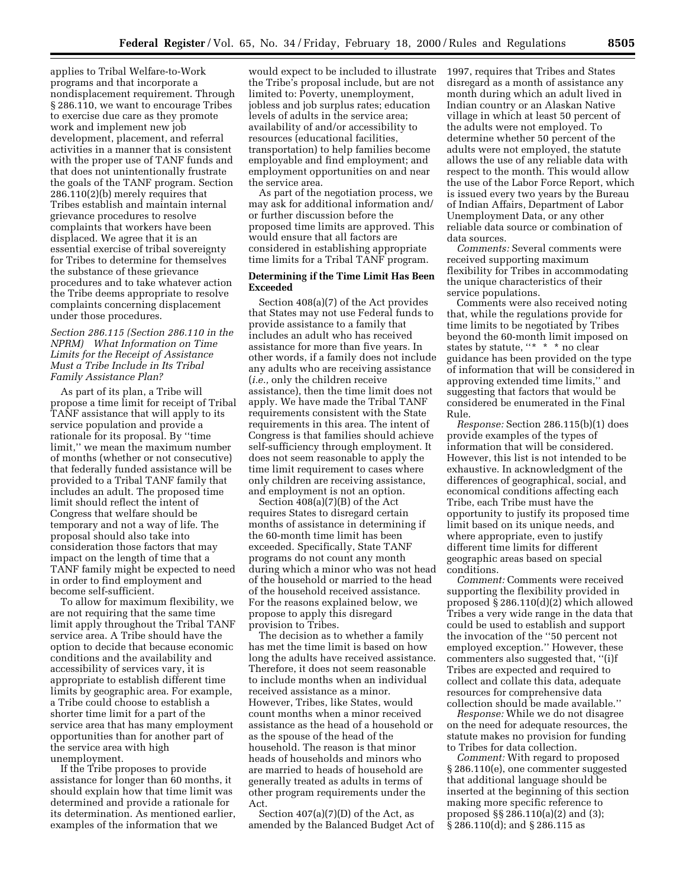applies to Tribal Welfare-to-Work programs and that incorporate a nondisplacement requirement. Through § 286.110, we want to encourage Tribes to exercise due care as they promote work and implement new job development, placement, and referral activities in a manner that is consistent with the proper use of TANF funds and that does not unintentionally frustrate the goals of the TANF program. Section 286.110(2)(b) merely requires that Tribes establish and maintain internal grievance procedures to resolve complaints that workers have been displaced. We agree that it is an essential exercise of tribal sovereignty for Tribes to determine for themselves the substance of these grievance procedures and to take whatever action the Tribe deems appropriate to resolve complaints concerning displacement under those procedures.

*Section 286.115 (Section 286.110 in the NPRM) What Information on Time Limits for the Receipt of Assistance Must a Tribe Include in Its Tribal Family Assistance Plan?*

As part of its plan, a Tribe will propose a time limit for receipt of Tribal TANF assistance that will apply to its service population and provide a rationale for its proposal. By ''time limit,'' we mean the maximum number of months (whether or not consecutive) that federally funded assistance will be provided to a Tribal TANF family that includes an adult. The proposed time limit should reflect the intent of Congress that welfare should be temporary and not a way of life. The proposal should also take into consideration those factors that may impact on the length of time that a TANF family might be expected to need in order to find employment and become self-sufficient.

To allow for maximum flexibility, we are not requiring that the same time limit apply throughout the Tribal TANF service area. A Tribe should have the option to decide that because economic conditions and the availability and accessibility of services vary, it is appropriate to establish different time limits by geographic area. For example, a Tribe could choose to establish a shorter time limit for a part of the service area that has many employment opportunities than for another part of the service area with high unemployment.

If the Tribe proposes to provide assistance for longer than 60 months, it should explain how that time limit was determined and provide a rationale for its determination. As mentioned earlier, examples of the information that we would expect to be included to illustrate the Tribe's proposal include, but are not limited to: Poverty, unemployment, jobless and job surplus rates; education levels of adults in the service area; availability of and/or accessibility to resources (educational facilities, transportation) to help families become employable and find employment; and employment opportunities on and near the service area.

As part of the negotiation process, we may ask for additional information and/or further discussion before the proposed time limits are approved. This would ensure that all factors are considered in establishing appropriate time limits for a Tribal TANF program.

**Determining if the Time Limit Has Been Exceeded**

Section 408(a)(7) of the Act provides that States may not use Federal funds to provide assistance to a family that includes an adult who has received assistance for more than five years. In other words, if a family does not include any adults who are receiving assistance (*i.e.,* only the children receive assistance), then the time limit does not apply. We have made the Tribal TANF requirements consistent with the State requirements in this area. The intent of Congress is that families should achieve self-sufficiency through employment. It does not seem reasonable to apply the time limit requirement to cases where only children are receiving assistance, and employment is not an option.

Section 408(a)(7)(B) of the Act requires States to disregard certain months of assistance in determining if the 60-month time limit has been exceeded. Specifically, State TANF programs do not count any month during which a minor who was not head of the household or married to the head of the household received assistance. For the reasons explained below, we propose to apply this disregard provision to Tribes.

The decision as to whether a family has met the time limit is based on how long the adults have received assistance. Therefore, it does not seem reasonable to include months when an individual received assistance as a minor. However, Tribes, like States, would count months when a minor received assistance as the head of a household or as the spouse of the head of the household. The reason is that minor heads of households and minors who are married to heads of household are generally treated as adults in terms of other program requirements under the Act.

Section 407(a)(7)(D) of the Act, as amended by the Balanced Budget Act of 1997, requires that Tribes and States disregard as a month of assistance any month during which an adult lived in Indian country or an Alaskan Native village in which at least 50 percent of the adults were not employed. To determine whether 50 percent of the adults were not employed, the statute allows the use of any reliable data with respect to the month. This would allow the use of the Labor Force Report, which is issued every two years by the Bureau of Indian Affairs, Department of Labor Unemployment Data, or any other reliable data source or combination of data sources.

*Comments:* Several comments were received supporting maximum flexibility for Tribes in accommodating the unique characteristics of their service populations.

Comments were also received noting that, while the regulations provide for time limits to be negotiated by Tribes beyond the 60-month limit imposed on states by statute, ''* * * no clear guidance has been provided on the type of information that will be considered in approving extended time limits,'' and suggesting that factors that would be considered be enumerated in the Final Rule.

*Response:* Section 286.115(b)(1) does provide examples of the types of information that will be considered. However, this list is not intended to be exhaustive. In acknowledgment of the differences of geographical, social, and economical conditions affecting each Tribe, each Tribe must have the opportunity to justify its proposed time limit based on its unique needs, and where appropriate, even to justify different time limits for different geographic areas based on special conditions.

*Comment:* Comments were received supporting the flexibility provided in proposed § 286.110(d)(2) which allowed Tribes a very wide range in the data that could be used to establish and support the invocation of the ''50 percent not employed exception.'' However, these commenters also suggested that, ''(i)f Tribes are expected and required to collect and collate this data, adequate resources for comprehensive data collection should be made available.''

*Response:* While we do not disagree on the need for adequate resources, the statute makes no provision for funding to Tribes for data collection.

*Comment:* With regard to proposed § 286.110(e), one commenter suggested that additional language should be inserted at the beginning of this section making more specific reference to proposed §§ 286.110(a)(2) and (3); § 286.110(d); and § 286.115 as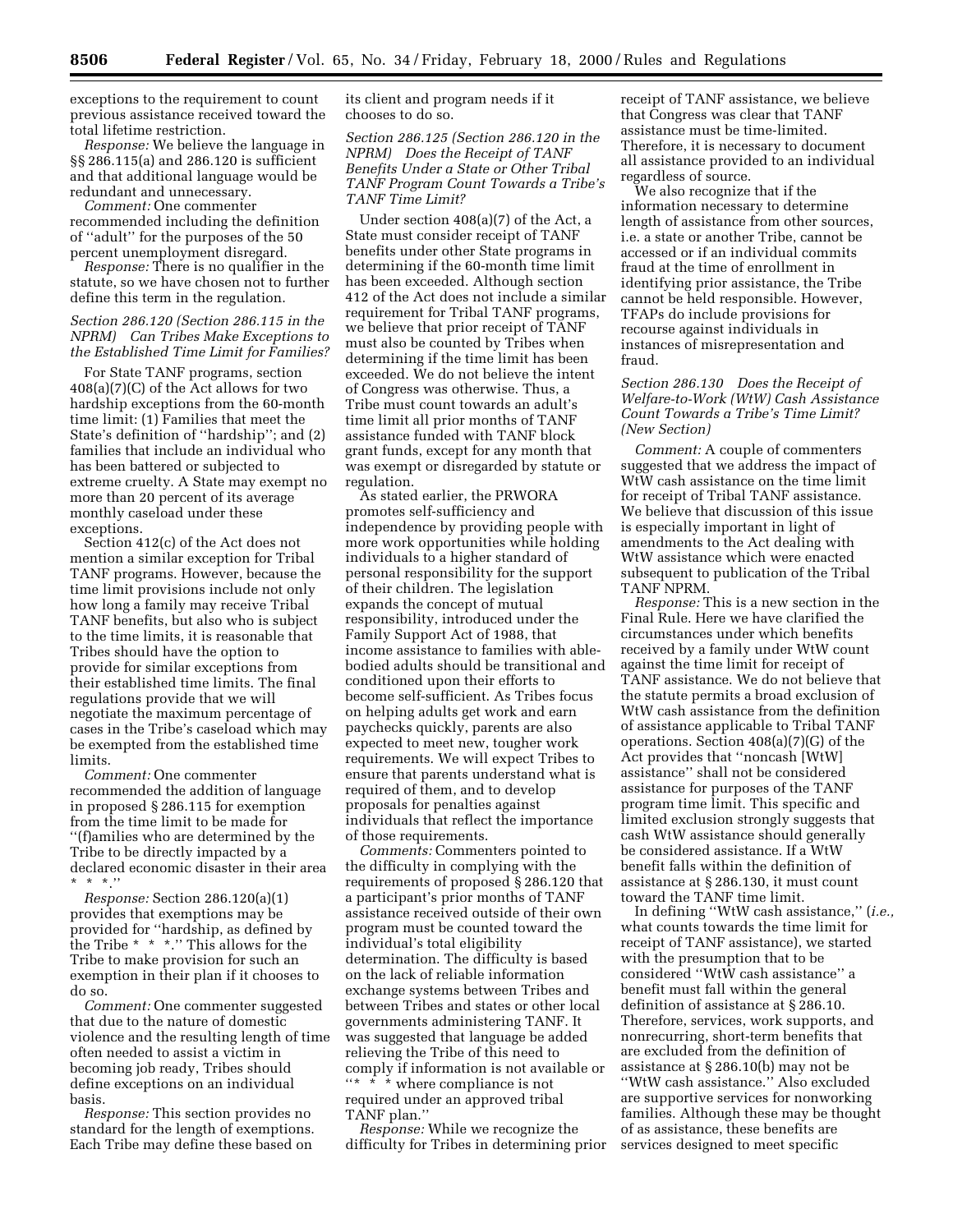exceptions to the requirement to count previous assistance received toward the total lifetime restriction.

*Response:* We believe the language in §§ 286.115(a) and 286.120 is sufficient and that additional language would be redundant and unnecessary.

*Comment:* One commenter recommended including the definition of ''adult'' for the purposes of the 50 percent unemployment disregard.

*Response:* There is no qualifier in the statute, so we have chosen not to further define this term in the regulation.

*Section 286.120 (Section 286.115 in the NPRM) Can Tribes Make Exceptions to the Established Time Limit for Families?*

For State TANF programs, section 408(a)(7)(C) of the Act allows for two hardship exceptions from the 60-month time limit: (1) Families that meet the State's definition of ''hardship''; and (2) families that include an individual who has been battered or subjected to extreme cruelty. A State may exempt no more than 20 percent of its average monthly caseload under these exceptions.

Section 412(c) of the Act does not mention a similar exception for Tribal TANF programs. However, because the time limit provisions include not only how long a family may receive Tribal TANF benefits, but also who is subject to the time limits, it is reasonable that Tribes should have the option to provide for similar exceptions from their established time limits. The final regulations provide that we will negotiate the maximum percentage of cases in the Tribe's caseload which may be exempted from the established time limits.

*Comment:* One commenter recommended the addition of language in proposed § 286.115 for exemption from the time limit to be made for ''(f)amilies who are determined by the Tribe to be directly impacted by a declared economic disaster in their area * * *.''

*Response:* Section 286.120(a)(1) provides that exemptions may be provided for ''hardship, as defined by the Tribe * * *.'' This allows for the Tribe to make provision for such an exemption in their plan if it chooses to do so.

*Comment:* One commenter suggested that due to the nature of domestic violence and the resulting length of time often needed to assist a victim in becoming job ready, Tribes should define exceptions on an individual basis.

*Response:* This section provides no standard for the length of exemptions. Each Tribe may define these based on its client and program needs if it chooses to do so.

*Section 286.125 (Section 286.120 in the NPRM) Does the Receipt of TANF Benefits Under a State or Other Tribal TANF Program Count Towards a Tribe's TANF Time Limit?*

Under section 408(a)(7) of the Act, a State must consider receipt of TANF benefits under other State programs in determining if the 60-month time limit has been exceeded. Although section 412 of the Act does not include a similar requirement for Tribal TANF programs, we believe that prior receipt of TANF must also be counted by Tribes when determining if the time limit has been exceeded. We do not believe the intent of Congress was otherwise. Thus, a Tribe must count towards an adult's time limit all prior months of TANF assistance funded with TANF block grant funds, except for any month that was exempt or disregarded by statute or regulation.

As stated earlier, the PRWORA promotes self-sufficiency and independence by providing people with more work opportunities while holding individuals to a higher standard of personal responsibility for the support of their children. The legislation expands the concept of mutual responsibility, introduced under the Family Support Act of 1988, that income assistance to families with able-bodied adults should be transitional and conditioned upon their efforts to become self-sufficient. As Tribes focus on helping adults get work and earn paychecks quickly, parents are also expected to meet new, tougher work requirements. We will expect Tribes to ensure that parents understand what is required of them, and to develop proposals for penalties against individuals that reflect the importance of those requirements.

*Comments:* Commenters pointed to the difficulty in complying with the requirements of proposed § 286.120 that a participant's prior months of TANF assistance received outside of their own program must be counted toward the individual's total eligibility determination. The difficulty is based on the lack of reliable information exchange systems between Tribes and between Tribes and states or other local governments administering TANF. It was suggested that language be added relieving the Tribe of this need to comply if information is not available or ''* * * where compliance is not required under an approved tribal TANF plan.''

*Response:* While we recognize the difficulty for Tribes in determining prior receipt of TANF assistance, we believe that Congress was clear that TANF assistance must be time-limited. Therefore, it is necessary to document all assistance provided to an individual regardless of source.

We also recognize that if the information necessary to determine length of assistance from other sources, i.e. a state or another Tribe, cannot be accessed or if an individual commits fraud at the time of enrollment in identifying prior assistance, the Tribe cannot be held responsible. However, TFAPs do include provisions for recourse against individuals in instances of misrepresentation and fraud.

*Section 286.130 Does the Receipt of Welfare-to-Work (WtW) Cash Assistance Count Towards a Tribe's Time Limit? (New Section)*

*Comment:* A couple of commenters suggested that we address the impact of WtW cash assistance on the time limit for receipt of Tribal TANF assistance. We believe that discussion of this issue is especially important in light of amendments to the Act dealing with WtW assistance which were enacted subsequent to publication of the Tribal TANF NPRM.

*Response:* This is a new section in the Final Rule. Here we have clarified the circumstances under which benefits received by a family under WtW count against the time limit for receipt of TANF assistance. We do not believe that the statute permits a broad exclusion of WtW cash assistance from the definition of assistance applicable to Tribal TANF operations. Section 408(a)(7)(G) of the Act provides that ''noncash [WtW] assistance'' shall not be considered assistance for purposes of the TANF program time limit. This specific and limited exclusion strongly suggests that cash WtW assistance should generally be considered assistance. If a WtW benefit falls within the definition of assistance at § 286.130, it must count toward the TANF time limit.

In defining ''WtW cash assistance,'' (*i.e.,* what counts towards the time limit for receipt of TANF assistance), we started with the presumption that to be considered ''WtW cash assistance'' a benefit must fall within the general definition of assistance at § 286.10. Therefore, services, work supports, and nonrecurring, short-term benefits that are excluded from the definition of assistance at § 286.10(b) may not be ''WtW cash assistance.'' Also excluded are supportive services for nonworking families. Although these may be thought of as assistance, these benefits are services designed to meet specific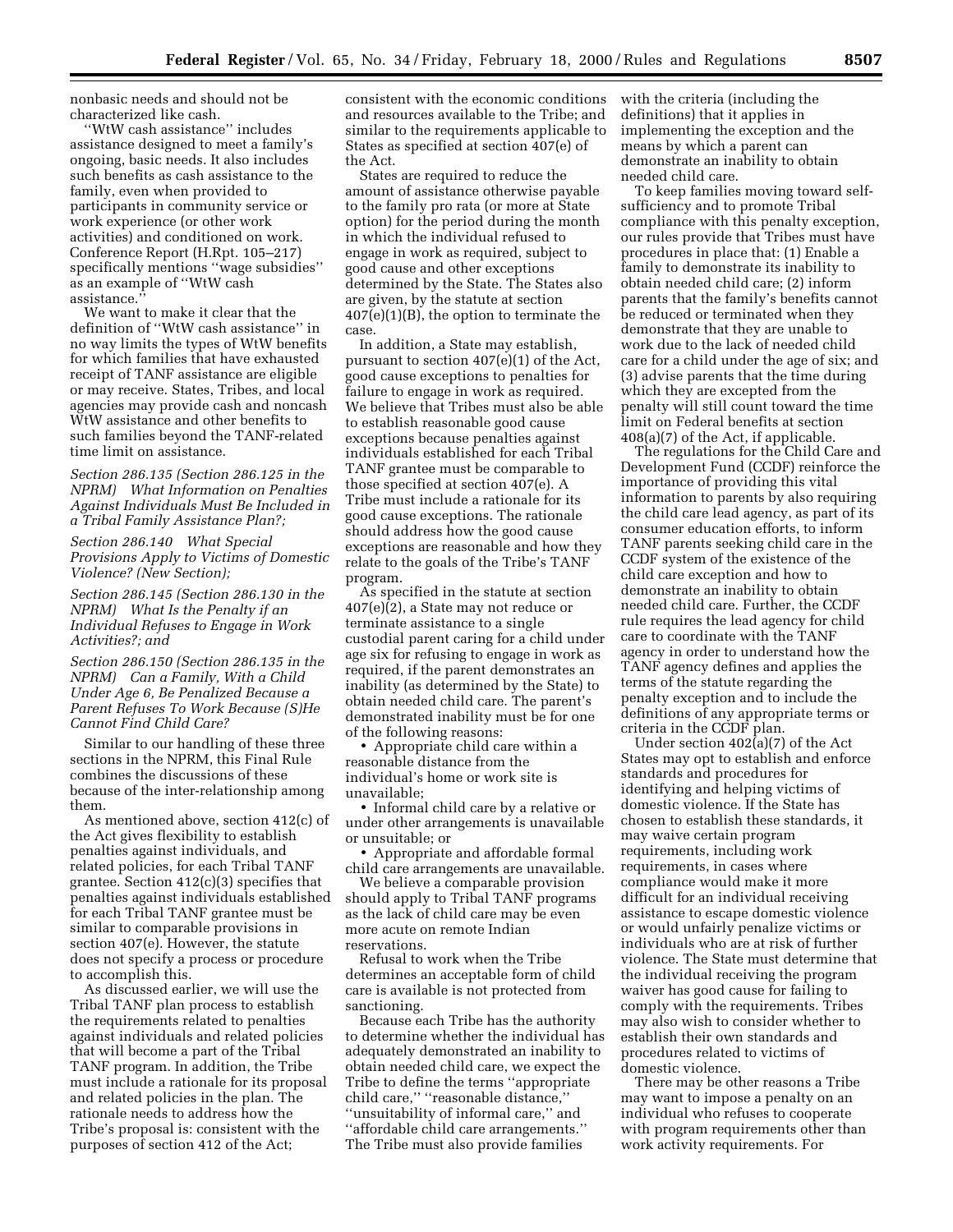nonbasic needs and should not be characterized like cash.

''WtW cash assistance'' includes assistance designed to meet a family's ongoing, basic needs. It also includes such benefits as cash assistance to the family, even when provided to participants in community service or work experience (or other work activities) and conditioned on work. Conference Report (H.Rpt. 105–217) specifically mentions ''wage subsidies'' as an example of ''WtW cash assistance.''

We want to make it clear that the definition of ''WtW cash assistance'' in no way limits the types of WtW benefits for which families that have exhausted receipt of TANF assistance are eligible or may receive. States, Tribes, and local agencies may provide cash and noncash WtW assistance and other benefits to such families beyond the TANF-related time limit on assistance.

*Section 286.135 (Section 286.125 in the NPRM) What Information on Penalties Against Individuals Must Be Included in a Tribal Family Assistance Plan?;*

*Section 286.140 What Special Provisions Apply to Victims of Domestic Violence? (New Section);*

*Section 286.145 (Section 286.130 in the NPRM) What Is the Penalty if an Individual Refuses to Engage in Work Activities?; and*

*Section 286.150 (Section 286.135 in the NPRM) Can a Family, With a Child Under Age 6, Be Penalized Because a Parent Refuses To Work Because (S)He Cannot Find Child Care?*

Similar to our handling of these three sections in the NPRM, this Final Rule combines the discussions of these because of the inter-relationship among them.

As mentioned above, section 412(c) of the Act gives flexibility to establish penalties against individuals, and related policies, for each Tribal TANF grantee. Section 412(c)(3) specifies that penalties against individuals established for each Tribal TANF grantee must be similar to comparable provisions in section 407(e). However, the statute does not specify a process or procedure to accomplish this.

As discussed earlier, we will use the Tribal TANF plan process to establish the requirements related to penalties against individuals and related policies that will become a part of the Tribal TANF program. In addition, the Tribe must include a rationale for its proposal and related policies in the plan. The rationale needs to address how the Tribe's proposal is: consistent with the purposes of section 412 of the Act; consistent with the economic conditions and resources available to the Tribe; and similar to the requirements applicable to States as specified at section 407(e) of the Act.

States are required to reduce the amount of assistance otherwise payable to the family pro rata (or more at State option) for the period during the month in which the individual refused to engage in work as required, subject to good cause and other exceptions determined by the State. The States also are given, by the statute at section 407(e)(1)(B), the option to terminate the case.

In addition, a State may establish, pursuant to section 407(e)(1) of the Act, good cause exceptions to penalties for failure to engage in work as required. We believe that Tribes must also be able to establish reasonable good cause exceptions because penalties against individuals established for each Tribal TANF grantee must be comparable to those specified at section 407(e). A Tribe must include a rationale for its good cause exceptions. The rationale should address how the good cause exceptions are reasonable and how they relate to the goals of the Tribe's TANF program.

As specified in the statute at section 407(e)(2), a State may not reduce or terminate assistance to a single custodial parent caring for a child under age six for refusing to engage in work as required, if the parent demonstrates an inability (as determined by the State) to obtain needed child care. The parent's demonstrated inability must be for one of the following reasons:

- Appropriate child care within a reasonable distance from the individual's home or work site is unavailable;
- Informal child care by a relative or under other arrangements is unavailable or unsuitable; or
- Appropriate and affordable formal child care arrangements are unavailable.

We believe a comparable provision should apply to Tribal TANF programs as the lack of child care may be even more acute on remote Indian reservations.

Refusal to work when the Tribe determines an acceptable form of child care is available is not protected from sanctioning.

Because each Tribe has the authority to determine whether the individual has adequately demonstrated an inability to obtain needed child care, we expect the Tribe to define the terms ''appropriate child care,'' ''reasonable distance,'' ''unsuitability of informal care,'' and ''affordable child care arrangements.'' The Tribe must also provide families with the criteria (including the definitions) that it applies in implementing the exception and the means by which a parent can demonstrate an inability to obtain needed child care.

To keep families moving toward self-sufficiency and to promote Tribal compliance with this penalty exception, our rules provide that Tribes must have procedures in place that: (1) Enable a family to demonstrate its inability to obtain needed child care; (2) inform parents that the family's benefits cannot be reduced or terminated when they demonstrate that they are unable to work due to the lack of needed child care for a child under the age of six; and (3) advise parents that the time during which they are excepted from the penalty will still count toward the time limit on Federal benefits at section 408(a)(7) of the Act, if applicable.

The regulations for the Child Care and Development Fund (CCDF) reinforce the importance of providing this vital information to parents by also requiring the child care lead agency, as part of its consumer education efforts, to inform TANF parents seeking child care in the CCDF system of the existence of the child care exception and how to demonstrate an inability to obtain needed child care. Further, the CCDF rule requires the lead agency for child care to coordinate with the TANF agency in order to understand how the TANF agency defines and applies the terms of the statute regarding the penalty exception and to include the definitions of any appropriate terms or criteria in the CCDF plan.

Under section 402(a)(7) of the Act States may opt to establish and enforce standards and procedures for identifying and helping victims of domestic violence. If the State has chosen to establish these standards, it may waive certain program requirements, including work requirements, in cases where compliance would make it more difficult for an individual receiving assistance to escape domestic violence or would unfairly penalize victims or individuals who are at risk of further violence. The State must determine that the individual receiving the program waiver has good cause for failing to comply with the requirements. Tribes may also wish to consider whether to establish their own standards and procedures related to victims of domestic violence.

There may be other reasons a Tribe may want to impose a penalty on an individual who refuses to cooperate with program requirements other than work activity requirements. For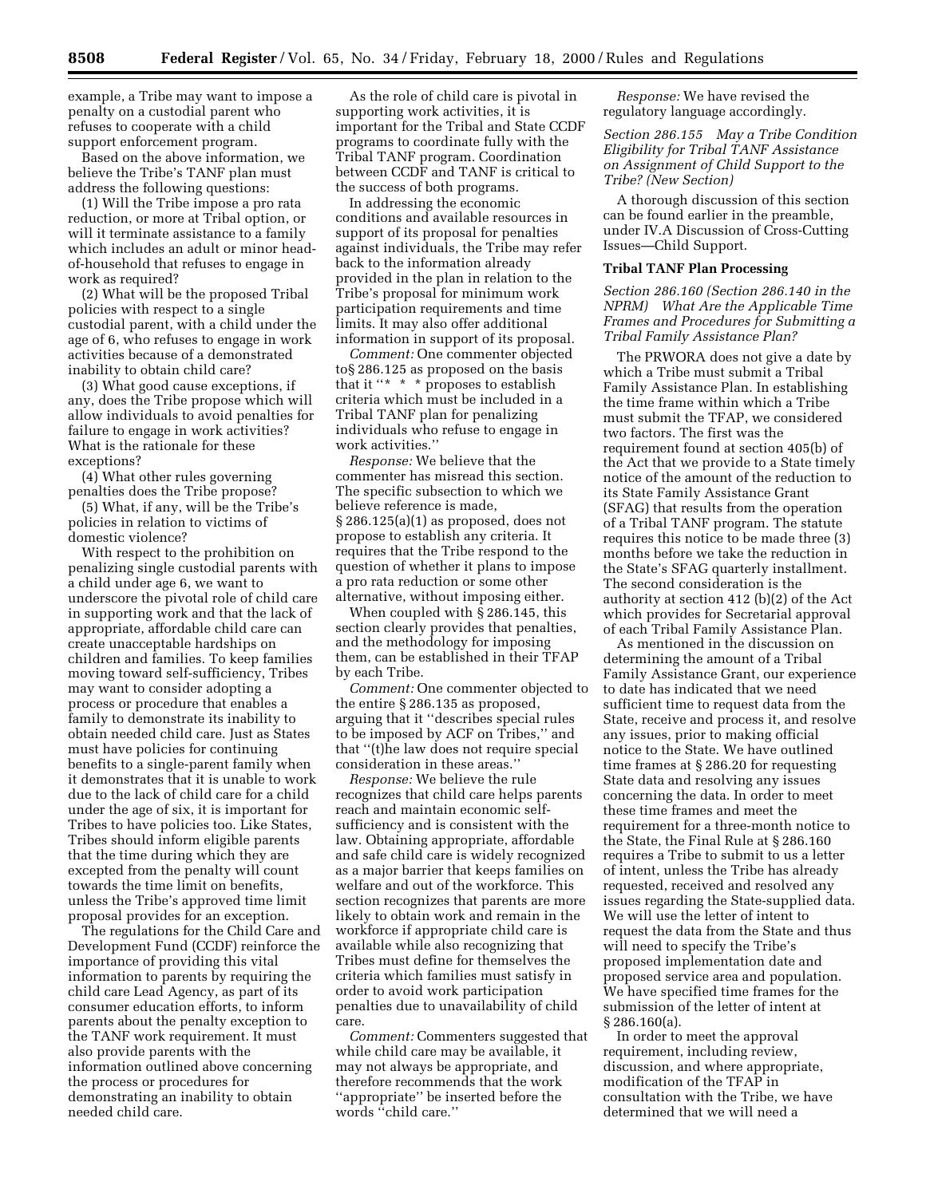example, a Tribe may want to impose a penalty on a custodial parent who refuses to cooperate with a child support enforcement program.

Based on the above information, we believe the Tribe's TANF plan must address the following questions:

(1) Will the Tribe impose a pro rata reduction, or more at Tribal option, or will it terminate assistance to a family which includes an adult or minor head-of-household that refuses to engage in work as required?

(2) What will be the proposed Tribal policies with respect to a single custodial parent, with a child under the age of 6, who refuses to engage in work activities because of a demonstrated inability to obtain child care?

(3) What good cause exceptions, if any, does the Tribe propose which will allow individuals to avoid penalties for failure to engage in work activities? What is the rationale for these exceptions?

(4) What other rules governing penalties does the Tribe propose?

(5) What, if any, will be the Tribe's policies in relation to victims of domestic violence?

With respect to the prohibition on penalizing single custodial parents with a child under age 6, we want to underscore the pivotal role of child care in supporting work and that the lack of appropriate, affordable child care can create unacceptable hardships on children and families. To keep families moving toward self-sufficiency, Tribes may want to consider adopting a process or procedure that enables a family to demonstrate its inability to obtain needed child care. Just as States must have policies for continuing benefits to a single-parent family when it demonstrates that it is unable to work due to the lack of child care for a child under the age of six, it is important for Tribes to have policies too. Like States, Tribes should inform eligible parents that the time during which they are excepted from the penalty will count towards the time limit on benefits, unless the Tribe's approved time limit proposal provides for an exception.

The regulations for the Child Care and Development Fund (CCDF) reinforce the importance of providing this vital information to parents by requiring the child care Lead Agency, as part of its consumer education efforts, to inform parents about the penalty exception to the TANF work requirement. It must also provide parents with the information outlined above concerning the process or procedures for demonstrating an inability to obtain needed child care.

As the role of child care is pivotal in supporting work activities, it is important for the Tribal and State CCDF programs to coordinate fully with the Tribal TANF program. Coordination between CCDF and TANF is critical to the success of both programs.

In addressing the economic conditions and available resources in support of its proposal for penalties against individuals, the Tribe may refer back to the information already provided in the plan in relation to the Tribe's proposal for minimum work participation requirements and time limits. It may also offer additional information in support of its proposal.

*Comment:* One commenter objected to§ 286.125 as proposed on the basis that it "* * * proposes to establish criteria which must be included in a Tribal TANF plan for penalizing individuals who refuse to engage in work activities."

*Response:* We believe that the commenter has misread this section. The specific subsection to which we believe reference is made, § 286.125(a)(1) as proposed, does not propose to establish any criteria. It requires that the Tribe respond to the question of whether it plans to impose a pro rata reduction or some other alternative, without imposing either.

When coupled with § 286.145, this section clearly provides that penalties, and the methodology for imposing them, can be established in their TFAP by each Tribe.

*Comment:* One commenter objected to the entire § 286.135 as proposed, arguing that it "describes special rules to be imposed by ACF on Tribes," and that "(t)he law does not require special consideration in these areas."

*Response:* We believe the rule recognizes that child care helps parents reach and maintain economic self-sufficiency and is consistent with the law. Obtaining appropriate, affordable and safe child care is widely recognized as a major barrier that keeps families on welfare and out of the workforce. This section recognizes that parents are more likely to obtain work and remain in the workforce if appropriate child care is available while also recognizing that Tribes must define for themselves the criteria which families must satisfy in order to avoid work participation penalties due to unavailability of child care.

*Comment:* Commenters suggested that while child care may be available, it may not always be appropriate, and therefore recommends that the work "appropriate" be inserted before the words "child care."

*Response:* We have revised the regulatory language accordingly.

*Section 286.155 May a Tribe Condition Eligibility for Tribal TANF Assistance on Assignment of Child Support to the Tribe? (New Section)*

A thorough discussion of this section can be found earlier in the preamble, under IV.A Discussion of Cross-Cutting Issues—Child Support.

**Tribal TANF Plan Processing**

*Section 286.160 (Section 286.140 in the NPRM) What Are the Applicable Time Frames and Procedures for Submitting a Tribal Family Assistance Plan?*

The PRWORA does not give a date by which a Tribe must submit a Tribal Family Assistance Plan. In establishing the time frame within which a Tribe must submit the TFAP, we considered two factors. The first was the requirement found at section 405(b) of the Act that we provide to a State timely notice of the amount of the reduction to its State Family Assistance Grant (SFAG) that results from the operation of a Tribal TANF program. The statute requires this notice to be made three (3) months before we take the reduction in the State's SFAG quarterly installment. The second consideration is the authority at section 412 (b)(2) of the Act which provides for Secretarial approval of each Tribal Family Assistance Plan.

As mentioned in the discussion on determining the amount of a Tribal Family Assistance Grant, our experience to date has indicated that we need sufficient time to request data from the State, receive and process it, and resolve any issues, prior to making official notice to the State. We have outlined time frames at § 286.20 for requesting State data and resolving any issues concerning the data. In order to meet these time frames and meet the requirement for a three-month notice to the State, the Final Rule at § 286.160 requires a Tribe to submit to us a letter of intent, unless the Tribe has already requested, received and resolved any issues regarding the State-supplied data. We will use the letter of intent to request the data from the State and thus will need to specify the Tribe's proposed implementation date and proposed service area and population. We have specified time frames for the submission of the letter of intent at § 286.160(a).

In order to meet the approval requirement, including review, discussion, and where appropriate, modification of the TFAP in consultation with the Tribe, we have determined that we will need a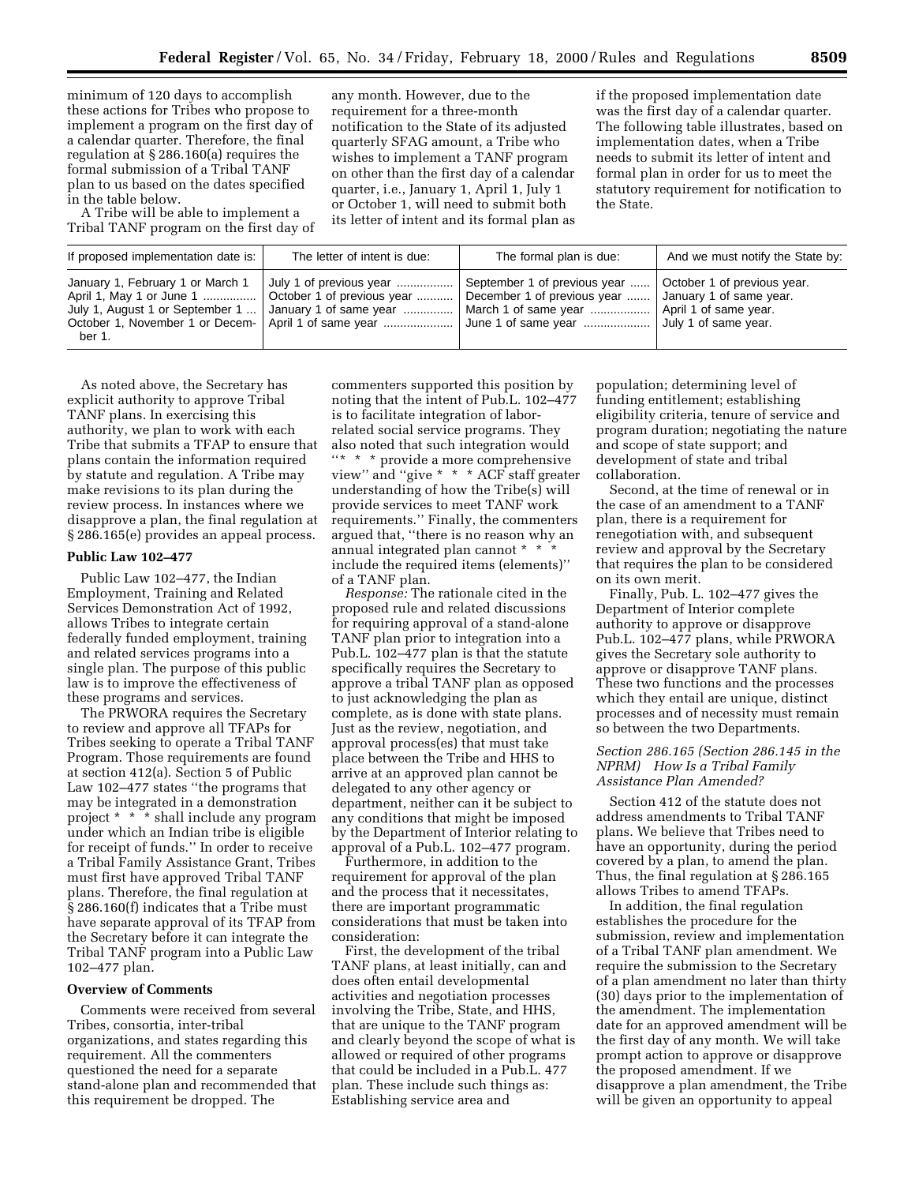minimum of 120 days to accomplish these actions for Tribes who propose to implement a program on the first day of a calendar quarter. Therefore, the final regulation at § 286.160(a) requires the formal submission of a Tribal TANF plan to us based on the dates specified in the table below.

A Tribe will be able to implement a Tribal TANF program on the first day of any month. However, due to the requirement for a three-month notification to the State of its adjusted quarterly SFAG amount, a Tribe who wishes to implement a TANF program on other than the first day of a calendar quarter, i.e., January 1, April 1, July 1 or October 1, will need to submit both its letter of intent and its formal plan as if the proposed implementation date was the first day of a calendar quarter. The following table illustrates, based on implementation dates, when a Tribe needs to submit its letter of intent and formal plan in order for us to meet the statutory requirement for notification to the State.

| If proposed implementation date is: | The letter of intent is due: | The formal plan is due: | And we must notify the State by: |
| --- | --- | --- | --- |
| January 1, February 1 or March 1 | July 1 of previous year | September 1 of previous year | October 1 of previous year. |
| April 1, May 1 or June 1 | October 1 of previous year | December 1 of previous year | January 1 of same year. |
| July 1, August 1 or September 1 | January 1 of same year | March 1 of same year | April 1 of same year. |
| October 1, November 1 or December 1. | April 1 of same year | June 1 of same year | July 1 of same year. |

As noted above, the Secretary has explicit authority to approve Tribal TANF plans. In exercising this authority, we plan to work with each Tribe that submits a TFAP to ensure that plans contain the information required by statute and regulation. A Tribe may make revisions to its plan during the review process. In instances where we disapprove a plan, the final regulation at § 286.165(e) provides an appeal process.

**Public Law 102–477**

Public Law 102–477, the Indian Employment, Training and Related Services Demonstration Act of 1992, allows Tribes to integrate certain federally funded employment, training and related services programs into a single plan. The purpose of this public law is to improve the effectiveness of these programs and services.

The PRWORA requires the Secretary to review and approve all TFAPs for Tribes seeking to operate a Tribal TANF Program. Those requirements are found at section 412(a). Section 5 of Public Law 102–477 states "the programs that may be integrated in a demonstration project * * * shall include any program under which an Indian tribe is eligible for receipt of funds." In order to receive a Tribal Family Assistance Grant, Tribes must first have approved Tribal TANF plans. Therefore, the final regulation at § 286.160(f) indicates that a Tribe must have separate approval of its TFAP from the Secretary before it can integrate the Tribal TANF program into a Public Law 102–477 plan.

**Overview of Comments**

Comments were received from several Tribes, consortia, inter-tribal organizations, and states regarding this requirement. All the commenters questioned the need for a separate stand-alone plan and recommended that this requirement be dropped. The commenters supported this position by noting that the intent of Pub.L. 102–477 is to facilitate integration of labor-related social service programs. They also noted that such integration would "* * * provide a more comprehensive view" and "give * * * ACF staff greater understanding of how the Tribe(s) will provide services to meet TANF work requirements." Finally, the commenters argued that, "there is no reason why an annual integrated plan cannot * * * include the required items (elements)" of a TANF plan.

*Response:* The rationale cited in the proposed rule and related discussions for requiring approval of a stand-alone TANF plan prior to integration into a Pub.L. 102–477 plan is that the statute specifically requires the Secretary to approve a tribal TANF plan as opposed to just acknowledging the plan as complete, as is done with state plans. Just as the review, negotiation, and approval process(es) that must take place between the Tribe and HHS to arrive at an approved plan cannot be delegated to any other agency or department, neither can it be subject to any conditions that might be imposed by the Department of Interior relating to approval of a Pub.L. 102–477 program.

Furthermore, in addition to the requirement for approval of the plan and the process that it necessitates, there are important programmatic considerations that must be taken into consideration:

First, the development of the tribal TANF plans, at least initially, can and does often entail developmental activities and negotiation processes involving the Tribe, State, and HHS, that are unique to the TANF program and clearly beyond the scope of what is allowed or required of other programs that could be included in a Pub.L. 477 plan. These include such things as: Establishing service area and population; determining level of funding entitlement; establishing eligibility criteria, tenure of service and program duration; negotiating the nature and scope of state support; and development of state and tribal collaboration.

Second, at the time of renewal or in the case of an amendment to a TANF plan, there is a requirement for renegotiation with, and subsequent review and approval by the Secretary that requires the plan to be considered on its own merit.

Finally, Pub. L. 102–477 gives the Department of Interior complete authority to approve or disapprove Pub.L. 102–477 plans, while PRWORA gives the Secretary sole authority to approve or disapprove TANF plans. These two functions and the processes which they entail are unique, distinct processes and of necessity must remain so between the two Departments.

*Section 286.165 (Section 286.145 in the NPRM) How Is a Tribal Family Assistance Plan Amended?*

Section 412 of the statute does not address amendments to Tribal TANF plans. We believe that Tribes need to have an opportunity, during the period covered by a plan, to amend the plan. Thus, the final regulation at § 286.165 allows Tribes to amend TFAPs.

In addition, the final regulation establishes the procedure for the submission, review and implementation of a Tribal TANF plan amendment. We require the submission to the Secretary of a plan amendment no later than thirty (30) days prior to the implementation of the amendment. The implementation date for an approved amendment will be the first day of any month. We will take prompt action to approve or disapprove the proposed amendment. If we disapprove a plan amendment, the Tribe will be given an opportunity to appeal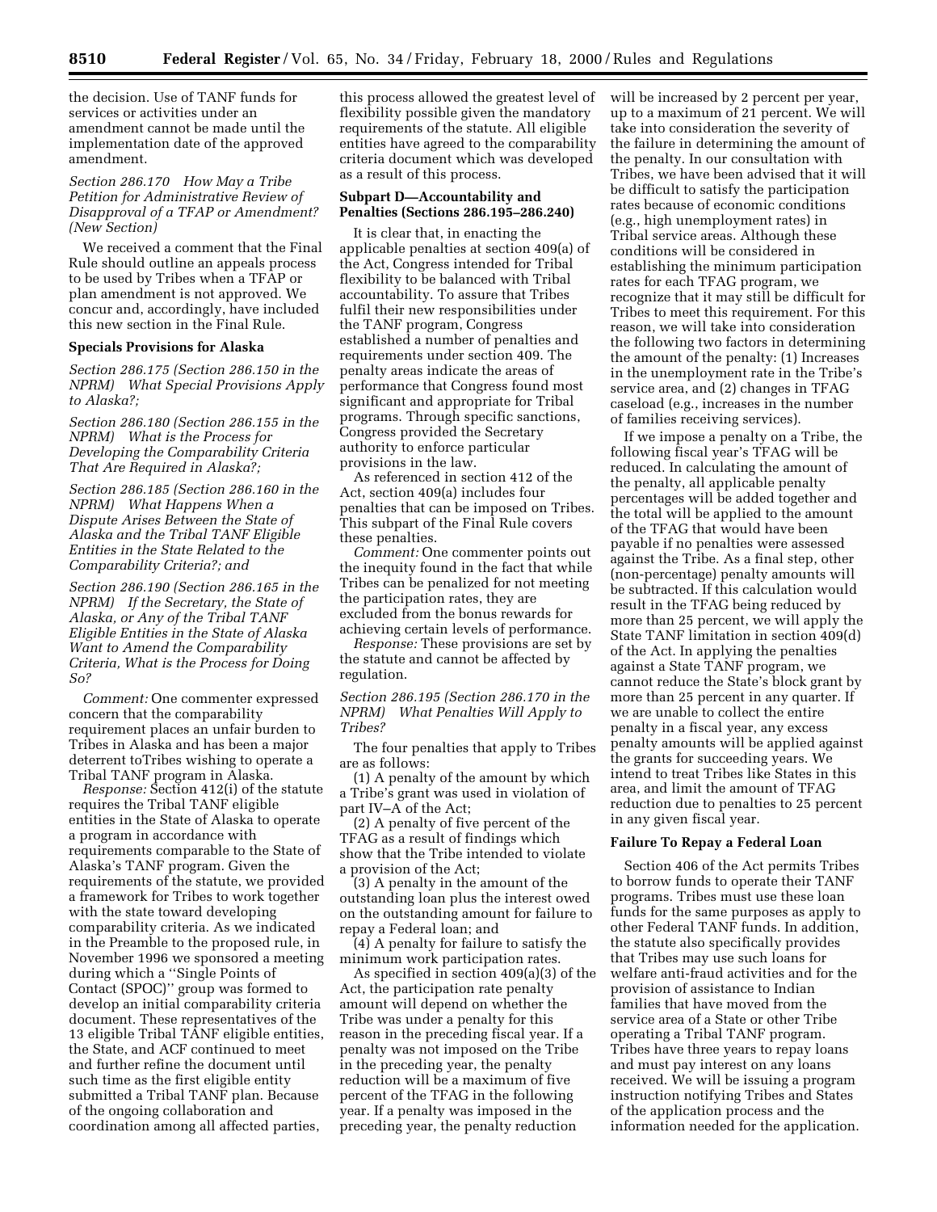the decision. Use of TANF funds for services or activities under an amendment cannot be made until the implementation date of the approved amendment.

*Section 286.170 How May a Tribe Petition for Administrative Review of Disapproval of a TFAP or Amendment? (New Section)*

We received a comment that the Final Rule should outline an appeals process to be used by Tribes when a TFAP or plan amendment is not approved. We concur and, accordingly, have included this new section in the Final Rule.

**Specials Provisions for Alaska**

*Section 286.175 (Section 286.150 in the NPRM) What Special Provisions Apply to Alaska?;*

*Section 286.180 (Section 286.155 in the NPRM) What is the Process for Developing the Comparability Criteria That Are Required in Alaska?;*

*Section 286.185 (Section 286.160 in the NPRM) What Happens When a Dispute Arises Between the State of Alaska and the Tribal TANF Eligible Entities in the State Related to the Comparability Criteria?; and*

*Section 286.190 (Section 286.165 in the NPRM) If the Secretary, the State of Alaska, or Any of the Tribal TANF Eligible Entities in the State of Alaska Want to Amend the Comparability Criteria, What is the Process for Doing So?*

*Comment:* One commenter expressed concern that the comparability requirement places an unfair burden to Tribes in Alaska and has been a major deterrent toTribes wishing to operate a Tribal TANF program in Alaska.

*Response:* Section 412(i) of the statute requires the Tribal TANF eligible entities in the State of Alaska to operate a program in accordance with requirements comparable to the State of Alaska's TANF program. Given the requirements of the statute, we provided a framework for Tribes to work together with the state toward developing comparability criteria. As we indicated in the Preamble to the proposed rule, in November 1996 we sponsored a meeting during which a ''Single Points of Contact (SPOC)'' group was formed to develop an initial comparability criteria document. These representatives of the 13 eligible Tribal TANF eligible entities, the State, and ACF continued to meet and further refine the document until such time as the first eligible entity submitted a Tribal TANF plan. Because of the ongoing collaboration and coordination among all affected parties, this process allowed the greatest level of flexibility possible given the mandatory requirements of the statute. All eligible entities have agreed to the comparability criteria document which was developed as a result of this process.

**Subpart D—Accountability and Penalties (Sections 286.195–286.240)**

It is clear that, in enacting the applicable penalties at section 409(a) of the Act, Congress intended for Tribal flexibility to be balanced with Tribal accountability. To assure that Tribes fulfil their new responsibilities under the TANF program, Congress established a number of penalties and requirements under section 409. The penalty areas indicate the areas of performance that Congress found most significant and appropriate for Tribal programs. Through specific sanctions, Congress provided the Secretary authority to enforce particular provisions in the law.

As referenced in section 412 of the Act, section 409(a) includes four penalties that can be imposed on Tribes. This subpart of the Final Rule covers these penalties.

*Comment:* One commenter points out the inequity found in the fact that while Tribes can be penalized for not meeting the participation rates, they are excluded from the bonus rewards for achieving certain levels of performance.

*Response:* These provisions are set by the statute and cannot be affected by regulation.

*Section 286.195 (Section 286.170 in the NPRM) What Penalties Will Apply to Tribes?*

The four penalties that apply to Tribes are as follows:

(1) A penalty of the amount by which a Tribe's grant was used in violation of part IV–A of the Act;

(2) A penalty of five percent of the TFAG as a result of findings which show that the Tribe intended to violate a provision of the Act;

(3) A penalty in the amount of the outstanding loan plus the interest owed on the outstanding amount for failure to repay a Federal loan; and

(4) A penalty for failure to satisfy the minimum work participation rates.

As specified in section 409(a)(3) of the Act, the participation rate penalty amount will depend on whether the Tribe was under a penalty for this reason in the preceding fiscal year. If a penalty was not imposed on the Tribe in the preceding year, the penalty reduction will be a maximum of five percent of the TFAG in the following year. If a penalty was imposed in the preceding year, the penalty reduction will be increased by 2 percent per year, up to a maximum of 21 percent. We will take into consideration the severity of the failure in determining the amount of the penalty. In our consultation with Tribes, we have been advised that it will be difficult to satisfy the participation rates because of economic conditions (e.g., high unemployment rates) in Tribal service areas. Although these conditions will be considered in establishing the minimum participation rates for each TFAG program, we recognize that it may still be difficult for Tribes to meet this requirement. For this reason, we will take into consideration the following two factors in determining the amount of the penalty: (1) Increases in the unemployment rate in the Tribe's service area, and (2) changes in TFAG caseload (e.g., increases in the number of families receiving services).

If we impose a penalty on a Tribe, the following fiscal year's TFAG will be reduced. In calculating the amount of the penalty, all applicable penalty percentages will be added together and the total will be applied to the amount of the TFAG that would have been payable if no penalties were assessed against the Tribe. As a final step, other (non-percentage) penalty amounts will be subtracted. If this calculation would result in the TFAG being reduced by more than 25 percent, we will apply the State TANF limitation in section 409(d) of the Act. In applying the penalties against a State TANF program, we cannot reduce the State's block grant by more than 25 percent in any quarter. If we are unable to collect the entire penalty in a fiscal year, any excess penalty amounts will be applied against the grants for succeeding years. We intend to treat Tribes like States in this area, and limit the amount of TFAG reduction due to penalties to 25 percent in any given fiscal year.

**Failure To Repay a Federal Loan**

Section 406 of the Act permits Tribes to borrow funds to operate their TANF programs. Tribes must use these loan funds for the same purposes as apply to other Federal TANF funds. In addition, the statute also specifically provides that Tribes may use such loans for welfare anti-fraud activities and for the provision of assistance to Indian families that have moved from the service area of a State or other Tribe operating a Tribal TANF program. Tribes have three years to repay loans and must pay interest on any loans received. We will be issuing a program instruction notifying Tribes and States of the application process and the information needed for the application.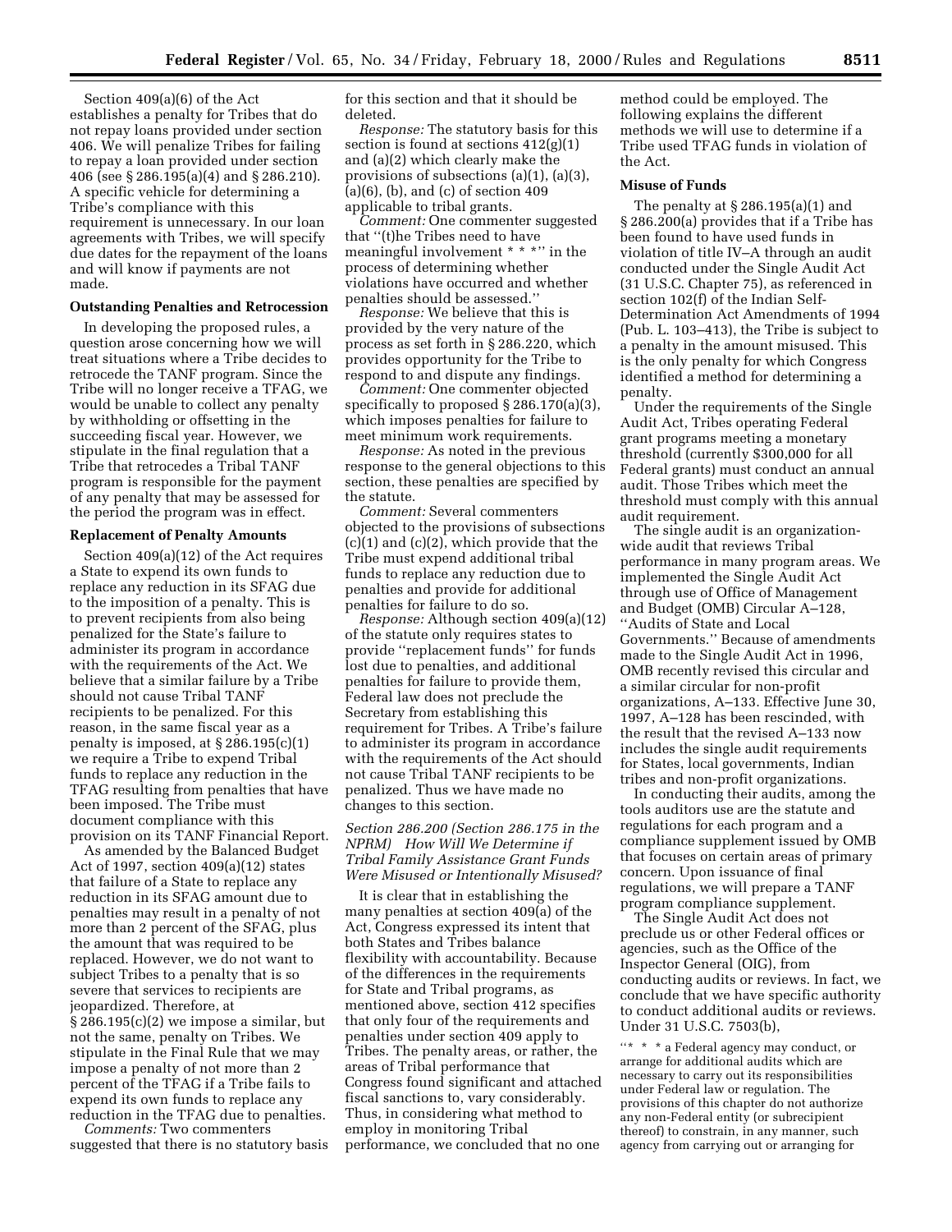Section 409(a)(6) of the Act establishes a penalty for Tribes that do not repay loans provided under section 406. We will penalize Tribes for failing to repay a loan provided under section 406 (see § 286.195(a)(4) and § 286.210). A specific vehicle for determining a Tribe's compliance with this requirement is unnecessary. In our loan agreements with Tribes, we will specify due dates for the repayment of the loans and will know if payments are not made.

**Outstanding Penalties and Retrocession**

In developing the proposed rules, a question arose concerning how we will treat situations where a Tribe decides to retrocede the TANF program. Since the Tribe will no longer receive a TFAG, we would be unable to collect any penalty by withholding or offsetting in the succeeding fiscal year. However, we stipulate in the final regulation that a Tribe that retrocedes a Tribal TANF program is responsible for the payment of any penalty that may be assessed for the period the program was in effect.

**Replacement of Penalty Amounts**

Section 409(a)(12) of the Act requires a State to expend its own funds to replace any reduction in its SFAG due to the imposition of a penalty. This is to prevent recipients from also being penalized for the State's failure to administer its program in accordance with the requirements of the Act. We believe that a similar failure by a Tribe should not cause Tribal TANF recipients to be penalized. For this reason, in the same fiscal year as a penalty is imposed, at § 286.195(c)(1) we require a Tribe to expend Tribal funds to replace any reduction in the TFAG resulting from penalties that have been imposed. The Tribe must document compliance with this provision on its TANF Financial Report.

As amended by the Balanced Budget Act of 1997, section 409(a)(12) states that failure of a State to replace any reduction in its SFAG amount due to penalties may result in a penalty of not more than 2 percent of the SFAG, plus the amount that was required to be replaced. However, we do not want to subject Tribes to a penalty that is so severe that services to recipients are jeopardized. Therefore, at § 286.195(c)(2) we impose a similar, but not the same, penalty on Tribes. We stipulate in the Final Rule that we may impose a penalty of not more than 2 percent of the TFAG if a Tribe fails to expend its own funds to replace any reduction in the TFAG due to penalties.

*Comments:* Two commenters suggested that there is no statutory basis for this section and that it should be deleted.

*Response:* The statutory basis for this section is found at sections 412(g)(1) and (a)(2) which clearly make the provisions of subsections (a)(1), (a)(3), (a)(6), (b), and (c) of section 409 applicable to tribal grants.

*Comment:* One commenter suggested that ''(t)he Tribes need to have meaningful involvement * * *'' in the process of determining whether violations have occurred and whether penalties should be assessed.''

*Response:* We believe that this is provided by the very nature of the process as set forth in § 286.220, which provides opportunity for the Tribe to respond to and dispute any findings.

*Comment:* One commenter objected specifically to proposed § 286.170(a)(3), which imposes penalties for failure to meet minimum work requirements.

*Response:* As noted in the previous response to the general objections to this section, these penalties are specified by the statute.

*Comment:* Several commenters objected to the provisions of subsections (c)(1) and (c)(2), which provide that the Tribe must expend additional tribal funds to replace any reduction due to penalties and provide for additional penalties for failure to do so.

*Response:* Although section 409(a)(12) of the statute only requires states to provide ''replacement funds'' for funds lost due to penalties, and additional penalties for failure to provide them, Federal law does not preclude the Secretary from establishing this requirement for Tribes. A Tribe's failure to administer its program in accordance with the requirements of the Act should not cause Tribal TANF recipients to be penalized. Thus we have made no changes to this section.

*Section 286.200 (Section 286.175 in the NPRM) How Will We Determine if Tribal Family Assistance Grant Funds Were Misused or Intentionally Misused?*

It is clear that in establishing the many penalties at section 409(a) of the Act, Congress expressed its intent that both States and Tribes balance flexibility with accountability. Because of the differences in the requirements for State and Tribal programs, as mentioned above, section 412 specifies that only four of the requirements and penalties under section 409 apply to Tribes. The penalty areas, or rather, the areas of Tribal performance that Congress found significant and attached fiscal sanctions to, vary considerably. Thus, in considering what method to employ in monitoring Tribal performance, we concluded that no one method could be employed. The following explains the different methods we will use to determine if a Tribe used TFAG funds in violation of the Act.

**Misuse of Funds**

The penalty at § 286.195(a)(1) and § 286.200(a) provides that if a Tribe has been found to have used funds in violation of title IV–A through an audit conducted under the Single Audit Act (31 U.S.C. Chapter 75), as referenced in section 102(f) of the Indian Self-Determination Act Amendments of 1994 (Pub. L. 103–413), the Tribe is subject to a penalty in the amount misused. This is the only penalty for which Congress identified a method for determining a penalty.

Under the requirements of the Single Audit Act, Tribes operating Federal grant programs meeting a monetary threshold (currently $300,000 for all Federal grants) must conduct an annual audit. Those Tribes which meet the threshold must comply with this annual audit requirement.

The single audit is an organization-wide audit that reviews Tribal performance in many program areas. We implemented the Single Audit Act through use of Office of Management and Budget (OMB) Circular A–128, ''Audits of State and Local Governments.'' Because of amendments made to the Single Audit Act in 1996, OMB recently revised this circular and a similar circular for non-profit organizations, A–133. Effective June 30, 1997, A–128 has been rescinded, with the result that the revised A–133 now includes the single audit requirements for States, local governments, Indian tribes and non-profit organizations.

In conducting their audits, among the tools auditors use are the statute and regulations for each program and a compliance supplement issued by OMB that focuses on certain areas of primary concern. Upon issuance of final regulations, we will prepare a TANF program compliance supplement.

The Single Audit Act does not preclude us or other Federal offices or agencies, such as the Office of the Inspector General (OIG), from conducting audits or reviews. In fact, we conclude that we have specific authority to conduct additional audits or reviews. Under 31 U.S.C. 7503(b),

> ''* * * a Federal agency may conduct, or arrange for additional audits which are necessary to carry out its responsibilities under Federal law or regulation. The provisions of this chapter do not authorize any non-Federal entity (or subrecipient thereof) to constrain, in any manner, such agency from carrying out or arranging for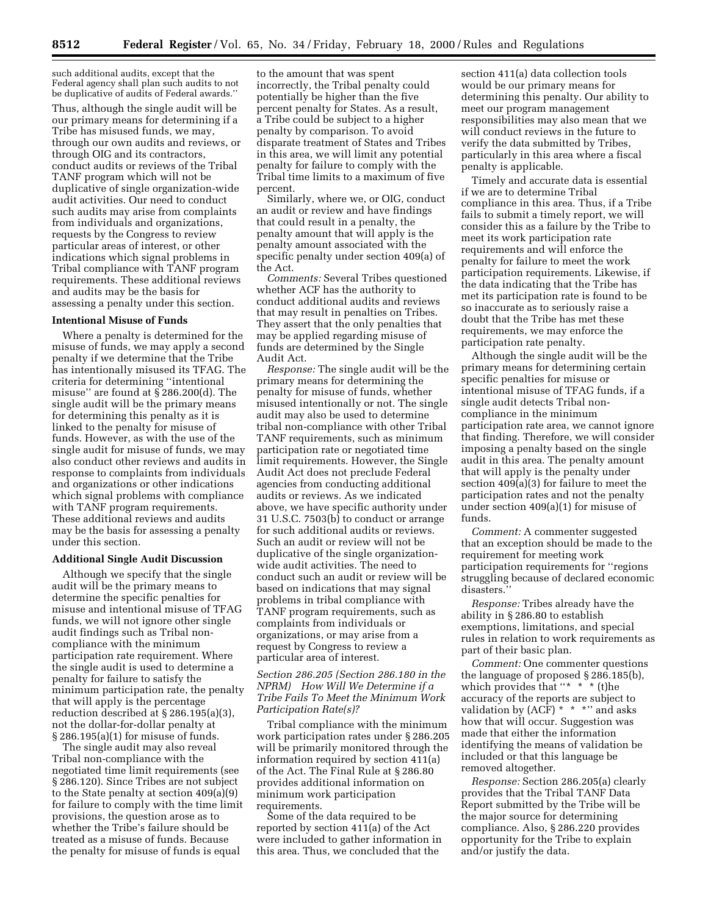such additional audits, except that the Federal agency shall plan such audits to not be duplicative of audits of Federal awards.''

Thus, although the single audit will be our primary means for determining if a Tribe has misused funds, we may, through our own audits and reviews, or through OIG and its contractors, conduct audits or reviews of the Tribal TANF program which will not be duplicative of single organization-wide audit activities. Our need to conduct such audits may arise from complaints from individuals and organizations, requests by the Congress to review particular areas of interest, or other indications which signal problems in Tribal compliance with TANF program requirements. These additional reviews and audits may be the basis for assessing a penalty under this section.

**Intentional Misuse of Funds**

Where a penalty is determined for the misuse of funds, we may apply a second penalty if we determine that the Tribe has intentionally misused its TFAG. The criteria for determining ''intentional misuse'' are found at § 286.200(d). The single audit will be the primary means for determining this penalty as it is linked to the penalty for misuse of funds. However, as with the use of the single audit for misuse of funds, we may also conduct other reviews and audits in response to complaints from individuals and organizations or other indications which signal problems with compliance with TANF program requirements. These additional reviews and audits may be the basis for assessing a penalty under this section.

**Additional Single Audit Discussion**

Although we specify that the single audit will be the primary means to determine the specific penalties for misuse and intentional misuse of TFAG funds, we will not ignore other single audit findings such as Tribal non-compliance with the minimum participation rate requirement. Where the single audit is used to determine a penalty for failure to satisfy the minimum participation rate, the penalty that will apply is the percentage reduction described at § 286.195(a)(3), not the dollar-for-dollar penalty at § 286.195(a)(1) for misuse of funds.

The single audit may also reveal Tribal non-compliance with the negotiated time limit requirements (see § 286.120). Since Tribes are not subject to the State penalty at section 409(a)(9) for failure to comply with the time limit provisions, the question arose as to whether the Tribe's failure should be treated as a misuse of funds. Because the penalty for misuse of funds is equal to the amount that was spent incorrectly, the Tribal penalty could potentially be higher than the five percent penalty for States. As a result, a Tribe could be subject to a higher penalty by comparison. To avoid disparate treatment of States and Tribes in this area, we will limit any potential penalty for failure to comply with the Tribal time limits to a maximum of five percent.

Similarly, where we, or OIG, conduct an audit or review and have findings that could result in a penalty, the penalty amount that will apply is the penalty amount associated with the specific penalty under section 409(a) of the Act.

*Comments:* Several Tribes questioned whether ACF has the authority to conduct additional audits and reviews that may result in penalties on Tribes. They assert that the only penalties that may be applied regarding misuse of funds are determined by the Single Audit Act.

*Response:* The single audit will be the primary means for determining the penalty for misuse of funds, whether misused intentionally or not. The single audit may also be used to determine tribal non-compliance with other Tribal TANF requirements, such as minimum participation rate or negotiated time limit requirements. However, the Single Audit Act does not preclude Federal agencies from conducting additional audits or reviews. As we indicated above, we have specific authority under 31 U.S.C. 7503(b) to conduct or arrange for such additional audits or reviews. Such an audit or review will not be duplicative of the single organization-wide audit activities. The need to conduct such an audit or review will be based on indications that may signal problems in tribal compliance with TANF program requirements, such as complaints from individuals or organizations, or may arise from a request by Congress to review a particular area of interest.

*Section 286.205 (Section 286.180 in the NPRM) How Will We Determine if a Tribe Fails To Meet the Minimum Work Participation Rate(s)?*

Tribal compliance with the minimum work participation rates under § 286.205 will be primarily monitored through the information required by section 411(a) of the Act. The Final Rule at § 286.80 provides additional information on minimum work participation requirements.

Some of the data required to be reported by section 411(a) of the Act were included to gather information in this area. Thus, we concluded that the section 411(a) data collection tools would be our primary means for determining this penalty. Our ability to meet our program management responsibilities may also mean that we will conduct reviews in the future to verify the data submitted by Tribes, particularly in this area where a fiscal penalty is applicable.

Timely and accurate data is essential if we are to determine Tribal compliance in this area. Thus, if a Tribe fails to submit a timely report, we will consider this as a failure by the Tribe to meet its work participation rate requirements and will enforce the penalty for failure to meet the work participation requirements. Likewise, if the data indicating that the Tribe has met its participation rate is found to be so inaccurate as to seriously raise a doubt that the Tribe has met these requirements, we may enforce the participation rate penalty.

Although the single audit will be the primary means for determining certain specific penalties for misuse or intentional misuse of TFAG funds, if a single audit detects Tribal non-compliance in the minimum participation rate area, we cannot ignore that finding. Therefore, we will consider imposing a penalty based on the single audit in this area. The penalty amount that will apply is the penalty under section 409(a)(3) for failure to meet the participation rates and not the penalty under section 409(a)(1) for misuse of funds.

*Comment:* A commenter suggested that an exception should be made to the requirement for meeting work participation requirements for ''regions struggling because of declared economic disasters.''

*Response:* Tribes already have the ability in § 286.80 to establish exemptions, limitations, and special rules in relation to work requirements as part of their basic plan.

*Comment:* One commenter questions the language of proposed § 286.185(b), which provides that ''* * * (t)he accuracy of the reports are subject to validation by (ACF) * * *'' and asks how that will occur. Suggestion was made that either the information identifying the means of validation be included or that this language be removed altogether.

*Response:* Section 286.205(a) clearly provides that the Tribal TANF Data Report submitted by the Tribe will be the major source for determining compliance. Also, § 286.220 provides opportunity for the Tribe to explain and/or justify the data.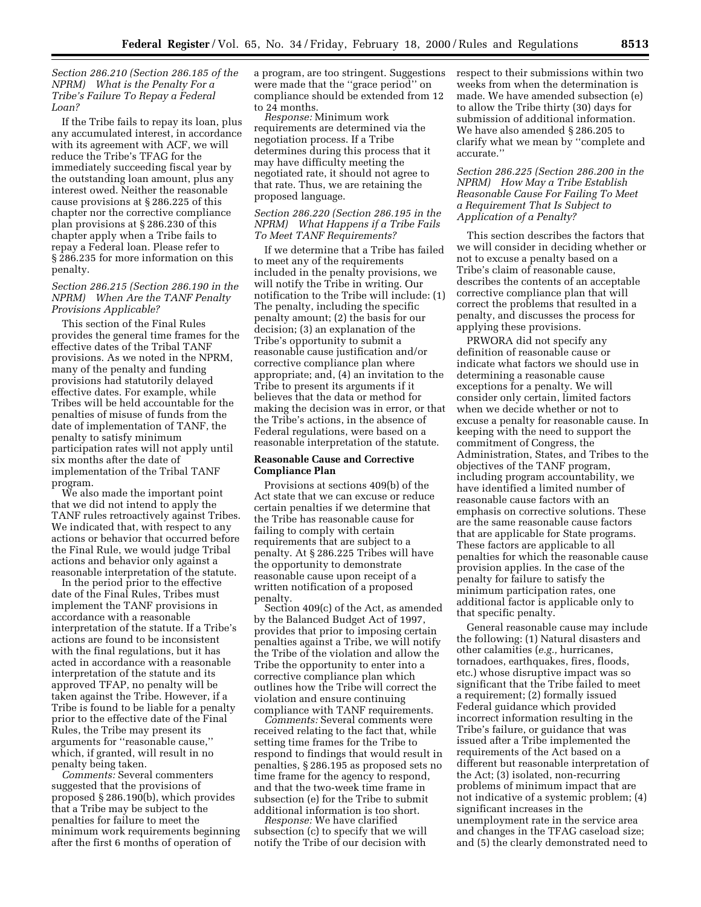*Section 286.210 (Section 286.185 of the NPRM) What is the Penalty For a Tribe's Failure To Repay a Federal Loan?*

If the Tribe fails to repay its loan, plus any accumulated interest, in accordance with its agreement with ACF, we will reduce the Tribe's TFAG for the immediately succeeding fiscal year by the outstanding loan amount, plus any interest owed. Neither the reasonable cause provisions at § 286.225 of this chapter nor the corrective compliance plan provisions at § 286.230 of this chapter apply when a Tribe fails to repay a Federal loan. Please refer to § 286.235 for more information on this penalty.

*Section 286.215 (Section 286.190 in the NPRM) When Are the TANF Penalty Provisions Applicable?*

This section of the Final Rules provides the general time frames for the effective dates of the Tribal TANF provisions. As we noted in the NPRM, many of the penalty and funding provisions had statutorily delayed effective dates. For example, while Tribes will be held accountable for the penalties of misuse of funds from the date of implementation of TANF, the penalty to satisfy minimum participation rates will not apply until six months after the date of implementation of the Tribal TANF program.

We also made the important point that we did not intend to apply the TANF rules retroactively against Tribes. We indicated that, with respect to any actions or behavior that occurred before the Final Rule, we would judge Tribal actions and behavior only against a reasonable interpretation of the statute.

In the period prior to the effective date of the Final Rules, Tribes must implement the TANF provisions in accordance with a reasonable interpretation of the statute. If a Tribe's actions are found to be inconsistent with the final regulations, but it has acted in accordance with a reasonable interpretation of the statute and its approved TFAP, no penalty will be taken against the Tribe. However, if a Tribe is found to be liable for a penalty prior to the effective date of the Final Rules, the Tribe may present its arguments for ''reasonable cause,'' which, if granted, will result in no penalty being taken.

*Comments:* Several commenters suggested that the provisions of proposed § 286.190(b), which provides that a Tribe may be subject to the penalties for failure to meet the minimum work requirements beginning after the first 6 months of operation of a program, are too stringent. Suggestions were made that the ''grace period'' on compliance should be extended from 12 to 24 months.

*Response:* Minimum work requirements are determined via the negotiation process. If a Tribe determines during this process that it may have difficulty meeting the negotiated rate, it should not agree to that rate. Thus, we are retaining the proposed language.

*Section 286.220 (Section 286.195 in the NPRM) What Happens if a Tribe Fails To Meet TANF Requirements?*

If we determine that a Tribe has failed to meet any of the requirements included in the penalty provisions, we will notify the Tribe in writing. Our notification to the Tribe will include: (1) The penalty, including the specific penalty amount; (2) the basis for our decision; (3) an explanation of the Tribe's opportunity to submit a reasonable cause justification and/or corrective compliance plan where appropriate; and, (4) an invitation to the Tribe to present its arguments if it believes that the data or method for making the decision was in error, or that the Tribe's actions, in the absence of Federal regulations, were based on a reasonable interpretation of the statute.

**Reasonable Cause and Corrective Compliance Plan**

Provisions at sections 409(b) of the Act state that we can excuse or reduce certain penalties if we determine that the Tribe has reasonable cause for failing to comply with certain requirements that are subject to a penalty. At § 286.225 Tribes will have the opportunity to demonstrate reasonable cause upon receipt of a written notification of a proposed penalty.

Section 409(c) of the Act, as amended by the Balanced Budget Act of 1997, provides that prior to imposing certain penalties against a Tribe, we will notify the Tribe of the violation and allow the Tribe the opportunity to enter into a corrective compliance plan which outlines how the Tribe will correct the violation and ensure continuing compliance with TANF requirements.

*Comments:* Several comments were received relating to the fact that, while setting time frames for the Tribe to respond to findings that would result in penalties, § 286.195 as proposed sets no time frame for the agency to respond, and that the two-week time frame in subsection (e) for the Tribe to submit additional information is too short.

*Response:* We have clarified subsection (c) to specify that we will notify the Tribe of our decision with respect to their submissions within two weeks from when the determination is made. We have amended subsection (e) to allow the Tribe thirty (30) days for submission of additional information. We have also amended § 286.205 to clarify what we mean by ''complete and accurate.''

*Section 286.225 (Section 286.200 in the NPRM) How May a Tribe Establish Reasonable Cause For Failing To Meet a Requirement That Is Subject to Application of a Penalty?*

This section describes the factors that we will consider in deciding whether or not to excuse a penalty based on a Tribe's claim of reasonable cause, describes the contents of an acceptable corrective compliance plan that will correct the problems that resulted in a penalty, and discusses the process for applying these provisions.

PRWORA did not specify any definition of reasonable cause or indicate what factors we should use in determining a reasonable cause exceptions for a penalty. We will consider only certain, limited factors when we decide whether or not to excuse a penalty for reasonable cause. In keeping with the need to support the commitment of Congress, the Administration, States, and Tribes to the objectives of the TANF program, including program accountability, we have identified a limited number of reasonable cause factors with an emphasis on corrective solutions. These are the same reasonable cause factors that are applicable for State programs. These factors are applicable to all penalties for which the reasonable cause provision applies. In the case of the penalty for failure to satisfy the minimum participation rates, one additional factor is applicable only to that specific penalty.

General reasonable cause may include the following: (1) Natural disasters and other calamities (*e.g.,* hurricanes, tornadoes, earthquakes, fires, floods, etc.) whose disruptive impact was so significant that the Tribe failed to meet a requirement; (2) formally issued Federal guidance which provided incorrect information resulting in the Tribe's failure, or guidance that was issued after a Tribe implemented the requirements of the Act based on a different but reasonable interpretation of the Act; (3) isolated, non-recurring problems of minimum impact that are not indicative of a systemic problem; (4) significant increases in the unemployment rate in the service area and changes in the TFAG caseload size; and (5) the clearly demonstrated need to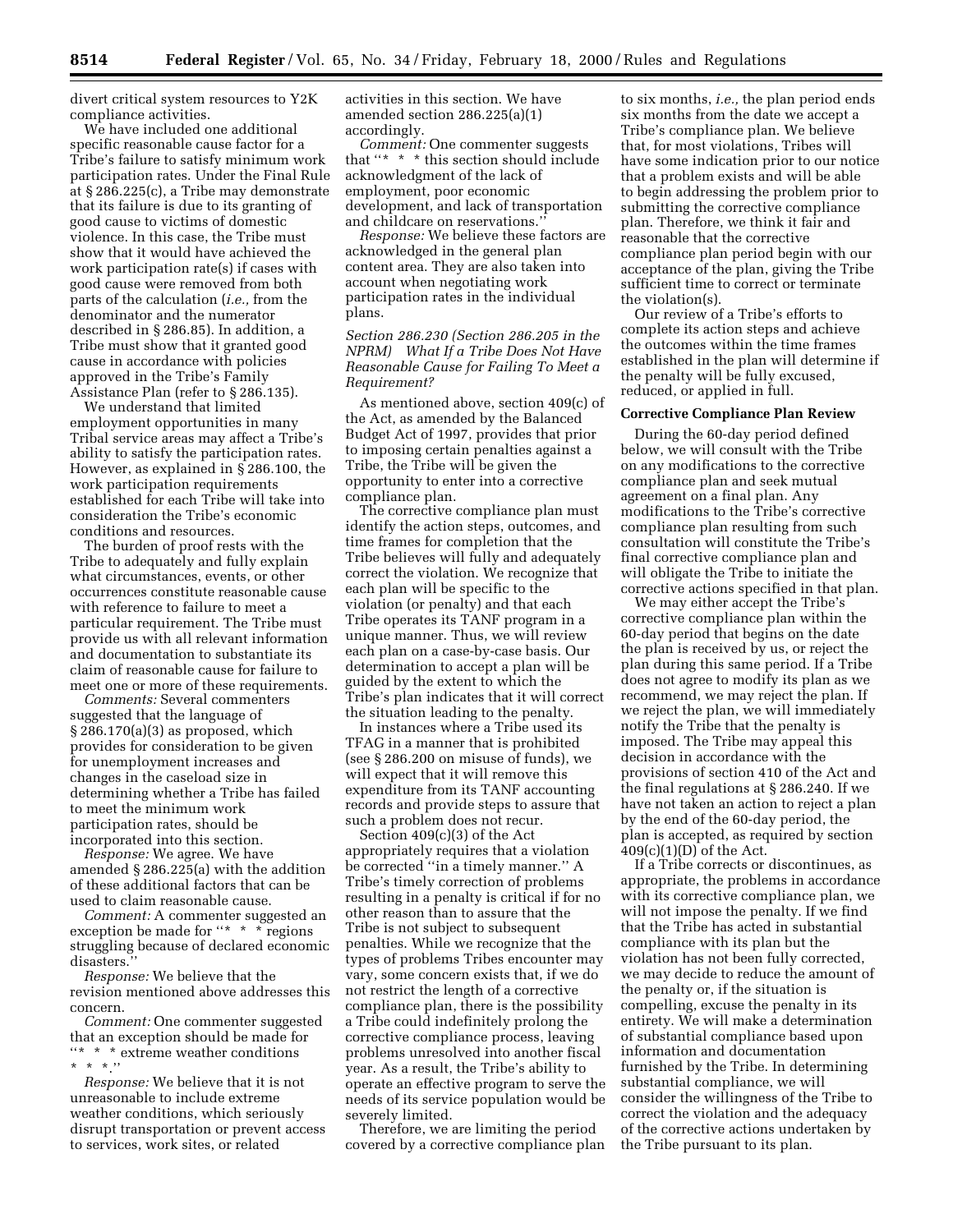divert critical system resources to Y2K compliance activities.

We have included one additional specific reasonable cause factor for a Tribe's failure to satisfy minimum work participation rates. Under the Final Rule at § 286.225(c), a Tribe may demonstrate that its failure is due to its granting of good cause to victims of domestic violence. In this case, the Tribe must show that it would have achieved the work participation rate(s) if cases with good cause were removed from both parts of the calculation (*i.e.,* from the denominator and the numerator described in § 286.85). In addition, a Tribe must show that it granted good cause in accordance with policies approved in the Tribe's Family Assistance Plan (refer to § 286.135).

We understand that limited employment opportunities in many Tribal service areas may affect a Tribe's ability to satisfy the participation rates. However, as explained in § 286.100, the work participation requirements established for each Tribe will take into consideration the Tribe's economic conditions and resources.

The burden of proof rests with the Tribe to adequately and fully explain what circumstances, events, or other occurrences constitute reasonable cause with reference to failure to meet a particular requirement. The Tribe must provide us with all relevant information and documentation to substantiate its claim of reasonable cause for failure to meet one or more of these requirements.

*Comments:* Several commenters suggested that the language of § 286.170(a)(3) as proposed, which provides for consideration to be given for unemployment increases and changes in the caseload size in determining whether a Tribe has failed to meet the minimum work participation rates, should be incorporated into this section.

*Response:* We agree. We have amended § 286.225(a) with the addition of these additional factors that can be used to claim reasonable cause.

*Comment:* A commenter suggested an exception be made for ''* * * regions struggling because of declared economic disasters.''

*Response:* We believe that the revision mentioned above addresses this concern.

*Comment:* One commenter suggested that an exception should be made for ''* * * extreme weather conditions * * *.''

*Response:* We believe that it is not unreasonable to include extreme weather conditions, which seriously disrupt transportation or prevent access to services, work sites, or related activities in this section. We have amended section 286.225(a)(1) accordingly.

*Comment:* One commenter suggests that ''* * * this section should include acknowledgment of the lack of employment, poor economic development, and lack of transportation and childcare on reservations.''

*Response:* We believe these factors are acknowledged in the general plan content area. They are also taken into account when negotiating work participation rates in the individual plans.

*Section 286.230 (Section 286.205 in the NPRM) What If a Tribe Does Not Have Reasonable Cause for Failing To Meet a Requirement?*

As mentioned above, section 409(c) of the Act, as amended by the Balanced Budget Act of 1997, provides that prior to imposing certain penalties against a Tribe, the Tribe will be given the opportunity to enter into a corrective compliance plan.

The corrective compliance plan must identify the action steps, outcomes, and time frames for completion that the Tribe believes will fully and adequately correct the violation. We recognize that each plan will be specific to the violation (or penalty) and that each Tribe operates its TANF program in a unique manner. Thus, we will review each plan on a case-by-case basis. Our determination to accept a plan will be guided by the extent to which the Tribe's plan indicates that it will correct the situation leading to the penalty.

In instances where a Tribe used its TFAG in a manner that is prohibited (see § 286.200 on misuse of funds), we will expect that it will remove this expenditure from its TANF accounting records and provide steps to assure that such a problem does not recur.

Section 409(c)(3) of the Act appropriately requires that a violation be corrected ''in a timely manner.'' A Tribe's timely correction of problems resulting in a penalty is critical if for no other reason than to assure that the Tribe is not subject to subsequent penalties. While we recognize that the types of problems Tribes encounter may vary, some concern exists that, if we do not restrict the length of a corrective compliance plan, there is the possibility a Tribe could indefinitely prolong the corrective compliance process, leaving problems unresolved into another fiscal year. As a result, the Tribe's ability to operate an effective program to serve the needs of its service population would be severely limited.

Therefore, we are limiting the period covered by a corrective compliance plan to six months, *i.e.,* the plan period ends six months from the date we accept a Tribe's compliance plan. We believe that, for most violations, Tribes will have some indication prior to our notice that a problem exists and will be able to begin addressing the problem prior to submitting the corrective compliance plan. Therefore, we think it fair and reasonable that the corrective compliance plan period begin with our acceptance of the plan, giving the Tribe sufficient time to correct or terminate the violation(s).

Our review of a Tribe's efforts to complete its action steps and achieve the outcomes within the time frames established in the plan will determine if the penalty will be fully excused, reduced, or applied in full.

**Corrective Compliance Plan Review**

During the 60-day period defined below, we will consult with the Tribe on any modifications to the corrective compliance plan and seek mutual agreement on a final plan. Any modifications to the Tribe's corrective compliance plan resulting from such consultation will constitute the Tribe's final corrective compliance plan and will obligate the Tribe to initiate the corrective actions specified in that plan.

We may either accept the Tribe's corrective compliance plan within the 60-day period that begins on the date the plan is received by us, or reject the plan during this same period. If a Tribe does not agree to modify its plan as we recommend, we may reject the plan. If we reject the plan, we will immediately notify the Tribe that the penalty is imposed. The Tribe may appeal this decision in accordance with the provisions of section 410 of the Act and the final regulations at § 286.240. If we have not taken an action to reject a plan by the end of the 60-day period, the plan is accepted, as required by section 409(c)(1)(D) of the Act.

If a Tribe corrects or discontinues, as appropriate, the problems in accordance with its corrective compliance plan, we will not impose the penalty. If we find that the Tribe has acted in substantial compliance with its plan but the violation has not been fully corrected, we may decide to reduce the amount of the penalty or, if the situation is compelling, excuse the penalty in its entirety. We will make a determination of substantial compliance based upon information and documentation furnished by the Tribe. In determining substantial compliance, we will consider the willingness of the Tribe to correct the violation and the adequacy of the corrective actions undertaken by the Tribe pursuant to its plan.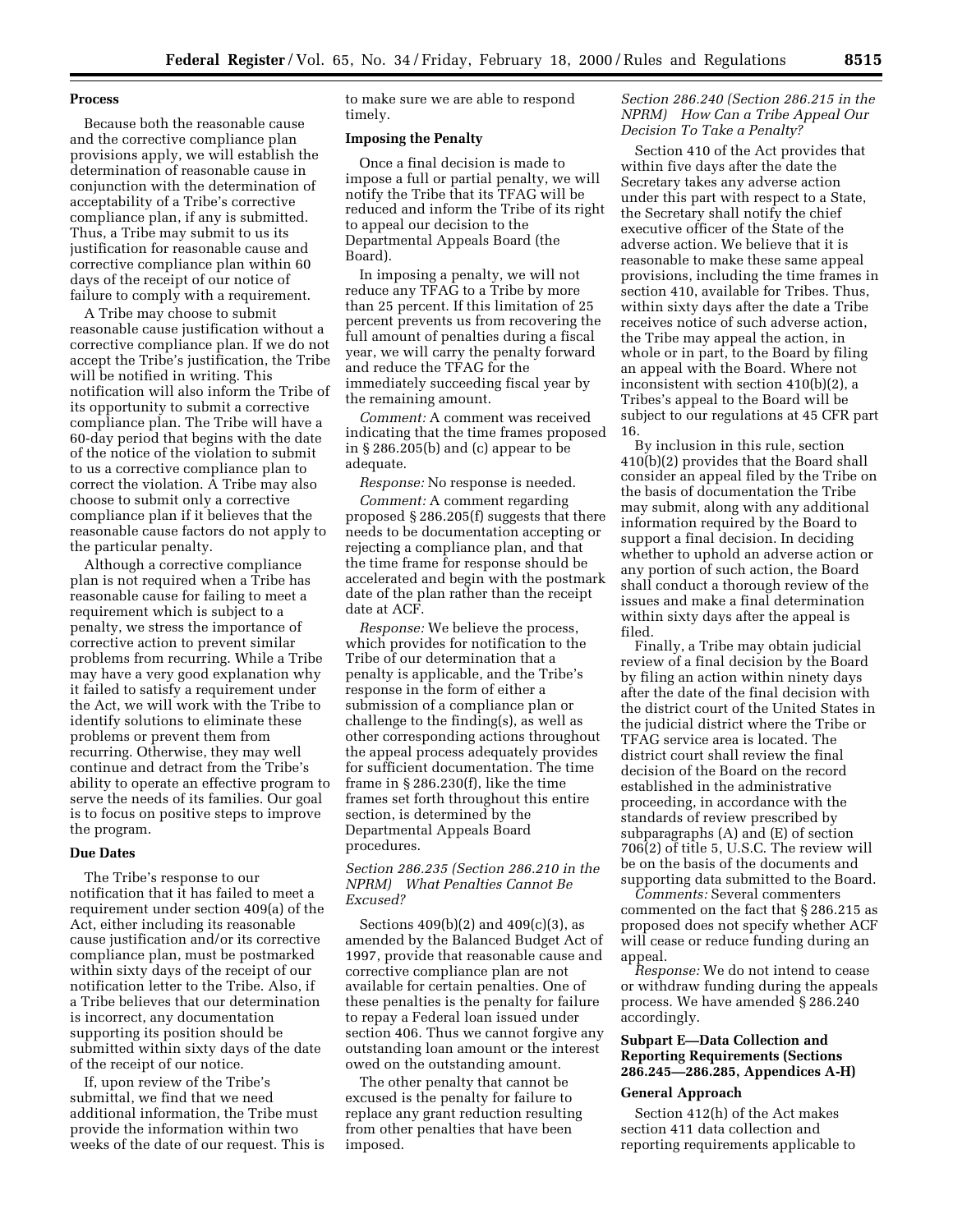**Process**

Because both the reasonable cause and the corrective compliance plan provisions apply, we will establish the determination of reasonable cause in conjunction with the determination of acceptability of a Tribe's corrective compliance plan, if any is submitted. Thus, a Tribe may submit to us its justification for reasonable cause and corrective compliance plan within 60 days of the receipt of our notice of failure to comply with a requirement.

A Tribe may choose to submit reasonable cause justification without a corrective compliance plan. If we do not accept the Tribe's justification, the Tribe will be notified in writing. This notification will also inform the Tribe of its opportunity to submit a corrective compliance plan. The Tribe will have a 60-day period that begins with the date of the notice of the violation to submit to us a corrective compliance plan to correct the violation. A Tribe may also choose to submit only a corrective compliance plan if it believes that the reasonable cause factors do not apply to the particular penalty.

Although a corrective compliance plan is not required when a Tribe has reasonable cause for failing to meet a requirement which is subject to a penalty, we stress the importance of corrective action to prevent similar problems from recurring. While a Tribe may have a very good explanation why it failed to satisfy a requirement under the Act, we will work with the Tribe to identify solutions to eliminate these problems or prevent them from recurring. Otherwise, they may well continue and detract from the Tribe's ability to operate an effective program to serve the needs of its families. Our goal is to focus on positive steps to improve the program.

**Due Dates**

The Tribe's response to our notification that it has failed to meet a requirement under section 409(a) of the Act, either including its reasonable cause justification and/or its corrective compliance plan, must be postmarked within sixty days of the receipt of our notification letter to the Tribe. Also, if a Tribe believes that our determination is incorrect, any documentation supporting its position should be submitted within sixty days of the date of the receipt of our notice.

If, upon review of the Tribe's submittal, we find that we need additional information, the Tribe must provide the information within two weeks of the date of our request. This is to make sure we are able to respond timely.

**Imposing the Penalty**

Once a final decision is made to impose a full or partial penalty, we will notify the Tribe that its TFAG will be reduced and inform the Tribe of its right to appeal our decision to the Departmental Appeals Board (the Board).

In imposing a penalty, we will not reduce any TFAG to a Tribe by more than 25 percent. If this limitation of 25 percent prevents us from recovering the full amount of penalties during a fiscal year, we will carry the penalty forward and reduce the TFAG for the immediately succeeding fiscal year by the remaining amount.

*Comment:* A comment was received indicating that the time frames proposed in § 286.205(b) and (c) appear to be adequate.

*Response:* No response is needed.

*Comment:* A comment regarding proposed § 286.205(f) suggests that there needs to be documentation accepting or rejecting a compliance plan, and that the time frame for response should be accelerated and begin with the postmark date of the plan rather than the receipt date at ACF.

*Response:* We believe the process, which provides for notification to the Tribe of our determination that a penalty is applicable, and the Tribe's response in the form of either a submission of a compliance plan or challenge to the finding(s), as well as other corresponding actions throughout the appeal process adequately provides for sufficient documentation. The time frame in § 286.230(f), like the time frames set forth throughout this entire section, is determined by the Departmental Appeals Board procedures.

*Section 286.235 (Section 286.210 in the NPRM) What Penalties Cannot Be Excused?*

Sections 409(b)(2) and 409(c)(3), as amended by the Balanced Budget Act of 1997, provide that reasonable cause and corrective compliance plan are not available for certain penalties. One of these penalties is the penalty for failure to repay a Federal loan issued under section 406. Thus we cannot forgive any outstanding loan amount or the interest owed on the outstanding amount.

The other penalty that cannot be excused is the penalty for failure to replace any grant reduction resulting from other penalties that have been imposed.

*Section 286.240 (Section 286.215 in the NPRM) How Can a Tribe Appeal Our Decision To Take a Penalty?*

Section 410 of the Act provides that within five days after the date the Secretary takes any adverse action under this part with respect to a State, the Secretary shall notify the chief executive officer of the State of the adverse action. We believe that it is reasonable to make these same appeal provisions, including the time frames in section 410, available for Tribes. Thus, within sixty days after the date a Tribe receives notice of such adverse action, the Tribe may appeal the action, in whole or in part, to the Board by filing an appeal with the Board. Where not inconsistent with section 410(b)(2), a Tribes's appeal to the Board will be subject to our regulations at 45 CFR part 16.

By inclusion in this rule, section 410(b)(2) provides that the Board shall consider an appeal filed by the Tribe on the basis of documentation the Tribe may submit, along with any additional information required by the Board to support a final decision. In deciding whether to uphold an adverse action or any portion of such action, the Board shall conduct a thorough review of the issues and make a final determination within sixty days after the appeal is filed.

Finally, a Tribe may obtain judicial review of a final decision by the Board by filing an action within ninety days after the date of the final decision with the district court of the United States in the judicial district where the Tribe or TFAG service area is located. The district court shall review the final decision of the Board on the record established in the administrative proceeding, in accordance with the standards of review prescribed by subparagraphs (A) and (E) of section 706(2) of title 5, U.S.C. The review will be on the basis of the documents and supporting data submitted to the Board.

*Comments:* Several commenters commented on the fact that § 286.215 as proposed does not specify whether ACF will cease or reduce funding during an appeal.

*Response:* We do not intend to cease or withdraw funding during the appeals process. We have amended § 286.240 accordingly.

**Subpart E—Data Collection and Reporting Requirements (Sections 286.245—286.285, Appendices A-H)**

**General Approach**

Section 412(h) of the Act makes section 411 data collection and reporting requirements applicable to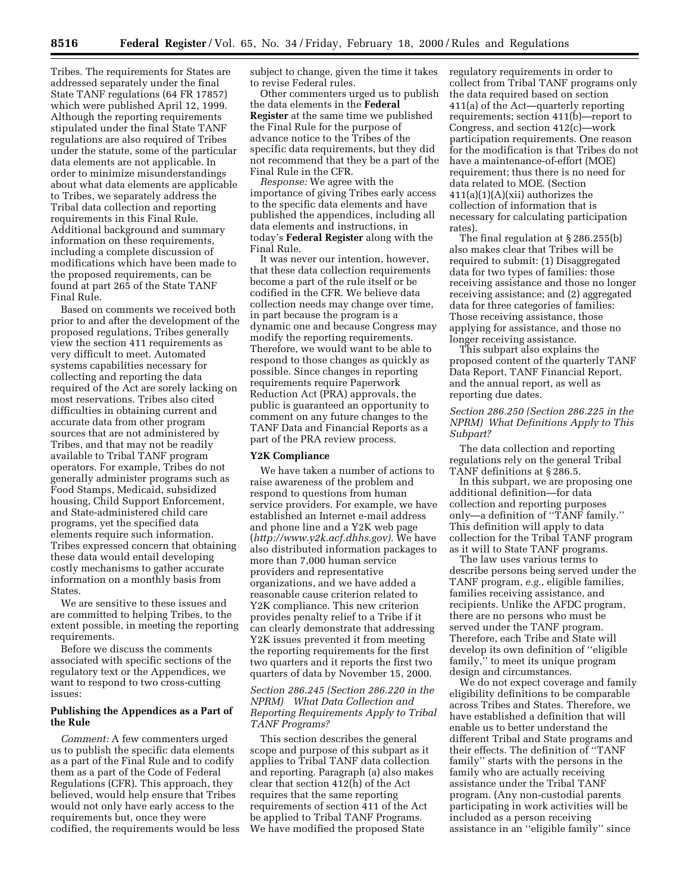Tribes. The requirements for States are addressed separately under the final State TANF regulations (64 FR 17857) which were published April 12, 1999. Although the reporting requirements stipulated under the final State TANF regulations are also required of Tribes under the statute, some of the particular data elements are not applicable. In order to minimize misunderstandings about what data elements are applicable to Tribes, we separately address the Tribal data collection and reporting requirements in this Final Rule. Additional background and summary information on these requirements, including a complete discussion of modifications which have been made to the proposed requirements, can be found at part 265 of the State TANF Final Rule.

Based on comments we received both prior to and after the development of the proposed regulations, Tribes generally view the section 411 requirements as very difficult to meet. Automated systems capabilities necessary for collecting and reporting the data required of the Act are sorely lacking on most reservations. Tribes also cited difficulties in obtaining current and accurate data from other program sources that are not administered by Tribes, and that may not be readily available to Tribal TANF program operators. For example, Tribes do not generally administer programs such as Food Stamps, Medicaid, subsidized housing, Child Support Enforcement, and State-administered child care programs, yet the specified data elements require such information. Tribes expressed concern that obtaining these data would entail developing costly mechanisms to gather accurate information on a monthly basis from States.

We are sensitive to these issues and are committed to helping Tribes, to the extent possible, in meeting the reporting requirements.

Before we discuss the comments associated with specific sections of the regulatory text or the Appendices, we want to respond to two cross-cutting issues:

**Publishing the Appendices as a Part of the Rule**

*Comment:* A few commenters urged us to publish the specific data elements as a part of the Final Rule and to codify them as a part of the Code of Federal Regulations (CFR). This approach, they believed, would help ensure that Tribes would not only have early access to the requirements but, once they were codified, the requirements would be less subject to change, given the time it takes to revise Federal rules.

Other commenters urged us to publish the data elements in the **Federal Register** at the same time we published the Final Rule for the purpose of advance notice to the Tribes of the specific data requirements, but they did not recommend that they be a part of the Final Rule in the CFR.

*Response:* We agree with the importance of giving Tribes early access to the specific data elements and have published the appendices, including all data elements and instructions, in today's **Federal Register** along with the Final Rule.

It was never our intention, however, that these data collection requirements become a part of the rule itself or be codified in the CFR. We believe data collection needs may change over time, in part because the program is a dynamic one and because Congress may modify the reporting requirements. Therefore, we would want to be able to respond to those changes as quickly as possible. Since changes in reporting requirements require Paperwork Reduction Act (PRA) approvals, the public is guaranteed an opportunity to comment on any future changes to the TANF Data and Financial Reports as a part of the PRA review process.

**Y2K Compliance**

We have taken a number of actions to raise awareness of the problem and respond to questions from human service providers. For example, we have established an Internet e-mail address and phone line and a Y2K web page (*http://www.y2k.acf.dhhs.gov).* We have also distributed information packages to more than 7,000 human service providers and representative organizations, and we have added a reasonable cause criterion related to Y2K compliance. This new criterion provides penalty relief to a Tribe if it can clearly demonstrate that addressing Y2K issues prevented it from meeting the reporting requirements for the first two quarters and it reports the first two quarters of data by November 15, 2000.

*Section 286.245 (Section 286.220 in the NPRM) What Data Collection and Reporting Requirements Apply to Tribal TANF Programs?*

This section describes the general scope and purpose of this subpart as it applies to Tribal TANF data collection and reporting. Paragraph (a) also makes clear that section 412(h) of the Act requires that the same reporting requirements of section 411 of the Act be applied to Tribal TANF Programs. We have modified the proposed State regulatory requirements in order to collect from Tribal TANF programs only the data required based on section 411(a) of the Act—quarterly reporting requirements; section 411(b)—report to Congress, and section 412(c)—work participation requirements. One reason for the modification is that Tribes do not have a maintenance-of-effort (MOE) requirement; thus there is no need for data related to MOE. (Section 411(a)(1)(A)(xii) authorizes the collection of information that is necessary for calculating participation rates).

The final regulation at § 286.255(b) also makes clear that Tribes will be required to submit: (1) Disaggregated data for two types of families: those receiving assistance and those no longer receiving assistance; and (2) aggregated data for three categories of families: Those receiving assistance, those applying for assistance, and those no longer receiving assistance.

This subpart also explains the proposed content of the quarterly TANF Data Report, TANF Financial Report, and the annual report, as well as reporting due dates.

*Section 286.250 (Section 286.225 in the NPRM) What Definitions Apply to This Subpart?*

The data collection and reporting regulations rely on the general Tribal TANF definitions at § 286.5.

In this subpart, we are proposing one additional definition—for data collection and reporting purposes only—a definition of "TANF family." This definition will apply to data collection for the Tribal TANF program as it will to State TANF programs.

The law uses various terms to describe persons being served under the TANF program, *e.g.*, eligible families, families receiving assistance, and recipients. Unlike the AFDC program, there are no persons who must be served under the TANF program. Therefore, each Tribe and State will develop its own definition of "eligible family," to meet its unique program design and circumstances.

We do not expect coverage and family eligibility definitions to be comparable across Tribes and States. Therefore, we have established a definition that will enable us to better understand the different Tribal and State programs and their effects. The definition of "TANF family" starts with the persons in the family who are actually receiving assistance under the Tribal TANF program. (Any non-custodial parents participating in work activities will be included as a person receiving assistance in an "eligible family" since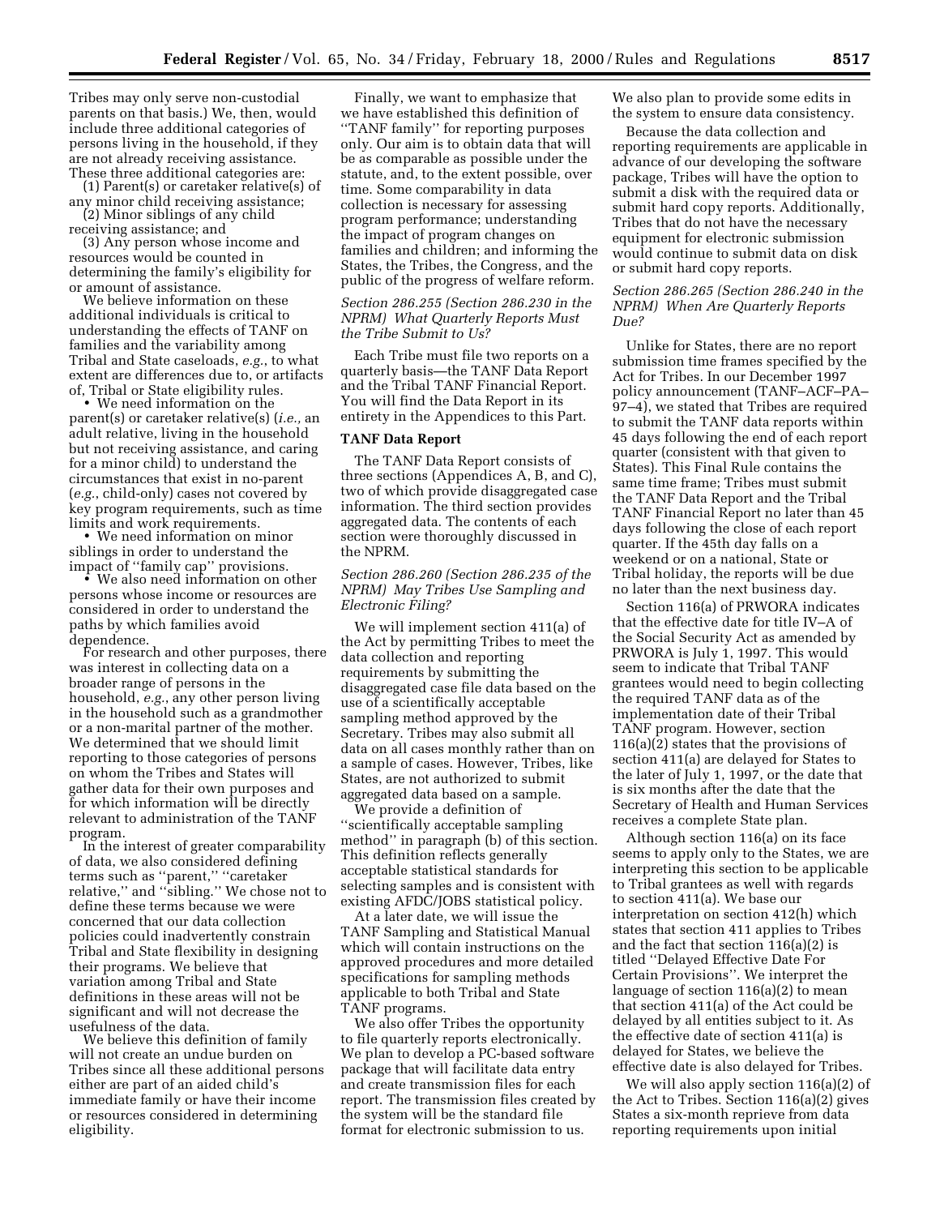Tribes may only serve non-custodial parents on that basis.) We, then, would include three additional categories of persons living in the household, if they are not already receiving assistance. These three additional categories are:

(1) Parent(s) or caretaker relative(s) of any minor child receiving assistance;

(2) Minor siblings of any child receiving assistance; and

(3) Any person whose income and resources would be counted in determining the family's eligibility for or amount of assistance.

We believe information on these additional individuals is critical to understanding the effects of TANF on families and the variability among Tribal and State caseloads, *e.g.*, to what extent are differences due to, or artifacts of, Tribal or State eligibility rules.

• We need information on the parent(s) or caretaker relative(s) (*i.e.*, an adult relative, living in the household but not receiving assistance, and caring for a minor child) to understand the circumstances that exist in no-parent (*e.g.*, child-only) cases not covered by key program requirements, such as time limits and work requirements.

• We need information on minor siblings in order to understand the impact of ''family cap'' provisions.

• We also need information on other persons whose income or resources are considered in order to understand the paths by which families avoid dependence.

For research and other purposes, there was interest in collecting data on a broader range of persons in the household, *e.g.*, any other person living in the household such as a grandmother or a non-marital partner of the mother. We determined that we should limit reporting to those categories of persons on whom the Tribes and States will gather data for their own purposes and for which information will be directly relevant to administration of the TANF program.

In the interest of greater comparability of data, we also considered defining terms such as ''parent,'' ''caretaker relative,'' and ''sibling.'' We chose not to define these terms because we were concerned that our data collection policies could inadvertently constrain Tribal and State flexibility in designing their programs. We believe that variation among Tribal and State definitions in these areas will not be significant and will not decrease the usefulness of the data.

We believe this definition of family will not create an undue burden on Tribes since all these additional persons either are part of an aided child's immediate family or have their income or resources considered in determining eligibility.

Finally, we want to emphasize that we have established this definition of ''TANF family'' for reporting purposes only. Our aim is to obtain data that will be as comparable as possible under the statute, and, to the extent possible, over time. Some comparability in data collection is necessary for assessing program performance; understanding the impact of program changes on families and children; and informing the States, the Tribes, the Congress, and the public of the progress of welfare reform.

*Section 286.255 (Section 286.230 in the NPRM) What Quarterly Reports Must the Tribe Submit to Us?*

Each Tribe must file two reports on a quarterly basis—the TANF Data Report and the Tribal TANF Financial Report. You will find the Data Report in its entirety in the Appendices to this Part.

**TANF Data Report**

The TANF Data Report consists of three sections (Appendices A, B, and C), two of which provide disaggregated case information. The third section provides aggregated data. The contents of each section were thoroughly discussed in the NPRM.

*Section 286.260 (Section 286.235 of the NPRM) May Tribes Use Sampling and Electronic Filing?*

We will implement section 411(a) of the Act by permitting Tribes to meet the data collection and reporting requirements by submitting the disaggregated case file data based on the use of a scientifically acceptable sampling method approved by the Secretary. Tribes may also submit all data on all cases monthly rather than on a sample of cases. However, Tribes, like States, are not authorized to submit aggregated data based on a sample.

We provide a definition of ''scientifically acceptable sampling method'' in paragraph (b) of this section. This definition reflects generally acceptable statistical standards for selecting samples and is consistent with existing AFDC/JOBS statistical policy.

At a later date, we will issue the TANF Sampling and Statistical Manual which will contain instructions on the approved procedures and more detailed specifications for sampling methods applicable to both Tribal and State TANF programs.

We also offer Tribes the opportunity to file quarterly reports electronically. We plan to develop a PC-based software package that will facilitate data entry and create transmission files for each report. The transmission files created by the system will be the standard file format for electronic submission to us. We also plan to provide some edits in the system to ensure data consistency.

Because the data collection and reporting requirements are applicable in advance of our developing the software package, Tribes will have the option to submit a disk with the required data or submit hard copy reports. Additionally, Tribes that do not have the necessary equipment for electronic submission would continue to submit data on disk or submit hard copy reports.

*Section 286.265 (Section 286.240 in the NPRM) When Are Quarterly Reports Due?*

Unlike for States, there are no report submission time frames specified by the Act for Tribes. In our December 1997 policy announcement (TANF–ACF–PA–97–4), we stated that Tribes are required to submit the TANF data reports within 45 days following the end of each report quarter (consistent with that given to States). This Final Rule contains the same time frame; Tribes must submit the TANF Data Report and the Tribal TANF Financial Report no later than 45 days following the close of each report quarter. If the 45th day falls on a weekend or on a national, State or Tribal holiday, the reports will be due no later than the next business day.

Section 116(a) of PRWORA indicates that the effective date for title IV–A of the Social Security Act as amended by PRWORA is July 1, 1997. This would seem to indicate that Tribal TANF grantees would need to begin collecting the required TANF data as of the implementation date of their Tribal TANF program. However, section 116(a)(2) states that the provisions of section 411(a) are delayed for States to the later of July 1, 1997, or the date that is six months after the date that the Secretary of Health and Human Services receives a complete State plan.

Although section 116(a) on its face seems to apply only to the States, we are interpreting this section to be applicable to Tribal grantees as well with regards to section 411(a). We base our interpretation on section 412(h) which states that section 411 applies to Tribes and the fact that section 116(a)(2) is titled ''Delayed Effective Date For Certain Provisions''. We interpret the language of section 116(a)(2) to mean that section 411(a) of the Act could be delayed by all entities subject to it. As the effective date of section 411(a) is delayed for States, we believe the effective date is also delayed for Tribes.

We will also apply section 116(a)(2) of the Act to Tribes. Section 116(a)(2) gives States a six-month reprieve from data reporting requirements upon initial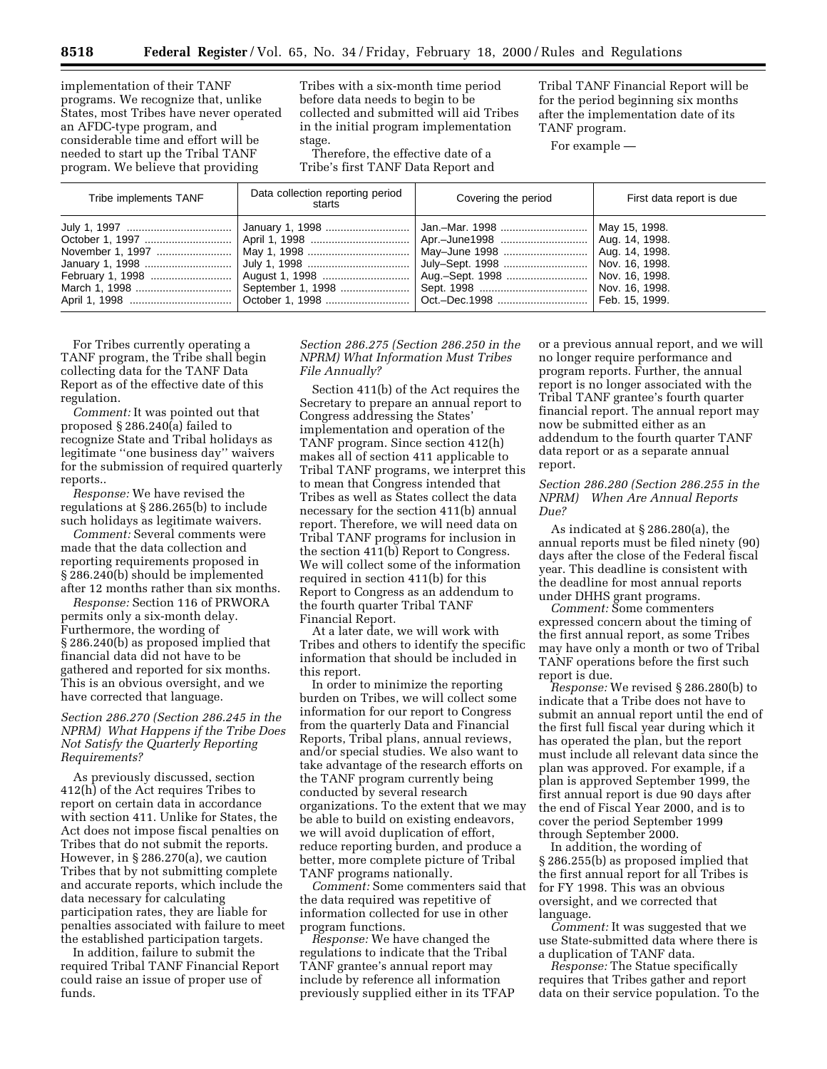implementation of their TANF programs. We recognize that, unlike States, most Tribes have never operated an AFDC-type program, and considerable time and effort will be needed to start up the Tribal TANF program. We believe that providing Tribes with a six-month time period before data needs to begin to be collected and submitted will aid Tribes in the initial program implementation stage.

Therefore, the effective date of a Tribe's first TANF Data Report and Tribal TANF Financial Report will be for the period beginning six months after the implementation date of its TANF program.

For example —

| Tribe implements TANF | Data collection reporting period starts | Covering the period | First data report is due |
|---|---|---|---|
| July 1, 1997 | January 1, 1998 | Jan.–Mar. 1998 | May 15, 1998. |
| October 1, 1997 | April 1, 1998 | Apr.–June1998 | Aug. 14, 1998. |
| November 1, 1997 | May 1, 1998 | May–June 1998 | Aug. 14, 1998. |
| January 1, 1998 | July 1, 1998 | July–Sept. 1998 | Nov. 16, 1998. |
| February 1, 1998 | August 1, 1998 | Aug.–Sept. 1998 | Nov. 16, 1998. |
| March 1, 1998 | September 1, 1998 | Sept. 1998 | Nov. 16, 1998. |
| April 1, 1998 | October 1, 1998 | Oct.–Dec.1998 | Feb. 15, 1999. |

For Tribes currently operating a TANF program, the Tribe shall begin collecting data for the TANF Data Report as of the effective date of this regulation.

*Comment:* It was pointed out that proposed § 286.240(a) failed to recognize State and Tribal holidays as legitimate ''one business day'' waivers for the submission of required quarterly reports..

*Response:* We have revised the regulations at § 286.265(b) to include such holidays as legitimate waivers.

*Comment:* Several comments were made that the data collection and reporting requirements proposed in § 286.240(b) should be implemented after 12 months rather than six months.

*Response:* Section 116 of PRWORA permits only a six-month delay. Furthermore, the wording of § 286.240(b) as proposed implied that financial data did not have to be gathered and reported for six months. This is an obvious oversight, and we have corrected that language.

*Section 286.270 (Section 286.245 in the NPRM) What Happens if the Tribe Does Not Satisfy the Quarterly Reporting Requirements?*

As previously discussed, section 412(h) of the Act requires Tribes to report on certain data in accordance with section 411. Unlike for States, the Act does not impose fiscal penalties on Tribes that do not submit the reports. However, in § 286.270(a), we caution Tribes that by not submitting complete and accurate reports, which include the data necessary for calculating participation rates, they are liable for penalties associated with failure to meet the established participation targets.

In addition, failure to submit the required Tribal TANF Financial Report could raise an issue of proper use of funds.

*Section 286.275 (Section 286.250 in the NPRM) What Information Must Tribes File Annually?*

Section 411(b) of the Act requires the Secretary to prepare an annual report to Congress addressing the States' implementation and operation of the TANF program. Since section 412(h) makes all of section 411 applicable to Tribal TANF programs, we interpret this to mean that Congress intended that Tribes as well as States collect the data necessary for the section 411(b) annual report. Therefore, we will need data on Tribal TANF programs for inclusion in the section 411(b) Report to Congress. We will collect some of the information required in section 411(b) for this Report to Congress as an addendum to the fourth quarter Tribal TANF Financial Report.

At a later date, we will work with Tribes and others to identify the specific information that should be included in this report.

In order to minimize the reporting burden on Tribes, we will collect some information for our report to Congress from the quarterly Data and Financial Reports, Tribal plans, annual reviews, and/or special studies. We also want to take advantage of the research efforts on the TANF program currently being conducted by several research organizations. To the extent that we may be able to build on existing endeavors, we will avoid duplication of effort, reduce reporting burden, and produce a better, more complete picture of Tribal TANF programs nationally.

*Comment:* Some commenters said that the data required was repetitive of information collected for use in other program functions.

*Response:* We have changed the regulations to indicate that the Tribal TANF grantee's annual report may include by reference all information previously supplied either in its TFAP or a previous annual report, and we will no longer require performance and program reports. Further, the annual report is no longer associated with the Tribal TANF grantee's fourth quarter financial report. The annual report may now be submitted either as an addendum to the fourth quarter TANF data report or as a separate annual report.

*Section 286.280 (Section 286.255 in the NPRM) When Are Annual Reports Due?*

As indicated at § 286.280(a), the annual reports must be filed ninety (90) days after the close of the Federal fiscal year. This deadline is consistent with the deadline for most annual reports under DHHS grant programs.

*Comment:* Some commenters expressed concern about the timing of the first annual report, as some Tribes may have only a month or two of Tribal TANF operations before the first such report is due.

*Response:* We revised § 286.280(b) to indicate that a Tribe does not have to submit an annual report until the end of the first full fiscal year during which it has operated the plan, but the report must include all relevant data since the plan was approved. For example, if a plan is approved September 1999, the first annual report is due 90 days after the end of Fiscal Year 2000, and is to cover the period September 1999 through September 2000.

In addition, the wording of § 286.255(b) as proposed implied that the first annual report for all Tribes is for FY 1998. This was an obvious oversight, and we corrected that language.

*Comment:* It was suggested that we use State-submitted data where there is a duplication of TANF data.

*Response:* The Statue specifically requires that Tribes gather and report data on their service population. To the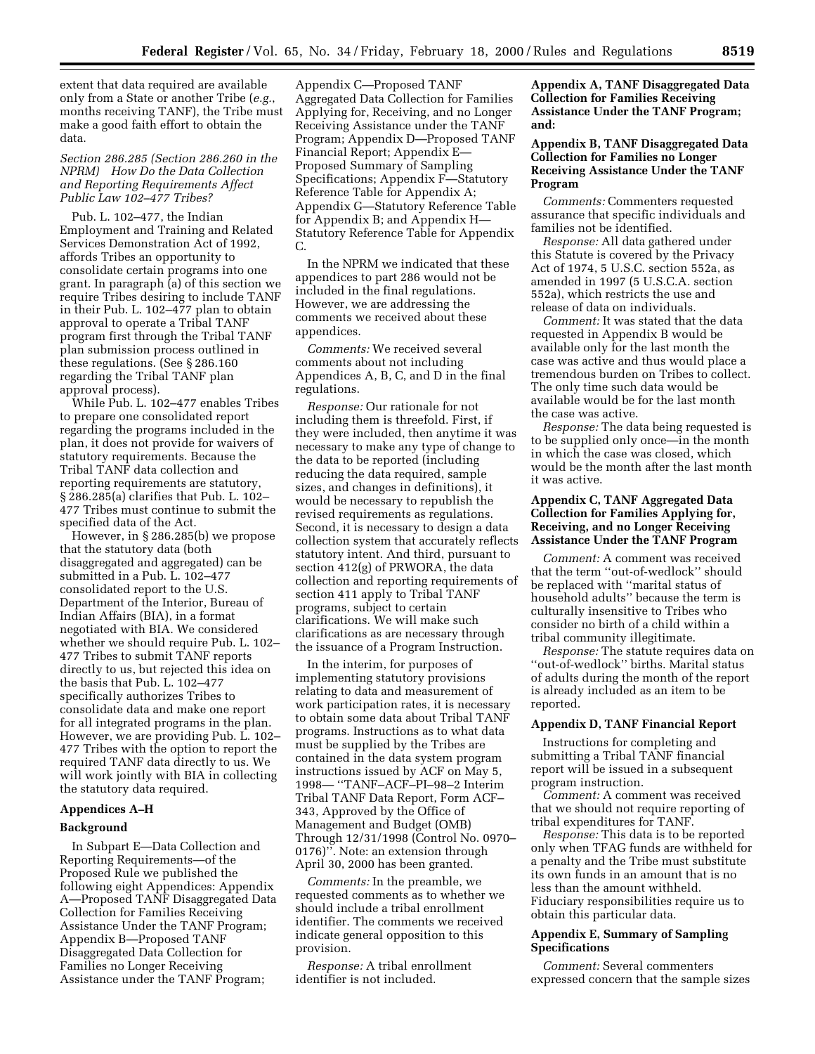extent that data required are available only from a State or another Tribe (*e.g.*, months receiving TANF), the Tribe must make a good faith effort to obtain the data.

*Section 286.285 (Section 286.260 in the NPRM) How Do the Data Collection and Reporting Requirements Affect Public Law 102–477 Tribes?*

Pub. L. 102–477, the Indian Employment and Training and Related Services Demonstration Act of 1992, affords Tribes an opportunity to consolidate certain programs into one grant. In paragraph (a) of this section we require Tribes desiring to include TANF in their Pub. L. 102–477 plan to obtain approval to operate a Tribal TANF program first through the Tribal TANF plan submission process outlined in these regulations. (See § 286.160 regarding the Tribal TANF plan approval process).

While Pub. L. 102–477 enables Tribes to prepare one consolidated report regarding the programs included in the plan, it does not provide for waivers of statutory requirements. Because the Tribal TANF data collection and reporting requirements are statutory, § 286.285(a) clarifies that Pub. L. 102–477 Tribes must continue to submit the specified data of the Act.

However, in § 286.285(b) we propose that the statutory data (both disaggregated and aggregated) can be submitted in a Pub. L. 102–477 consolidated report to the U.S. Department of the Interior, Bureau of Indian Affairs (BIA), in a format negotiated with BIA. We considered whether we should require Pub. L. 102–477 Tribes to submit TANF reports directly to us, but rejected this idea on the basis that Pub. L. 102–477 specifically authorizes Tribes to consolidate data and make one report for all integrated programs in the plan. However, we are providing Pub. L. 102–477 Tribes with the option to report the required TANF data directly to us. We will work jointly with BIA in collecting the statutory data required.

## Appendices A–H

### Background

In Subpart E—Data Collection and Reporting Requirements—of the Proposed Rule we published the following eight Appendices: Appendix A—Proposed TANF Disaggregated Data Collection for Families Receiving Assistance Under the TANF Program; Appendix B—Proposed TANF Disaggregated Data Collection for Families no Longer Receiving Assistance under the TANF Program; Appendix C—Proposed TANF Aggregated Data Collection for Families Applying for, Receiving, and no Longer Receiving Assistance under the TANF Program; Appendix D—Proposed TANF Financial Report; Appendix E—Proposed Summary of Sampling Specifications; Appendix F—Statutory Reference Table for Appendix A; Appendix G—Statutory Reference Table for Appendix B; and Appendix H—Statutory Reference Table for Appendix C.

In the NPRM we indicated that these appendices to part 286 would not be included in the final regulations. However, we are addressing the comments we received about these appendices.

*Comments:* We received several comments about not including Appendices A, B, C, and D in the final regulations.

*Response:* Our rationale for not including them is threefold. First, if they were included, then anytime it was necessary to make any type of change to the data to be reported (including reducing the data required, sample sizes, and changes in definitions), it would be necessary to republish the revised requirements as regulations. Second, it is necessary to design a data collection system that accurately reflects statutory intent. And third, pursuant to section 412(g) of PRWORA, the data collection and reporting requirements of section 411 apply to Tribal TANF programs, subject to certain clarifications. We will make such clarifications as are necessary through the issuance of a Program Instruction.

In the interim, for purposes of implementing statutory provisions relating to data and measurement of work participation rates, it is necessary to obtain some data about Tribal TANF programs. Instructions as to what data must be supplied by the Tribes are contained in the data system program instructions issued by ACF on May 5, 1998— ''TANF–ACF–PI–98–2 Interim Tribal TANF Data Report, Form ACF–343, Approved by the Office of Management and Budget (OMB) Through 12/31/1998 (Control No. 0970–0176)''. Note: an extension through April 30, 2000 has been granted.

*Comments:* In the preamble, we requested comments as to whether we should include a tribal enrollment identifier. The comments we received indicate general opposition to this provision.

*Response:* A tribal enrollment identifier is not included.

### Appendix A, TANF Disaggregated Data Collection for Families Receiving Assistance Under the TANF Program; and:

### Appendix B, TANF Disaggregated Data Collection for Families no Longer Receiving Assistance Under the TANF Program

*Comments:* Commenters requested assurance that specific individuals and families not be identified.

*Response:* All data gathered under this Statute is covered by the Privacy Act of 1974, 5 U.S.C. section 552a, as amended in 1997 (5 U.S.C.A. section 552a), which restricts the use and release of data on individuals.

*Comment:* It was stated that the data requested in Appendix B would be available only for the last month the case was active and thus would place a tremendous burden on Tribes to collect. The only time such data would be available would be for the last month the case was active.

*Response:* The data being requested is to be supplied only once—in the month in which the case was closed, which would be the month after the last month it was active.

### Appendix C, TANF Aggregated Data Collection for Families Applying for, Receiving, and no Longer Receiving Assistance Under the TANF Program

*Comment:* A comment was received that the term ''out-of-wedlock'' should be replaced with ''marital status of household adults'' because the term is culturally insensitive to Tribes who consider no birth of a child within a tribal community illegitimate.

*Response:* The statute requires data on ''out-of-wedlock'' births. Marital status of adults during the month of the report is already included as an item to be reported.

### Appendix D, TANF Financial Report

Instructions for completing and submitting a Tribal TANF financial report will be issued in a subsequent program instruction.

*Comment:* A comment was received that we should not require reporting of tribal expenditures for TANF.

*Response:* This data is to be reported only when TFAG funds are withheld for a penalty and the Tribe must substitute its own funds in an amount that is no less than the amount withheld. Fiduciary responsibilities require us to obtain this particular data.

### Appendix E, Summary of Sampling Specifications

*Comment:* Several commenters expressed concern that the sample sizes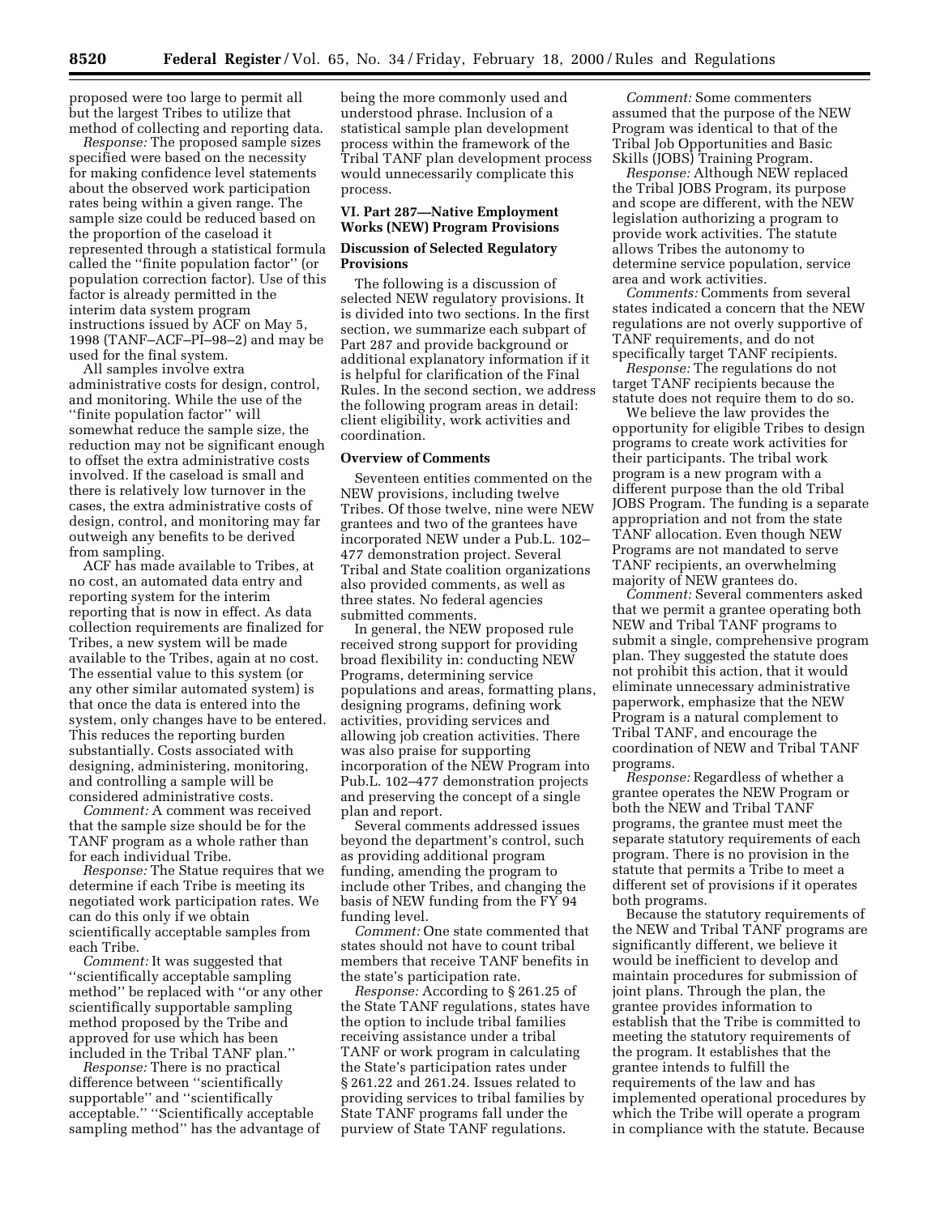proposed were too large to permit all but the largest Tribes to utilize that method of collecting and reporting data.

*Response:* The proposed sample sizes specified were based on the necessity for making confidence level statements about the observed work participation rates being within a given range. The sample size could be reduced based on the proportion of the caseload it represented through a statistical formula called the ''finite population factor'' (or population correction factor). Use of this factor is already permitted in the interim data system program instructions issued by ACF on May 5, 1998 (TANF–ACF–PI–98–2) and may be used for the final system.

All samples involve extra administrative costs for design, control, and monitoring. While the use of the ''finite population factor'' will somewhat reduce the sample size, the reduction may not be significant enough to offset the extra administrative costs involved. If the caseload is small and there is relatively low turnover in the cases, the extra administrative costs of design, control, and monitoring may far outweigh any benefits to be derived from sampling.

ACF has made available to Tribes, at no cost, an automated data entry and reporting system for the interim reporting that is now in effect. As data collection requirements are finalized for Tribes, a new system will be made available to the Tribes, again at no cost. The essential value to this system (or any other similar automated system) is that once the data is entered into the system, only changes have to be entered. This reduces the reporting burden substantially. Costs associated with designing, administering, monitoring, and controlling a sample will be considered administrative costs.

*Comment:* A comment was received that the sample size should be for the TANF program as a whole rather than for each individual Tribe.

*Response:* The Statue requires that we determine if each Tribe is meeting its negotiated work participation rates. We can do this only if we obtain scientifically acceptable samples from each Tribe.

*Comment:* It was suggested that ''scientifically acceptable sampling method'' be replaced with ''or any other scientifically supportable sampling method proposed by the Tribe and approved for use which has been included in the Tribal TANF plan.''

*Response:* There is no practical difference between ''scientifically supportable'' and ''scientifically acceptable.'' ''Scientifically acceptable sampling method'' has the advantage of being the more commonly used and understood phrase. Inclusion of a statistical sample plan development process within the framework of the Tribal TANF plan development process would unnecessarily complicate this process.

## VI. Part 287—Native Employment Works (NEW) Program Provisions

### Discussion of Selected Regulatory Provisions

The following is a discussion of selected NEW regulatory provisions. It is divided into two sections. In the first section, we summarize each subpart of Part 287 and provide background or additional explanatory information if it is helpful for clarification of the Final Rules. In the second section, we address the following program areas in detail: client eligibility, work activities and coordination.

### Overview of Comments

Seventeen entities commented on the NEW provisions, including twelve Tribes. Of those twelve, nine were NEW grantees and two of the grantees have incorporated NEW under a Pub.L. 102–477 demonstration project. Several Tribal and State coalition organizations also provided comments, as well as three states. No federal agencies submitted comments.

In general, the NEW proposed rule received strong support for providing broad flexibility in: conducting NEW Programs, determining service populations and areas, formatting plans, designing programs, defining work activities, providing services and allowing job creation activities. There was also praise for supporting incorporation of the NEW Program into Pub.L. 102–477 demonstration projects and preserving the concept of a single plan and report.

Several comments addressed issues beyond the department's control, such as providing additional program funding, amending the program to include other Tribes, and changing the basis of NEW funding from the FY 94 funding level.

*Comment:* One state commented that states should not have to count tribal members that receive TANF benefits in the state's participation rate.

*Response:* According to § 261.25 of the State TANF regulations, states have the option to include tribal families receiving assistance under a tribal TANF or work program in calculating the State's participation rates under § 261.22 and 261.24. Issues related to providing services to tribal families by State TANF programs fall under the purview of State TANF regulations.

*Comment:* Some commenters assumed that the purpose of the NEW Program was identical to that of the Tribal Job Opportunities and Basic Skills (JOBS) Training Program.

*Response:* Although NEW replaced the Tribal JOBS Program, its purpose and scope are different, with the NEW legislation authorizing a program to provide work activities. The statute allows Tribes the autonomy to determine service population, service area and work activities.

*Comments:* Comments from several states indicated a concern that the NEW regulations are not overly supportive of TANF requirements, and do not specifically target TANF recipients.

*Response:* The regulations do not target TANF recipients because the statute does not require them to do so.

We believe the law provides the opportunity for eligible Tribes to design programs to create work activities for their participants. The tribal work program is a new program with a different purpose than the old Tribal JOBS Program. The funding is a separate appropriation and not from the state TANF allocation. Even though NEW Programs are not mandated to serve TANF recipients, an overwhelming majority of NEW grantees do.

*Comment:* Several commenters asked that we permit a grantee operating both NEW and Tribal TANF programs to submit a single, comprehensive program plan. They suggested the statute does not prohibit this action, that it would eliminate unnecessary administrative paperwork, emphasize that the NEW Program is a natural complement to Tribal TANF, and encourage the coordination of NEW and Tribal TANF programs.

*Response:* Regardless of whether a grantee operates the NEW Program or both the NEW and Tribal TANF programs, the grantee must meet the separate statutory requirements of each program. There is no provision in the statute that permits a Tribe to meet a different set of provisions if it operates both programs.

Because the statutory requirements of the NEW and Tribal TANF programs are significantly different, we believe it would be inefficient to develop and maintain procedures for submission of joint plans. Through the plan, the grantee provides information to establish that the Tribe is committed to meeting the statutory requirements of the program. It establishes that the grantee intends to fulfill the requirements of the law and has implemented operational procedures by which the Tribe will operate a program in compliance with the statute. Because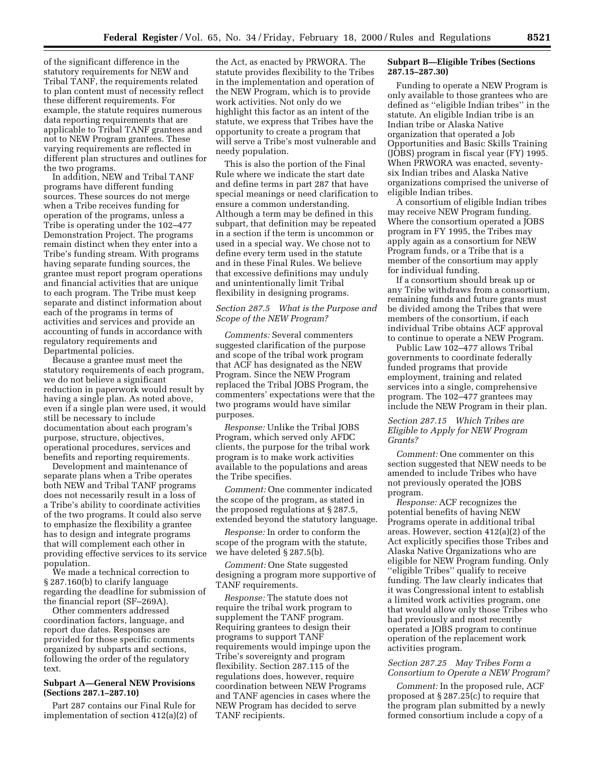of the significant difference in the statutory requirements for NEW and Tribal TANF, the requirements related to plan content must of necessity reflect these different requirements. For example, the statute requires numerous data reporting requirements that are applicable to Tribal TANF grantees and not to NEW Program grantees. These varying requirements are reflected in different plan structures and outlines for the two programs.

In addition, NEW and Tribal TANF programs have different funding sources. These sources do not merge when a Tribe receives funding for operation of the programs, unless a Tribe is operating under the 102–477 Demonstration Project. The programs remain distinct when they enter into a Tribe's funding stream. With programs having separate funding sources, the grantee must report program operations and financial activities that are unique to each program. The Tribe must keep separate and distinct information about each of the programs in terms of activities and services and provide an accounting of funds in accordance with regulatory requirements and Departmental policies.

Because a grantee must meet the statutory requirements of each program, we do not believe a significant reduction in paperwork would result by having a single plan. As noted above, even if a single plan were used, it would still be necessary to include documentation about each program's purpose, structure, objectives, operational procedures, services and benefits and reporting requirements.

Development and maintenance of separate plans when a Tribe operates both NEW and Tribal TANF programs does not necessarily result in a loss of a Tribe's ability to coordinate activities of the two programs. It could also serve to emphasize the flexibility a grantee has to design and integrate programs that will complement each other in providing effective services to its service population.

We made a technical correction to § 287.160(b) to clarify language regarding the deadline for submission of the financial report (SF–269A).

Other commenters addressed coordination factors, language, and report due dates. Responses are provided for those specific comments organized by subparts and sections, following the order of the regulatory text.

**Subpart A—General NEW Provisions (Sections 287.1–287.10)**

Part 287 contains our Final Rule for implementation of section 412(a)(2) of the Act, as enacted by PRWORA. The statute provides flexibility to the Tribes in the implementation and operation of the NEW Program, which is to provide work activities. Not only do we highlight this factor as an intent of the statute, we express that Tribes have the opportunity to create a program that will serve a Tribe's most vulnerable and needy population.

This is also the portion of the Final Rule where we indicate the start date and define terms in part 287 that have special meanings or need clarification to ensure a common understanding. Although a term may be defined in this subpart, that definition may be repeated in a section if the term is uncommon or used in a special way. We chose not to define every term used in the statute and in these Final Rules. We believe that excessive definitions may unduly and unintentionally limit Tribal flexibility in designing programs.

*Section 287.5 What is the Purpose and Scope of the NEW Program?*

*Comments:* Several commenters suggested clarification of the purpose and scope of the tribal work program that ACF has designated as the NEW Program. Since the NEW Program replaced the Tribal JOBS Program, the commenters' expectations were that the two programs would have similar purposes.

*Response:* Unlike the Tribal JOBS Program, which served only AFDC clients, the purpose for the tribal work program is to make work activities available to the populations and areas the Tribe specifies.

*Comment:* One commenter indicated the scope of the program, as stated in the proposed regulations at § 287.5, extended beyond the statutory language.

*Response:* In order to conform the scope of the program with the statute, we have deleted § 287.5(b).

*Comment:* One State suggested designing a program more supportive of TANF requirements.

*Response:* The statute does not require the tribal work program to supplement the TANF program. Requiring grantees to design their programs to support TANF requirements would impinge upon the Tribe's sovereignty and program flexibility. Section 287.115 of the regulations does, however, require coordination between NEW Programs and TANF agencies in cases where the NEW Program has decided to serve TANF recipients.

**Subpart B—Eligible Tribes (Sections 287.15–287.30)**

Funding to operate a NEW Program is only available to those grantees who are defined as ''eligible Indian tribes'' in the statute. An eligible Indian tribe is an Indian tribe or Alaska Native organization that operated a Job Opportunities and Basic Skills Training (JOBS) program in fiscal year (FY) 1995. When PRWORA was enacted, seventy-six Indian tribes and Alaska Native organizations comprised the universe of eligible Indian tribes.

A consortium of eligible Indian tribes may receive NEW Program funding. Where the consortium operated a JOBS program in FY 1995, the Tribes may apply again as a consortium for NEW Program funds, or a Tribe that is a member of the consortium may apply for individual funding.

If a consortium should break up or any Tribe withdraws from a consortium, remaining funds and future grants must be divided among the Tribes that were members of the consortium, if each individual Tribe obtains ACF approval to continue to operate a NEW Program.

Public Law 102–477 allows Tribal governments to coordinate federally funded programs that provide employment, training and related services into a single, comprehensive program. The 102–477 grantees may include the NEW Program in their plan.

*Section 287.15 Which Tribes are Eligible to Apply for NEW Program Grants?*

*Comment:* One commenter on this section suggested that NEW needs to be amended to include Tribes who have not previously operated the JOBS program.

*Response:* ACF recognizes the potential benefits of having NEW Programs operate in additional tribal areas. However, section 412(a)(2) of the Act explicitly specifies those Tribes and Alaska Native Organizations who are eligible for NEW Program funding. Only ''eligible Tribes'' qualify to receive funding. The law clearly indicates that it was Congressional intent to establish a limited work activities program, one that would allow only those Tribes who had previously and most recently operated a JOBS program to continue operation of the replacement work activities program.

*Section 287.25 May Tribes Form a Consortium to Operate a NEW Program?*

*Comment:* In the proposed rule, ACF proposed at § 287.25(c) to require that the program plan submitted by a newly formed consortium include a copy of a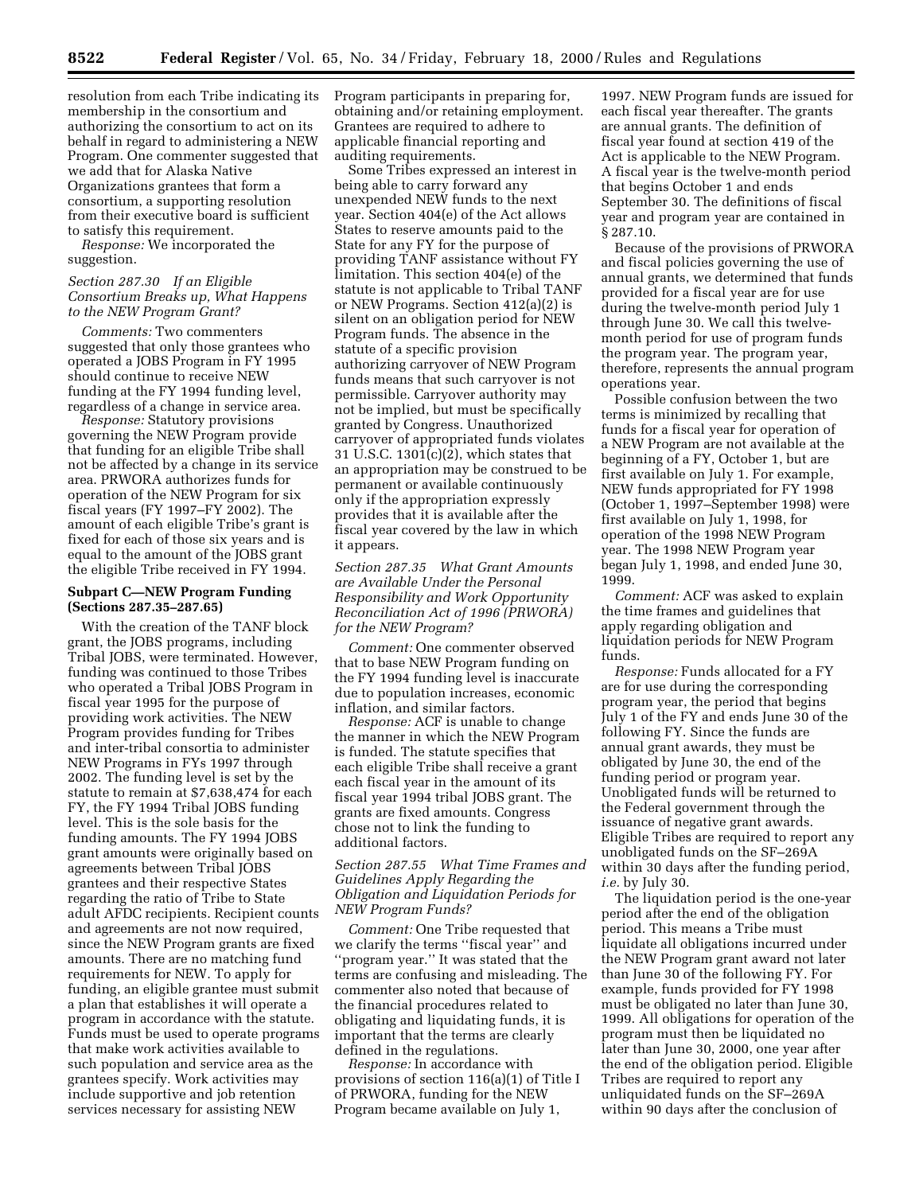resolution from each Tribe indicating its membership in the consortium and authorizing the consortium to act on its behalf in regard to administering a NEW Program. One commenter suggested that we add that for Alaska Native Organizations grantees that form a consortium, a supporting resolution from their executive board is sufficient to satisfy this requirement.

*Response:* We incorporated the suggestion.

*Section 287.30 If an Eligible Consortium Breaks up, What Happens to the NEW Program Grant?*

*Comments:* Two commenters suggested that only those grantees who operated a JOBS Program in FY 1995 should continue to receive NEW funding at the FY 1994 funding level, regardless of a change in service area.

*Response:* Statutory provisions governing the NEW Program provide that funding for an eligible Tribe shall not be affected by a change in its service area. PRWORA authorizes funds for operation of the NEW Program for six fiscal years (FY 1997–FY 2002). The amount of each eligible Tribe's grant is fixed for each of those six years and is equal to the amount of the JOBS grant the eligible Tribe received in FY 1994.

**Subpart C—NEW Program Funding (Sections 287.35–287.65)**

With the creation of the TANF block grant, the JOBS programs, including Tribal JOBS, were terminated. However, funding was continued to those Tribes who operated a Tribal JOBS Program in fiscal year 1995 for the purpose of providing work activities. The NEW Program provides funding for Tribes and inter-tribal consortia to administer NEW Programs in FYs 1997 through 2002. The funding level is set by the statute to remain at $7,638,474 for each FY, the FY 1994 Tribal JOBS funding level. This is the sole basis for the funding amounts. The FY 1994 JOBS grant amounts were originally based on agreements between Tribal JOBS grantees and their respective States regarding the ratio of Tribe to State adult AFDC recipients. Recipient counts and agreements are not now required, since the NEW Program grants are fixed amounts. There are no matching fund requirements for NEW. To apply for funding, an eligible grantee must submit a plan that establishes it will operate a program in accordance with the statute. Funds must be used to operate programs that make work activities available to such population and service area as the grantees specify. Work activities may include supportive and job retention services necessary for assisting NEW Program participants in preparing for, obtaining and/or retaining employment. Grantees are required to adhere to applicable financial reporting and auditing requirements.

Some Tribes expressed an interest in being able to carry forward any unexpended NEW funds to the next year. Section 404(e) of the Act allows States to reserve amounts paid to the State for any FY for the purpose of providing TANF assistance without FY limitation. This section 404(e) of the statute is not applicable to Tribal TANF or NEW Programs. Section 412(a)(2) is silent on an obligation period for NEW Program funds. The absence in the statute of a specific provision authorizing carryover of NEW Program funds means that such carryover is not permissible. Carryover authority may not be implied, but must be specifically granted by Congress. Unauthorized carryover of appropriated funds violates 31 U.S.C. 1301(c)(2), which states that an appropriation may be construed to be permanent or available continuously only if the appropriation expressly provides that it is available after the fiscal year covered by the law in which it appears.

*Section 287.35 What Grant Amounts are Available Under the Personal Responsibility and Work Opportunity Reconciliation Act of 1996 (PRWORA) for the NEW Program?*

*Comment:* One commenter observed that to base NEW Program funding on the FY 1994 funding level is inaccurate due to population increases, economic inflation, and similar factors.

*Response:* ACF is unable to change the manner in which the NEW Program is funded. The statute specifies that each eligible Tribe shall receive a grant each fiscal year in the amount of its fiscal year 1994 tribal JOBS grant. The grants are fixed amounts. Congress chose not to link the funding to additional factors.

*Section 287.55 What Time Frames and Guidelines Apply Regarding the Obligation and Liquidation Periods for NEW Program Funds?*

*Comment:* One Tribe requested that we clarify the terms ''fiscal year'' and ''program year.'' It was stated that the terms are confusing and misleading. The commenter also noted that because of the financial procedures related to obligating and liquidating funds, it is important that the terms are clearly defined in the regulations.

*Response:* In accordance with provisions of section 116(a)(1) of Title I of PRWORA, funding for the NEW Program became available on July 1, 1997. NEW Program funds are issued for each fiscal year thereafter. The grants are annual grants. The definition of fiscal year found at section 419 of the Act is applicable to the NEW Program. A fiscal year is the twelve-month period that begins October 1 and ends September 30. The definitions of fiscal year and program year are contained in § 287.10.

Because of the provisions of PRWORA and fiscal policies governing the use of annual grants, we determined that funds provided for a fiscal year are for use during the twelve-month period July 1 through June 30. We call this twelve-month period for use of program funds the program year. The program year, therefore, represents the annual program operations year.

Possible confusion between the two terms is minimized by recalling that funds for a fiscal year for operation of a NEW Program are not available at the beginning of a FY, October 1, but are first available on July 1. For example, NEW funds appropriated for FY 1998 (October 1, 1997–September 1998) were first available on July 1, 1998, for operation of the 1998 NEW Program year. The 1998 NEW Program year began July 1, 1998, and ended June 30, 1999.

*Comment:* ACF was asked to explain the time frames and guidelines that apply regarding obligation and liquidation periods for NEW Program funds.

*Response:* Funds allocated for a FY are for use during the corresponding program year, the period that begins July 1 of the FY and ends June 30 of the following FY. Since the funds are annual grant awards, they must be obligated by June 30, the end of the funding period or program year. Unobligated funds will be returned to the Federal government through the issuance of negative grant awards. Eligible Tribes are required to report any unobligated funds on the SF–269A within 30 days after the funding period, *i.e.* by July 30.

The liquidation period is the one-year period after the end of the obligation period. This means a Tribe must liquidate all obligations incurred under the NEW Program grant award not later than June 30 of the following FY. For example, funds provided for FY 1998 must be obligated no later than June 30, 1999. All obligations for operation of the program must then be liquidated no later than June 30, 2000, one year after the end of the obligation period. Eligible Tribes are required to report any unliquidated funds on the SF–269A within 90 days after the conclusion of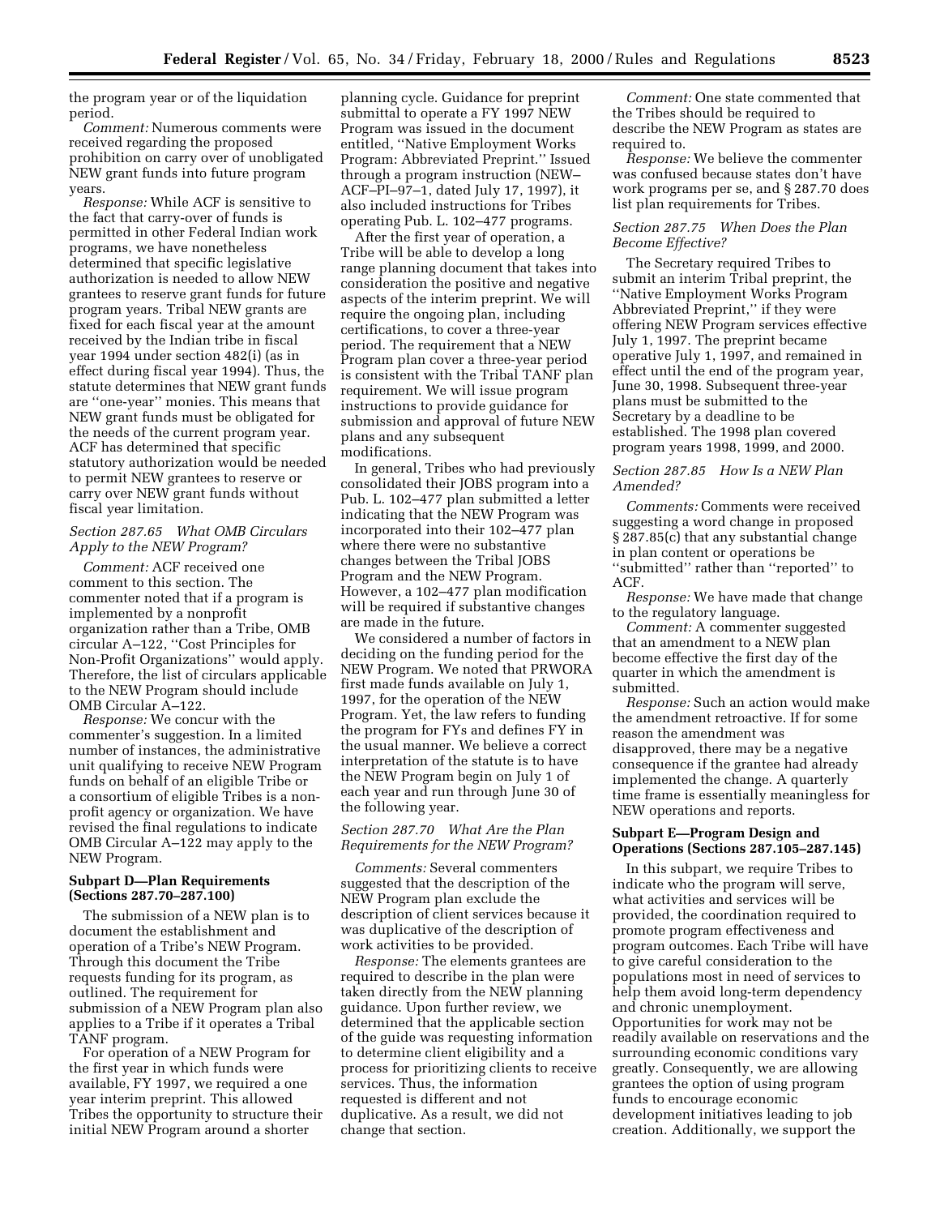the program year or of the liquidation period.

*Comment:* Numerous comments were received regarding the proposed prohibition on carry over of unobligated NEW grant funds into future program years.

*Response:* While ACF is sensitive to the fact that carry-over of funds is permitted in other Federal Indian work programs, we have nonetheless determined that specific legislative authorization is needed to allow NEW grantees to reserve grant funds for future program years. Tribal NEW grants are fixed for each fiscal year at the amount received by the Indian tribe in fiscal year 1994 under section 482(i) (as in effect during fiscal year 1994). Thus, the statute determines that NEW grant funds are ''one-year'' monies. This means that NEW grant funds must be obligated for the needs of the current program year. ACF has determined that specific statutory authorization would be needed to permit NEW grantees to reserve or carry over NEW grant funds without fiscal year limitation.

### Section 287.65 What OMB Circulars Apply to the NEW Program?

*Comment:* ACF received one comment to this section. The commenter noted that if a program is implemented by a nonprofit organization rather than a Tribe, OMB circular A–122, ''Cost Principles for Non-Profit Organizations'' would apply. Therefore, the list of circulars applicable to the NEW Program should include OMB Circular A–122.

*Response:* We concur with the commenter's suggestion. In a limited number of instances, the administrative unit qualifying to receive NEW Program funds on behalf of an eligible Tribe or a consortium of eligible Tribes is a non-profit agency or organization. We have revised the final regulations to indicate OMB Circular A–122 may apply to the NEW Program.

## Subpart D—Plan Requirements (Sections 287.70–287.100)

The submission of a NEW plan is to document the establishment and operation of a Tribe's NEW Program. Through this document the Tribe requests funding for its program, as outlined. The requirement for submission of a NEW Program plan also applies to a Tribe if it operates a Tribal TANF program.

For operation of a NEW Program for the first year in which funds were available, FY 1997, we required a one year interim preprint. This allowed Tribes the opportunity to structure their initial NEW Program around a shorter planning cycle. Guidance for preprint submittal to operate a FY 1997 NEW Program was issued in the document entitled, ''Native Employment Works Program: Abbreviated Preprint.'' Issued through a program instruction (NEW–ACF–PI–97–1, dated July 17, 1997), it also included instructions for Tribes operating Pub. L. 102–477 programs.

After the first year of operation, a Tribe will be able to develop a long range planning document that takes into consideration the positive and negative aspects of the interim preprint. We will require the ongoing plan, including certifications, to cover a three-year period. The requirement that a NEW Program plan cover a three-year period is consistent with the Tribal TANF plan requirement. We will issue program instructions to provide guidance for submission and approval of future NEW plans and any subsequent modifications.

In general, Tribes who had previously consolidated their JOBS program into a Pub. L. 102–477 plan submitted a letter indicating that the NEW Program was incorporated into their 102–477 plan where there were no substantive changes between the Tribal JOBS Program and the NEW Program. However, a 102–477 plan modification will be required if substantive changes are made in the future.

We considered a number of factors in deciding on the funding period for the NEW Program. We noted that PRWORA first made funds available on July 1, 1997, for the operation of the NEW Program. Yet, the law refers to funding the program for FYs and defines FY in the usual manner. We believe a correct interpretation of the statute is to have the NEW Program begin on July 1 of each year and run through June 30 of the following year.

### Section 287.70 What Are the Plan Requirements for the NEW Program?

*Comments:* Several commenters suggested that the description of the NEW Program plan exclude the description of client services because it was duplicative of the description of work activities to be provided.

*Response:* The elements grantees are required to describe in the plan were taken directly from the NEW planning guidance. Upon further review, we determined that the applicable section of the guide was requesting information to determine client eligibility and a process for prioritizing clients to receive services. Thus, the information requested is different and not duplicative. As a result, we did not change that section.

*Comment:* One state commented that the Tribes should be required to describe the NEW Program as states are required to.

*Response:* We believe the commenter was confused because states don't have work programs per se, and § 287.70 does list plan requirements for Tribes.

### Section 287.75 When Does the Plan Become Effective?

The Secretary required Tribes to submit an interim Tribal preprint, the ''Native Employment Works Program Abbreviated Preprint,'' if they were offering NEW Program services effective July 1, 1997. The preprint became operative July 1, 1997, and remained in effect until the end of the program year, June 30, 1998. Subsequent three-year plans must be submitted to the Secretary by a deadline to be established. The 1998 plan covered program years 1998, 1999, and 2000.

### Section 287.85 How Is a NEW Plan Amended?

*Comments:* Comments were received suggesting a word change in proposed § 287.85(c) that any substantial change in plan content or operations be ''submitted'' rather than ''reported'' to ACF.

*Response:* We have made that change to the regulatory language.

*Comment:* A commenter suggested that an amendment to a NEW plan become effective the first day of the quarter in which the amendment is submitted.

*Response:* Such an action would make the amendment retroactive. If for some reason the amendment was disapproved, there may be a negative consequence if the grantee had already implemented the change. A quarterly time frame is essentially meaningless for NEW operations and reports.

## Subpart E—Program Design and Operations (Sections 287.105–287.145)

In this subpart, we require Tribes to indicate who the program will serve, what activities and services will be provided, the coordination required to promote program effectiveness and program outcomes. Each Tribe will have to give careful consideration to the populations most in need of services to help them avoid long-term dependency and chronic unemployment. Opportunities for work may not be readily available on reservations and the surrounding economic conditions vary greatly. Consequently, we are allowing grantees the option of using program funds to encourage economic development initiatives leading to job creation. Additionally, we support the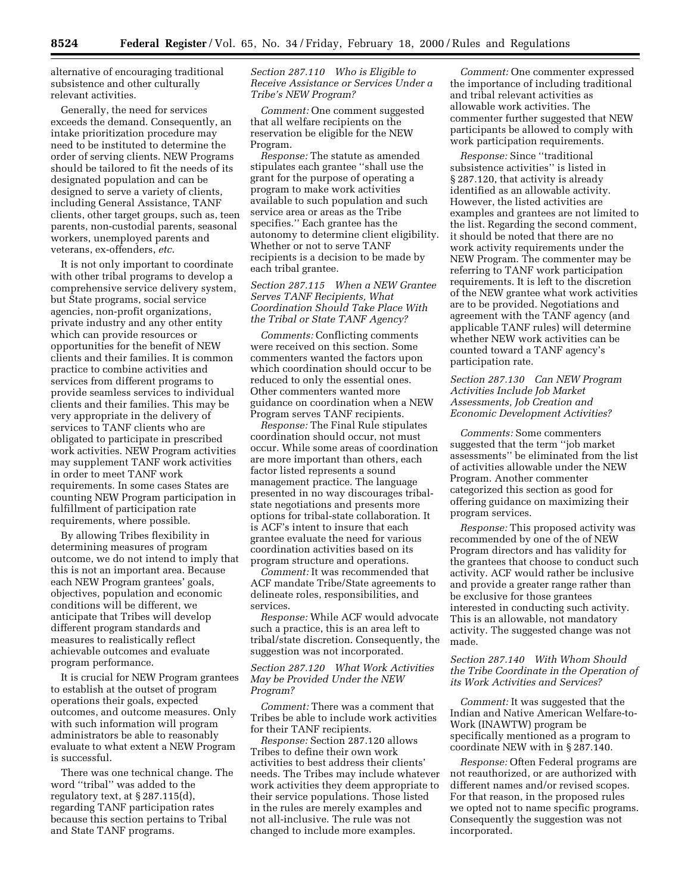alternative of encouraging traditional subsistence and other culturally relevant activities.

Generally, the need for services exceeds the demand. Consequently, an intake prioritization procedure may need to be instituted to determine the order of serving clients. NEW Programs should be tailored to fit the needs of its designated population and can be designed to serve a variety of clients, including General Assistance, TANF clients, other target groups, such as, teen parents, non-custodial parents, seasonal workers, unemployed parents and veterans, ex-offenders, *etc*.

It is not only important to coordinate with other tribal programs to develop a comprehensive service delivery system, but State programs, social service agencies, non-profit organizations, private industry and any other entity which can provide resources or opportunities for the benefit of NEW clients and their families. It is common practice to combine activities and services from different programs to provide seamless services to individual clients and their families. This may be very appropriate in the delivery of services to TANF clients who are obligated to participate in prescribed work activities. NEW Program activities may supplement TANF work activities in order to meet TANF work requirements. In some cases States are counting NEW Program participation in fulfillment of participation rate requirements, where possible.

By allowing Tribes flexibility in determining measures of program outcome, we do not intend to imply that this is not an important area. Because each NEW Program grantees' goals, objectives, population and economic conditions will be different, we anticipate that Tribes will develop different program standards and measures to realistically reflect achievable outcomes and evaluate program performance.

It is crucial for NEW Program grantees to establish at the outset of program operations their goals, expected outcomes, and outcome measures. Only with such information will program administrators be able to reasonably evaluate to what extent a NEW Program is successful.

There was one technical change. The word ''tribal'' was added to the regulatory text, at § 287.115(d), regarding TANF participation rates because this section pertains to Tribal and State TANF programs.

*Section 287.110 Who is Eligible to Receive Assistance or Services Under a Tribe's NEW Program?*

*Comment:* One comment suggested that all welfare recipients on the reservation be eligible for the NEW Program.

*Response:* The statute as amended stipulates each grantee ''shall use the grant for the purpose of operating a program to make work activities available to such population and such service area or areas as the Tribe specifies.'' Each grantee has the autonomy to determine client eligibility. Whether or not to serve TANF recipients is a decision to be made by each tribal grantee.

*Section 287.115 When a NEW Grantee Serves TANF Recipients, What Coordination Should Take Place With the Tribal or State TANF Agency?*

*Comments:* Conflicting comments were received on this section. Some commenters wanted the factors upon which coordination should occur to be reduced to only the essential ones. Other commenters wanted more guidance on coordination when a NEW Program serves TANF recipients.

*Response:* The Final Rule stipulates coordination should occur, not must occur. While some areas of coordination are more important than others, each factor listed represents a sound management practice. The language presented in no way discourages tribal-state negotiations and presents more options for tribal-state collaboration. It is ACF's intent to insure that each grantee evaluate the need for various coordination activities based on its program structure and operations.

*Comment:* It was recommended that ACF mandate Tribe/State agreements to delineate roles, responsibilities, and services.

*Response:* While ACF would advocate such a practice, this is an area left to tribal/state discretion. Consequently, the suggestion was not incorporated.

*Section 287.120 What Work Activities May be Provided Under the NEW Program?*

*Comment:* There was a comment that Tribes be able to include work activities for their TANF recipients.

*Response:* Section 287.120 allows Tribes to define their own work activities to best address their clients' needs. The Tribes may include whatever work activities they deem appropriate to their service populations. Those listed in the rules are merely examples and not all-inclusive. The rule was not changed to include more examples.

*Comment:* One commenter expressed the importance of including traditional and tribal relevant activities as allowable work activities. The commenter further suggested that NEW participants be allowed to comply with work participation requirements.

*Response:* Since ''traditional subsistence activities'' is listed in § 287.120, that activity is already identified as an allowable activity. However, the listed activities are examples and grantees are not limited to the list. Regarding the second comment, it should be noted that there are no work activity requirements under the NEW Program. The commenter may be referring to TANF work participation requirements. It is left to the discretion of the NEW grantee what work activities are to be provided. Negotiations and agreement with the TANF agency (and applicable TANF rules) will determine whether NEW work activities can be counted toward a TANF agency's participation rate.

*Section 287.130 Can NEW Program Activities Include Job Market Assessments, Job Creation and Economic Development Activities?*

*Comments:* Some commenters suggested that the term ''job market assessments'' be eliminated from the list of activities allowable under the NEW Program. Another commenter categorized this section as good for offering guidance on maximizing their program services.

*Response:* This proposed activity was recommended by one of the of NEW Program directors and has validity for the grantees that choose to conduct such activity. ACF would rather be inclusive and provide a greater range rather than be exclusive for those grantees interested in conducting such activity. This is an allowable, not mandatory activity. The suggested change was not made.

*Section 287.140 With Whom Should the Tribe Coordinate in the Operation of its Work Activities and Services?*

*Comment:* It was suggested that the Indian and Native American Welfare-to-Work (INAWTW) program be specifically mentioned as a program to coordinate NEW with in § 287.140.

*Response:* Often Federal programs are not reauthorized, or are authorized with different names and/or revised scopes. For that reason, in the proposed rules we opted not to name specific programs. Consequently the suggestion was not incorporated.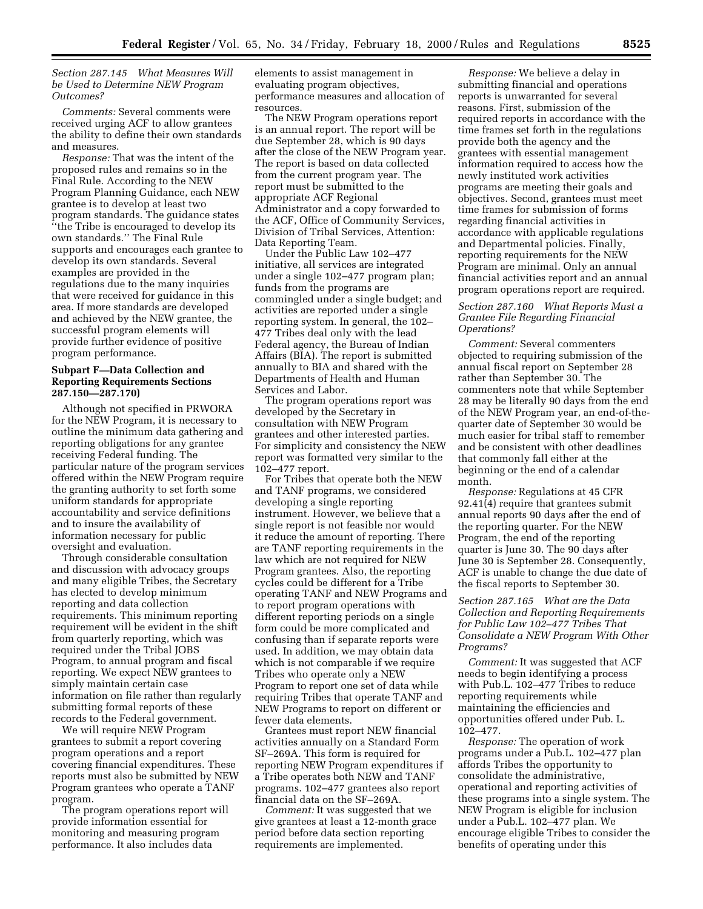### *Section 287.145 What Measures Will be Used to Determine NEW Program Outcomes?*

*Comments:* Several comments were received urging ACF to allow grantees the ability to define their own standards and measures.

*Response:* That was the intent of the proposed rules and remains so in the Final Rule. According to the NEW Program Planning Guidance, each NEW grantee is to develop at least two program standards. The guidance states ''the Tribe is encouraged to develop its own standards.'' The Final Rule supports and encourages each grantee to develop its own standards. Several examples are provided in the regulations due to the many inquiries that were received for guidance in this area. If more standards are developed and achieved by the NEW grantee, the successful program elements will provide further evidence of positive program performance.

### **Subpart F—Data Collection and Reporting Requirements Sections 287.150—287.170)**

Although not specified in PRWORA for the NEW Program, it is necessary to outline the minimum data gathering and reporting obligations for any grantee receiving Federal funding. The particular nature of the program services offered within the NEW Program require the granting authority to set forth some uniform standards for appropriate accountability and service definitions and to insure the availability of information necessary for public oversight and evaluation.

Through considerable consultation and discussion with advocacy groups and many eligible Tribes, the Secretary has elected to develop minimum reporting and data collection requirements. This minimum reporting requirement will be evident in the shift from quarterly reporting, which was required under the Tribal JOBS Program, to annual program and fiscal reporting. We expect NEW grantees to simply maintain certain case information on file rather than regularly submitting formal reports of these records to the Federal government.

We will require NEW Program grantees to submit a report covering program operations and a report covering financial expenditures. These reports must also be submitted by NEW Program grantees who operate a TANF program.

The program operations report will provide information essential for monitoring and measuring program performance. It also includes data elements to assist management in evaluating program objectives, performance measures and allocation of resources.

The NEW Program operations report is an annual report. The report will be due September 28, which is 90 days after the close of the NEW Program year. The report is based on data collected from the current program year. The report must be submitted to the appropriate ACF Regional Administrator and a copy forwarded to the ACF, Office of Community Services, Division of Tribal Services, Attention: Data Reporting Team.

Under the Public Law 102–477 initiative, all services are integrated under a single 102–477 program plan; funds from the programs are commingled under a single budget; and activities are reported under a single reporting system. In general, the 102–477 Tribes deal only with the lead Federal agency, the Bureau of Indian Affairs (BIA). The report is submitted annually to BIA and shared with the Departments of Health and Human Services and Labor.

The program operations report was developed by the Secretary in consultation with NEW Program grantees and other interested parties. For simplicity and consistency the NEW report was formatted very similar to the 102–477 report.

For Tribes that operate both the NEW and TANF programs, we considered developing a single reporting instrument. However, we believe that a single report is not feasible nor would it reduce the amount of reporting. There are TANF reporting requirements in the law which are not required for NEW Program grantees. Also, the reporting cycles could be different for a Tribe operating TANF and NEW Programs and to report program operations with different reporting periods on a single form could be more complicated and confusing than if separate reports were used. In addition, we may obtain data which is not comparable if we require Tribes who operate only a NEW Program to report one set of data while requiring Tribes that operate TANF and NEW Programs to report on different or fewer data elements.

Grantees must report NEW financial activities annually on a Standard Form SF–269A. This form is required for reporting NEW Program expenditures if a Tribe operates both NEW and TANF programs. 102–477 grantees also report financial data on the SF–269A.

*Comment:* It was suggested that we give grantees at least a 12-month grace period before data section reporting requirements are implemented.

*Response:* We believe a delay in submitting financial and operations reports is unwarranted for several reasons. First, submission of the required reports in accordance with the time frames set forth in the regulations provide both the agency and the grantees with essential management information required to access how the newly instituted work activities programs are meeting their goals and objectives. Second, grantees must meet time frames for submission of forms regarding financial activities in accordance with applicable regulations and Departmental policies. Finally, reporting requirements for the NEW Program are minimal. Only an annual financial activities report and an annual program operations report are required.

### *Section 287.160 What Reports Must a Grantee File Regarding Financial Operations?*

*Comment:* Several commenters objected to requiring submission of the annual fiscal report on September 28 rather than September 30. The commenters note that while September 28 may be literally 90 days from the end of the NEW Program year, an end-of-the-quarter date of September 30 would be much easier for tribal staff to remember and be consistent with other deadlines that commonly fall either at the beginning or the end of a calendar month.

*Response:* Regulations at 45 CFR 92.41(4) require that grantees submit annual reports 90 days after the end of the reporting quarter. For the NEW Program, the end of the reporting quarter is June 30. The 90 days after June 30 is September 28. Consequently, ACF is unable to change the due date of the fiscal reports to September 30.

### *Section 287.165 What are the Data Collection and Reporting Requirements for Public Law 102–477 Tribes That Consolidate a NEW Program With Other Programs?*

*Comment:* It was suggested that ACF needs to begin identifying a process with Pub.L. 102–477 Tribes to reduce reporting requirements while maintaining the efficiencies and opportunities offered under Pub. L. 102–477.

*Response:* The operation of work programs under a Pub.L. 102–477 plan affords Tribes the opportunity to consolidate the administrative, operational and reporting activities of these programs into a single system. The NEW Program is eligible for inclusion under a Pub.L. 102–477 plan. We encourage eligible Tribes to consider the benefits of operating under this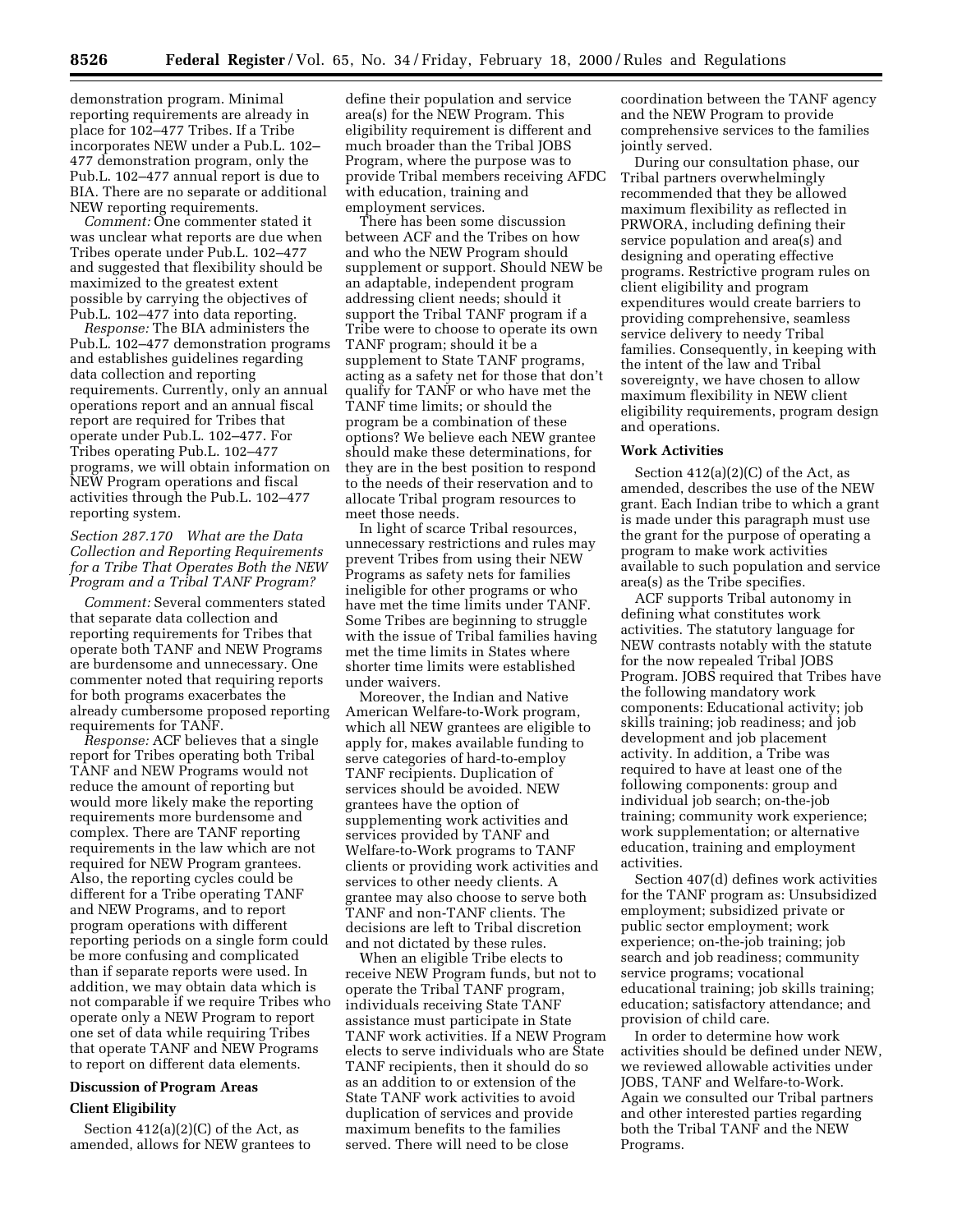demonstration program. Minimal reporting requirements are already in place for 102–477 Tribes. If a Tribe incorporates NEW under a Pub.L. 102–477 demonstration program, only the Pub.L. 102–477 annual report is due to BIA. There are no separate or additional NEW reporting requirements.

*Comment:* One commenter stated it was unclear what reports are due when Tribes operate under Pub.L. 102–477 and suggested that flexibility should be maximized to the greatest extent possible by carrying the objectives of Pub.L. 102–477 into data reporting.

*Response:* The BIA administers the Pub.L. 102–477 demonstration programs and establishes guidelines regarding data collection and reporting requirements. Currently, only an annual operations report and an annual fiscal report are required for Tribes that operate under Pub.L. 102–477. For Tribes operating Pub.L. 102–477 programs, we will obtain information on NEW Program operations and fiscal activities through the Pub.L. 102–477 reporting system.

*Section 287.170 What are the Data Collection and Reporting Requirements for a Tribe That Operates Both the NEW Program and a Tribal TANF Program?*

*Comment:* Several commenters stated that separate data collection and reporting requirements for Tribes that operate both TANF and NEW Programs are burdensome and unnecessary. One commenter noted that requiring reports for both programs exacerbates the already cumbersome proposed reporting requirements for TANF.

*Response:* ACF believes that a single report for Tribes operating both Tribal TANF and NEW Programs would not reduce the amount of reporting but would more likely make the reporting requirements more burdensome and complex. There are TANF reporting requirements in the law which are not required for NEW Program grantees. Also, the reporting cycles could be different for a Tribe operating TANF and NEW Programs, and to report program operations with different reporting periods on a single form could be more confusing and complicated than if separate reports were used. In addition, we may obtain data which is not comparable if we require Tribes who operate only a NEW Program to report one set of data while requiring Tribes that operate TANF and NEW Programs to report on different data elements.

**Discussion of Program Areas**

**Client Eligibility**

Section 412(a)(2)(C) of the Act, as amended, allows for NEW grantees to define their population and service area(s) for the NEW Program. This eligibility requirement is different and much broader than the Tribal JOBS Program, where the purpose was to provide Tribal members receiving AFDC with education, training and employment services.

There has been some discussion between ACF and the Tribes on how and who the NEW Program should supplement or support. Should NEW be an adaptable, independent program addressing client needs; should it support the Tribal TANF program if a Tribe were to choose to operate its own TANF program; should it be a supplement to State TANF programs, acting as a safety net for those that don't qualify for TANF or who have met the TANF time limits; or should the program be a combination of these options? We believe each NEW grantee should make these determinations, for they are in the best position to respond to the needs of their reservation and to allocate Tribal program resources to meet those needs.

In light of scarce Tribal resources, unnecessary restrictions and rules may prevent Tribes from using their NEW Programs as safety nets for families ineligible for other programs or who have met the time limits under TANF. Some Tribes are beginning to struggle with the issue of Tribal families having met the time limits in States where shorter time limits were established under waivers.

Moreover, the Indian and Native American Welfare-to-Work program, which all NEW grantees are eligible to apply for, makes available funding to serve categories of hard-to-employ TANF recipients. Duplication of services should be avoided. NEW grantees have the option of supplementing work activities and services provided by TANF and Welfare-to-Work programs to TANF clients or providing work activities and services to other needy clients. A grantee may also choose to serve both TANF and non-TANF clients. The decisions are left to Tribal discretion and not dictated by these rules.

When an eligible Tribe elects to receive NEW Program funds, but not to operate the Tribal TANF program, individuals receiving State TANF assistance must participate in State TANF work activities. If a NEW Program elects to serve individuals who are State TANF recipients, then it should do so as an addition to or extension of the State TANF work activities to avoid duplication of services and provide maximum benefits to the families served. There will need to be close coordination between the TANF agency and the NEW Program to provide comprehensive services to the families jointly served.

During our consultation phase, our Tribal partners overwhelmingly recommended that they be allowed maximum flexibility as reflected in PRWORA, including defining their service population and area(s) and designing and operating effective programs. Restrictive program rules on client eligibility and program expenditures would create barriers to providing comprehensive, seamless service delivery to needy Tribal families. Consequently, in keeping with the intent of the law and Tribal sovereignty, we have chosen to allow maximum flexibility in NEW client eligibility requirements, program design and operations.

**Work Activities**

Section 412(a)(2)(C) of the Act, as amended, describes the use of the NEW grant. Each Indian tribe to which a grant is made under this paragraph must use the grant for the purpose of operating a program to make work activities available to such population and service area(s) as the Tribe specifies.

ACF supports Tribal autonomy in defining what constitutes work activities. The statutory language for NEW contrasts notably with the statute for the now repealed Tribal JOBS Program. JOBS required that Tribes have the following mandatory work components: Educational activity; job skills training; job readiness; and job development and job placement activity. In addition, a Tribe was required to have at least one of the following components: group and individual job search; on-the-job training; community work experience; work supplementation; or alternative education, training and employment activities.

Section 407(d) defines work activities for the TANF program as: Unsubsidized employment; subsidized private or public sector employment; work experience; on-the-job training; job search and job readiness; community service programs; vocational educational training; job skills training; education; satisfactory attendance; and provision of child care.

In order to determine how work activities should be defined under NEW, we reviewed allowable activities under JOBS, TANF and Welfare-to-Work. Again we consulted our Tribal partners and other interested parties regarding both the Tribal TANF and the NEW Programs.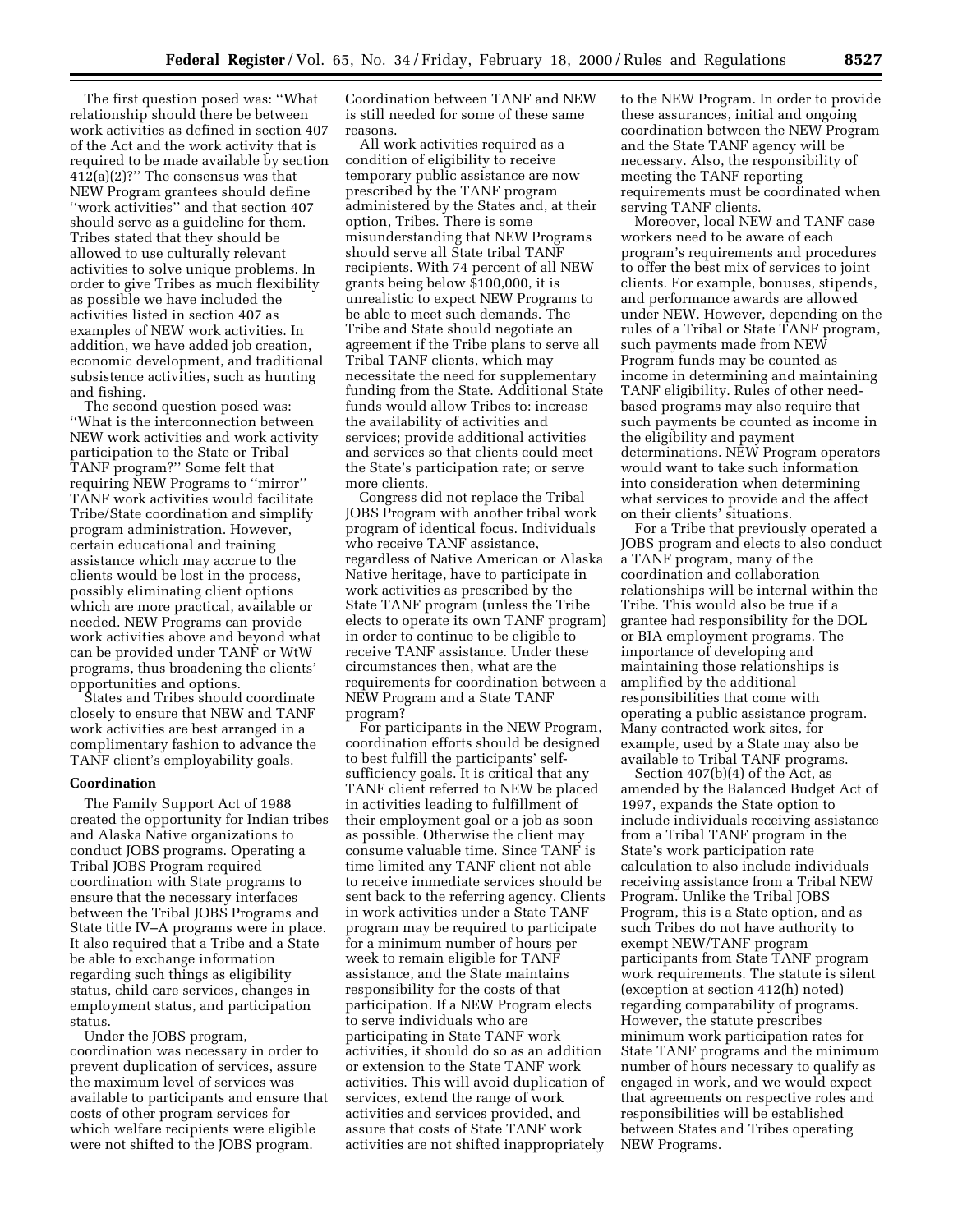The first question posed was: ''What relationship should there be between work activities as defined in section 407 of the Act and the work activity that is required to be made available by section 412(a)(2)?'' The consensus was that NEW Program grantees should define ''work activities'' and that section 407 should serve as a guideline for them. Tribes stated that they should be allowed to use culturally relevant activities to solve unique problems. In order to give Tribes as much flexibility as possible we have included the activities listed in section 407 as examples of NEW work activities. In addition, we have added job creation, economic development, and traditional subsistence activities, such as hunting and fishing.

The second question posed was: ''What is the interconnection between NEW work activities and work activity participation to the State or Tribal TANF program?'' Some felt that requiring NEW Programs to ''mirror'' TANF work activities would facilitate Tribe/State coordination and simplify program administration. However, certain educational and training assistance which may accrue to the clients would be lost in the process, possibly eliminating client options which are more practical, available or needed. NEW Programs can provide work activities above and beyond what can be provided under TANF or WtW programs, thus broadening the clients' opportunities and options.

States and Tribes should coordinate closely to ensure that NEW and TANF work activities are best arranged in a complimentary fashion to advance the TANF client's employability goals.

### Coordination

The Family Support Act of 1988 created the opportunity for Indian tribes and Alaska Native organizations to conduct JOBS programs. Operating a Tribal JOBS Program required coordination with State programs to ensure that the necessary interfaces between the Tribal JOBS Programs and State title IV–A programs were in place. It also required that a Tribe and a State be able to exchange information regarding such things as eligibility status, child care services, changes in employment status, and participation status.

Under the JOBS program, coordination was necessary in order to prevent duplication of services, assure the maximum level of services was available to participants and ensure that costs of other program services for which welfare recipients were eligible were not shifted to the JOBS program. Coordination between TANF and NEW is still needed for some of these same reasons.

All work activities required as a condition of eligibility to receive temporary public assistance are now prescribed by the TANF program administered by the States and, at their option, Tribes. There is some misunderstanding that NEW Programs should serve all State tribal TANF recipients. With 74 percent of all NEW grants being below $100,000, it is unrealistic to expect NEW Programs to be able to meet such demands. The Tribe and State should negotiate an agreement if the Tribe plans to serve all Tribal TANF clients, which may necessitate the need for supplementary funding from the State. Additional State funds would allow Tribes to: increase the availability of activities and services; provide additional activities and services so that clients could meet the State's participation rate; or serve more clients.

Congress did not replace the Tribal JOBS Program with another tribal work program of identical focus. Individuals who receive TANF assistance, regardless of Native American or Alaska Native heritage, have to participate in work activities as prescribed by the State TANF program (unless the Tribe elects to operate its own TANF program) in order to continue to be eligible to receive TANF assistance. Under these circumstances then, what are the requirements for coordination between a NEW Program and a State TANF program?

For participants in the NEW Program, coordination efforts should be designed to best fulfill the participants' self-sufficiency goals. It is critical that any TANF client referred to NEW be placed in activities leading to fulfillment of their employment goal or a job as soon as possible. Otherwise the client may consume valuable time. Since TANF is time limited any TANF client not able to receive immediate services should be sent back to the referring agency. Clients in work activities under a State TANF program may be required to participate for a minimum number of hours per week to remain eligible for TANF assistance, and the State maintains responsibility for the costs of that participation. If a NEW Program elects to serve individuals who are participating in State TANF work activities, it should do so as an addition or extension to the State TANF work activities. This will avoid duplication of services, extend the range of work activities and services provided, and assure that costs of State TANF work activities are not shifted inappropriately to the NEW Program. In order to provide these assurances, initial and ongoing coordination between the NEW Program and the State TANF agency will be necessary. Also, the responsibility of meeting the TANF reporting requirements must be coordinated when serving TANF clients.

Moreover, local NEW and TANF case workers need to be aware of each program's requirements and procedures to offer the best mix of services to joint clients. For example, bonuses, stipends, and performance awards are allowed under NEW. However, depending on the rules of a Tribal or State TANF program, such payments made from NEW Program funds may be counted as income in determining and maintaining TANF eligibility. Rules of other need-based programs may also require that such payments be counted as income in the eligibility and payment determinations. NEW Program operators would want to take such information into consideration when determining what services to provide and the affect on their clients' situations.

For a Tribe that previously operated a JOBS program and elects to also conduct a TANF program, many of the coordination and collaboration relationships will be internal within the Tribe. This would also be true if a grantee had responsibility for the DOL or BIA employment programs. The importance of developing and maintaining those relationships is amplified by the additional responsibilities that come with operating a public assistance program. Many contracted work sites, for example, used by a State may also be available to Tribal TANF programs.

Section 407(b)(4) of the Act, as amended by the Balanced Budget Act of 1997, expands the State option to include individuals receiving assistance from a Tribal TANF program in the State's work participation rate calculation to also include individuals receiving assistance from a Tribal NEW Program. Unlike the Tribal JOBS Program, this is a State option, and as such Tribes do not have authority to exempt NEW/TANF program participants from State TANF program work requirements. The statute is silent (exception at section 412(h) noted) regarding comparability of programs. However, the statute prescribes minimum work participation rates for State TANF programs and the minimum number of hours necessary to qualify as engaged in work, and we would expect that agreements on respective roles and responsibilities will be established between States and Tribes operating NEW Programs.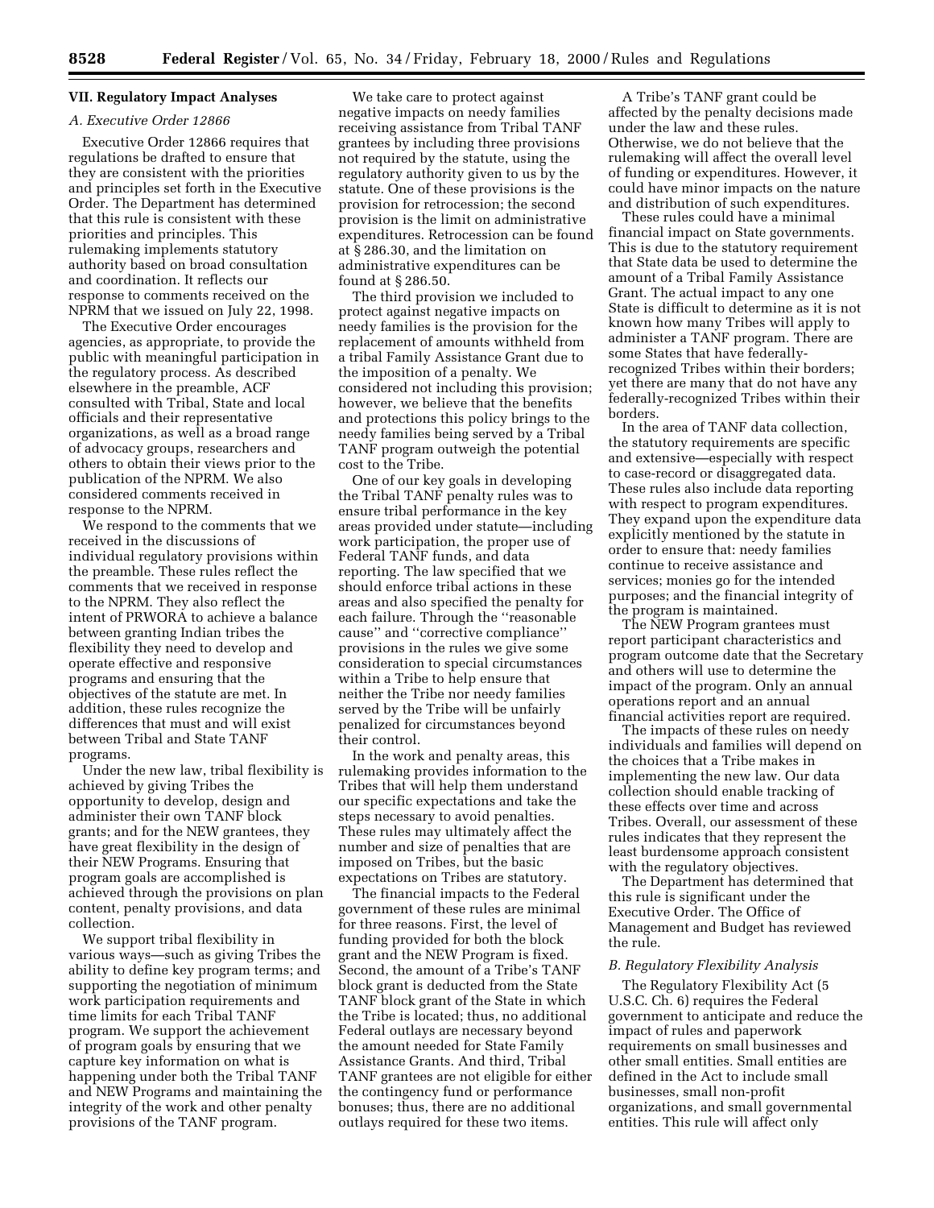## VII. Regulatory Impact Analyses

### *A. Executive Order 12866*

Executive Order 12866 requires that regulations be drafted to ensure that they are consistent with the priorities and principles set forth in the Executive Order. The Department has determined that this rule is consistent with these priorities and principles. This rulemaking implements statutory authority based on broad consultation and coordination. It reflects our response to comments received on the NPRM that we issued on July 22, 1998.

The Executive Order encourages agencies, as appropriate, to provide the public with meaningful participation in the regulatory process. As described elsewhere in the preamble, ACF consulted with Tribal, State and local officials and their representative organizations, as well as a broad range of advocacy groups, researchers and others to obtain their views prior to the publication of the NPRM. We also considered comments received in response to the NPRM.

We respond to the comments that we received in the discussions of individual regulatory provisions within the preamble. These rules reflect the comments that we received in response to the NPRM. They also reflect the intent of PRWORA to achieve a balance between granting Indian tribes the flexibility they need to develop and operate effective and responsive programs and ensuring that the objectives of the statute are met. In addition, these rules recognize the differences that must and will exist between Tribal and State TANF programs.

Under the new law, tribal flexibility is achieved by giving Tribes the opportunity to develop, design and administer their own TANF block grants; and for the NEW grantees, they have great flexibility in the design of their NEW Programs. Ensuring that program goals are accomplished is achieved through the provisions on plan content, penalty provisions, and data collection.

We support tribal flexibility in various ways—such as giving Tribes the ability to define key program terms; and supporting the negotiation of minimum work participation requirements and time limits for each Tribal TANF program. We support the achievement of program goals by ensuring that we capture key information on what is happening under both the Tribal TANF and NEW Programs and maintaining the integrity of the work and other penalty provisions of the TANF program.

We take care to protect against negative impacts on needy families receiving assistance from Tribal TANF grantees by including three provisions not required by the statute, using the regulatory authority given to us by the statute. One of these provisions is the provision for retrocession; the second provision is the limit on administrative expenditures. Retrocession can be found at § 286.30, and the limitation on administrative expenditures can be found at § 286.50.

The third provision we included to protect against negative impacts on needy families is the provision for the replacement of amounts withheld from a tribal Family Assistance Grant due to the imposition of a penalty. We considered not including this provision; however, we believe that the benefits and protections this policy brings to the needy families being served by a Tribal TANF program outweigh the potential cost to the Tribe.

One of our key goals in developing the Tribal TANF penalty rules was to ensure tribal performance in the key areas provided under statute—including work participation, the proper use of Federal TANF funds, and data reporting. The law specified that we should enforce tribal actions in these areas and also specified the penalty for each failure. Through the "reasonable cause" and "corrective compliance" provisions in the rules we give some consideration to special circumstances within a Tribe to help ensure that neither the Tribe nor needy families served by the Tribe will be unfairly penalized for circumstances beyond their control.

In the work and penalty areas, this rulemaking provides information to the Tribes that will help them understand our specific expectations and take the steps necessary to avoid penalties. These rules may ultimately affect the number and size of penalties that are imposed on Tribes, but the basic expectations on Tribes are statutory.

The financial impacts to the Federal government of these rules are minimal for three reasons. First, the level of funding provided for both the block grant and the NEW Program is fixed. Second, the amount of a Tribe's TANF block grant is deducted from the State TANF block grant of the State in which the Tribe is located; thus, no additional Federal outlays are necessary beyond the amount needed for State Family Assistance Grants. And third, Tribal TANF grantees are not eligible for either the contingency fund or performance bonuses; thus, there are no additional outlays required for these two items.

A Tribe's TANF grant could be affected by the penalty decisions made under the law and these rules. Otherwise, we do not believe that the rulemaking will affect the overall level of funding or expenditures. However, it could have minor impacts on the nature and distribution of such expenditures.

These rules could have a minimal financial impact on State governments. This is due to the statutory requirement that State data be used to determine the amount of a Tribal Family Assistance Grant. The actual impact to any one State is difficult to determine as it is not known how many Tribes will apply to administer a TANF program. There are some States that have federally-recognized Tribes within their borders; yet there are many that do not have any federally-recognized Tribes within their borders.

In the area of TANF data collection, the statutory requirements are specific and extensive—especially with respect to case-record or disaggregated data. These rules also include data reporting with respect to program expenditures. They expand upon the expenditure data explicitly mentioned by the statute in order to ensure that: needy families continue to receive assistance and services; monies go for the intended purposes; and the financial integrity of the program is maintained.

The NEW Program grantees must report participant characteristics and program outcome date that the Secretary and others will use to determine the impact of the program. Only an annual operations report and an annual financial activities report are required.

The impacts of these rules on needy individuals and families will depend on the choices that a Tribe makes in implementing the new law. Our data collection should enable tracking of these effects over time and across Tribes. Overall, our assessment of these rules indicates that they represent the least burdensome approach consistent with the regulatory objectives.

The Department has determined that this rule is significant under the Executive Order. The Office of Management and Budget has reviewed the rule.

### *B. Regulatory Flexibility Analysis*

The Regulatory Flexibility Act (5 U.S.C. Ch. 6) requires the Federal government to anticipate and reduce the impact of rules and paperwork requirements on small businesses and other small entities. Small entities are defined in the Act to include small businesses, small non-profit organizations, and small governmental entities. This rule will affect only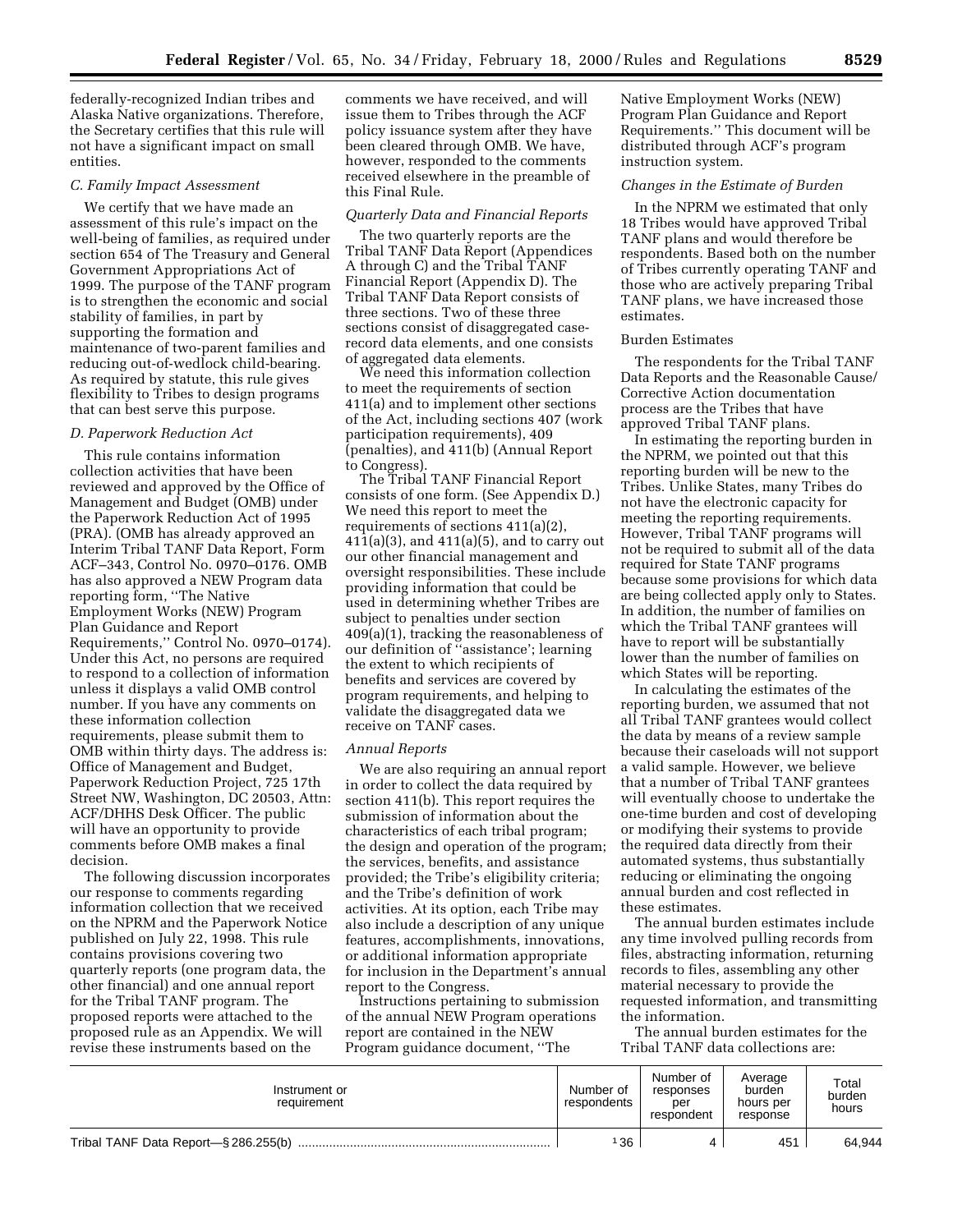federally-recognized Indian tribes and Alaska Native organizations. Therefore, the Secretary certifies that this rule will not have a significant impact on small entities.

*C. Family Impact Assessment*

We certify that we have made an assessment of this rule's impact on the well-being of families, as required under section 654 of The Treasury and General Government Appropriations Act of 1999. The purpose of the TANF program is to strengthen the economic and social stability of families, in part by supporting the formation and maintenance of two-parent families and reducing out-of-wedlock child-bearing. As required by statute, this rule gives flexibility to Tribes to design programs that can best serve this purpose.

*D. Paperwork Reduction Act*

This rule contains information collection activities that have been reviewed and approved by the Office of Management and Budget (OMB) under the Paperwork Reduction Act of 1995 (PRA). (OMB has already approved an Interim Tribal TANF Data Report, Form ACF–343, Control No. 0970–0176. OMB has also approved a NEW Program data reporting form, ''The Native Employment Works (NEW) Program Plan Guidance and Report Requirements,'' Control No. 0970–0174). Under this Act, no persons are required to respond to a collection of information unless it displays a valid OMB control number. If you have any comments on these information collection requirements, please submit them to OMB within thirty days. The address is: Office of Management and Budget, Paperwork Reduction Project, 725 17th Street NW, Washington, DC 20503, Attn: ACF/DHHS Desk Officer. The public will have an opportunity to provide comments before OMB makes a final decision.

The following discussion incorporates our response to comments regarding information collection that we received on the NPRM and the Paperwork Notice published on July 22, 1998. This rule contains provisions covering two quarterly reports (one program data, the other financial) and one annual report for the Tribal TANF program. The proposed reports were attached to the proposed rule as an Appendix. We will revise these instruments based on the comments we have received, and will issue them to Tribes through the ACF policy issuance system after they have been cleared through OMB. We have, however, responded to the comments received elsewhere in the preamble of this Final Rule.

*Quarterly Data and Financial Reports*

The two quarterly reports are the Tribal TANF Data Report (Appendices A through C) and the Tribal TANF Financial Report (Appendix D). The Tribal TANF Data Report consists of three sections. Two of these three sections consist of disaggregated case-record data elements, and one consists of aggregated data elements.

We need this information collection to meet the requirements of section 411(a) and to implement other sections of the Act, including sections 407 (work participation requirements), 409 (penalties), and 411(b) (Annual Report to Congress).

The Tribal TANF Financial Report consists of one form. (See Appendix D.) We need this report to meet the requirements of sections 411(a)(2), 411(a)(3), and 411(a)(5), and to carry out our other financial management and oversight responsibilities. These include providing information that could be used in determining whether Tribes are subject to penalties under section 409(a)(1), tracking the reasonableness of our definition of ''assistance'; learning the extent to which recipients of benefits and services are covered by program requirements, and helping to validate the disaggregated data we receive on TANF cases.

*Annual Reports*

We are also requiring an annual report in order to collect the data required by section 411(b). This report requires the submission of information about the characteristics of each tribal program; the design and operation of the program; the services, benefits, and assistance provided; the Tribe's eligibility criteria; and the Tribe's definition of work activities. At its option, each Tribe may also include a description of any unique features, accomplishments, innovations, or additional information appropriate for inclusion in the Department's annual report to the Congress.

Instructions pertaining to submission of the annual NEW Program operations report are contained in the NEW Program guidance document, ''The Native Employment Works (NEW) Program Plan Guidance and Report Requirements.'' This document will be distributed through ACF's program instruction system.

*Changes in the Estimate of Burden*

In the NPRM we estimated that only 18 Tribes would have approved Tribal TANF plans and would therefore be respondents. Based both on the number of Tribes currently operating TANF and those who are actively preparing Tribal TANF plans, we have increased those estimates.

Burden Estimates

The respondents for the Tribal TANF Data Reports and the Reasonable Cause/Corrective Action documentation process are the Tribes that have approved Tribal TANF plans.

In estimating the reporting burden in the NPRM, we pointed out that this reporting burden will be new to the Tribes. Unlike States, many Tribes do not have the electronic capacity for meeting the reporting requirements. However, Tribal TANF programs will not be required to submit all of the data required for State TANF programs because some provisions for which data are being collected apply only to States. In addition, the number of families on which the Tribal TANF grantees will have to report will be substantially lower than the number of families on which States will be reporting.

In calculating the estimates of the reporting burden, we assumed that not all Tribal TANF grantees would collect the data by means of a review sample because their caseloads will not support a valid sample. However, we believe that a number of Tribal TANF grantees will eventually choose to undertake the one-time burden and cost of developing or modifying their systems to provide the required data directly from their automated systems, thus substantially reducing or eliminating the ongoing annual burden and cost reflected in these estimates.

The annual burden estimates include any time involved pulling records from files, abstracting information, returning records to files, assembling any other material necessary to provide the requested information, and transmitting the information.

The annual burden estimates for the Tribal TANF data collections are:

| Instrument or requirement | Number of respondents | Number of responses per respondent | Average burden hours per response | Total burden hours |
|---|---|---|---|---|
| Tribal TANF Data Report—§ 286.255(b) | [1] 36 | 4 | 451 | 64,944 |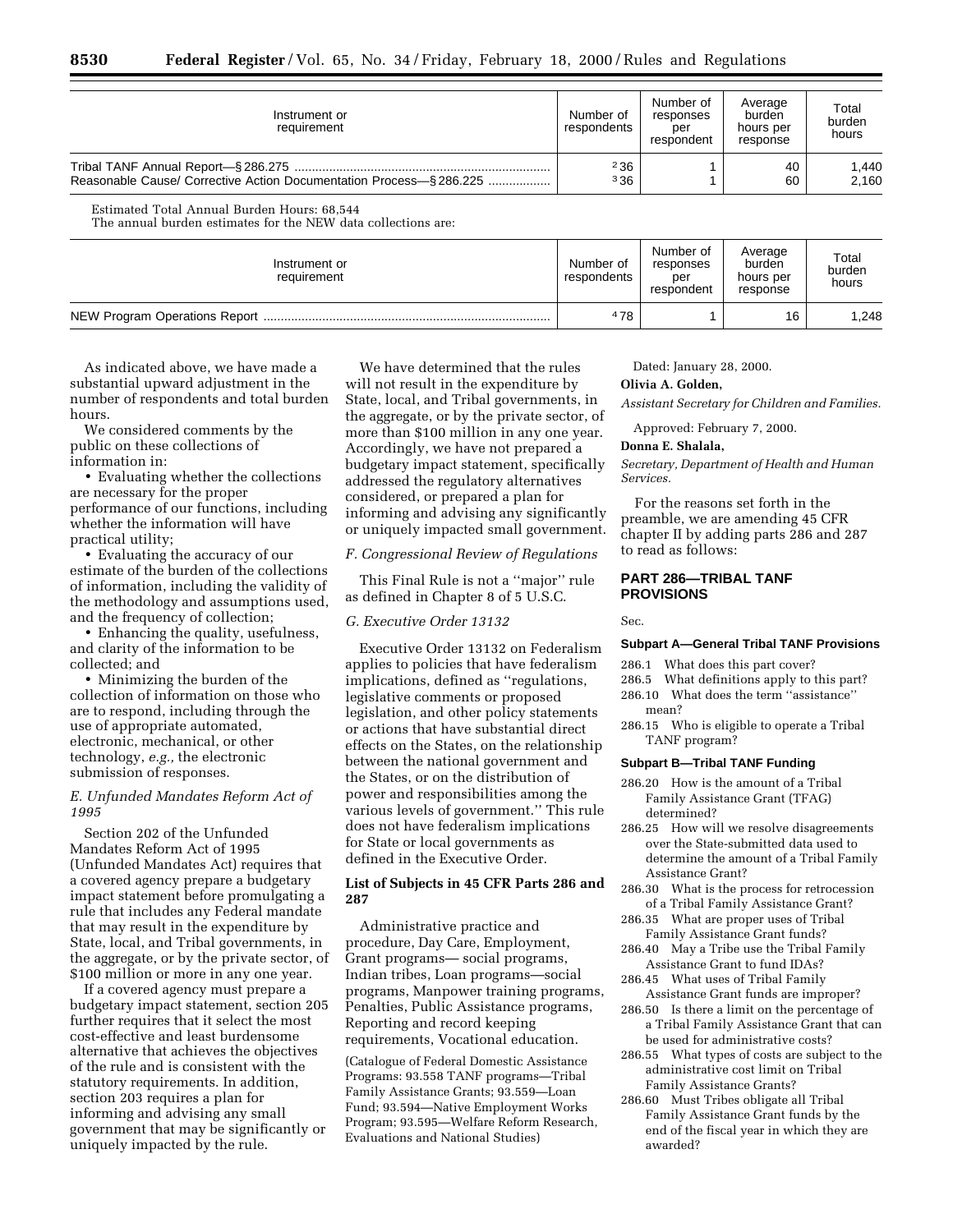| Instrument or requirement | Number of respondents | Number of responses per respondent | Average burden hours per response | Total burden hours |
|---|---|---|---|---|
| Tribal TANF Annual Report—§ 286.275 | [2] 36 | 1 | 40 | 1,440 |
| Reasonable Cause/ Corrective Action Documentation Process—§ 286.225 | [3] 36 | 1 | 60 | 2,160 |

Estimated Total Annual Burden Hours: 68,544

The annual burden estimates for the NEW data collections are:

| Instrument or requirement | Number of respondents | Number of responses per respondent | Average burden hours per response | Total burden hours |
|---|---|---|---|---|
| NEW Program Operations Report | [4] 78 | 1 | 16 | 1,248 |

As indicated above, we have made a substantial upward adjustment in the number of respondents and total burden hours.

We considered comments by the public on these collections of information in:

- Evaluating whether the collections are necessary for the proper performance of our functions, including whether the information will have practical utility;
- Evaluating the accuracy of our estimate of the burden of the collections of information, including the validity of the methodology and assumptions used, and the frequency of collection;
- Enhancing the quality, usefulness, and clarity of the information to be collected; and
- Minimizing the burden of the collection of information on those who are to respond, including through the use of appropriate automated, electronic, mechanical, or other technology, *e.g.,* the electronic submission of responses.

*E. Unfunded Mandates Reform Act of 1995*

Section 202 of the Unfunded Mandates Reform Act of 1995 (Unfunded Mandates Act) requires that a covered agency prepare a budgetary impact statement before promulgating a rule that includes any Federal mandate that may result in the expenditure by State, local, and Tribal governments, in the aggregate, or by the private sector, of $100 million or more in any one year.

If a covered agency must prepare a budgetary impact statement, section 205 further requires that it select the most cost-effective and least burdensome alternative that achieves the objectives of the rule and is consistent with the statutory requirements. In addition, section 203 requires a plan for informing and advising any small government that may be significantly or uniquely impacted by the rule.

We have determined that the rules will not result in the expenditure by State, local, and Tribal governments, in the aggregate, or by the private sector, of more than $100 million in any one year. Accordingly, we have not prepared a budgetary impact statement, specifically addressed the regulatory alternatives considered, or prepared a plan for informing and advising any significantly or uniquely impacted small government.

*F. Congressional Review of Regulations*

This Final Rule is not a ''major'' rule as defined in Chapter 8 of 5 U.S.C.

*G. Executive Order 13132*

Executive Order 13132 on Federalism applies to policies that have federalism implications, defined as ''regulations, legislative comments or proposed legislation, and other policy statements or actions that have substantial direct effects on the States, on the relationship between the national government and the States, or on the distribution of power and responsibilities among the various levels of government.'' This rule does not have federalism implications for State or local governments as defined in the Executive Order.

**List of Subjects in 45 CFR Parts 286 and 287**

Administrative practice and procedure, Day Care, Employment, Grant programs— social programs, Indian tribes, Loan programs—social programs, Manpower training programs, Penalties, Public Assistance programs, Reporting and record keeping requirements, Vocational education.

(Catalogue of Federal Domestic Assistance Programs: 93.558 TANF programs—Tribal Family Assistance Grants; 93.559—Loan Fund; 93.594—Native Employment Works Program; 93.595—Welfare Reform Research, Evaluations and National Studies)

Dated: January 28, 2000.

**Olivia A. Golden,**

*Assistant Secretary for Children and Families.*

Approved: February 7, 2000.

**Donna E. Shalala,**

*Secretary, Department of Health and Human Services.*

For the reasons set forth in the preamble, we are amending 45 CFR chapter II by adding parts 286 and 287 to read as follows:

## PART 286—TRIBAL TANF PROVISIONS

Sec.

### Subpart A—General Tribal TANF Provisions

286.1 What does this part cover?
286.5 What definitions apply to this part?
286.10 What does the term ''assistance'' mean?
286.15 Who is eligible to operate a Tribal TANF program?

### Subpart B—Tribal TANF Funding

286.20 How is the amount of a Tribal Family Assistance Grant (TFAG) determined?
286.25 How will we resolve disagreements over the State-submitted data used to determine the amount of a Tribal Family Assistance Grant?
286.30 What is the process for retrocession of a Tribal Family Assistance Grant?
286.35 What are proper uses of Tribal Family Assistance Grant funds?
286.40 May a Tribe use the Tribal Family Assistance Grant to fund IDAs?
286.45 What uses of Tribal Family Assistance Grant funds are improper?
286.50 Is there a limit on the percentage of a Tribal Family Assistance Grant that can be used for administrative costs?
286.55 What types of costs are subject to the administrative cost limit on Tribal Family Assistance Grants?
286.60 Must Tribes obligate all Tribal Family Assistance Grant funds by the end of the fiscal year in which they are awarded?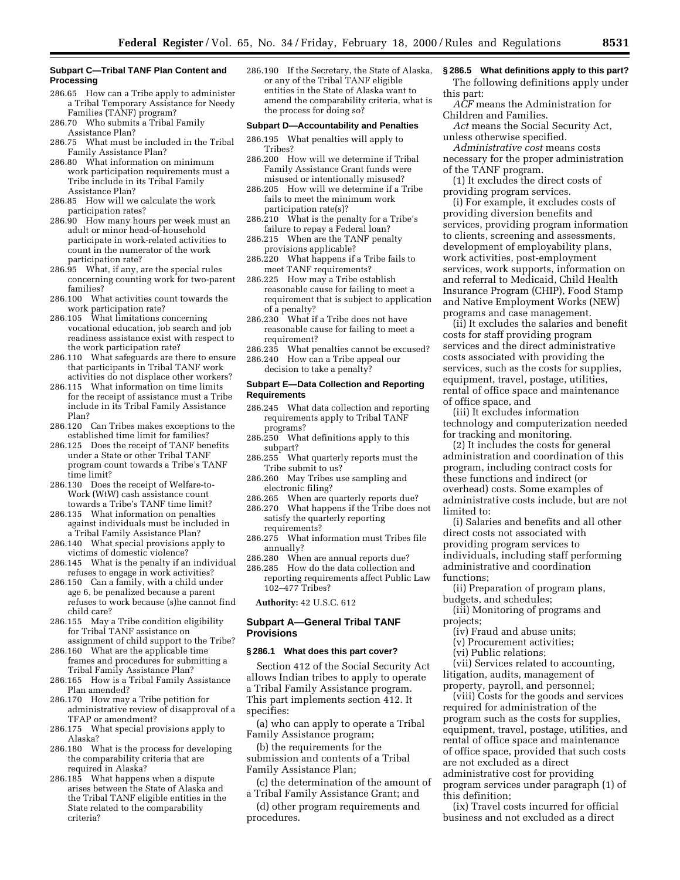**Subpart C—Tribal TANF Plan Content and Processing**

286.65 How can a Tribe apply to administer a Tribal Temporary Assistance for Needy Families (TANF) program?
286.70 Who submits a Tribal Family Assistance Plan?
286.75 What must be included in the Tribal Family Assistance Plan?
286.80 What information on minimum work participation requirements must a Tribe include in its Tribal Family Assistance Plan?
286.85 How will we calculate the work participation rates?
286.90 How many hours per week must an adult or minor head-of-household participate in work-related activities to count in the numerator of the work participation rate?
286.95 What, if any, are the special rules concerning counting work for two-parent families?
286.100 What activities count towards the work participation rate?
286.105 What limitations concerning vocational education, job search and job readiness assistance exist with respect to the work participation rate?
286.110 What safeguards are there to ensure that participants in Tribal TANF work activities do not displace other workers?
286.115 What information on time limits for the receipt of assistance must a Tribe include in its Tribal Family Assistance Plan?
286.120 Can Tribes makes exceptions to the established time limit for families?
286.125 Does the receipt of TANF benefits under a State or other Tribal TANF program count towards a Tribe's TANF time limit?
286.130 Does the receipt of Welfare-to-Work (WtW) cash assistance count towards a Tribe's TANF time limit?
286.135 What information on penalties against individuals must be included in a Tribal Family Assistance Plan?
286.140 What special provisions apply to victims of domestic violence?
286.145 What is the penalty if an individual refuses to engage in work activities?
286.150 Can a family, with a child under age 6, be penalized because a parent refuses to work because (s)he cannot find child care?
286.155 May a Tribe condition eligibility for Tribal TANF assistance on assignment of child support to the Tribe?
286.160 What are the applicable time frames and procedures for submitting a Tribal Family Assistance Plan?
286.165 How is a Tribal Family Assistance Plan amended?
286.170 How may a Tribe petition for administrative review of disapproval of a TFAP or amendment?
286.175 What special provisions apply to Alaska?
286.180 What is the process for developing the comparability criteria that are required in Alaska?
286.185 What happens when a dispute arises between the State of Alaska and the Tribal TANF eligible entities in the State related to the comparability criteria?
286.190 If the Secretary, the State of Alaska, or any of the Tribal TANF eligible entities in the State of Alaska want to amend the comparability criteria, what is the process for doing so?

**Subpart D—Accountability and Penalties**

286.195 What penalties will apply to Tribes?
286.200 How will we determine if Tribal Family Assistance Grant funds were misused or intentionally misused?
286.205 How will we determine if a Tribe fails to meet the minimum work participation rate(s)?
286.210 What is the penalty for a Tribe's failure to repay a Federal loan?
286.215 When are the TANF penalty provisions applicable?
286.220 What happens if a Tribe fails to meet TANF requirements?
286.225 How may a Tribe establish reasonable cause for failing to meet a requirement that is subject to application of a penalty?
286.230 What if a Tribe does not have reasonable cause for failing to meet a requirement?
286.235 What penalties cannot be excused?
286.240 How can a Tribe appeal our decision to take a penalty?

**Subpart E—Data Collection and Reporting Requirements**

286.245 What data collection and reporting requirements apply to Tribal TANF programs?
286.250 What definitions apply to this subpart?
286.255 What quarterly reports must the Tribe submit to us?
286.260 May Tribes use sampling and electronic filing?
286.265 When are quarterly reports due?
286.270 What happens if the Tribe does not satisfy the quarterly reporting requirements?
286.275 What information must Tribes file annually?
286.280 When are annual reports due?
286.285 How do the data collection and reporting requirements affect Public Law 102–477 Tribes?

**Authority:** 42 U.S.C. 612

## Subpart A—General Tribal TANF Provisions

### § 286.1 What does this part cover?

Section 412 of the Social Security Act allows Indian tribes to apply to operate a Tribal Family Assistance program. This part implements section 412. It specifies:

(a) who can apply to operate a Tribal Family Assistance program;

(b) the requirements for the submission and contents of a Tribal Family Assistance Plan;

(c) the determination of the amount of a Tribal Family Assistance Grant; and

(d) other program requirements and procedures.

### § 286.5 What definitions apply to this part?

The following definitions apply under this part:

*ACF* means the Administration for Children and Families.

*Act* means the Social Security Act, unless otherwise specified.

*Administrative cost* means costs necessary for the proper administration of the TANF program.

(1) It excludes the direct costs of providing program services.

(i) For example, it excludes costs of providing diversion benefits and services, providing program information to clients, screening and assessments, development of employability plans, work activities, post-employment services, work supports, information on and referral to Medicaid, Child Health Insurance Program (CHIP), Food Stamp and Native Employment Works (NEW) programs and case management.

(ii) It excludes the salaries and benefit costs for staff providing program services and the direct administrative costs associated with providing the services, such as the costs for supplies, equipment, travel, postage, utilities, rental of office space and maintenance of office space, and

(iii) It excludes information technology and computerization needed for tracking and monitoring.

(2) It includes the costs for general administration and coordination of this program, including contract costs for these functions and indirect (or overhead) costs. Some examples of administrative costs include, but are not limited to:

(i) Salaries and benefits and all other direct costs not associated with providing program services to individuals, including staff performing administrative and coordination functions;

(ii) Preparation of program plans, budgets, and schedules;

(iii) Monitoring of programs and projects;

(iv) Fraud and abuse units;

(v) Procurement activities;

(vi) Public relations;

(vii) Services related to accounting, litigation, audits, management of property, payroll, and personnel;

(viii) Costs for the goods and services required for administration of the program such as the costs for supplies, equipment, travel, postage, utilities, and rental of office space and maintenance of office space, provided that such costs are not excluded as a direct administrative cost for providing program services under paragraph (1) of this definition;

(ix) Travel costs incurred for official business and not excluded as a direct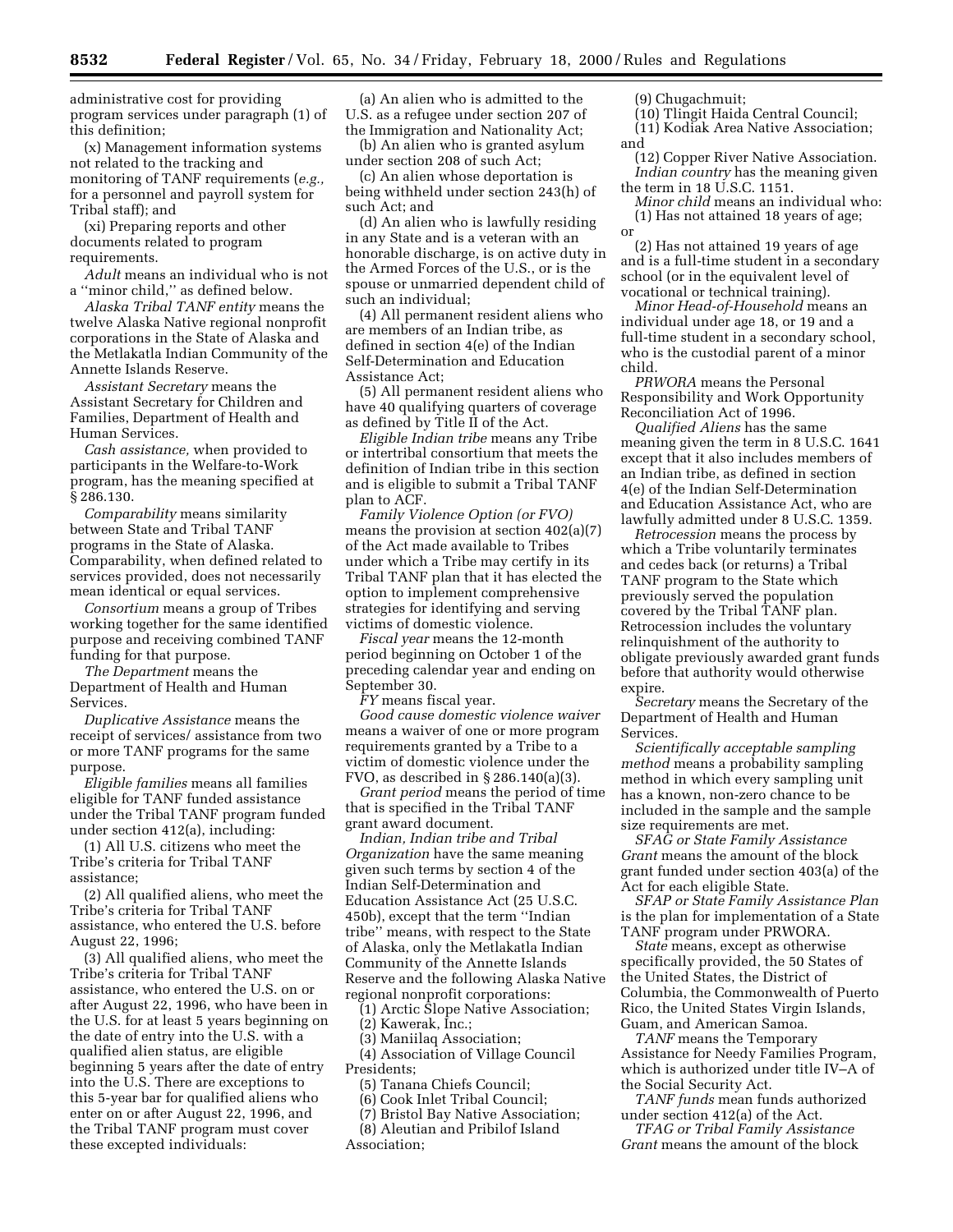administrative cost for providing program services under paragraph (1) of this definition;

(x) Management information systems not related to the tracking and monitoring of TANF requirements (*e.g.,* for a personnel and payroll system for Tribal staff); and

(xi) Preparing reports and other documents related to program requirements.

*Adult* means an individual who is not a ''minor child,'' as defined below.

*Alaska Tribal TANF entity* means the twelve Alaska Native regional nonprofit corporations in the State of Alaska and the Metlakatla Indian Community of the Annette Islands Reserve.

*Assistant Secretary* means the Assistant Secretary for Children and Families, Department of Health and Human Services.

*Cash assistance,* when provided to participants in the Welfare-to-Work program, has the meaning specified at § 286.130.

*Comparability* means similarity between State and Tribal TANF programs in the State of Alaska. Comparability, when defined related to services provided, does not necessarily mean identical or equal services.

*Consortium* means a group of Tribes working together for the same identified purpose and receiving combined TANF funding for that purpose.

*The Department* means the Department of Health and Human Services.

*Duplicative Assistance* means the receipt of services/ assistance from two or more TANF programs for the same purpose.

*Eligible families* means all families eligible for TANF funded assistance under the Tribal TANF program funded under section 412(a), including:

(1) All U.S. citizens who meet the Tribe's criteria for Tribal TANF assistance;

(2) All qualified aliens, who meet the Tribe's criteria for Tribal TANF assistance, who entered the U.S. before August 22, 1996;

(3) All qualified aliens, who meet the Tribe's criteria for Tribal TANF assistance, who entered the U.S. on or after August 22, 1996, who have been in the U.S. for at least 5 years beginning on the date of entry into the U.S. with a qualified alien status, are eligible beginning 5 years after the date of entry into the U.S. There are exceptions to this 5-year bar for qualified aliens who enter on or after August 22, 1996, and the Tribal TANF program must cover these excepted individuals:

(a) An alien who is admitted to the U.S. as a refugee under section 207 of the Immigration and Nationality Act;

(b) An alien who is granted asylum under section 208 of such Act;

(c) An alien whose deportation is being withheld under section 243(h) of such Act; and

(d) An alien who is lawfully residing in any State and is a veteran with an honorable discharge, is on active duty in the Armed Forces of the U.S., or is the spouse or unmarried dependent child of such an individual;

(4) All permanent resident aliens who are members of an Indian tribe, as defined in section 4(e) of the Indian Self-Determination and Education Assistance Act;

(5) All permanent resident aliens who have 40 qualifying quarters of coverage as defined by Title II of the Act.

*Eligible Indian tribe* means any Tribe or intertribal consortium that meets the definition of Indian tribe in this section and is eligible to submit a Tribal TANF plan to ACF.

*Family Violence Option (or FVO)* means the provision at section 402(a)(7) of the Act made available to Tribes under which a Tribe may certify in its Tribal TANF plan that it has elected the option to implement comprehensive strategies for identifying and serving victims of domestic violence.

*Fiscal year* means the 12-month period beginning on October 1 of the preceding calendar year and ending on September 30.

*FY* means fiscal year.

*Good cause domestic violence waiver* means a waiver of one or more program requirements granted by a Tribe to a victim of domestic violence under the FVO, as described in § 286.140(a)(3).

*Grant period* means the period of time that is specified in the Tribal TANF grant award document.

*Indian, Indian tribe and Tribal Organization* have the same meaning given such terms by section 4 of the Indian Self-Determination and Education Assistance Act (25 U.S.C. 450b), except that the term ''Indian tribe'' means, with respect to the State of Alaska, only the Metlakatla Indian Community of the Annette Islands Reserve and the following Alaska Native regional nonprofit corporations:

(1) Arctic Slope Native Association;

(2) Kawerak, Inc.;

(3) Maniilaq Association;

(4) Association of Village Council Presidents;

(5) Tanana Chiefs Council;

(6) Cook Inlet Tribal Council;

(7) Bristol Bay Native Association;

(8) Aleutian and Pribilof Island Association;

(9) Chugachmuit;

(10) Tlingit Haida Central Council;

(11) Kodiak Area Native Association; and

(12) Copper River Native Association.

*Indian country* has the meaning given the term in 18 U.S.C. 1151.

*Minor child* means an individual who:

(1) Has not attained 18 years of age; or

(2) Has not attained 19 years of age and is a full-time student in a secondary school (or in the equivalent level of vocational or technical training).

*Minor Head-of-Household* means an individual under age 18, or 19 and a full-time student in a secondary school, who is the custodial parent of a minor child.

*PRWORA* means the Personal Responsibility and Work Opportunity Reconciliation Act of 1996.

*Qualified Aliens* has the same meaning given the term in 8 U.S.C. 1641 except that it also includes members of an Indian tribe, as defined in section 4(e) of the Indian Self-Determination and Education Assistance Act, who are lawfully admitted under 8 U.S.C. 1359.

*Retrocession* means the process by which a Tribe voluntarily terminates and cedes back (or returns) a Tribal TANF program to the State which previously served the population covered by the Tribal TANF plan. Retrocession includes the voluntary relinquishment of the authority to obligate previously awarded grant funds before that authority would otherwise expire.

*Secretary* means the Secretary of the Department of Health and Human Services.

*Scientifically acceptable sampling method* means a probability sampling method in which every sampling unit has a known, non-zero chance to be included in the sample and the sample size requirements are met.

*SFAG or State Family Assistance Grant* means the amount of the block grant funded under section 403(a) of the Act for each eligible State.

*SFAP or State Family Assistance Plan* is the plan for implementation of a State TANF program under PRWORA.

*State* means, except as otherwise specifically provided, the 50 States of the United States, the District of Columbia, the Commonwealth of Puerto Rico, the United States Virgin Islands, Guam, and American Samoa.

*TANF* means the Temporary Assistance for Needy Families Program, which is authorized under title IV–A of the Social Security Act.

*TANF funds* mean funds authorized under section 412(a) of the Act.

*TFAG or Tribal Family Assistance Grant* means the amount of the block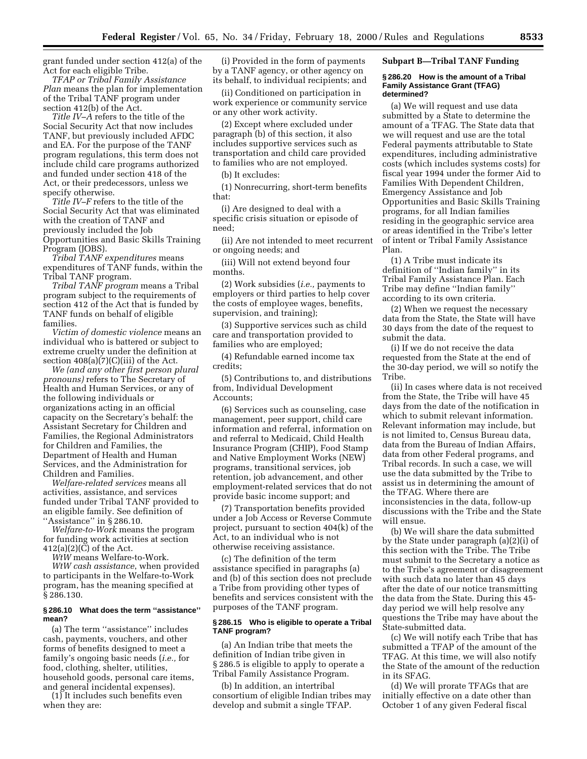grant funded under section 412(a) of the Act for each eligible Tribe.

*TFAP or Tribal Family Assistance Plan* means the plan for implementation of the Tribal TANF program under section 412(b) of the Act.

*Title IV–A* refers to the title of the Social Security Act that now includes TANF, but previously included AFDC and EA. For the purpose of the TANF program regulations, this term does not include child care programs authorized and funded under section 418 of the Act, or their predecessors, unless we specify otherwise.

*Title IV–F* refers to the title of the Social Security Act that was eliminated with the creation of TANF and previously included the Job Opportunities and Basic Skills Training Program (JOBS).

*Tribal TANF expenditures* means expenditures of TANF funds, within the Tribal TANF program.

*Tribal TANF program* means a Tribal program subject to the requirements of section 412 of the Act that is funded by TANF funds on behalf of eligible families.

*Victim of domestic violence* means an individual who is battered or subject to extreme cruelty under the definition at section 408(a)(7)(C)(iii) of the Act.

*We (and any other first person plural pronouns)* refers to The Secretary of Health and Human Services, or any of the following individuals or organizations acting in an official capacity on the Secretary's behalf: the Assistant Secretary for Children and Families, the Regional Administrators for Children and Families, the Department of Health and Human Services, and the Administration for Children and Families.

*Welfare-related services* means all activities, assistance, and services funded under Tribal TANF provided to an eligible family. See definition of ''Assistance'' in § 286.10.

*Welfare-to-Work* means the program for funding work activities at section 412(a)(2)(C) of the Act.

*WtW* means Welfare-to-Work.

*WtW cash assistance*, when provided to participants in the Welfare-to-Work program, has the meaning specified at § 286.130.

#### § 286.10 What does the term ''assistance'' mean?

(a) The term ''assistance'' includes cash, payments, vouchers, and other forms of benefits designed to meet a family's ongoing basic needs (*i.e.,* for food, clothing, shelter, utilities, household goods, personal care items, and general incidental expenses).

(1) It includes such benefits even when they are:

(i) Provided in the form of payments by a TANF agency, or other agency on its behalf, to individual recipients; and

(ii) Conditioned on participation in work experience or community service or any other work activity.

(2) Except where excluded under paragraph (b) of this section, it also includes supportive services such as transportation and child care provided to families who are not employed.

(b) It excludes:

(1) Nonrecurring, short-term benefits that:

(i) Are designed to deal with a specific crisis situation or episode of need;

(ii) Are not intended to meet recurrent or ongoing needs; and

(iii) Will not extend beyond four months.

(2) Work subsidies (*i.e.,* payments to employers or third parties to help cover the costs of employee wages, benefits, supervision, and training);

(3) Supportive services such as child care and transportation provided to families who are employed;

(4) Refundable earned income tax credits;

(5) Contributions to, and distributions from, Individual Development Accounts;

(6) Services such as counseling, case management, peer support, child care information and referral, information on and referral to Medicaid, Child Health Insurance Program (CHIP), Food Stamp and Native Employment Works (NEW) programs, transitional services, job retention, job advancement, and other employment-related services that do not provide basic income support; and

(7) Transportation benefits provided under a Job Access or Reverse Commute project, pursuant to section 404(k) of the Act, to an individual who is not otherwise receiving assistance.

(c) The definition of the term assistance specified in paragraphs (a) and (b) of this section does not preclude a Tribe from providing other types of benefits and services consistent with the purposes of the TANF program.

#### § 286.15 Who is eligible to operate a Tribal TANF program?

(a) An Indian tribe that meets the definition of Indian tribe given in § 286.5 is eligible to apply to operate a Tribal Family Assistance Program.

(b) In addition, an intertribal consortium of eligible Indian tribes may develop and submit a single TFAP.

### Subpart B—Tribal TANF Funding

#### § 286.20 How is the amount of a Tribal Family Assistance Grant (TFAG) determined?

(a) We will request and use data submitted by a State to determine the amount of a TFAG. The State data that we will request and use are the total Federal payments attributable to State expenditures, including administrative costs (which includes systems costs) for fiscal year 1994 under the former Aid to Families With Dependent Children, Emergency Assistance and Job Opportunities and Basic Skills Training programs, for all Indian families residing in the geographic service area or areas identified in the Tribe's letter of intent or Tribal Family Assistance Plan.

(1) A Tribe must indicate its definition of ''Indian family'' in its Tribal Family Assistance Plan. Each Tribe may define ''Indian family'' according to its own criteria.

(2) When we request the necessary data from the State, the State will have 30 days from the date of the request to submit the data.

(i) If we do not receive the data requested from the State at the end of the 30-day period, we will so notify the Tribe.

(ii) In cases where data is not received from the State, the Tribe will have 45 days from the date of the notification in which to submit relevant information. Relevant information may include, but is not limited to, Census Bureau data, data from the Bureau of Indian Affairs, data from other Federal programs, and Tribal records. In such a case, we will use the data submitted by the Tribe to assist us in determining the amount of the TFAG. Where there are inconsistencies in the data, follow-up discussions with the Tribe and the State will ensue.

(b) We will share the data submitted by the State under paragraph (a)(2)(i) of this section with the Tribe. The Tribe must submit to the Secretary a notice as to the Tribe's agreement or disagreement with such data no later than 45 days after the date of our notice transmitting the data from the State. During this 45-day period we will help resolve any questions the Tribe may have about the State-submitted data.

(c) We will notify each Tribe that has submitted a TFAP of the amount of the TFAG. At this time, we will also notify the State of the amount of the reduction in its SFAG.

(d) We will prorate TFAGs that are initially effective on a date other than October 1 of any given Federal fiscal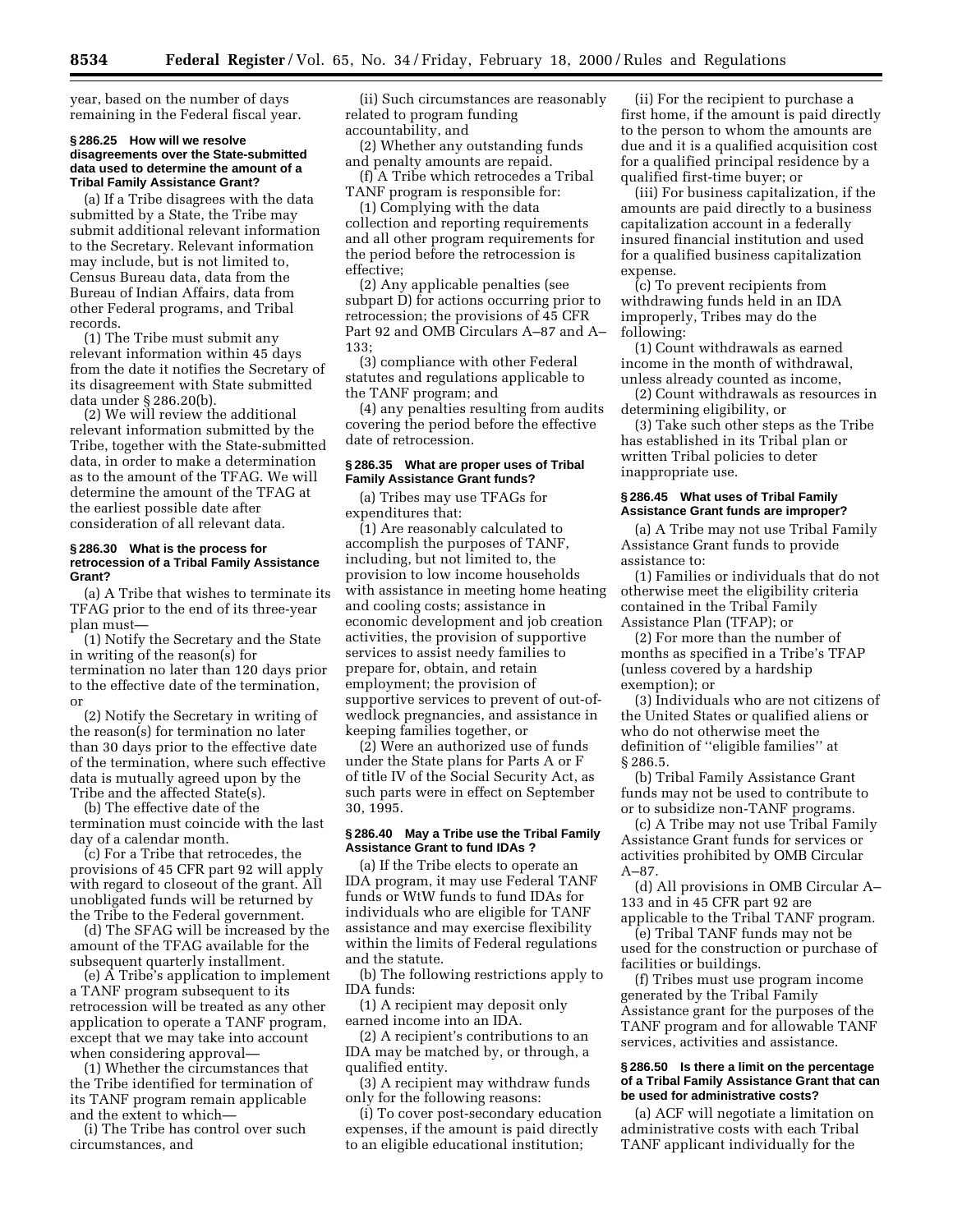year, based on the number of days remaining in the Federal fiscal year.

#### § 286.25 How will we resolve disagreements over the State-submitted data used to determine the amount of a Tribal Family Assistance Grant?

(a) If a Tribe disagrees with the data submitted by a State, the Tribe may submit additional relevant information to the Secretary. Relevant information may include, but is not limited to, Census Bureau data, data from the Bureau of Indian Affairs, data from other Federal programs, and Tribal records.

(1) The Tribe must submit any relevant information within 45 days from the date it notifies the Secretary of its disagreement with State submitted data under § 286.20(b).

(2) We will review the additional relevant information submitted by the Tribe, together with the State-submitted data, in order to make a determination as to the amount of the TFAG. We will determine the amount of the TFAG at the earliest possible date after consideration of all relevant data.

#### § 286.30 What is the process for retrocession of a Tribal Family Assistance Grant?

(a) A Tribe that wishes to terminate its TFAG prior to the end of its three-year plan must—

(1) Notify the Secretary and the State in writing of the reason(s) for termination no later than 120 days prior to the effective date of the termination, or

(2) Notify the Secretary in writing of the reason(s) for termination no later than 30 days prior to the effective date of the termination, where such effective data is mutually agreed upon by the Tribe and the affected State(s).

(b) The effective date of the termination must coincide with the last day of a calendar month.

(c) For a Tribe that retrocedes, the provisions of 45 CFR part 92 will apply with regard to closeout of the grant. All unobligated funds will be returned by the Tribe to the Federal government.

(d) The SFAG will be increased by the amount of the TFAG available for the subsequent quarterly installment.

(e) A Tribe's application to implement a TANF program subsequent to its retrocession will be treated as any other application to operate a TANF program, except that we may take into account when considering approval—

(1) Whether the circumstances that the Tribe identified for termination of its TANF program remain applicable and the extent to which—

(i) The Tribe has control over such circumstances, and

(ii) Such circumstances are reasonably related to program funding accountability, and

(2) Whether any outstanding funds and penalty amounts are repaid.

(f) A Tribe which retrocedes a Tribal TANF program is responsible for:

(1) Complying with the data collection and reporting requirements and all other program requirements for the period before the retrocession is effective;

(2) Any applicable penalties (see subpart D) for actions occurring prior to retrocession; the provisions of 45 CFR Part 92 and OMB Circulars A–87 and A–133;

(3) compliance with other Federal statutes and regulations applicable to the TANF program; and

(4) any penalties resulting from audits covering the period before the effective date of retrocession.

#### § 286.35 What are proper uses of Tribal Family Assistance Grant funds?

(a) Tribes may use TFAGs for expenditures that:

(1) Are reasonably calculated to accomplish the purposes of TANF, including, but not limited to, the provision to low income households with assistance in meeting home heating and cooling costs; assistance in economic development and job creation activities, the provision of supportive services to assist needy families to prepare for, obtain, and retain employment; the provision of supportive services to prevent of out-of-wedlock pregnancies, and assistance in keeping families together, or

(2) Were an authorized use of funds under the State plans for Parts A or F of title IV of the Social Security Act, as such parts were in effect on September 30, 1995.

#### § 286.40 May a Tribe use the Tribal Family Assistance Grant to fund IDAs ?

(a) If the Tribe elects to operate an IDA program, it may use Federal TANF funds or WtW funds to fund IDAs for individuals who are eligible for TANF assistance and may exercise flexibility within the limits of Federal regulations and the statute.

(b) The following restrictions apply to IDA funds:

(1) A recipient may deposit only earned income into an IDA.

(2) A recipient's contributions to an IDA may be matched by, or through, a qualified entity.

(3) A recipient may withdraw funds only for the following reasons:

(i) To cover post-secondary education expenses, if the amount is paid directly to an eligible educational institution;

(ii) For the recipient to purchase a first home, if the amount is paid directly to the person to whom the amounts are due and it is a qualified acquisition cost for a qualified principal residence by a qualified first-time buyer; or

(iii) For business capitalization, if the amounts are paid directly to a business capitalization account in a federally insured financial institution and used for a qualified business capitalization expense.

(c) To prevent recipients from withdrawing funds held in an IDA improperly, Tribes may do the following:

(1) Count withdrawals as earned income in the month of withdrawal, unless already counted as income,

(2) Count withdrawals as resources in determining eligibility, or

(3) Take such other steps as the Tribe has established in its Tribal plan or written Tribal policies to deter inappropriate use.

#### § 286.45 What uses of Tribal Family Assistance Grant funds are improper?

(a) A Tribe may not use Tribal Family Assistance Grant funds to provide assistance to:

(1) Families or individuals that do not otherwise meet the eligibility criteria contained in the Tribal Family Assistance Plan (TFAP); or

(2) For more than the number of months as specified in a Tribe's TFAP (unless covered by a hardship exemption); or

(3) Individuals who are not citizens of the United States or qualified aliens or who do not otherwise meet the definition of "eligible families" at § 286.5.

(b) Tribal Family Assistance Grant funds may not be used to contribute to or to subsidize non-TANF programs.

(c) A Tribe may not use Tribal Family Assistance Grant funds for services or activities prohibited by OMB Circular A–87.

(d) All provisions in OMB Circular A–133 and in 45 CFR part 92 are applicable to the Tribal TANF program.

(e) Tribal TANF funds may not be used for the construction or purchase of facilities or buildings.

(f) Tribes must use program income generated by the Tribal Family Assistance grant for the purposes of the TANF program and for allowable TANF services, activities and assistance.

#### § 286.50 Is there a limit on the percentage of a Tribal Family Assistance Grant that can be used for administrative costs?

(a) ACF will negotiate a limitation on administrative costs with each Tribal TANF applicant individually for the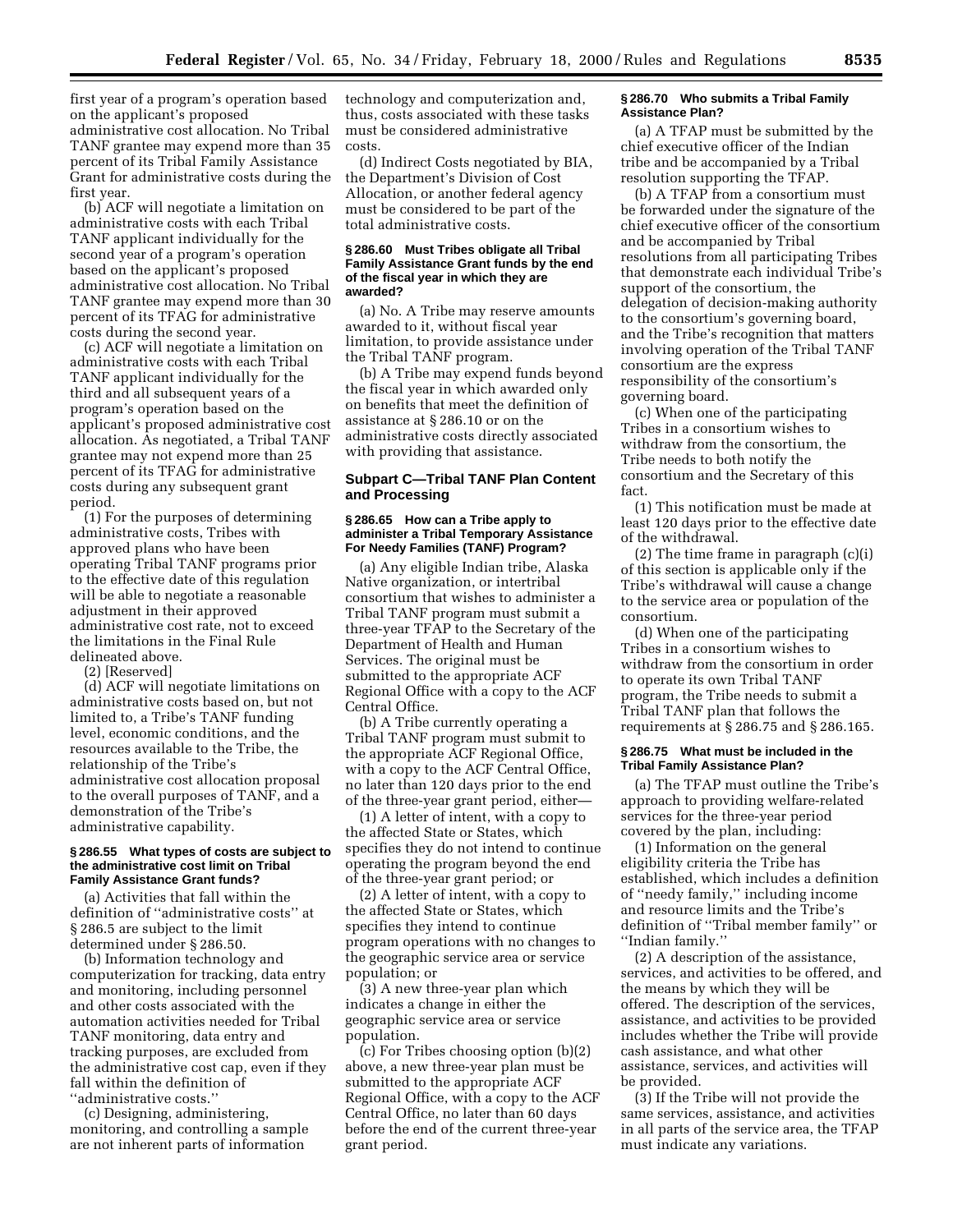first year of a program's operation based on the applicant's proposed administrative cost allocation. No Tribal TANF grantee may expend more than 35 percent of its Tribal Family Assistance Grant for administrative costs during the first year.

(b) ACF will negotiate a limitation on administrative costs with each Tribal TANF applicant individually for the second year of a program's operation based on the applicant's proposed administrative cost allocation. No Tribal TANF grantee may expend more than 30 percent of its TFAG for administrative costs during the second year.

(c) ACF will negotiate a limitation on administrative costs with each Tribal TANF applicant individually for the third and all subsequent years of a program's operation based on the applicant's proposed administrative cost allocation. As negotiated, a Tribal TANF grantee may not expend more than 25 percent of its TFAG for administrative costs during any subsequent grant period.

(1) For the purposes of determining administrative costs, Tribes with approved plans who have been operating Tribal TANF programs prior to the effective date of this regulation will be able to negotiate a reasonable adjustment in their approved administrative cost rate, not to exceed the limitations in the Final Rule delineated above.

(2) [Reserved]

(d) ACF will negotiate limitations on administrative costs based on, but not limited to, a Tribe's TANF funding level, economic conditions, and the resources available to the Tribe, the relationship of the Tribe's administrative cost allocation proposal to the overall purposes of TANF, and a demonstration of the Tribe's administrative capability.

#### § 286.55 What types of costs are subject to the administrative cost limit on Tribal Family Assistance Grant funds?

(a) Activities that fall within the definition of ''administrative costs'' at § 286.5 are subject to the limit determined under § 286.50.

(b) Information technology and computerization for tracking, data entry and monitoring, including personnel and other costs associated with the automation activities needed for Tribal TANF monitoring, data entry and tracking purposes, are excluded from the administrative cost cap, even if they fall within the definition of ''administrative costs.''

(c) Designing, administering, monitoring, and controlling a sample are not inherent parts of information technology and computerization and, thus, costs associated with these tasks must be considered administrative costs.

(d) Indirect Costs negotiated by BIA, the Department's Division of Cost Allocation, or another federal agency must be considered to be part of the total administrative costs.

#### § 286.60 Must Tribes obligate all Tribal Family Assistance Grant funds by the end of the fiscal year in which they are awarded?

(a) No. A Tribe may reserve amounts awarded to it, without fiscal year limitation, to provide assistance under the Tribal TANF program.

(b) A Tribe may expend funds beyond the fiscal year in which awarded only on benefits that meet the definition of assistance at § 286.10 or on the administrative costs directly associated with providing that assistance.

### Subpart C—Tribal TANF Plan Content and Processing

#### § 286.65 How can a Tribe apply to administer a Tribal Temporary Assistance For Needy Families (TANF) Program?

(a) Any eligible Indian tribe, Alaska Native organization, or intertribal consortium that wishes to administer a Tribal TANF program must submit a three-year TFAP to the Secretary of the Department of Health and Human Services. The original must be submitted to the appropriate ACF Regional Office with a copy to the ACF Central Office.

(b) A Tribe currently operating a Tribal TANF program must submit to the appropriate ACF Regional Office, with a copy to the ACF Central Office, no later than 120 days prior to the end of the three-year grant period, either—

(1) A letter of intent, with a copy to the affected State or States, which specifies they do not intend to continue operating the program beyond the end of the three-year grant period; or

(2) A letter of intent, with a copy to the affected State or States, which specifies they intend to continue program operations with no changes to the geographic service area or service population; or

(3) A new three-year plan which indicates a change in either the geographic service area or service population.

(c) For Tribes choosing option (b)(2) above, a new three-year plan must be submitted to the appropriate ACF Regional Office, with a copy to the ACF Central Office, no later than 60 days before the end of the current three-year grant period.

#### § 286.70 Who submits a Tribal Family Assistance Plan?

(a) A TFAP must be submitted by the chief executive officer of the Indian tribe and be accompanied by a Tribal resolution supporting the TFAP.

(b) A TFAP from a consortium must be forwarded under the signature of the chief executive officer of the consortium and be accompanied by Tribal resolutions from all participating Tribes that demonstrate each individual Tribe's support of the consortium, the delegation of decision-making authority to the consortium's governing board, and the Tribe's recognition that matters involving operation of the Tribal TANF consortium are the express responsibility of the consortium's governing board.

(c) When one of the participating Tribes in a consortium wishes to withdraw from the consortium, the Tribe needs to both notify the consortium and the Secretary of this fact.

(1) This notification must be made at least 120 days prior to the effective date of the withdrawal.

(2) The time frame in paragraph (c)(i) of this section is applicable only if the Tribe's withdrawal will cause a change to the service area or population of the consortium.

(d) When one of the participating Tribes in a consortium wishes to withdraw from the consortium in order to operate its own Tribal TANF program, the Tribe needs to submit a Tribal TANF plan that follows the requirements at § 286.75 and § 286.165.

#### § 286.75 What must be included in the Tribal Family Assistance Plan?

(a) The TFAP must outline the Tribe's approach to providing welfare-related services for the three-year period covered by the plan, including:

(1) Information on the general eligibility criteria the Tribe has established, which includes a definition of ''needy family,'' including income and resource limits and the Tribe's definition of ''Tribal member family'' or ''Indian family.''

(2) A description of the assistance, services, and activities to be offered, and the means by which they will be offered. The description of the services, assistance, and activities to be provided includes whether the Tribe will provide cash assistance, and what other assistance, services, and activities will be provided.

(3) If the Tribe will not provide the same services, assistance, and activities in all parts of the service area, the TFAP must indicate any variations.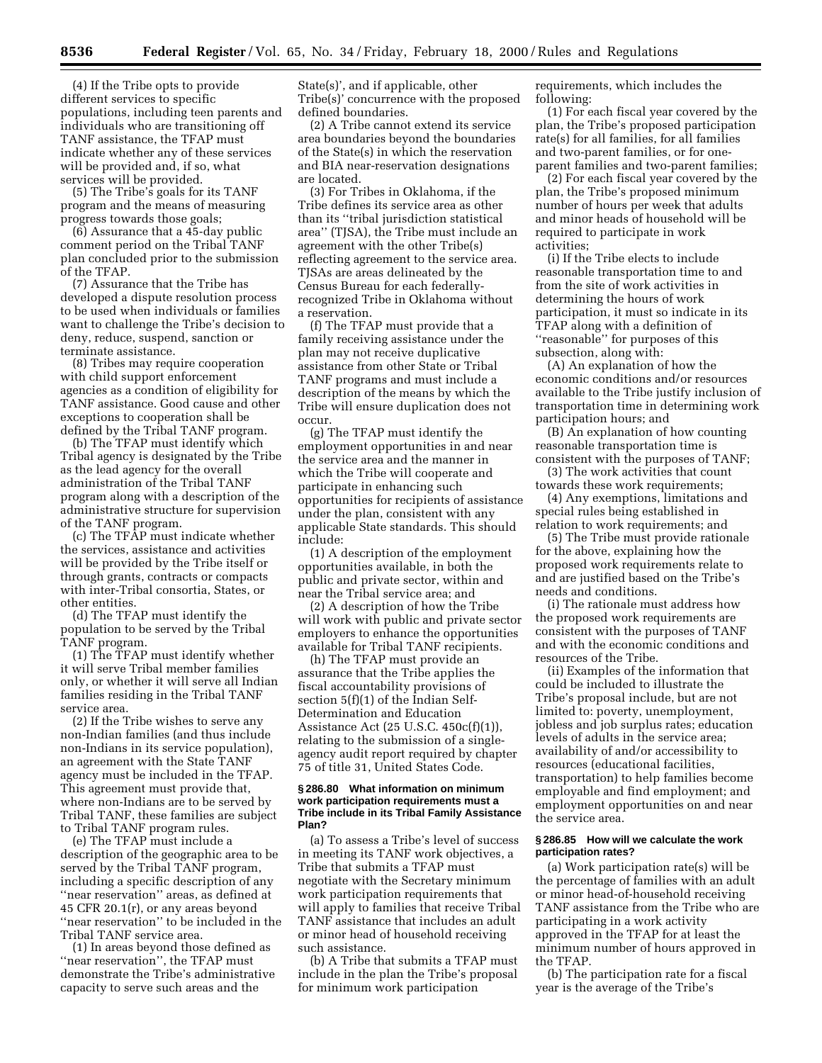(4) If the Tribe opts to provide different services to specific populations, including teen parents and individuals who are transitioning off TANF assistance, the TFAP must indicate whether any of these services will be provided and, if so, what services will be provided.

(5) The Tribe's goals for its TANF program and the means of measuring progress towards those goals;

(6) Assurance that a 45-day public comment period on the Tribal TANF plan concluded prior to the submission of the TFAP.

(7) Assurance that the Tribe has developed a dispute resolution process to be used when individuals or families want to challenge the Tribe's decision to deny, reduce, suspend, sanction or terminate assistance.

(8) Tribes may require cooperation with child support enforcement agencies as a condition of eligibility for TANF assistance. Good cause and other exceptions to cooperation shall be defined by the Tribal TANF program.

(b) The TFAP must identify which Tribal agency is designated by the Tribe as the lead agency for the overall administration of the Tribal TANF program along with a description of the administrative structure for supervision of the TANF program.

(c) The TFAP must indicate whether the services, assistance and activities will be provided by the Tribe itself or through grants, contracts or compacts with inter-Tribal consortia, States, or other entities.

(d) The TFAP must identify the population to be served by the Tribal TANF program.

(1) The TFAP must identify whether it will serve Tribal member families only, or whether it will serve all Indian families residing in the Tribal TANF service area.

(2) If the Tribe wishes to serve any non-Indian families (and thus include non-Indians in its service population), an agreement with the State TANF agency must be included in the TFAP. This agreement must provide that, where non-Indians are to be served by Tribal TANF, these families are subject to Tribal TANF program rules.

(e) The TFAP must include a description of the geographic area to be served by the Tribal TANF program, including a specific description of any ''near reservation'' areas, as defined at 45 CFR 20.1(r), or any areas beyond ''near reservation'' to be included in the Tribal TANF service area.

(1) In areas beyond those defined as ''near reservation'', the TFAP must demonstrate the Tribe's administrative capacity to serve such areas and the State(s)', and if applicable, other Tribe(s)' concurrence with the proposed defined boundaries.

(2) A Tribe cannot extend its service area boundaries beyond the boundaries of the State(s) in which the reservation and BIA near-reservation designations are located.

(3) For Tribes in Oklahoma, if the Tribe defines its service area as other than its ''tribal jurisdiction statistical area'' (TJSA), the Tribe must include an agreement with the other Tribe(s) reflecting agreement to the service area. TJSAs are areas delineated by the Census Bureau for each federally-recognized Tribe in Oklahoma without a reservation.

(f) The TFAP must provide that a family receiving assistance under the plan may not receive duplicative assistance from other State or Tribal TANF programs and must include a description of the means by which the Tribe will ensure duplication does not occur.

(g) The TFAP must identify the employment opportunities in and near the service area and the manner in which the Tribe will cooperate and participate in enhancing such opportunities for recipients of assistance under the plan, consistent with any applicable State standards. This should include:

(1) A description of the employment opportunities available, in both the public and private sector, within and near the Tribal service area; and

(2) A description of how the Tribe will work with public and private sector employers to enhance the opportunities available for Tribal TANF recipients.

(h) The TFAP must provide an assurance that the Tribe applies the fiscal accountability provisions of section 5(f)(1) of the Indian Self-Determination and Education Assistance Act (25 U.S.C. 450c(f)(1)), relating to the submission of a single-agency audit report required by chapter 75 of title 31, United States Code.

### § 286.80 What information on minimum work participation requirements must a Tribe include in its Tribal Family Assistance Plan?

(a) To assess a Tribe's level of success in meeting its TANF work objectives, a Tribe that submits a TFAP must negotiate with the Secretary minimum work participation requirements that will apply to families that receive Tribal TANF assistance that includes an adult or minor head of household receiving such assistance.

(b) A Tribe that submits a TFAP must include in the plan the Tribe's proposal for minimum work participation requirements, which includes the following:

(1) For each fiscal year covered by the plan, the Tribe's proposed participation rate(s) for all families, for all families and two-parent families, or for one-parent families and two-parent families;

(2) For each fiscal year covered by the plan, the Tribe's proposed minimum number of hours per week that adults and minor heads of household will be required to participate in work activities;

(i) If the Tribe elects to include reasonable transportation time to and from the site of work activities in determining the hours of work participation, it must so indicate in its TFAP along with a definition of ''reasonable'' for purposes of this subsection, along with:

(A) An explanation of how the economic conditions and/or resources available to the Tribe justify inclusion of transportation time in determining work participation hours; and

(B) An explanation of how counting reasonable transportation time is consistent with the purposes of TANF;

(3) The work activities that count towards these work requirements;

(4) Any exemptions, limitations and special rules being established in relation to work requirements; and

(5) The Tribe must provide rationale for the above, explaining how the proposed work requirements relate to and are justified based on the Tribe's needs and conditions.

(i) The rationale must address how the proposed work requirements are consistent with the purposes of TANF and with the economic conditions and resources of the Tribe.

(ii) Examples of the information that could be included to illustrate the Tribe's proposal include, but are not limited to: poverty, unemployment, jobless and job surplus rates; education levels of adults in the service area; availability of and/or accessibility to resources (educational facilities, transportation) to help families become employable and find employment; and employment opportunities on and near the service area.

### § 286.85 How will we calculate the work participation rates?

(a) Work participation rate(s) will be the percentage of families with an adult or minor head-of-household receiving TANF assistance from the Tribe who are participating in a work activity approved in the TFAP for at least the minimum number of hours approved in the TFAP.

(b) The participation rate for a fiscal year is the average of the Tribe's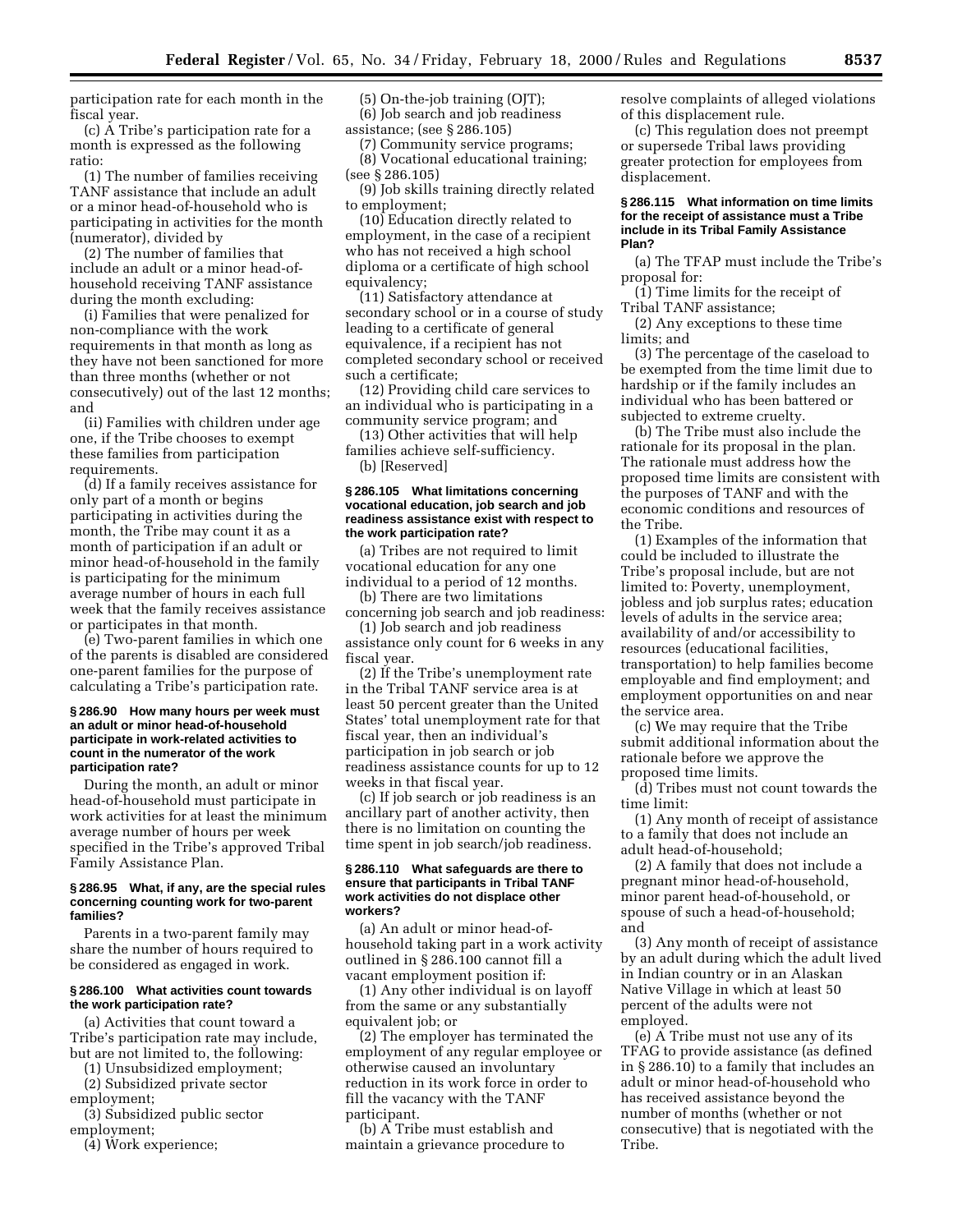participation rate for each month in the fiscal year.

(c) A Tribe's participation rate for a month is expressed as the following ratio:

(1) The number of families receiving TANF assistance that include an adult or a minor head-of-household who is participating in activities for the month (numerator), divided by

(2) The number of families that include an adult or a minor head-of-household receiving TANF assistance during the month excluding:

(i) Families that were penalized for non-compliance with the work requirements in that month as long as they have not been sanctioned for more than three months (whether or not consecutively) out of the last 12 months; and

(ii) Families with children under age one, if the Tribe chooses to exempt these families from participation requirements.

(d) If a family receives assistance for only part of a month or begins participating in activities during the month, the Tribe may count it as a month of participation if an adult or minor head-of-household in the family is participating for the minimum average number of hours in each full week that the family receives assistance or participates in that month.

(e) Two-parent families in which one of the parents is disabled are considered one-parent families for the purpose of calculating a Tribe's participation rate.

#### § 286.90 How many hours per week must an adult or minor head-of-household participate in work-related activities to count in the numerator of the work participation rate?

During the month, an adult or minor head-of-household must participate in work activities for at least the minimum average number of hours per week specified in the Tribe's approved Tribal Family Assistance Plan.

#### § 286.95 What, if any, are the special rules concerning counting work for two-parent families?

Parents in a two-parent family may share the number of hours required to be considered as engaged in work.

#### § 286.100 What activities count towards the work participation rate?

(a) Activities that count toward a Tribe's participation rate may include, but are not limited to, the following:

(1) Unsubsidized employment;

(2) Subsidized private sector employment;

(3) Subsidized public sector employment;

(4) Work experience;

(5) On-the-job training (OJT);

(6) Job search and job readiness assistance; (see § 286.105)

(7) Community service programs;

(8) Vocational educational training; (see § 286.105)

(9) Job skills training directly related to employment;

(10) Education directly related to employment, in the case of a recipient who has not received a high school diploma or a certificate of high school equivalency;

(11) Satisfactory attendance at secondary school or in a course of study leading to a certificate of general equivalence, if a recipient has not completed secondary school or received such a certificate;

(12) Providing child care services to an individual who is participating in a community service program; and

(13) Other activities that will help families achieve self-sufficiency.

(b) [Reserved]

#### § 286.105 What limitations concerning vocational education, job search and job readiness assistance exist with respect to the work participation rate?

(a) Tribes are not required to limit vocational education for any one individual to a period of 12 months.

(b) There are two limitations concerning job search and job readiness:

(1) Job search and job readiness assistance only count for 6 weeks in any fiscal year.

(2) If the Tribe's unemployment rate in the Tribal TANF service area is at least 50 percent greater than the United States' total unemployment rate for that fiscal year, then an individual's participation in job search or job readiness assistance counts for up to 12 weeks in that fiscal year.

(c) If job search or job readiness is an ancillary part of another activity, then there is no limitation on counting the time spent in job search/job readiness.

#### § 286.110 What safeguards are there to ensure that participants in Tribal TANF work activities do not displace other workers?

(a) An adult or minor head-of-household taking part in a work activity outlined in § 286.100 cannot fill a vacant employment position if:

(1) Any other individual is on layoff from the same or any substantially equivalent job; or

(2) The employer has terminated the employment of any regular employee or otherwise caused an involuntary reduction in its work force in order to fill the vacancy with the TANF participant.

(b) A Tribe must establish and maintain a grievance procedure to resolve complaints of alleged violations of this displacement rule.

(c) This regulation does not preempt or supersede Tribal laws providing greater protection for employees from displacement.

#### § 286.115 What information on time limits for the receipt of assistance must a Tribe include in its Tribal Family Assistance Plan?

(a) The TFAP must include the Tribe's proposal for:

(1) Time limits for the receipt of Tribal TANF assistance;

(2) Any exceptions to these time limits; and

(3) The percentage of the caseload to be exempted from the time limit due to hardship or if the family includes an individual who has been battered or subjected to extreme cruelty.

(b) The Tribe must also include the rationale for its proposal in the plan. The rationale must address how the proposed time limits are consistent with the purposes of TANF and with the economic conditions and resources of the Tribe.

(1) Examples of the information that could be included to illustrate the Tribe's proposal include, but are not limited to: Poverty, unemployment, jobless and job surplus rates; education levels of adults in the service area; availability of and/or accessibility to resources (educational facilities, transportation) to help families become employable and find employment; and employment opportunities on and near the service area.

(c) We may require that the Tribe submit additional information about the rationale before we approve the proposed time limits.

(d) Tribes must not count towards the time limit:

(1) Any month of receipt of assistance to a family that does not include an adult head-of-household;

(2) A family that does not include a pregnant minor head-of-household, minor parent head-of-household, or spouse of such a head-of-household; and

(3) Any month of receipt of assistance by an adult during which the adult lived in Indian country or in an Alaskan Native Village in which at least 50 percent of the adults were not employed.

(e) A Tribe must not use any of its TFAG to provide assistance (as defined in § 286.10) to a family that includes an adult or minor head-of-household who has received assistance beyond the number of months (whether or not consecutive) that is negotiated with the Tribe.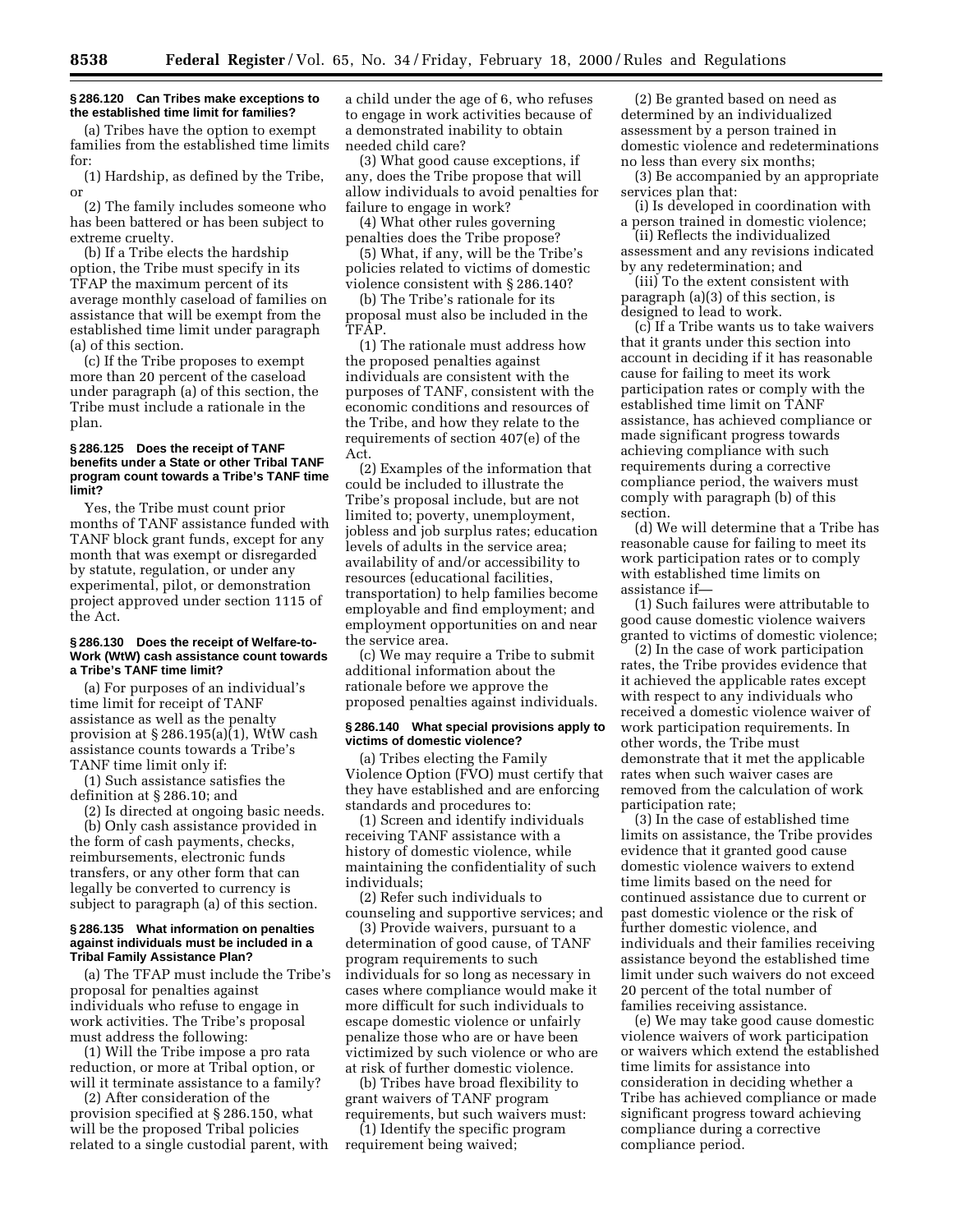### § 286.120 Can Tribes make exceptions to the established time limit for families?

(a) Tribes have the option to exempt families from the established time limits for:

(1) Hardship, as defined by the Tribe, or

(2) The family includes someone who has been battered or has been subject to extreme cruelty.

(b) If a Tribe elects the hardship option, the Tribe must specify in its TFAP the maximum percent of its average monthly caseload of families on assistance that will be exempt from the established time limit under paragraph (a) of this section.

(c) If the Tribe proposes to exempt more than 20 percent of the caseload under paragraph (a) of this section, the Tribe must include a rationale in the plan.

### § 286.125 Does the receipt of TANF benefits under a State or other Tribal TANF program count towards a Tribe's TANF time limit?

Yes, the Tribe must count prior months of TANF assistance funded with TANF block grant funds, except for any month that was exempt or disregarded by statute, regulation, or under any experimental, pilot, or demonstration project approved under section 1115 of the Act.

### § 286.130 Does the receipt of Welfare-to-Work (WtW) cash assistance count towards a Tribe's TANF time limit?

(a) For purposes of an individual's time limit for receipt of TANF assistance as well as the penalty provision at § 286.195(a)(1), WtW cash assistance counts towards a Tribe's TANF time limit only if:

(1) Such assistance satisfies the definition at § 286.10; and

(2) Is directed at ongoing basic needs.

(b) Only cash assistance provided in the form of cash payments, checks, reimbursements, electronic funds transfers, or any other form that can legally be converted to currency is subject to paragraph (a) of this section.

### § 286.135 What information on penalties against individuals must be included in a Tribal Family Assistance Plan?

(a) The TFAP must include the Tribe's proposal for penalties against individuals who refuse to engage in work activities. The Tribe's proposal must address the following:

(1) Will the Tribe impose a pro rata reduction, or more at Tribal option, or will it terminate assistance to a family?

(2) After consideration of the provision specified at § 286.150, what will be the proposed Tribal policies related to a single custodial parent, with a child under the age of 6, who refuses to engage in work activities because of a demonstrated inability to obtain needed child care?

(3) What good cause exceptions, if any, does the Tribe propose that will allow individuals to avoid penalties for failure to engage in work?

(4) What other rules governing penalties does the Tribe propose?

(5) What, if any, will be the Tribe's policies related to victims of domestic violence consistent with § 286.140?

(b) The Tribe's rationale for its proposal must also be included in the TFAP.

(1) The rationale must address how the proposed penalties against individuals are consistent with the purposes of TANF, consistent with the economic conditions and resources of the Tribe, and how they relate to the requirements of section 407(e) of the Act.

(2) Examples of the information that could be included to illustrate the Tribe's proposal include, but are not limited to; poverty, unemployment, jobless and job surplus rates; education levels of adults in the service area; availability of and/or accessibility to resources (educational facilities, transportation) to help families become employable and find employment; and employment opportunities on and near the service area.

(c) We may require a Tribe to submit additional information about the rationale before we approve the proposed penalties against individuals.

### § 286.140 What special provisions apply to victims of domestic violence?

(a) Tribes electing the Family Violence Option (FVO) must certify that they have established and are enforcing standards and procedures to:

(1) Screen and identify individuals receiving TANF assistance with a history of domestic violence, while maintaining the confidentiality of such individuals;

(2) Refer such individuals to counseling and supportive services; and

(3) Provide waivers, pursuant to a determination of good cause, of TANF program requirements to such individuals for so long as necessary in cases where compliance would make it more difficult for such individuals to escape domestic violence or unfairly penalize those who are or have been victimized by such violence or who are at risk of further domestic violence.

(b) Tribes have broad flexibility to grant waivers of TANF program requirements, but such waivers must:

(1) Identify the specific program requirement being waived;

(2) Be granted based on need as determined by an individualized assessment by a person trained in domestic violence and redeterminations no less than every six months;

(3) Be accompanied by an appropriate services plan that:

(i) Is developed in coordination with a person trained in domestic violence;

(ii) Reflects the individualized assessment and any revisions indicated by any redetermination; and

(iii) To the extent consistent with paragraph (a)(3) of this section, is designed to lead to work.

(c) If a Tribe wants us to take waivers that it grants under this section into account in deciding if it has reasonable cause for failing to meet its work participation rates or comply with the established time limit on TANF assistance, has achieved compliance or made significant progress towards achieving compliance with such requirements during a corrective compliance period, the waivers must comply with paragraph (b) of this section.

(d) We will determine that a Tribe has reasonable cause for failing to meet its work participation rates or to comply with established time limits on assistance if—

(1) Such failures were attributable to good cause domestic violence waivers granted to victims of domestic violence;

(2) In the case of work participation rates, the Tribe provides evidence that it achieved the applicable rates except with respect to any individuals who received a domestic violence waiver of work participation requirements. In other words, the Tribe must demonstrate that it met the applicable rates when such waiver cases are removed from the calculation of work participation rate;

(3) In the case of established time limits on assistance, the Tribe provides evidence that it granted good cause domestic violence waivers to extend time limits based on the need for continued assistance due to current or past domestic violence or the risk of further domestic violence, and individuals and their families receiving assistance beyond the established time limit under such waivers do not exceed 20 percent of the total number of families receiving assistance.

(e) We may take good cause domestic violence waivers of work participation or waivers which extend the established time limits for assistance into consideration in deciding whether a Tribe has achieved compliance or made significant progress toward achieving compliance during a corrective compliance period.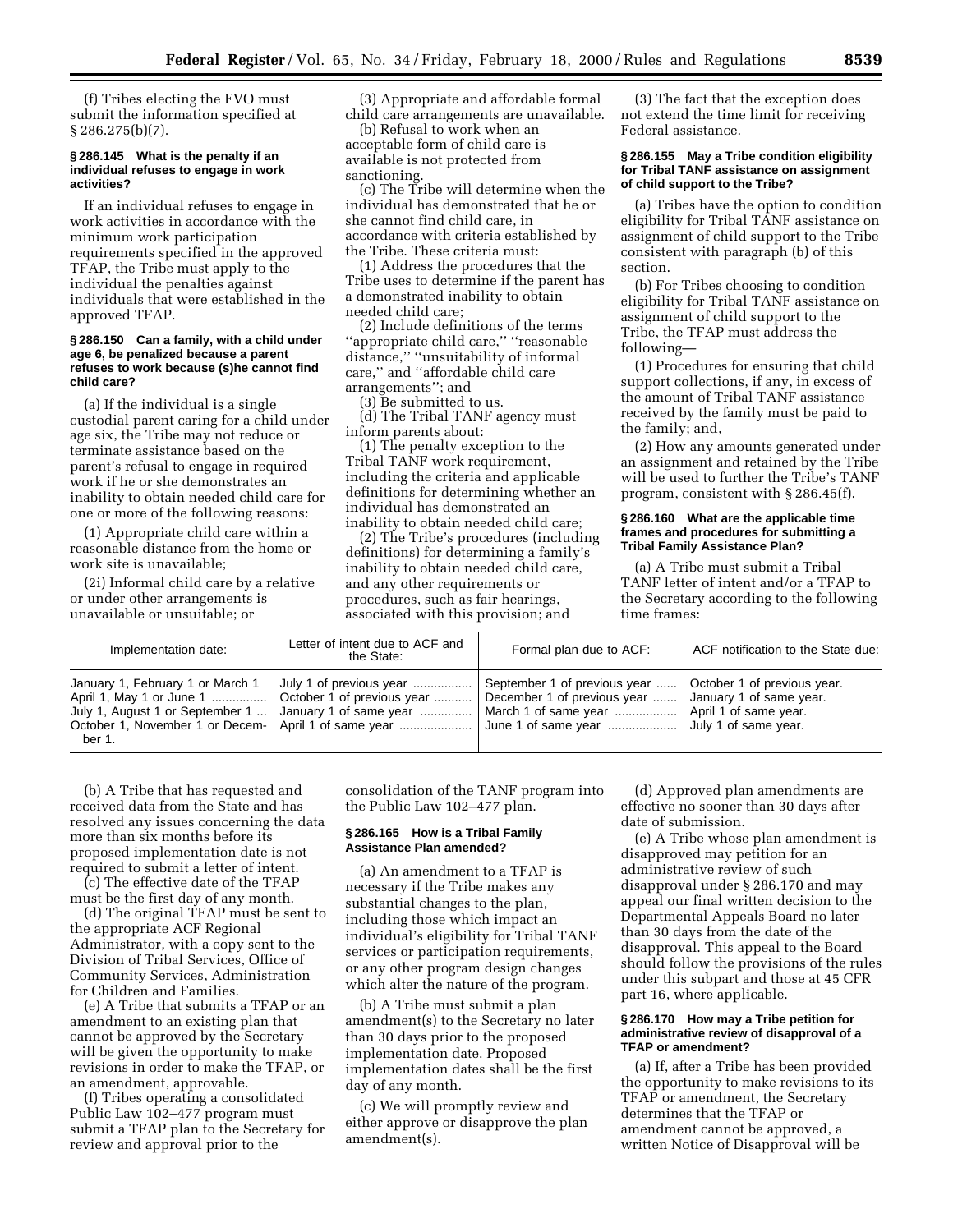(f) Tribes electing the FVO must submit the information specified at § 286.275(b)(7).

### § 286.145 What is the penalty if an individual refuses to engage in work activities?

If an individual refuses to engage in work activities in accordance with the minimum work participation requirements specified in the approved TFAP, the Tribe must apply to the individual the penalties against individuals that were established in the approved TFAP.

### § 286.150 Can a family, with a child under age 6, be penalized because a parent refuses to work because (s)he cannot find child care?

(a) If the individual is a single custodial parent caring for a child under age six, the Tribe may not reduce or terminate assistance based on the parent's refusal to engage in required work if he or she demonstrates an inability to obtain needed child care for one or more of the following reasons:

(1) Appropriate child care within a reasonable distance from the home or work site is unavailable;

(2i) Informal child care by a relative or under other arrangements is unavailable or unsuitable; or

(3) Appropriate and affordable formal child care arrangements are unavailable.

(b) Refusal to work when an acceptable form of child care is available is not protected from sanctioning.

(c) The Tribe will determine when the individual has demonstrated that he or she cannot find child care, in accordance with criteria established by the Tribe. These criteria must:

(1) Address the procedures that the Tribe uses to determine if the parent has a demonstrated inability to obtain needed child care;

(2) Include definitions of the terms ''appropriate child care,'' ''reasonable distance,'' ''unsuitability of informal care,'' and ''affordable child care arrangements''; and

(3) Be submitted to us.

(d) The Tribal TANF agency must inform parents about:

(1) The penalty exception to the Tribal TANF work requirement, including the criteria and applicable definitions for determining whether an individual has demonstrated an inability to obtain needed child care;

(2) The Tribe's procedures (including definitions) for determining a family's inability to obtain needed child care, and any other requirements or procedures, such as fair hearings, associated with this provision; and

(3) The fact that the exception does not extend the time limit for receiving Federal assistance.

### § 286.155 May a Tribe condition eligibility for Tribal TANF assistance on assignment of child support to the Tribe?

(a) Tribes have the option to condition eligibility for Tribal TANF assistance on assignment of child support to the Tribe consistent with paragraph (b) of this section.

(b) For Tribes choosing to condition eligibility for Tribal TANF assistance on assignment of child support to the Tribe, the TFAP must address the following—

(1) Procedures for ensuring that child support collections, if any, in excess of the amount of Tribal TANF assistance received by the family must be paid to the family; and,

(2) How any amounts generated under an assignment and retained by the Tribe will be used to further the Tribe's TANF program, consistent with § 286.45(f).

### § 286.160 What are the applicable time frames and procedures for submitting a Tribal Family Assistance Plan?

(a) A Tribe must submit a Tribal TANF letter of intent and/or a TFAP to the Secretary according to the following time frames:

| Implementation date: | Letter of intent due to ACF and the State: | Formal plan due to ACF: | ACF notification to the State due: |
|---|---|---|---|
| January 1, February 1 or March 1 | July 1 of previous year | September 1 of previous year | October 1 of previous year. |
| April 1, May 1 or June 1 | October 1 of previous year | December 1 of previous year | January 1 of same year. |
| July 1, August 1 or September 1 | January 1 of same year | March 1 of same year | April 1 of same year. |
| October 1, November 1 or December 1. | April 1 of same year | June 1 of same year | July 1 of same year. |

(b) A Tribe that has requested and received data from the State and has resolved any issues concerning the data more than six months before its proposed implementation date is not required to submit a letter of intent.

(c) The effective date of the TFAP must be the first day of any month.

(d) The original TFAP must be sent to the appropriate ACF Regional Administrator, with a copy sent to the Division of Tribal Services, Office of Community Services, Administration for Children and Families.

(e) A Tribe that submits a TFAP or an amendment to an existing plan that cannot be approved by the Secretary will be given the opportunity to make revisions in order to make the TFAP, or an amendment, approvable.

(f) Tribes operating a consolidated Public Law 102–477 program must submit a TFAP plan to the Secretary for review and approval prior to the consolidation of the TANF program into the Public Law 102–477 plan.

### § 286.165 How is a Tribal Family Assistance Plan amended?

(a) An amendment to a TFAP is necessary if the Tribe makes any substantial changes to the plan, including those which impact an individual's eligibility for Tribal TANF services or participation requirements, or any other program design changes which alter the nature of the program.

(b) A Tribe must submit a plan amendment(s) to the Secretary no later than 30 days prior to the proposed implementation date. Proposed implementation dates shall be the first day of any month.

(c) We will promptly review and either approve or disapprove the plan amendment(s).

(d) Approved plan amendments are effective no sooner than 30 days after date of submission.

(e) A Tribe whose plan amendment is disapproved may petition for an administrative review of such disapproval under § 286.170 and may appeal our final written decision to the Departmental Appeals Board no later than 30 days from the date of the disapproval. This appeal to the Board should follow the provisions of the rules under this subpart and those at 45 CFR part 16, where applicable.

### § 286.170 How may a Tribe petition for administrative review of disapproval of a TFAP or amendment?

(a) If, after a Tribe has been provided the opportunity to make revisions to its TFAP or amendment, the Secretary determines that the TFAP or amendment cannot be approved, a written Notice of Disapproval will be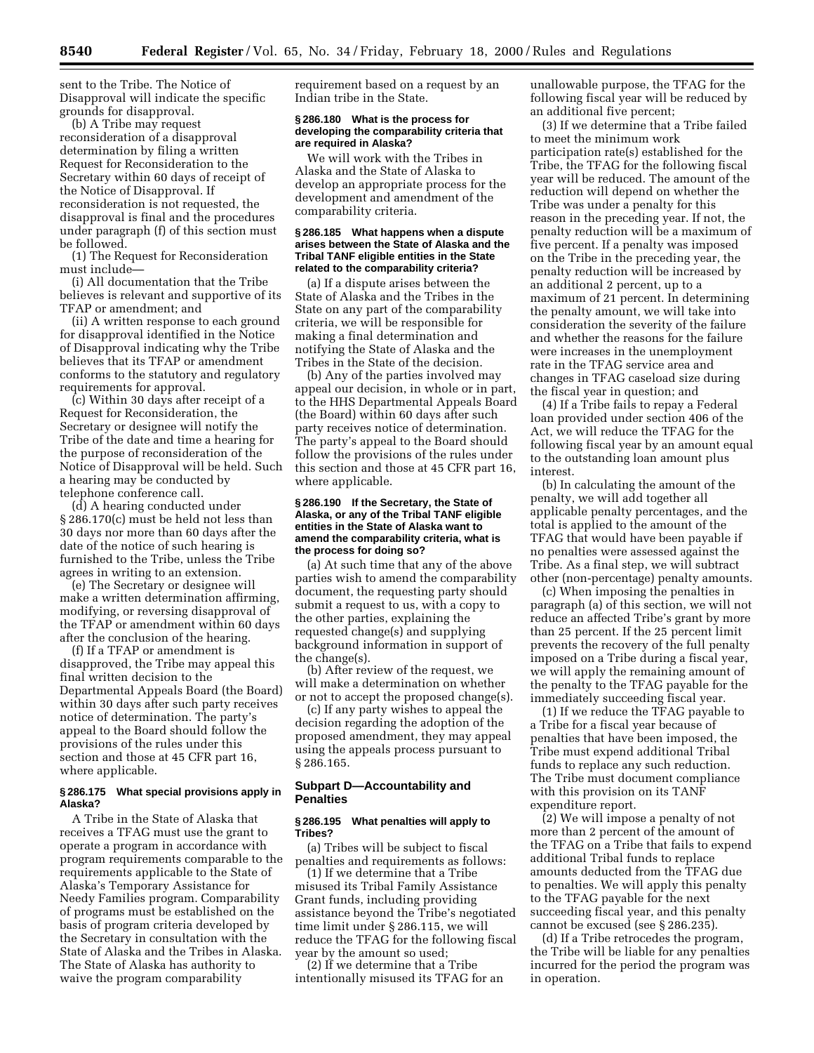sent to the Tribe. The Notice of Disapproval will indicate the specific grounds for disapproval.

(b) A Tribe may request reconsideration of a disapproval determination by filing a written Request for Reconsideration to the Secretary within 60 days of receipt of the Notice of Disapproval. If reconsideration is not requested, the disapproval is final and the procedures under paragraph (f) of this section must be followed.

(1) The Request for Reconsideration must include—

(i) All documentation that the Tribe believes is relevant and supportive of its TFAP or amendment; and

(ii) A written response to each ground for disapproval identified in the Notice of Disapproval indicating why the Tribe believes that its TFAP or amendment conforms to the statutory and regulatory requirements for approval.

(c) Within 30 days after receipt of a Request for Reconsideration, the Secretary or designee will notify the Tribe of the date and time a hearing for the purpose of reconsideration of the Notice of Disapproval will be held. Such a hearing may be conducted by telephone conference call.

(d) A hearing conducted under § 286.170(c) must be held not less than 30 days nor more than 60 days after the date of the notice of such hearing is furnished to the Tribe, unless the Tribe agrees in writing to an extension.

(e) The Secretary or designee will make a written determination affirming, modifying, or reversing disapproval of the TFAP or amendment within 60 days after the conclusion of the hearing.

(f) If a TFAP or amendment is disapproved, the Tribe may appeal this final written decision to the Departmental Appeals Board (the Board) within 30 days after such party receives notice of determination. The party's appeal to the Board should follow the provisions of the rules under this section and those at 45 CFR part 16, where applicable.

**§ 286.175 What special provisions apply in Alaska?**

A Tribe in the State of Alaska that receives a TFAG must use the grant to operate a program in accordance with program requirements comparable to the requirements applicable to the State of Alaska's Temporary Assistance for Needy Families program. Comparability of programs must be established on the basis of program criteria developed by the Secretary in consultation with the State of Alaska and the Tribes in Alaska. The State of Alaska has authority to waive the program comparability requirement based on a request by an Indian tribe in the State.

**§ 286.180 What is the process for developing the comparability criteria that are required in Alaska?**

We will work with the Tribes in Alaska and the State of Alaska to develop an appropriate process for the development and amendment of the comparability criteria.

**§ 286.185 What happens when a dispute arises between the State of Alaska and the Tribal TANF eligible entities in the State related to the comparability criteria?**

(a) If a dispute arises between the State of Alaska and the Tribes in the State on any part of the comparability criteria, we will be responsible for making a final determination and notifying the State of Alaska and the Tribes in the State of the decision.

(b) Any of the parties involved may appeal our decision, in whole or in part, to the HHS Departmental Appeals Board (the Board) within 60 days after such party receives notice of determination. The party's appeal to the Board should follow the provisions of the rules under this section and those at 45 CFR part 16, where applicable.

**§ 286.190 If the Secretary, the State of Alaska, or any of the Tribal TANF eligible entities in the State of Alaska want to amend the comparability criteria, what is the process for doing so?**

(a) At such time that any of the above parties wish to amend the comparability document, the requesting party should submit a request to us, with a copy to the other parties, explaining the requested change(s) and supplying background information in support of the change(s).

(b) After review of the request, we will make a determination on whether or not to accept the proposed change(s).

(c) If any party wishes to appeal the decision regarding the adoption of the proposed amendment, they may appeal using the appeals process pursuant to § 286.165.

## Subpart D—Accountability and Penalties

**§ 286.195 What penalties will apply to Tribes?**

(a) Tribes will be subject to fiscal penalties and requirements as follows:

(1) If we determine that a Tribe misused its Tribal Family Assistance Grant funds, including providing assistance beyond the Tribe's negotiated time limit under § 286.115, we will reduce the TFAG for the following fiscal year by the amount so used;

(2) If we determine that a Tribe intentionally misused its TFAG for an unallowable purpose, the TFAG for the following fiscal year will be reduced by an additional five percent;

(3) If we determine that a Tribe failed to meet the minimum work participation rate(s) established for the Tribe, the TFAG for the following fiscal year will be reduced. The amount of the reduction will depend on whether the Tribe was under a penalty for this reason in the preceding year. If not, the penalty reduction will be a maximum of five percent. If a penalty was imposed on the Tribe in the preceding year, the penalty reduction will be increased by an additional 2 percent, up to a maximum of 21 percent. In determining the penalty amount, we will take into consideration the severity of the failure and whether the reasons for the failure were increases in the unemployment rate in the TFAG service area and changes in TFAG caseload size during the fiscal year in question; and

(4) If a Tribe fails to repay a Federal loan provided under section 406 of the Act, we will reduce the TFAG for the following fiscal year by an amount equal to the outstanding loan amount plus interest.

(b) In calculating the amount of the penalty, we will add together all applicable penalty percentages, and the total is applied to the amount of the TFAG that would have been payable if no penalties were assessed against the Tribe. As a final step, we will subtract other (non-percentage) penalty amounts.

(c) When imposing the penalties in paragraph (a) of this section, we will not reduce an affected Tribe's grant by more than 25 percent. If the 25 percent limit prevents the recovery of the full penalty imposed on a Tribe during a fiscal year, we will apply the remaining amount of the penalty to the TFAG payable for the immediately succeeding fiscal year.

(1) If we reduce the TFAG payable to a Tribe for a fiscal year because of penalties that have been imposed, the Tribe must expend additional Tribal funds to replace any such reduction. The Tribe must document compliance with this provision on its TANF expenditure report.

(2) We will impose a penalty of not more than 2 percent of the amount of the TFAG on a Tribe that fails to expend additional Tribal funds to replace amounts deducted from the TFAG due to penalties. We will apply this penalty to the TFAG payable for the next succeeding fiscal year, and this penalty cannot be excused (see § 286.235).

(d) If a Tribe retrocedes the program, the Tribe will be liable for any penalties incurred for the period the program was in operation.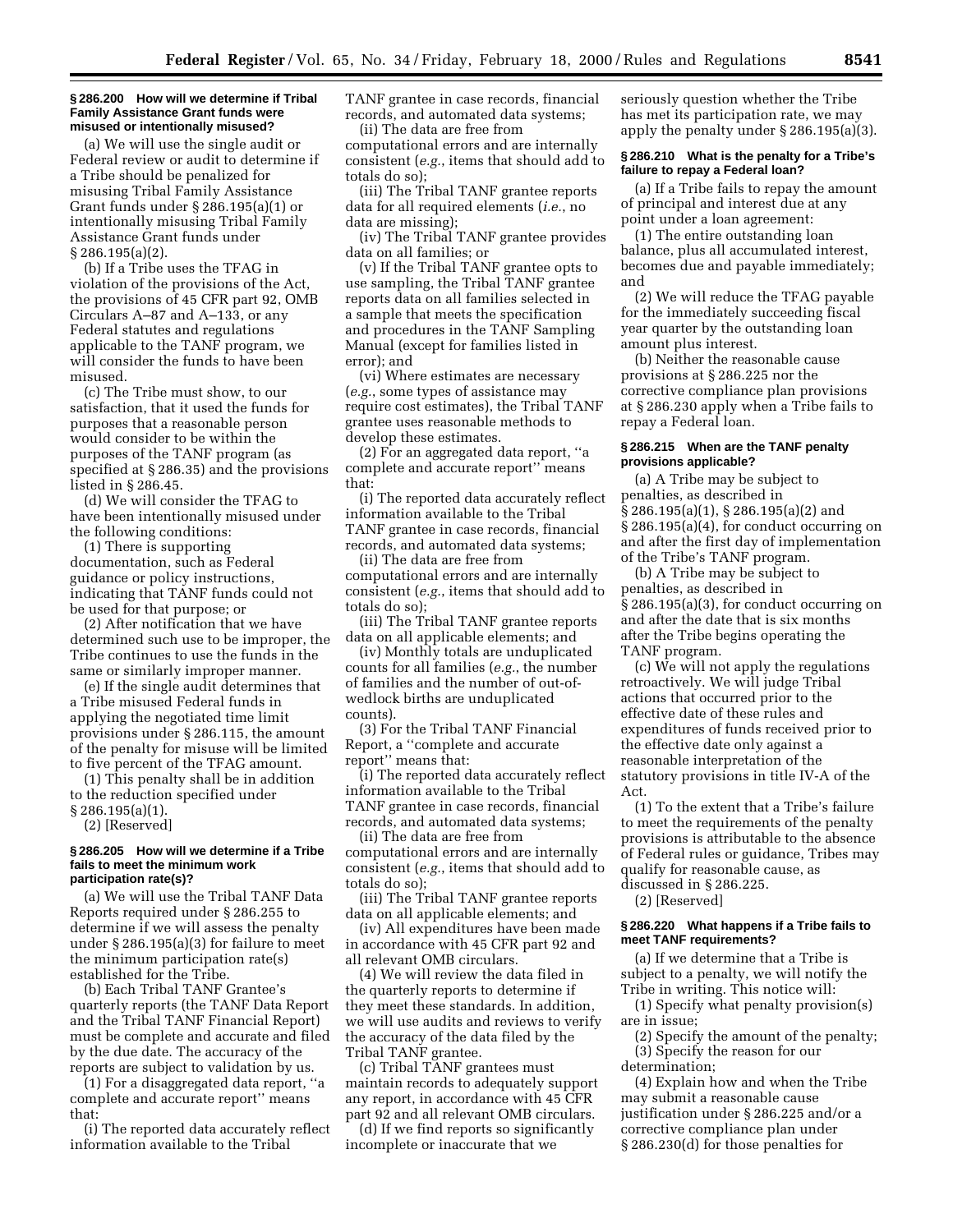### § 286.200 How will we determine if Tribal Family Assistance Grant funds were misused or intentionally misused?

(a) We will use the single audit or Federal review or audit to determine if a Tribe should be penalized for misusing Tribal Family Assistance Grant funds under § 286.195(a)(1) or intentionally misusing Tribal Family Assistance Grant funds under § 286.195(a)(2).

(b) If a Tribe uses the TFAG in violation of the provisions of the Act, the provisions of 45 CFR part 92, OMB Circulars A–87 and A–133, or any Federal statutes and regulations applicable to the TANF program, we will consider the funds to have been misused.

(c) The Tribe must show, to our satisfaction, that it used the funds for purposes that a reasonable person would consider to be within the purposes of the TANF program (as specified at § 286.35) and the provisions listed in § 286.45.

(d) We will consider the TFAG to have been intentionally misused under the following conditions:

(1) There is supporting documentation, such as Federal guidance or policy instructions, indicating that TANF funds could not be used for that purpose; or

(2) After notification that we have determined such use to be improper, the Tribe continues to use the funds in the same or similarly improper manner.

(e) If the single audit determines that a Tribe misused Federal funds in applying the negotiated time limit provisions under § 286.115, the amount of the penalty for misuse will be limited to five percent of the TFAG amount.

(1) This penalty shall be in addition to the reduction specified under § 286.195(a)(1).

(2) [Reserved]

### § 286.205 How will we determine if a Tribe fails to meet the minimum work participation rate(s)?

(a) We will use the Tribal TANF Data Reports required under § 286.255 to determine if we will assess the penalty under § 286.195(a)(3) for failure to meet the minimum participation rate(s) established for the Tribe.

(b) Each Tribal TANF Grantee's quarterly reports (the TANF Data Report and the Tribal TANF Financial Report) must be complete and accurate and filed by the due date. The accuracy of the reports are subject to validation by us.

(1) For a disaggregated data report, ''a complete and accurate report'' means that:

(i) The reported data accurately reflect information available to the Tribal TANF grantee in case records, financial records, and automated data systems;

(ii) The data are free from computational errors and are internally consistent (*e.g.*, items that should add to totals do so);

(iii) The Tribal TANF grantee reports data for all required elements (*i.e.*, no data are missing);

(iv) The Tribal TANF grantee provides data on all families; or

(v) If the Tribal TANF grantee opts to use sampling, the Tribal TANF grantee reports data on all families selected in a sample that meets the specification and procedures in the TANF Sampling Manual (except for families listed in error); and

(vi) Where estimates are necessary (*e.g.*, some types of assistance may require cost estimates), the Tribal TANF grantee uses reasonable methods to develop these estimates.

(2) For an aggregated data report, ''a complete and accurate report'' means that:

(i) The reported data accurately reflect information available to the Tribal TANF grantee in case records, financial records, and automated data systems;

(ii) The data are free from computational errors and are internally consistent (*e.g.*, items that should add to totals do so);

(iii) The Tribal TANF grantee reports data on all applicable elements; and

(iv) Monthly totals are unduplicated counts for all families (*e.g.*, the number of families and the number of out-of-wedlock births are unduplicated counts).

(3) For the Tribal TANF Financial Report, a ''complete and accurate report'' means that:

(i) The reported data accurately reflect information available to the Tribal TANF grantee in case records, financial records, and automated data systems;

(ii) The data are free from computational errors and are internally consistent (*e.g.*, items that should add to totals do so);

(iii) The Tribal TANF grantee reports data on all applicable elements; and

(iv) All expenditures have been made in accordance with 45 CFR part 92 and all relevant OMB circulars.

(4) We will review the data filed in the quarterly reports to determine if they meet these standards. In addition, we will use audits and reviews to verify the accuracy of the data filed by the Tribal TANF grantee.

(c) Tribal TANF grantees must maintain records to adequately support any report, in accordance with 45 CFR part 92 and all relevant OMB circulars.

(d) If we find reports so significantly incomplete or inaccurate that we seriously question whether the Tribe has met its participation rate, we may apply the penalty under § 286.195(a)(3).

### § 286.210 What is the penalty for a Tribe's failure to repay a Federal loan?

(a) If a Tribe fails to repay the amount of principal and interest due at any point under a loan agreement:

(1) The entire outstanding loan balance, plus all accumulated interest, becomes due and payable immediately; and

(2) We will reduce the TFAG payable for the immediately succeeding fiscal year quarter by the outstanding loan amount plus interest.

(b) Neither the reasonable cause provisions at § 286.225 nor the corrective compliance plan provisions at § 286.230 apply when a Tribe fails to repay a Federal loan.

### § 286.215 When are the TANF penalty provisions applicable?

(a) A Tribe may be subject to penalties, as described in § 286.195(a)(1), § 286.195(a)(2) and § 286.195(a)(4), for conduct occurring on and after the first day of implementation of the Tribe's TANF program.

(b) A Tribe may be subject to penalties, as described in § 286.195(a)(3), for conduct occurring on and after the date that is six months after the Tribe begins operating the TANF program.

(c) We will not apply the regulations retroactively. We will judge Tribal actions that occurred prior to the effective date of these rules and expenditures of funds received prior to the effective date only against a reasonable interpretation of the statutory provisions in title IV-A of the Act.

(1) To the extent that a Tribe's failure to meet the requirements of the penalty provisions is attributable to the absence of Federal rules or guidance, Tribes may qualify for reasonable cause, as discussed in § 286.225.

(2) [Reserved]

### § 286.220 What happens if a Tribe fails to meet TANF requirements?

(a) If we determine that a Tribe is subject to a penalty, we will notify the Tribe in writing. This notice will:

(1) Specify what penalty provision(s) are in issue;

(2) Specify the amount of the penalty;

(3) Specify the reason for our determination;

(4) Explain how and when the Tribe may submit a reasonable cause justification under § 286.225 and/or a corrective compliance plan under § 286.230(d) for those penalties for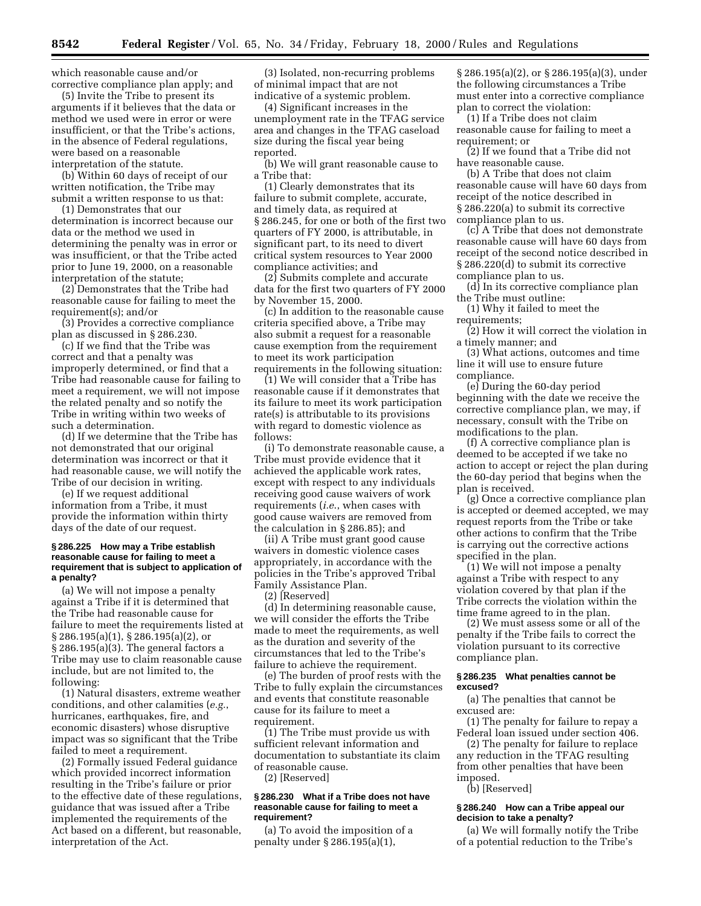which reasonable cause and/or corrective compliance plan apply; and

(5) Invite the Tribe to present its arguments if it believes that the data or method we used were in error or were insufficient, or that the Tribe's actions, in the absence of Federal regulations, were based on a reasonable interpretation of the statute.

(b) Within 60 days of receipt of our written notification, the Tribe may submit a written response to us that:

(1) Demonstrates that our determination is incorrect because our data or the method we used in determining the penalty was in error or was insufficient, or that the Tribe acted prior to June 19, 2000, on a reasonable interpretation of the statute;

(2) Demonstrates that the Tribe had reasonable cause for failing to meet the requirement(s); and/or

(3) Provides a corrective compliance plan as discussed in § 286.230.

(c) If we find that the Tribe was correct and that a penalty was improperly determined, or find that a Tribe had reasonable cause for failing to meet a requirement, we will not impose the related penalty and so notify the Tribe in writing within two weeks of such a determination.

(d) If we determine that the Tribe has not demonstrated that our original determination was incorrect or that it had reasonable cause, we will notify the Tribe of our decision in writing.

(e) If we request additional information from a Tribe, it must provide the information within thirty days of the date of our request.

#### § 286.225 How may a Tribe establish reasonable cause for failing to meet a requirement that is subject to application of a penalty?

(a) We will not impose a penalty against a Tribe if it is determined that the Tribe had reasonable cause for failure to meet the requirements listed at § 286.195(a)(1), § 286.195(a)(2), or § 286.195(a)(3). The general factors a Tribe may use to claim reasonable cause include, but are not limited to, the following:

(1) Natural disasters, extreme weather conditions, and other calamities (*e.g.*, hurricanes, earthquakes, fire, and economic disasters) whose disruptive impact was so significant that the Tribe failed to meet a requirement.

(2) Formally issued Federal guidance which provided incorrect information resulting in the Tribe's failure or prior to the effective date of these regulations, guidance that was issued after a Tribe implemented the requirements of the Act based on a different, but reasonable, interpretation of the Act.

(3) Isolated, non-recurring problems of minimal impact that are not indicative of a systemic problem.

(4) Significant increases in the unemployment rate in the TFAG service area and changes in the TFAG caseload size during the fiscal year being reported.

(b) We will grant reasonable cause to a Tribe that:

(1) Clearly demonstrates that its failure to submit complete, accurate, and timely data, as required at § 286.245, for one or both of the first two quarters of FY 2000, is attributable, in significant part, to its need to divert critical system resources to Year 2000 compliance activities; and

(2) Submits complete and accurate data for the first two quarters of FY 2000 by November 15, 2000.

(c) In addition to the reasonable cause criteria specified above, a Tribe may also submit a request for a reasonable cause exemption from the requirement to meet its work participation requirements in the following situation:

(1) We will consider that a Tribe has reasonable cause if it demonstrates that its failure to meet its work participation rate(s) is attributable to its provisions with regard to domestic violence as follows:

(i) To demonstrate reasonable cause, a Tribe must provide evidence that it achieved the applicable work rates, except with respect to any individuals receiving good cause waivers of work requirements (*i.e.*, when cases with good cause waivers are removed from the calculation in § 286.85); and

(ii) A Tribe must grant good cause waivers in domestic violence cases appropriately, in accordance with the policies in the Tribe's approved Tribal Family Assistance Plan.

(2) [Reserved]

(d) In determining reasonable cause, we will consider the efforts the Tribe made to meet the requirements, as well as the duration and severity of the circumstances that led to the Tribe's failure to achieve the requirement.

(e) The burden of proof rests with the Tribe to fully explain the circumstances and events that constitute reasonable cause for its failure to meet a requirement.

(1) The Tribe must provide us with sufficient relevant information and documentation to substantiate its claim of reasonable cause.

(2) [Reserved]

#### § 286.230 What if a Tribe does not have reasonable cause for failing to meet a requirement?

(a) To avoid the imposition of a penalty under § 286.195(a)(1), § 286.195(a)(2), or § 286.195(a)(3), under the following circumstances a Tribe must enter into a corrective compliance plan to correct the violation:

(1) If a Tribe does not claim reasonable cause for failing to meet a requirement; or

(2) If we found that a Tribe did not have reasonable cause.

(b) A Tribe that does not claim reasonable cause will have 60 days from receipt of the notice described in § 286.220(a) to submit its corrective compliance plan to us.

(c) A Tribe that does not demonstrate reasonable cause will have 60 days from receipt of the second notice described in § 286.220(d) to submit its corrective compliance plan to us.

(d) In its corrective compliance plan the Tribe must outline:

(1) Why it failed to meet the requirements;

(2) How it will correct the violation in a timely manner; and

(3) What actions, outcomes and time line it will use to ensure future compliance.

(e) During the 60-day period beginning with the date we receive the corrective compliance plan, we may, if necessary, consult with the Tribe on modifications to the plan.

(f) A corrective compliance plan is deemed to be accepted if we take no action to accept or reject the plan during the 60-day period that begins when the plan is received.

(g) Once a corrective compliance plan is accepted or deemed accepted, we may request reports from the Tribe or take other actions to confirm that the Tribe is carrying out the corrective actions specified in the plan.

(1) We will not impose a penalty against a Tribe with respect to any violation covered by that plan if the Tribe corrects the violation within the time frame agreed to in the plan.

(2) We must assess some or all of the penalty if the Tribe fails to correct the violation pursuant to its corrective compliance plan.

#### § 286.235 What penalties cannot be excused?

(a) The penalties that cannot be excused are:

(1) The penalty for failure to repay a Federal loan issued under section 406.

(2) The penalty for failure to replace any reduction in the TFAG resulting from other penalties that have been imposed.

(b) [Reserved]

#### § 286.240 How can a Tribe appeal our decision to take a penalty?

(a) We will formally notify the Tribe of a potential reduction to the Tribe's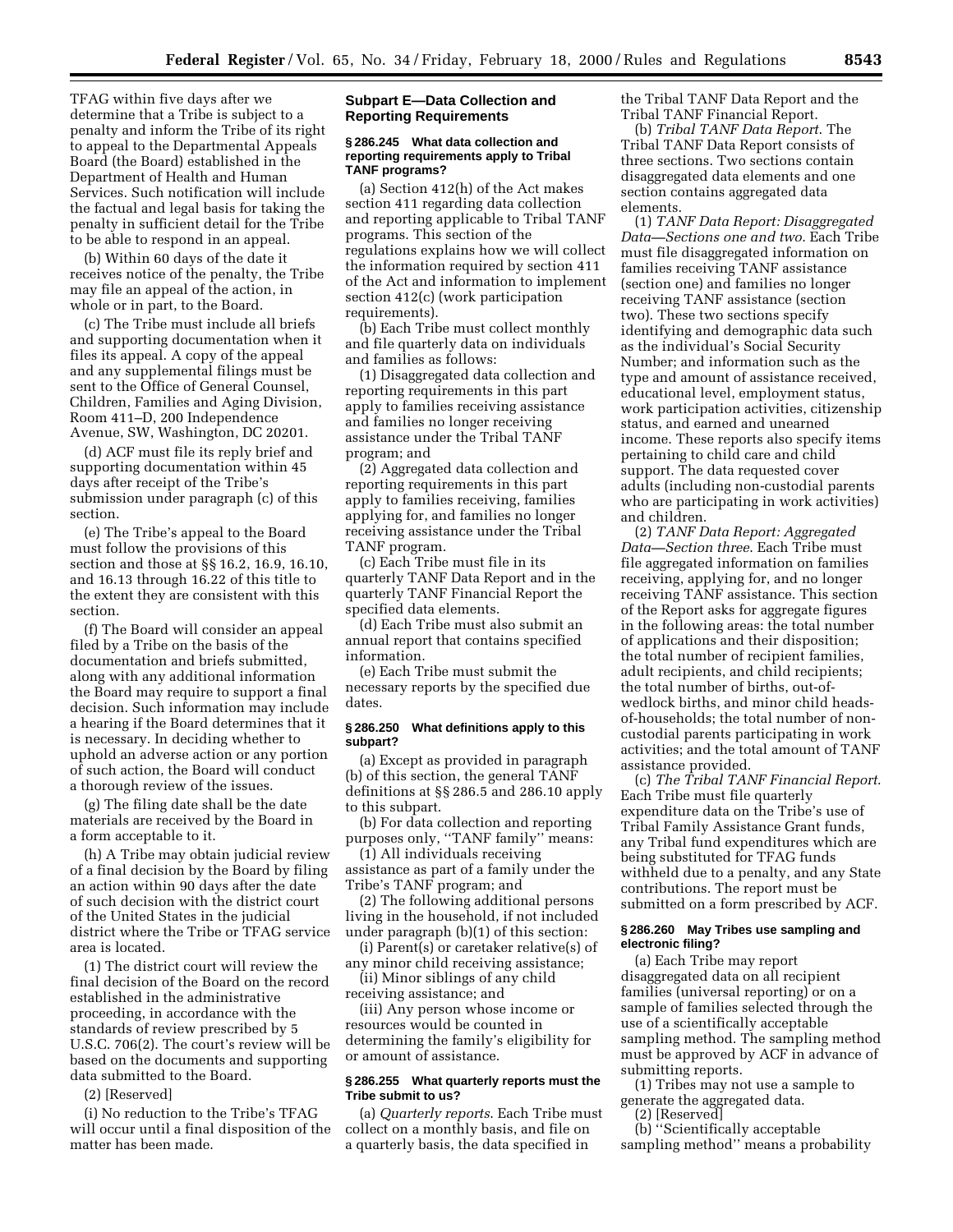TFAG within five days after we determine that a Tribe is subject to a penalty and inform the Tribe of its right to appeal to the Departmental Appeals Board (the Board) established in the Department of Health and Human Services. Such notification will include the factual and legal basis for taking the penalty in sufficient detail for the Tribe to be able to respond in an appeal.

(b) Within 60 days of the date it receives notice of the penalty, the Tribe may file an appeal of the action, in whole or in part, to the Board.

(c) The Tribe must include all briefs and supporting documentation when it files its appeal. A copy of the appeal and any supplemental filings must be sent to the Office of General Counsel, Children, Families and Aging Division, Room 411–D, 200 Independence Avenue, SW, Washington, DC 20201.

(d) ACF must file its reply brief and supporting documentation within 45 days after receipt of the Tribe's submission under paragraph (c) of this section.

(e) The Tribe's appeal to the Board must follow the provisions of this section and those at §§ 16.2, 16.9, 16.10, and 16.13 through 16.22 of this title to the extent they are consistent with this section.

(f) The Board will consider an appeal filed by a Tribe on the basis of the documentation and briefs submitted, along with any additional information the Board may require to support a final decision. Such information may include a hearing if the Board determines that it is necessary. In deciding whether to uphold an adverse action or any portion of such action, the Board will conduct a thorough review of the issues.

(g) The filing date shall be the date materials are received by the Board in a form acceptable to it.

(h) A Tribe may obtain judicial review of a final decision by the Board by filing an action within 90 days after the date of such decision with the district court of the United States in the judicial district where the Tribe or TFAG service area is located.

(1) The district court will review the final decision of the Board on the record established in the administrative proceeding, in accordance with the standards of review prescribed by 5 U.S.C. 706(2). The court's review will be based on the documents and supporting data submitted to the Board.

(2) [Reserved]

(i) No reduction to the Tribe's TFAG will occur until a final disposition of the matter has been made.

## Subpart E—Data Collection and Reporting Requirements

### § 286.245 What data collection and reporting requirements apply to Tribal TANF programs?

(a) Section 412(h) of the Act makes section 411 regarding data collection and reporting applicable to Tribal TANF programs. This section of the regulations explains how we will collect the information required by section 411 of the Act and information to implement section 412(c) (work participation requirements).

(b) Each Tribe must collect monthly and file quarterly data on individuals and families as follows:

(1) Disaggregated data collection and reporting requirements in this part apply to families receiving assistance and families no longer receiving assistance under the Tribal TANF program; and

(2) Aggregated data collection and reporting requirements in this part apply to families receiving, families applying for, and families no longer receiving assistance under the Tribal TANF program.

(c) Each Tribe must file in its quarterly TANF Data Report and in the quarterly TANF Financial Report the specified data elements.

(d) Each Tribe must also submit an annual report that contains specified information.

(e) Each Tribe must submit the necessary reports by the specified due dates.

### § 286.250 What definitions apply to this subpart?

(a) Except as provided in paragraph (b) of this section, the general TANF definitions at §§ 286.5 and 286.10 apply to this subpart.

(b) For data collection and reporting purposes only, ''TANF family'' means:

(1) All individuals receiving assistance as part of a family under the Tribe's TANF program; and

(2) The following additional persons living in the household, if not included under paragraph (b)(1) of this section:

(i) Parent(s) or caretaker relative(s) of any minor child receiving assistance;

(ii) Minor siblings of any child receiving assistance; and

(iii) Any person whose income or resources would be counted in determining the family's eligibility for or amount of assistance.

### § 286.255 What quarterly reports must the Tribe submit to us?

(a) *Quarterly reports.* Each Tribe must collect on a monthly basis, and file on a quarterly basis, the data specified in the Tribal TANF Data Report and the Tribal TANF Financial Report.

(b) *Tribal TANF Data Report.* The Tribal TANF Data Report consists of three sections. Two sections contain disaggregated data elements and one section contains aggregated data elements.

(1) *TANF Data Report: Disaggregated Data—Sections one and two.* Each Tribe must file disaggregated information on families receiving TANF assistance (section one) and families no longer receiving TANF assistance (section two). These two sections specify identifying and demographic data such as the individual's Social Security Number; and information such as the type and amount of assistance received, educational level, employment status, work participation activities, citizenship status, and earned and unearned income. These reports also specify items pertaining to child care and child support. The data requested cover adults (including non-custodial parents who are participating in work activities) and children.

(2) *TANF Data Report: Aggregated Data—Section three.* Each Tribe must file aggregated information on families receiving, applying for, and no longer receiving TANF assistance. This section of the Report asks for aggregate figures in the following areas: the total number of applications and their disposition; the total number of recipient families, adult recipients, and child recipients; the total number of births, out-of-wedlock births, and minor child heads-of-households; the total number of non-custodial parents participating in work activities; and the total amount of TANF assistance provided.

(c) *The Tribal TANF Financial Report.* Each Tribe must file quarterly expenditure data on the Tribe's use of Tribal Family Assistance Grant funds, any Tribal fund expenditures which are being substituted for TFAG funds withheld due to a penalty, and any State contributions. The report must be submitted on a form prescribed by ACF.

### § 286.260 May Tribes use sampling and electronic filing?

(a) Each Tribe may report disaggregated data on all recipient families (universal reporting) or on a sample of families selected through the use of a scientifically acceptable sampling method. The sampling method must be approved by ACF in advance of submitting reports.

(1) Tribes may not use a sample to generate the aggregated data.

(2) [Reserved]

(b) ''Scientifically acceptable sampling method'' means a probability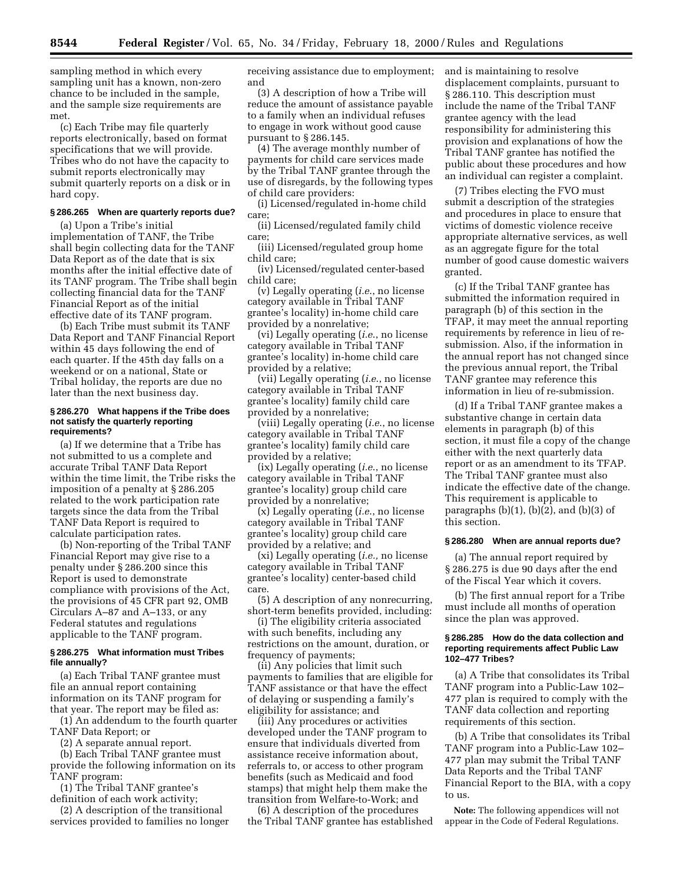sampling method in which every sampling unit has a known, non-zero chance to be included in the sample, and the sample size requirements are met.

(c) Each Tribe may file quarterly reports electronically, based on format specifications that we will provide. Tribes who do not have the capacity to submit reports electronically may submit quarterly reports on a disk or in hard copy.

### § 286.265 When are quarterly reports due?

(a) Upon a Tribe's initial implementation of TANF, the Tribe shall begin collecting data for the TANF Data Report as of the date that is six months after the initial effective date of its TANF program. The Tribe shall begin collecting financial data for the TANF Financial Report as of the initial effective date of its TANF program.

(b) Each Tribe must submit its TANF Data Report and TANF Financial Report within 45 days following the end of each quarter. If the 45th day falls on a weekend or on a national, State or Tribal holiday, the reports are due no later than the next business day.

### § 286.270 What happens if the Tribe does not satisfy the quarterly reporting requirements?

(a) If we determine that a Tribe has not submitted to us a complete and accurate Tribal TANF Data Report within the time limit, the Tribe risks the imposition of a penalty at § 286.205 related to the work participation rate targets since the data from the Tribal TANF Data Report is required to calculate participation rates.

(b) Non-reporting of the Tribal TANF Financial Report may give rise to a penalty under § 286.200 since this Report is used to demonstrate compliance with provisions of the Act, the provisions of 45 CFR part 92, OMB Circulars A–87 and A–133, or any Federal statutes and regulations applicable to the TANF program.

### § 286.275 What information must Tribes file annually?

(a) Each Tribal TANF grantee must file an annual report containing information on its TANF program for that year. The report may be filed as:

(1) An addendum to the fourth quarter TANF Data Report; or

(2) A separate annual report.

(b) Each Tribal TANF grantee must provide the following information on its TANF program:

(1) The Tribal TANF grantee's definition of each work activity;

(2) A description of the transitional services provided to families no longer receiving assistance due to employment; and

(3) A description of how a Tribe will reduce the amount of assistance payable to a family when an individual refuses to engage in work without good cause pursuant to § 286.145.

(4) The average monthly number of payments for child care services made by the Tribal TANF grantee through the use of disregards, by the following types of child care providers:

(i) Licensed/regulated in-home child care;

(ii) Licensed/regulated family child care;

(iii) Licensed/regulated group home child care;

(iv) Licensed/regulated center-based child care;

(v) Legally operating (*i.e.*, no license category available in Tribal TANF grantee's locality) in-home child care provided by a nonrelative;

(vi) Legally operating (*i.e.*, no license category available in Tribal TANF grantee's locality) in-home child care provided by a relative;

(vii) Legally operating (*i.e.*, no license category available in Tribal TANF grantee's locality) family child care provided by a nonrelative;

(viii) Legally operating (*i.e.*, no license category available in Tribal TANF grantee's locality) family child care provided by a relative;

(ix) Legally operating (*i.e.*, no license category available in Tribal TANF grantee's locality) group child care provided by a nonrelative;

(x) Legally operating (*i.e.*, no license category available in Tribal TANF grantee's locality) group child care provided by a relative; and

(xi) Legally operating (*i.e.,* no license category available in Tribal TANF grantee's locality) center-based child care.

(5) A description of any nonrecurring, short-term benefits provided, including:

(i) The eligibility criteria associated with such benefits, including any restrictions on the amount, duration, or frequency of payments;

(ii) Any policies that limit such payments to families that are eligible for TANF assistance or that have the effect of delaying or suspending a family's eligibility for assistance; and

(iii) Any procedures or activities developed under the TANF program to ensure that individuals diverted from assistance receive information about, referrals to, or access to other program benefits (such as Medicaid and food stamps) that might help them make the transition from Welfare-to-Work; and

(6) A description of the procedures the Tribal TANF grantee has established and is maintaining to resolve displacement complaints, pursuant to § 286.110. This description must include the name of the Tribal TANF grantee agency with the lead responsibility for administering this provision and explanations of how the Tribal TANF grantee has notified the public about these procedures and how an individual can register a complaint.

(7) Tribes electing the FVO must submit a description of the strategies and procedures in place to ensure that victims of domestic violence receive appropriate alternative services, as well as an aggregate figure for the total number of good cause domestic waivers granted.

(c) If the Tribal TANF grantee has submitted the information required in paragraph (b) of this section in the TFAP, it may meet the annual reporting requirements by reference in lieu of re-submission. Also, if the information in the annual report has not changed since the previous annual report, the Tribal TANF grantee may reference this information in lieu of re-submission.

(d) If a Tribal TANF grantee makes a substantive change in certain data elements in paragraph (b) of this section, it must file a copy of the change either with the next quarterly data report or as an amendment to its TFAP. The Tribal TANF grantee must also indicate the effective date of the change. This requirement is applicable to paragraphs (b)(1), (b)(2), and (b)(3) of this section.

### § 286.280 When are annual reports due?

(a) The annual report required by § 286.275 is due 90 days after the end of the Fiscal Year which it covers.

(b) The first annual report for a Tribe must include all months of operation since the plan was approved.

### § 286.285 How do the data collection and reporting requirements affect Public Law 102–477 Tribes?

(a) A Tribe that consolidates its Tribal TANF program into a Public-Law 102–477 plan is required to comply with the TANF data collection and reporting requirements of this section.

(b) A Tribe that consolidates its Tribal TANF program into a Public-Law 102–477 plan may submit the Tribal TANF Data Reports and the Tribal TANF Financial Report to the BIA, with a copy to us.

**Note:** The following appendices will not appear in the Code of Federal Regulations.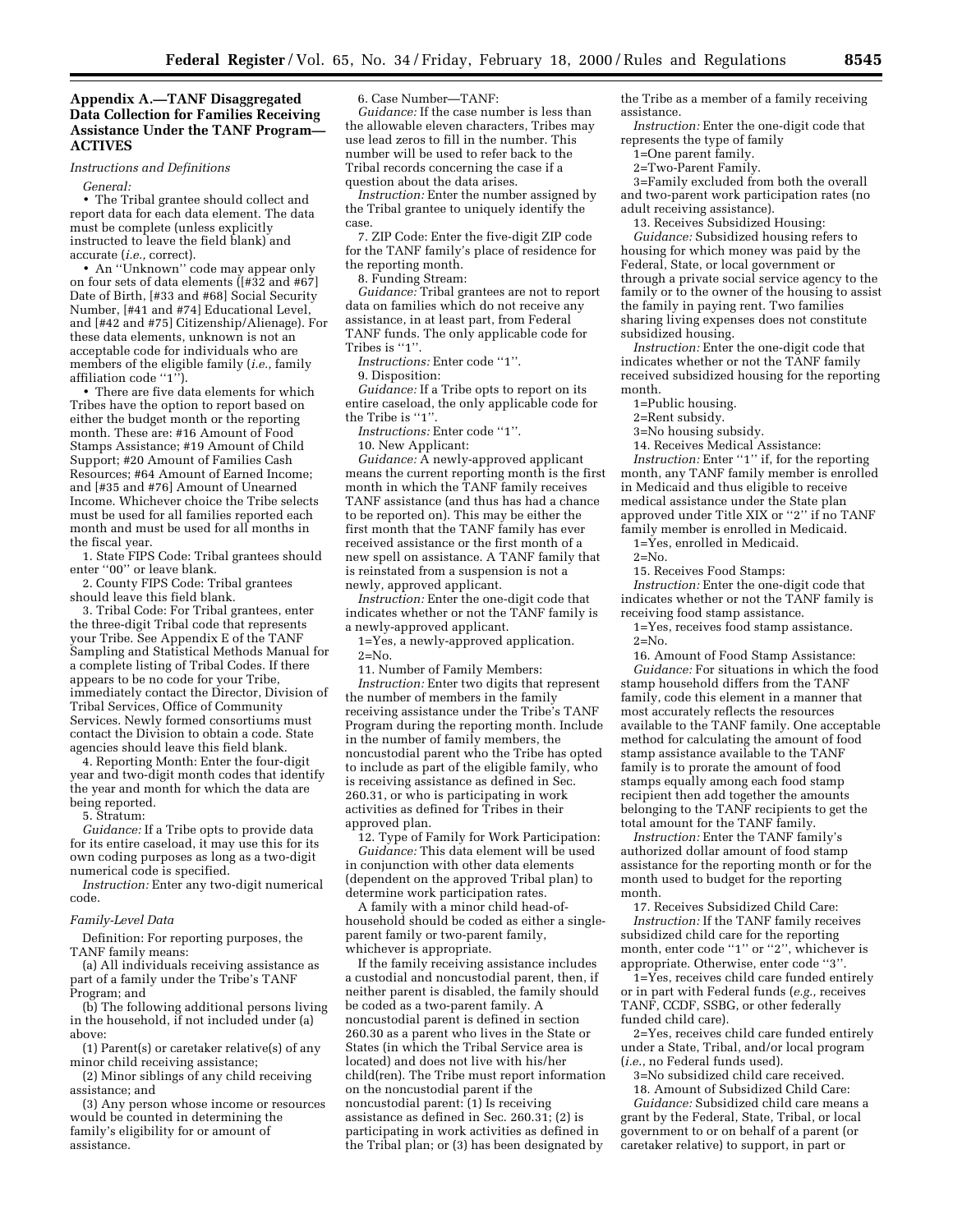## Appendix A.—TANF Disaggregated Data Collection for Families Receiving Assistance Under the TANF Program—ACTIVES

*Instructions and Definitions*

*General:*

• The Tribal grantee should collect and report data for each data element. The data must be complete (unless explicitly instructed to leave the field blank) and accurate (*i.e.,* correct).

• An ''Unknown'' code may appear only on four sets of data elements ([#32 and #67] Date of Birth, [#33 and #68] Social Security Number, [#41 and #74] Educational Level, and [#42 and #75] Citizenship/Alienage). For these data elements, unknown is not an acceptable code for individuals who are members of the eligible family (*i.e.,* family affiliation code ''1'').

• There are five data elements for which Tribes have the option to report based on either the budget month or the reporting month. These are: #16 Amount of Food Stamps Assistance; #19 Amount of Child Support; #20 Amount of Families Cash Resources; #64 Amount of Earned Income; and [#35 and #76] Amount of Unearned Income. Whichever choice the Tribe selects must be used for all families reported each month and must be used for all months in the fiscal year.

1. State FIPS Code: Tribal grantees should enter ''00'' or leave blank.

2. County FIPS Code: Tribal grantees should leave this field blank.

3. Tribal Code: For Tribal grantees, enter the three-digit Tribal code that represents your Tribe. See Appendix E of the TANF Sampling and Statistical Methods Manual for a complete listing of Tribal Codes. If there appears to be no code for your Tribe, immediately contact the Director, Division of Tribal Services, Office of Community Services. Newly formed consortiums must contact the Division to obtain a code. State agencies should leave this field blank.

4. Reporting Month: Enter the four-digit year and two-digit month codes that identify the year and month for which the data are being reported.

5. Stratum:

*Guidance:* If a Tribe opts to provide data for its entire caseload, it may use this for its own coding purposes as long as a two-digit numerical code is specified.

*Instruction:* Enter any two-digit numerical code.

*Family-Level Data*

Definition: For reporting purposes, the TANF family means:

(a) All individuals receiving assistance as part of a family under the Tribe's TANF Program; and

(b) The following additional persons living in the household, if not included under (a) above:

(1) Parent(s) or caretaker relative(s) of any minor child receiving assistance;

(2) Minor siblings of any child receiving assistance; and

(3) Any person whose income or resources would be counted in determining the family's eligibility for or amount of assistance.

6. Case Number—TANF:

*Guidance:* If the case number is less than the allowable eleven characters, Tribes may use lead zeros to fill in the number. This number will be used to refer back to the Tribal records concerning the case if a question about the data arises.

*Instruction:* Enter the number assigned by the Tribal grantee to uniquely identify the case.

7. ZIP Code: Enter the five-digit ZIP code for the TANF family's place of residence for the reporting month.

8. Funding Stream:

*Guidance:* Tribal grantees are not to report data on families which do not receive any assistance, in at least part, from Federal TANF funds. The only applicable code for Tribes is ''1''.

*Instructions:* Enter code ''1''.

9. Disposition:

*Guidance:* If a Tribe opts to report on its entire caseload, the only applicable code for the Tribe is ''1''.

*Instructions:* Enter code ''1''.

10. New Applicant:

*Guidance:* A newly-approved applicant means the current reporting month is the first month in which the TANF family receives TANF assistance (and thus has had a chance to be reported on). This may be either the first month that the TANF family has ever received assistance or the first month of a new spell on assistance. A TANF family that is reinstated from a suspension is not a newly, approved applicant.

*Instruction:* Enter the one-digit code that indicates whether or not the TANF family is a newly-approved applicant.

1=Yes, a newly-approved application.
2=No.

11. Number of Family Members:

*Instruction:* Enter two digits that represent the number of members in the family receiving assistance under the Tribe's TANF Program during the reporting month. Include in the number of family members, the noncustodial parent who the Tribe has opted to include as part of the eligible family, who is receiving assistance as defined in Sec. 260.31, or who is participating in work activities as defined for Tribes in their approved plan.

12. Type of Family for Work Participation:

*Guidance:* This data element will be used in conjunction with other data elements (dependent on the approved Tribal plan) to determine work participation rates.

A family with a minor child head-of-household should be coded as either a single-parent family or two-parent family, whichever is appropriate.

If the family receiving assistance includes a custodial and noncustodial parent, then, if neither parent is disabled, the family should be coded as a two-parent family. A noncustodial parent is defined in section 260.30 as a parent who lives in the State or States (in which the Tribal Service area is located) and does not live with his/her child(ren). The Tribe must report information on the noncustodial parent if the noncustodial parent: (1) Is receiving assistance as defined in Sec. 260.31; (2) is participating in work activities as defined in the Tribal plan; or (3) has been designated by the Tribe as a member of a family receiving assistance.

*Instruction:* Enter the one-digit code that represents the type of family

1=One parent family.
2=Two-Parent Family.
3=Family excluded from both the overall and two-parent work participation rates (no adult receiving assistance).

13. Receives Subsidized Housing:

*Guidance:* Subsidized housing refers to housing for which money was paid by the Federal, State, or local government or through a private social service agency to the family or to the owner of the housing to assist the family in paying rent. Two families sharing living expenses does not constitute subsidized housing.

*Instruction:* Enter the one-digit code that indicates whether or not the TANF family received subsidized housing for the reporting month.

1=Public housing.
2=Rent subsidy.
3=No housing subsidy.

14. Receives Medical Assistance:

*Instruction:* Enter ''1'' if, for the reporting month, any TANF family member is enrolled in Medicaid and thus eligible to receive medical assistance under the State plan approved under Title XIX or ''2'' if no TANF family member is enrolled in Medicaid.

1=Yes, enrolled in Medicaid.
2=No.

15. Receives Food Stamps:

*Instruction:* Enter the one-digit code that indicates whether or not the TANF family is receiving food stamp assistance.

1=Yes, receives food stamp assistance.
2=No.

16. Amount of Food Stamp Assistance:

*Guidance:* For situations in which the food stamp household differs from the TANF family, code this element in a manner that most accurately reflects the resources available to the TANF family. One acceptable method for calculating the amount of food stamp assistance available to the TANF family is to prorate the amount of food stamps equally among each food stamp recipient then add together the amounts belonging to the TANF recipients to get the total amount for the TANF family.

*Instruction:* Enter the TANF family's authorized dollar amount of food stamp assistance for the reporting month or for the month used to budget for the reporting month.

17. Receives Subsidized Child Care:

*Instruction:* If the TANF family receives subsidized child care for the reporting month, enter code ''1'' or ''2'', whichever is appropriate. Otherwise, enter code ''3''.

1=Yes, receives child care funded entirely or in part with Federal funds (*e.g.,* receives TANF, CCDF, SSBG, or other federally funded child care).
2=Yes, receives child care funded entirely under a State, Tribal, and/or local program (*i.e.*, no Federal funds used).
3=No subsidized child care received.

18. Amount of Subsidized Child Care:

*Guidance:* Subsidized child care means a grant by the Federal, State, Tribal, or local government to or on behalf of a parent (or caretaker relative) to support, in part or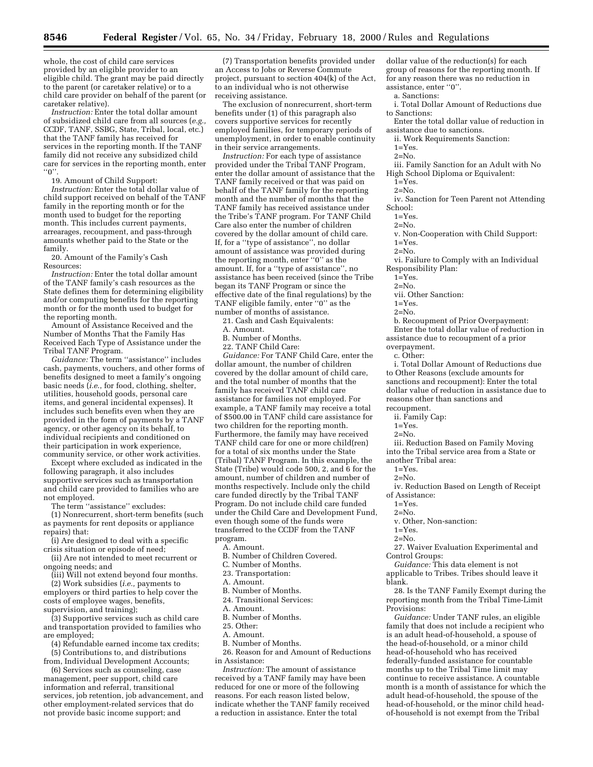whole, the cost of child care services provided by an eligible provider to an eligible child. The grant may be paid directly to the parent (or caretaker relative) or to a child care provider on behalf of the parent (or caretaker relative).

*Instruction:* Enter the total dollar amount of subsidized child care from all sources (*e.g.,* CCDF, TANF, SSBG, State, Tribal, local, etc.) that the TANF family has received for services in the reporting month. If the TANF family did not receive any subsidized child care for services in the reporting month, enter ''0''.

19. Amount of Child Support:

*Instruction:* Enter the total dollar value of child support received on behalf of the TANF family in the reporting month or for the month used to budget for the reporting month. This includes current payments, arrearages, recoupment, and pass-through amounts whether paid to the State or the family.

20. Amount of the Family's Cash Resources:

*Instruction:* Enter the total dollar amount of the TANF family's cash resources as the State defines them for determining eligibility and/or computing benefits for the reporting month or for the month used to budget for the reporting month.

Amount of Assistance Received and the Number of Months That the Family Has Received Each Type of Assistance under the Tribal TANF Program.

*Guidance:* The term ''assistance'' includes cash, payments, vouchers, and other forms of benefits designed to meet a family's ongoing basic needs (*i.e.*, for food, clothing, shelter, utilities, household goods, personal care items, and general incidental expenses). It includes such benefits even when they are provided in the form of payments by a TANF agency, or other agency on its behalf, to individual recipients and conditioned on their participation in work experience, community service, or other work activities.

Except where excluded as indicated in the following paragraph, it also includes supportive services such as transportation and child care provided to families who are not employed.

The term ''assistance'' excludes:

(1) Nonrecurrent, short-term benefits (such as payments for rent deposits or appliance repairs) that:

(i) Are designed to deal with a specific crisis situation or episode of need;

(ii) Are not intended to meet recurrent or ongoing needs; and

(iii) Will not extend beyond four months.

(2) Work subsidies (*i.e.,* payments to employers or third parties to help cover the costs of employee wages, benefits, supervision, and training);

(3) Supportive services such as child care and transportation provided to families who are employed;

(4) Refundable earned income tax credits;

(5) Contributions to, and distributions from, Individual Development Accounts;

(6) Services such as counseling, case management, peer support, child care information and referral, transitional services, job retention, job advancement, and other employment-related services that do not provide basic income support; and

(7) Transportation benefits provided under an Access to Jobs or Reverse Commute project, pursuant to section 404(k) of the Act, to an individual who is not otherwise receiving assistance.

The exclusion of nonrecurrent, short-term benefits under (1) of this paragraph also covers supportive services for recently employed families, for temporary periods of unemployment, in order to enable continuity in their service arrangements.

*Instruction:* For each type of assistance provided under the Tribal TANF Program, enter the dollar amount of assistance that the TANF family received or that was paid on behalf of the TANF family for the reporting month and the number of months that the TANF family has received assistance under the Tribe's TANF program. For TANF Child Care also enter the number of children covered by the dollar amount of child care. If, for a ''type of assistance'', no dollar amount of assistance was provided during the reporting month, enter ''0'' as the amount. If, for a ''type of assistance'', no assistance has been received (since the Tribe began its TANF Program or since the effective date of the final regulations) by the TANF eligible family, enter ''0'' as the number of months of assistance.

21. Cash and Cash Equivalents:

A. Amount.

B. Number of Months.

22. TANF Child Care:

*Guidance:* For TANF Child Care, enter the dollar amount, the number of children covered by the dollar amount of child care, and the total number of months that the family has received TANF child care assistance for families not employed. For example, a TANF family may receive a total of $500.00 in TANF child care assistance for two children for the reporting month. Furthermore, the family may have received TANF child care for one or more child(ren) for a total of six months under the State (Tribal) TANF Program. In this example, the State (Tribe) would code 500, 2, and 6 for the amount, number of children and number of months respectively. Include only the child care funded directly by the Tribal TANF Program. Do not include child care funded under the Child Care and Development Fund, even though some of the funds were transferred to the CCDF from the TANF program.

A. Amount.

B. Number of Children Covered.

C. Number of Months.

23. Transportation:

A. Amount.

B. Number of Months.

24. Transitional Services:

A. Amount.

B. Number of Months.

25. Other:

A. Amount.

B. Number of Months.

26. Reason for and Amount of Reductions in Assistance:

*Instruction:* The amount of assistance received by a TANF family may have been reduced for one or more of the following reasons. For each reason listed below, indicate whether the TANF family received a reduction in assistance. Enter the total dollar value of the reduction(s) for each group of reasons for the reporting month. If for any reason there was no reduction in assistance, enter ''0''.

a. Sanctions:

i. Total Dollar Amount of Reductions due to Sanctions:

Enter the total dollar value of reduction in assistance due to sanctions.

ii. Work Requirements Sanction:

1=Yes.

2=No.

iii. Family Sanction for an Adult with No High School Diploma or Equivalent:

1=Yes.

2=No.

iv. Sanction for Teen Parent not Attending School:

1=Yes.

2=No.

v. Non-Cooperation with Child Support:

1=Yes.

2=No.

vi. Failure to Comply with an Individual Responsibility Plan:

1=Yes.

2=No.

vii. Other Sanction:

1=Yes.

2=No.

b. Recoupment of Prior Overpayment:

Enter the total dollar value of reduction in assistance due to recoupment of a prior overpayment.

c. Other:

i. Total Dollar Amount of Reductions due to Other Reasons (exclude amounts for sanctions and recoupment): Enter the total dollar value of reduction in assistance due to reasons other than sanctions and recoupment.

ii. Family Cap:

1=Yes.

2=No.

iii. Reduction Based on Family Moving into the Tribal service area from a State or another Tribal area:

1=Yes.

2=No.

iv. Reduction Based on Length of Receipt of Assistance:

1=Yes.

2=No.

v. Other, Non-sanction:

1=Yes.

2=No.

27. Waiver Evaluation Experimental and Control Groups:

*Guidance:* This data element is not applicable to Tribes. Tribes should leave it blank.

28. Is the TANF Family Exempt during the reporting month from the Tribal Time-Limit Provisions:

*Guidance:* Under TANF rules, an eligible family that does not include a recipient who is an adult head-of-household, a spouse of the head-of-household, or a minor child head-of-household who has received federally-funded assistance for countable months up to the Tribal Time limit may continue to receive assistance. A countable month is a month of assistance for which the adult head-of-household, the spouse of the head-of-household, or the minor child head-of-household is not exempt from the Tribal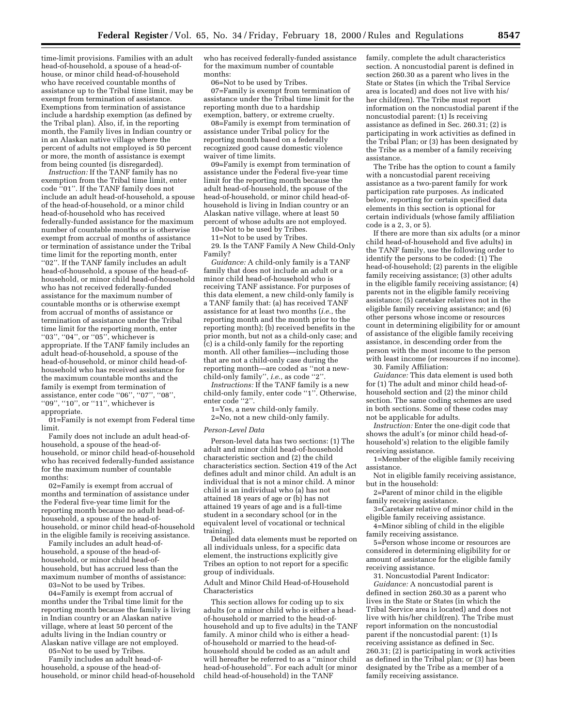time-limit provisions. Families with an adult head-of-household, a spouse of a head-of-house, or minor child head-of-household who have received countable months of assistance up to the Tribal time limit, may be exempt from termination of assistance. Exemptions from termination of assistance include a hardship exemption (as defined by the Tribal plan). Also, if, in the reporting month, the Family lives in Indian country or in an Alaskan native village where the percent of adults not employed is 50 percent or more, the month of assistance is exempt from being counted (is disregarded).

*Instruction:* If the TANF family has no exemption from the Tribal time limit, enter code ''01''. If the TANF family does not include an adult head-of-household, a spouse of the head-of-household, or a minor child head-of-household who has received federally-funded assistance for the maximum number of countable months or is otherwise exempt from accrual of months of assistance or termination of assistance under the Tribal time limit for the reporting month, enter ''02''. If the TANF family includes an adult head-of-household, a spouse of the head-of-household, or minor child head-of-household who has not received federally-funded assistance for the maximum number of countable months or is otherwise exempt from accrual of months of assistance or termination of assistance under the Tribal time limit for the reporting month, enter ''03'', ''04'', or ''05'', whichever is appropriate. If the TANF family includes an adult head-of-household, a spouse of the head-of-household, or minor child head-of-household who has received assistance for the maximum countable months and the family is exempt from termination of assistance, enter code ''06'', ''07'', ''08'', ''09'', ''10'', or ''11'', whichever is appropriate.

01=Family is not exempt from Federal time limit.

Family does not include an adult head-of-household, a spouse of the head-of-household, or minor child head-of-household who has received federally-funded assistance for the maximum number of countable months:

02=Family is exempt from accrual of months and termination of assistance under the Federal five-year time limit for the reporting month because no adult head-of-household, a spouse of the head-of-household, or minor child head-of-household in the eligible family is receiving assistance.

Family includes an adult head-of-household, a spouse of the head-of-household, or minor child head-of-household, but has accrued less than the maximum number of months of assistance:

03=Not to be used by Tribes.

04=Family is exempt from accrual of months under the Tribal time limit for the reporting month because the family is living in Indian country or an Alaskan native village, where at least 50 percent of the adults living in the Indian country or Alaskan native village are not employed.

05=Not to be used by Tribes.

Family includes an adult head-of-household, a spouse of the head-of-household, or minor child head-of-household who has received federally-funded assistance for the maximum number of countable months:

06=Not to be used by Tribes.

07=Family is exempt from termination of assistance under the Tribal time limit for the reporting month due to a hardship exemption, battery, or extreme cruelty.

08=Family is exempt from termination of assistance under Tribal policy for the reporting month based on a federally recognized good cause domestic violence waiver of time limits.

09=Family is exempt from termination of assistance under the Federal five-year time limit for the reporting month because the adult head-of-household, the spouse of the head-of-household, or minor child head-of-household is living in Indian country or an Alaskan native village, where at least 50 percent of whose adults are not employed.

10=Not to be used by Tribes.

11=Not to be used by Tribes.

29. Is the TANF Family A New Child-Only Family?

*Guidance:* A child-only family is a TANF family that does not include an adult or a minor child head-of-household who is receiving TANF assistance. For purposes of this data element, a new child-only family is a TANF family that: (a) has received TANF assistance for at least two months (*i.e.*, the reporting month and the month prior to the reporting month); (b) received benefits in the prior month, but not as a child-only case; and (c) is a child-only family for the reporting month. All other families—including those that are not a child-only case during the reporting month—are coded as ''not a new-child-only family'', *i.e.*, as code ''2''.

*Instructions:* If the TANF family is a new child-only family, enter code ''1''. Otherwise, enter code ''2''.

1=Yes, a new child-only family.

2=No, not a new child-only family.

*Person-Level Data*

Person-level data has two sections: (1) The adult and minor child head-of-household characteristic section and (2) the child characteristics section. Section 419 of the Act defines adult and minor child. An adult is an individual that is not a minor child. A minor child is an individual who (a) has not attained 18 years of age or (b) has not attained 19 years of age and is a full-time student in a secondary school (or in the equivalent level of vocational or technical training).

Detailed data elements must be reported on all individuals unless, for a specific data element, the instructions explicitly give Tribes an option to not report for a specific group of individuals.

Adult and Minor Child Head-of-Household Characteristics

This section allows for coding up to six adults (or a minor child who is either a head-of-household or married to the head-of-household and up to five adults) in the TANF family. A minor child who is either a head-of-household or married to the head-of-household should be coded as an adult and will hereafter be referred to as a ''minor child head-of-household''. For each adult (or minor child head-of-household) in the TANF family, complete the adult characteristics section. A noncustodial parent is defined in section 260.30 as a parent who lives in the State or States (in which the Tribal Service area is located) and does not live with his/her child(ren). The Tribe must report information on the noncustodial parent if the noncustodial parent: (1) Is receiving assistance as defined in Sec. 260.31; (2) is participating in work activities as defined in the Tribal Plan; or (3) has been designated by the Tribe as a member of a family receiving assistance.

The Tribe has the option to count a family with a noncustodial parent receiving assistance as a two-parent family for work participation rate purposes. As indicated below, reporting for certain specified data elements in this section is optional for certain individuals (whose family affiliation code is a 2, 3, or 5).

If there are more than six adults (or a minor child head-of-household and five adults) in the TANF family, use the following order to identify the persons to be coded: (1) The head-of-household; (2) parents in the eligible family receiving assistance; (3) other adults in the eligible family receiving assistance; (4) parents not in the eligible family receiving assistance; (5) caretaker relatives not in the eligible family receiving assistance; and (6) other persons whose income or resources count in determining eligibility for or amount of assistance of the eligible family receiving assistance, in descending order from the person with the most income to the person with least income (or resources if no income).

30. Family Affiliation:

*Guidance:* This data element is used both for (1) The adult and minor child head-of-household section and (2) the minor child section. The same coding schemes are used in both sections. Some of these codes may not be applicable for adults.

*Instruction:* Enter the one-digit code that shows the adult's (or minor child head-of-household's) relation to the eligible family receiving assistance.

1=Member of the eligible family receiving assistance.

Not in eligible family receiving assistance, but in the household:

2=Parent of minor child in the eligible family receiving assistance.

3=Caretaker relative of minor child in the eligible family receiving assistance.

4=Minor sibling of child in the eligible family receiving assistance.

5=Person whose income or resources are considered in determining eligibility for or amount of assistance for the eligible family receiving assistance.

31. Noncustodial Parent Indicator:

*Guidance:* A noncustodial parent is defined in section 260.30 as a parent who lives in the State or States (in which the Tribal Service area is located) and does not live with his/her child(ren). The Tribe must report information on the noncustodial parent if the noncustodial parent: (1) Is receiving assistance as defined in Sec. 260.31; (2) is participating in work activities as defined in the Tribal plan; or (3) has been designated by the Tribe as a member of a family receiving assistance.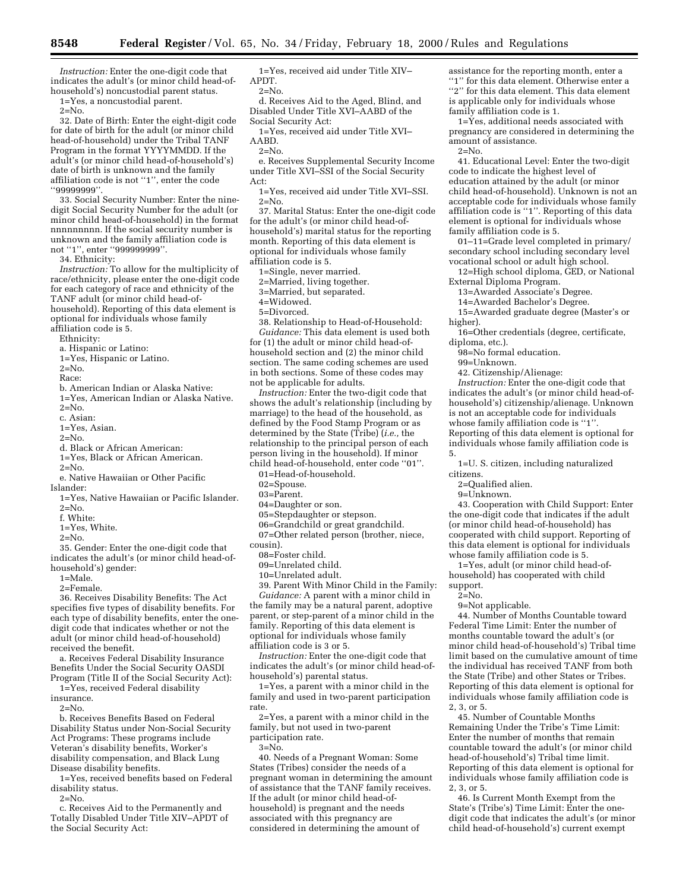*Instruction:* Enter the one-digit code that indicates the adult's (or minor child head-of-household's) noncustodial parent status.

1=Yes, a noncustodial parent.

2=No.

32. Date of Birth: Enter the eight-digit code for date of birth for the adult (or minor child head-of-household) under the Tribal TANF Program in the format YYYYMMDD. If the adult's (or minor child head-of-household's) date of birth is unknown and the family affiliation code is not "1", enter the code "99999999".

33. Social Security Number: Enter the nine-digit Social Security Number for the adult (or minor child head-of-household) in the format nnnnnnnnn. If the social security number is unknown and the family affiliation code is not "1", enter "999999999".

34. Ethnicity:

*Instruction:* To allow for the multiplicity of race/ethnicity, please enter the one-digit code for each category of race and ethnicity of the TANF adult (or minor child head-of-household). Reporting of this data element is optional for individuals whose family affiliation code is 5.

Ethnicity:

a. Hispanic or Latino:

1=Yes, Hispanic or Latino.

2=No.

Race:

b. American Indian or Alaska Native:

1=Yes, American Indian or Alaska Native.

2=No.

c. Asian:

1=Yes, Asian.

2=No.

d. Black or African American:

1=Yes, Black or African American.

2=No.

e. Native Hawaiian or Other Pacific Islander:

1=Yes, Native Hawaiian or Pacific Islander.

2=No.

f. White:

1=Yes, White.

2=No.

35. Gender: Enter the one-digit code that indicates the adult's (or minor child head-of-household's) gender:

1=Male.

2=Female.

36. Receives Disability Benefits: The Act specifies five types of disability benefits. For each type of disability benefits, enter the one-digit code that indicates whether or not the adult (or minor child head-of-household) received the benefit.

a. Receives Federal Disability Insurance Benefits Under the Social Security OASDI Program (Title II of the Social Security Act):

1=Yes, received Federal disability insurance.

2=No.

b. Receives Benefits Based on Federal Disability Status under Non-Social Security Act Programs: These programs include Veteran's disability benefits, Worker's disability compensation, and Black Lung Disease disability benefits.

1=Yes, received benefits based on Federal disability status.

2=No.

c. Receives Aid to the Permanently and Totally Disabled Under Title XIV–APDT of the Social Security Act:

1=Yes, received aid under Title XIV–APDT.

2=No.

d. Receives Aid to the Aged, Blind, and Disabled Under Title XVI–AABD of the Social Security Act:

1=Yes, received aid under Title XVI–AABD.

2=No.

e. Receives Supplemental Security Income under Title XVI–SSI of the Social Security Act:

1=Yes, received aid under Title XVI–SSI.

2=No.

37. Marital Status: Enter the one-digit code for the adult's (or minor child head-of-household's) marital status for the reporting month. Reporting of this data element is optional for individuals whose family affiliation code is 5.

1=Single, never married.

2=Married, living together.

3=Married, but separated.

4=Widowed.

5=Divorced.

38. Relationship to Head-of-Household:

*Guidance:* This data element is used both for (1) the adult or minor child head-of-household section and (2) the minor child section. The same coding schemes are used in both sections. Some of these codes may not be applicable for adults.

*Instruction:* Enter the two-digit code that shows the adult's relationship (including by marriage) to the head of the household, as defined by the Food Stamp Program or as determined by the State (Tribe) (*i.e.,* the relationship to the principal person of each person living in the household). If minor child head-of-household, enter code "01".

01=Head-of-household.

02=Spouse.

03=Parent.

04=Daughter or son.

05=Stepdaughter or stepson.

06=Grandchild or great grandchild.

07=Other related person (brother, niece, cousin).

08=Foster child.

09=Unrelated child.

10=Unrelated adult.

39. Parent With Minor Child in the Family:

*Guidance:* A parent with a minor child in the family may be a natural parent, adoptive parent, or step-parent of a minor child in the family. Reporting of this data element is optional for individuals whose family affiliation code is 3 or 5.

*Instruction:* Enter the one-digit code that indicates the adult's (or minor child head-of-household's) parental status.

1=Yes, a parent with a minor child in the family and used in two-parent participation rate.

2=Yes, a parent with a minor child in the family, but not used in two-parent participation rate.

3=No.

40. Needs of a Pregnant Woman: Some States (Tribes) consider the needs of a pregnant woman in determining the amount of assistance that the TANF family receives. If the adult (or minor child head-of-household) is pregnant and the needs associated with this pregnancy are considered in determining the amount of assistance for the reporting month, enter a "1" for this data element. Otherwise enter a "2" for this data element. This data element is applicable only for individuals whose family affiliation code is 1.

1=Yes, additional needs associated with pregnancy are considered in determining the amount of assistance.

2=No.

41. Educational Level: Enter the two-digit code to indicate the highest level of education attained by the adult (or minor child head-of-household). Unknown is not an acceptable code for individuals whose family affiliation code is "1". Reporting of this data element is optional for individuals whose family affiliation code is 5.

01–11=Grade level completed in primary/secondary school including secondary level vocational school or adult high school.

12=High school diploma, GED, or National External Diploma Program.

13=Awarded Associate's Degree.

14=Awarded Bachelor's Degree.

15=Awarded graduate degree (Master's or higher).

16=Other credentials (degree, certificate, diploma, etc.).

98=No formal education.

99=Unknown.

42. Citizenship/Alienage:

*Instruction:* Enter the one-digit code that indicates the adult's (or minor child head-of-household's) citizenship/alienage. Unknown is not an acceptable code for individuals whose family affiliation code is "1". Reporting of this data element is optional for individuals whose family affiliation code is 5.

1=U. S. citizen, including naturalized citizens.

2=Qualified alien.

9=Unknown.

43. Cooperation with Child Support: Enter the one-digit code that indicates if the adult (or minor child head-of-household) has cooperated with child support. Reporting of this data element is optional for individuals whose family affiliation code is 5.

1=Yes, adult (or minor child head-of-household) has cooperated with child support.

2=No.

9=Not applicable.

44. Number of Months Countable toward Federal Time Limit: Enter the number of months countable toward the adult's (or minor child head-of-household's) Tribal time limit based on the cumulative amount of time the individual has received TANF from both the State (Tribe) and other States or Tribes. Reporting of this data element is optional for individuals whose family affiliation code is 2, 3, or 5.

45. Number of Countable Months Remaining Under the Tribe's Time Limit: Enter the number of months that remain countable toward the adult's (or minor child head-of-household's) Tribal time limit. Reporting of this data element is optional for individuals whose family affiliation code is 2, 3, or 5.

46. Is Current Month Exempt from the State's (Tribe's) Time Limit: Enter the one-digit code that indicates the adult's (or minor child head-of-household's) current exempt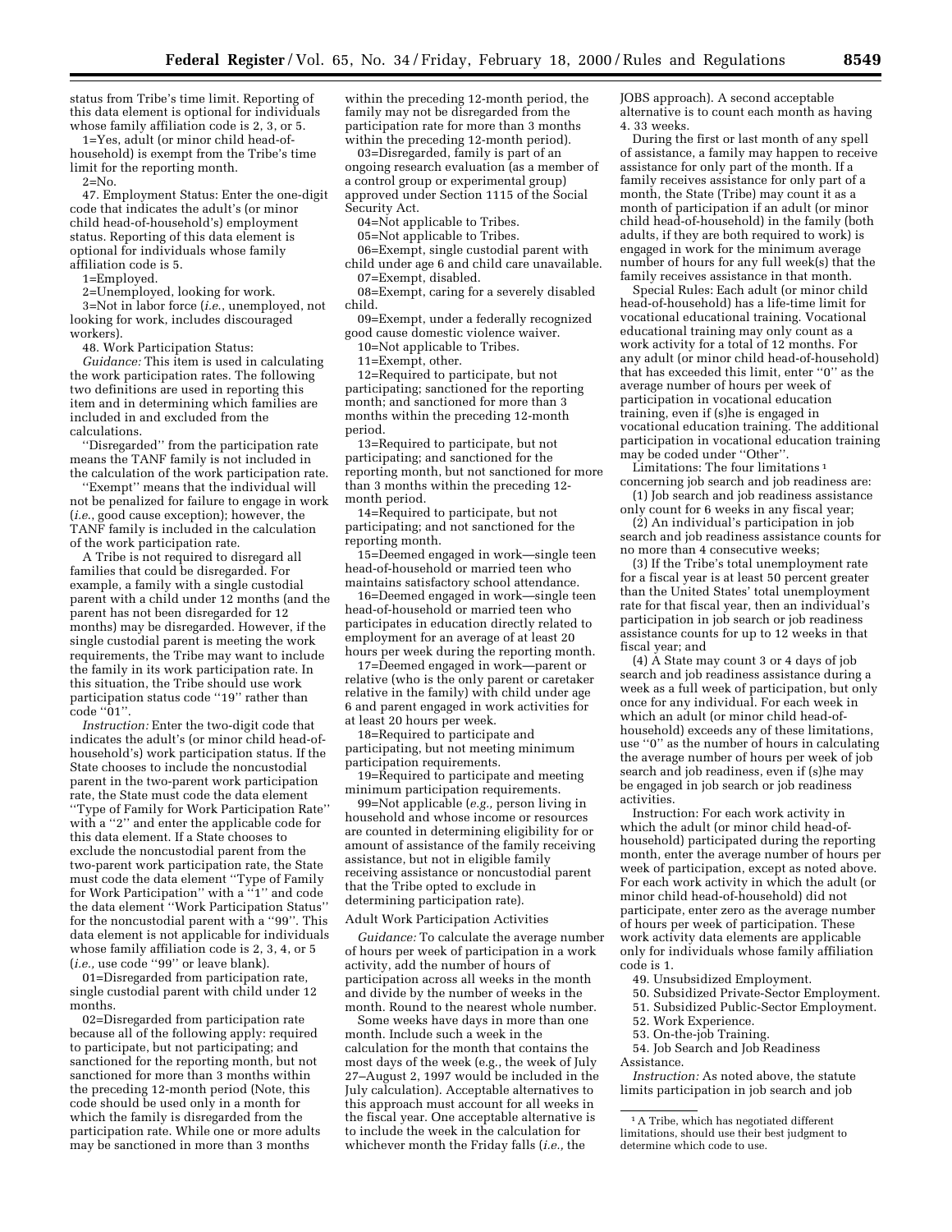status from Tribe's time limit. Reporting of this data element is optional for individuals whose family affiliation code is 2, 3, or 5.

1=Yes, adult (or minor child head-of-household) is exempt from the Tribe's time limit for the reporting month.

2=No.

47. Employment Status: Enter the one-digit code that indicates the adult's (or minor child head-of-household's) employment status. Reporting of this data element is optional for individuals whose family affiliation code is 5.

1=Employed.

2=Unemployed, looking for work.

3=Not in labor force (*i.e.*, unemployed, not looking for work, includes discouraged workers).

48. Work Participation Status:

*Guidance:* This item is used in calculating the work participation rates. The following two definitions are used in reporting this item and in determining which families are included in and excluded from the calculations.

''Disregarded'' from the participation rate means the TANF family is not included in the calculation of the work participation rate.

''Exempt'' means that the individual will not be penalized for failure to engage in work (*i.e.*, good cause exception); however, the TANF family is included in the calculation of the work participation rate.

A Tribe is not required to disregard all families that could be disregarded. For example, a family with a single custodial parent with a child under 12 months (and the parent has not been disregarded for 12 months) may be disregarded. However, if the single custodial parent is meeting the work requirements, the Tribe may want to include the family in its work participation rate. In this situation, the Tribe should use work participation status code ''19'' rather than code ''01''.

*Instruction:* Enter the two-digit code that indicates the adult's (or minor child head-of-household's) work participation status. If the State chooses to include the noncustodial parent in the two-parent work participation rate, the State must code the data element ''Type of Family for Work Participation Rate'' with a ''2'' and enter the applicable code for this data element. If a State chooses to exclude the noncustodial parent from the two-parent work participation rate, the State must code the data element ''Type of Family for Work Participation'' with a ''1'' and code the data element ''Work Participation Status'' for the noncustodial parent with a ''99''. This data element is not applicable for individuals whose family affiliation code is 2, 3, 4, or 5 (*i.e.,* use code ''99'' or leave blank).

01=Disregarded from participation rate, single custodial parent with child under 12 months.

02=Disregarded from participation rate because all of the following apply: required to participate, but not participating; and sanctioned for the reporting month, but not sanctioned for more than 3 months within the preceding 12-month period (Note, this code should be used only in a month for which the family is disregarded from the participation rate. While one or more adults may be sanctioned in more than 3 months within the preceding 12-month period, the family may not be disregarded from the participation rate for more than 3 months within the preceding 12-month period).

03=Disregarded, family is part of an ongoing research evaluation (as a member of a control group or experimental group) approved under Section 1115 of the Social Security Act.

04=Not applicable to Tribes.

05=Not applicable to Tribes.

06=Exempt, single custodial parent with child under age 6 and child care unavailable.

07=Exempt, disabled.

08=Exempt, caring for a severely disabled child.

09=Exempt, under a federally recognized good cause domestic violence waiver.

10=Not applicable to Tribes.

11=Exempt, other.

12=Required to participate, but not participating; sanctioned for the reporting month; and sanctioned for more than 3 months within the preceding 12-month period.

13=Required to participate, but not participating; and sanctioned for the reporting month, but not sanctioned for more than 3 months within the preceding 12-month period.

14=Required to participate, but not participating; and not sanctioned for the reporting month.

15=Deemed engaged in work—single teen head-of-household or married teen who maintains satisfactory school attendance.

16=Deemed engaged in work—single teen head-of-household or married teen who participates in education directly related to employment for an average of at least 20 hours per week during the reporting month.

17=Deemed engaged in work—parent or relative (who is the only parent or caretaker relative in the family) with child under age 6 and parent engaged in work activities for at least 20 hours per week.

18=Required to participate and participating, but not meeting minimum participation requirements.

19=Required to participate and meeting minimum participation requirements.

99=Not applicable (*e.g.,* person living in household and whose income or resources are counted in determining eligibility for or amount of assistance of the family receiving assistance, but not in eligible family receiving assistance or noncustodial parent that the Tribe opted to exclude in determining participation rate).

Adult Work Participation Activities

*Guidance:* To calculate the average number of hours per week of participation in a work activity, add the number of hours of participation across all weeks in the month and divide by the number of weeks in the month. Round to the nearest whole number.

Some weeks have days in more than one month. Include such a week in the calculation for the month that contains the most days of the week (e.g., the week of July 27–August 2, 1997 would be included in the July calculation). Acceptable alternatives to this approach must account for all weeks in the fiscal year. One acceptable alternative is to include the week in the calculation for whichever month the Friday falls (*i.e.,* the JOBS approach). A second acceptable alternative is to count each month as having 4. 33 weeks.

During the first or last month of any spell of assistance, a family may happen to receive assistance for only part of the month. If a family receives assistance for only part of a month, the State (Tribe) may count it as a month of participation if an adult (or minor child head-of-household) in the family (both adults, if they are both required to work) is engaged in work for the minimum average number of hours for any full week(s) that the family receives assistance in that month.

Special Rules: Each adult (or minor child head-of-household) has a life-time limit for vocational educational training. Vocational educational training may only count as a work activity for a total of 12 months. For any adult (or minor child head-of-household) that has exceeded this limit, enter ''0'' as the average number of hours per week of participation in vocational education training, even if (s)he is engaged in vocational education training. The additional participation in vocational education training may be coded under ''Other''.

Limitations: The four limitations [1] concerning job search and job readiness are:

(1) Job search and job readiness assistance only count for 6 weeks in any fiscal year;

(2) An individual's participation in job search and job readiness assistance counts for no more than 4 consecutive weeks;

(3) If the Tribe's total unemployment rate for a fiscal year is at least 50 percent greater than the United States' total unemployment rate for that fiscal year, then an individual's participation in job search or job readiness assistance counts for up to 12 weeks in that fiscal year; and

(4) A State may count 3 or 4 days of job search and job readiness assistance during a week as a full week of participation, but only once for any individual. For each week in which an adult (or minor child head-of-household) exceeds any of these limitations, use ''0'' as the number of hours in calculating the average number of hours per week of job search and job readiness, even if (s)he may be engaged in job search or job readiness activities.

Instruction: For each work activity in which the adult (or minor child head-of-household) participated during the reporting month, enter the average number of hours per week of participation, except as noted above. For each work activity in which the adult (or minor child head-of-household) did not participate, enter zero as the average number of hours per week of participation. These work activity data elements are applicable only for individuals whose family affiliation code is 1.

49. Unsubsidized Employment.

50. Subsidized Private-Sector Employment.

51. Subsidized Public-Sector Employment.

52. Work Experience.

53. On-the-job Training.

54. Job Search and Job Readiness Assistance.

*Instruction:* As noted above, the statute limits participation in job search and job

[1] A Tribe, which has negotiated different limitations, should use their best judgment to determine which code to use.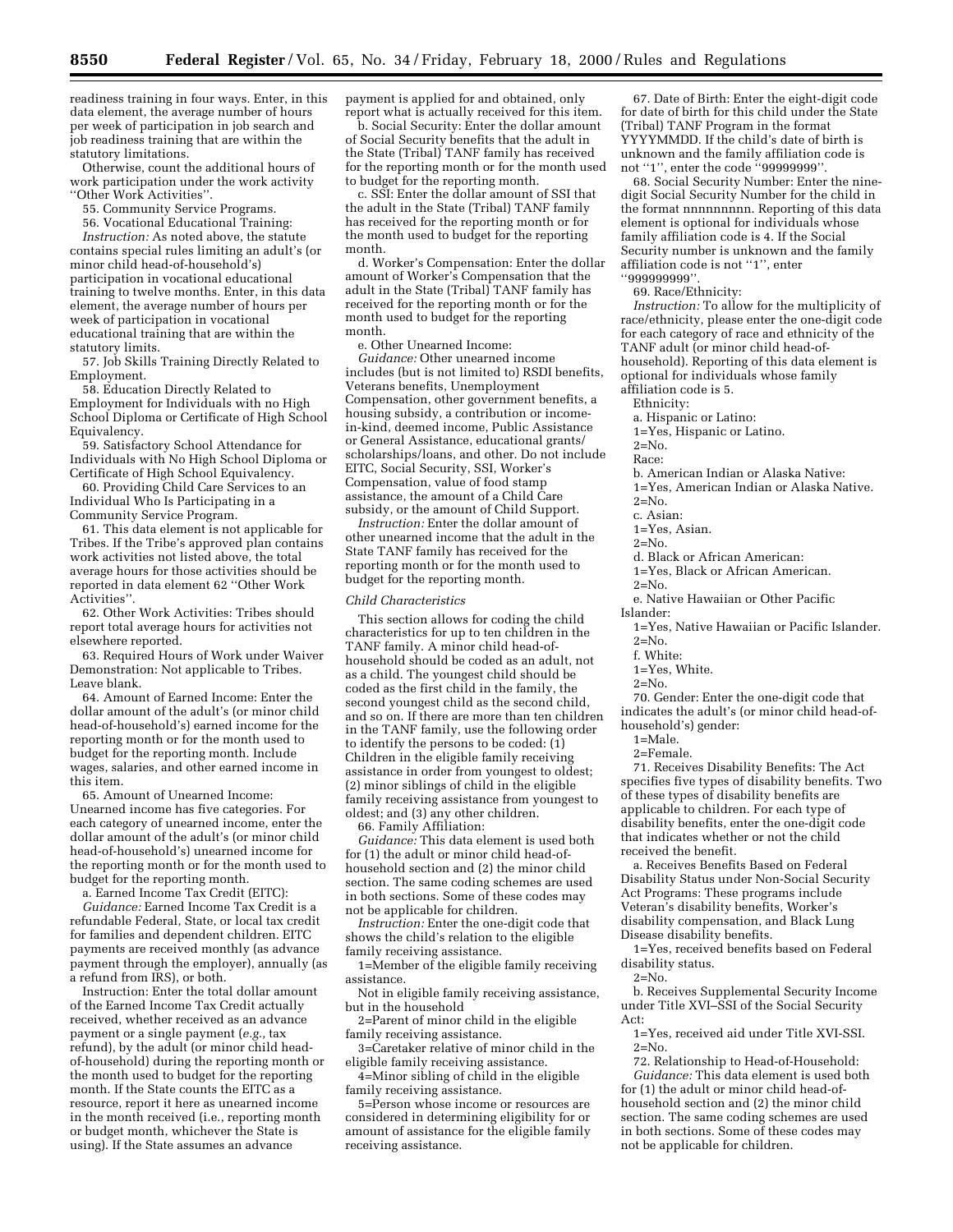readiness training in four ways. Enter, in this data element, the average number of hours per week of participation in job search and job readiness training that are within the statutory limitations.

Otherwise, count the additional hours of work participation under the work activity ''Other Work Activities''.

55. Community Service Programs.

56. Vocational Educational Training:

*Instruction:* As noted above, the statute contains special rules limiting an adult's (or minor child head-of-household's) participation in vocational educational training to twelve months. Enter, in this data element, the average number of hours per week of participation in vocational educational training that are within the statutory limits.

57. Job Skills Training Directly Related to Employment.

58. Education Directly Related to Employment for Individuals with no High School Diploma or Certificate of High School Equivalency.

59. Satisfactory School Attendance for Individuals with No High School Diploma or Certificate of High School Equivalency.

60. Providing Child Care Services to an Individual Who Is Participating in a Community Service Program.

61. This data element is not applicable for Tribes. If the Tribe's approved plan contains work activities not listed above, the total average hours for those activities should be reported in data element 62 ''Other Work Activities''.

62. Other Work Activities: Tribes should report total average hours for activities not elsewhere reported.

63. Required Hours of Work under Waiver Demonstration: Not applicable to Tribes. Leave blank.

64. Amount of Earned Income: Enter the dollar amount of the adult's (or minor child head-of-household's) earned income for the reporting month or for the month used to budget for the reporting month. Include wages, salaries, and other earned income in this item.

65. Amount of Unearned Income: Unearned income has five categories. For each category of unearned income, enter the dollar amount of the adult's (or minor child head-of-household's) unearned income for the reporting month or for the month used to budget for the reporting month.

a. Earned Income Tax Credit (EITC):

*Guidance:* Earned Income Tax Credit is a refundable Federal, State, or local tax credit for families and dependent children. EITC payments are received monthly (as advance payment through the employer), annually (as a refund from IRS), or both.

Instruction: Enter the total dollar amount of the Earned Income Tax Credit actually received, whether received as an advance payment or a single payment (*e.g.,* tax refund), by the adult (or minor child head-of-household) during the reporting month or the month used to budget for the reporting month. If the State counts the EITC as a resource, report it here as unearned income in the month received (i.e., reporting month or budget month, whichever the State is using). If the State assumes an advance payment is applied for and obtained, only report what is actually received for this item.

b. Social Security: Enter the dollar amount of Social Security benefits that the adult in the State (Tribal) TANF family has received for the reporting month or for the month used to budget for the reporting month.

c. SSI: Enter the dollar amount of SSI that the adult in the State (Tribal) TANF family has received for the reporting month or for the month used to budget for the reporting month.

d. Worker's Compensation: Enter the dollar amount of Worker's Compensation that the adult in the State (Tribal) TANF family has received for the reporting month or for the month used to budget for the reporting month.

e. Other Unearned Income:

*Guidance:* Other unearned income includes (but is not limited to) RSDI benefits, Veterans benefits, Unemployment Compensation, other government benefits, a housing subsidy, a contribution or income-in-kind, deemed income, Public Assistance or General Assistance, educational grants/scholarships/loans, and other. Do not include EITC, Social Security, SSI, Worker's Compensation, value of food stamp assistance, the amount of a Child Care subsidy, or the amount of Child Support.

*Instruction:* Enter the dollar amount of other unearned income that the adult in the State TANF family has received for the reporting month or for the month used to budget for the reporting month.

*Child Characteristics*

This section allows for coding the child characteristics for up to ten children in the TANF family. A minor child head-of-household should be coded as an adult, not as a child. The youngest child should be coded as the first child in the family, the second youngest child as the second child, and so on. If there are more than ten children in the TANF family, use the following order to identify the persons to be coded: (1) Children in the eligible family receiving assistance in order from youngest to oldest; (2) minor siblings of child in the eligible family receiving assistance from youngest to oldest; and (3) any other children.

66. Family Affiliation:

*Guidance:* This data element is used both for (1) the adult or minor child head-of-household section and (2) the minor child section. The same coding schemes are used in both sections. Some of these codes may not be applicable for children.

*Instruction:* Enter the one-digit code that shows the child's relation to the eligible family receiving assistance.

1=Member of the eligible family receiving assistance.

Not in eligible family receiving assistance, but in the household

2=Parent of minor child in the eligible family receiving assistance.

3=Caretaker relative of minor child in the eligible family receiving assistance.

4=Minor sibling of child in the eligible family receiving assistance.

5=Person whose income or resources are considered in determining eligibility for or amount of assistance for the eligible family receiving assistance.

67. Date of Birth: Enter the eight-digit code for date of birth for this child under the State (Tribal) TANF Program in the format YYYYMMDD. If the child's date of birth is unknown and the family affiliation code is not ''1'', enter the code ''99999999''.

68. Social Security Number: Enter the nine-digit Social Security Number for the child in the format nnnnnnnnn. Reporting of this data element is optional for individuals whose family affiliation code is 4. If the Social Security number is unknown and the family affiliation code is not ''1'', enter ''999999999''.

69. Race/Ethnicity:

*Instruction:* To allow for the multiplicity of race/ethnicity, please enter the one-digit code for each category of race and ethnicity of the TANF adult (or minor child head-of-household). Reporting of this data element is optional for individuals whose family affiliation code is 5.

Ethnicity:

a. Hispanic or Latino:

1=Yes, Hispanic or Latino.

2=No.

Race:

b. American Indian or Alaska Native:

1=Yes, American Indian or Alaska Native.

2=No.

c. Asian:

1=Yes, Asian.

2=No.

d. Black or African American:

1=Yes, Black or African American.

2=No.

e. Native Hawaiian or Other Pacific Islander:

1=Yes, Native Hawaiian or Pacific Islander.

2=No.

f. White:

1=Yes, White.

2=No.

70. Gender: Enter the one-digit code that indicates the adult's (or minor child head-of-household's) gender:

1=Male.

2=Female.

71. Receives Disability Benefits: The Act specifies five types of disability benefits. Two of these types of disability benefits are applicable to children. For each type of disability benefits, enter the one-digit code that indicates whether or not the child received the benefit.

a. Receives Benefits Based on Federal Disability Status under Non-Social Security Act Programs: These programs include Veteran's disability benefits, Worker's disability compensation, and Black Lung Disease disability benefits.

1=Yes, received benefits based on Federal disability status.

2=No.

b. Receives Supplemental Security Income under Title XVI–SSI of the Social Security Act:

1=Yes, received aid under Title XVI-SSI.

2=No.

72. Relationship to Head-of-Household:

*Guidance:* This data element is used both for (1) the adult or minor child head-of-household section and (2) the minor child section. The same coding schemes are used in both sections. Some of these codes may not be applicable for children.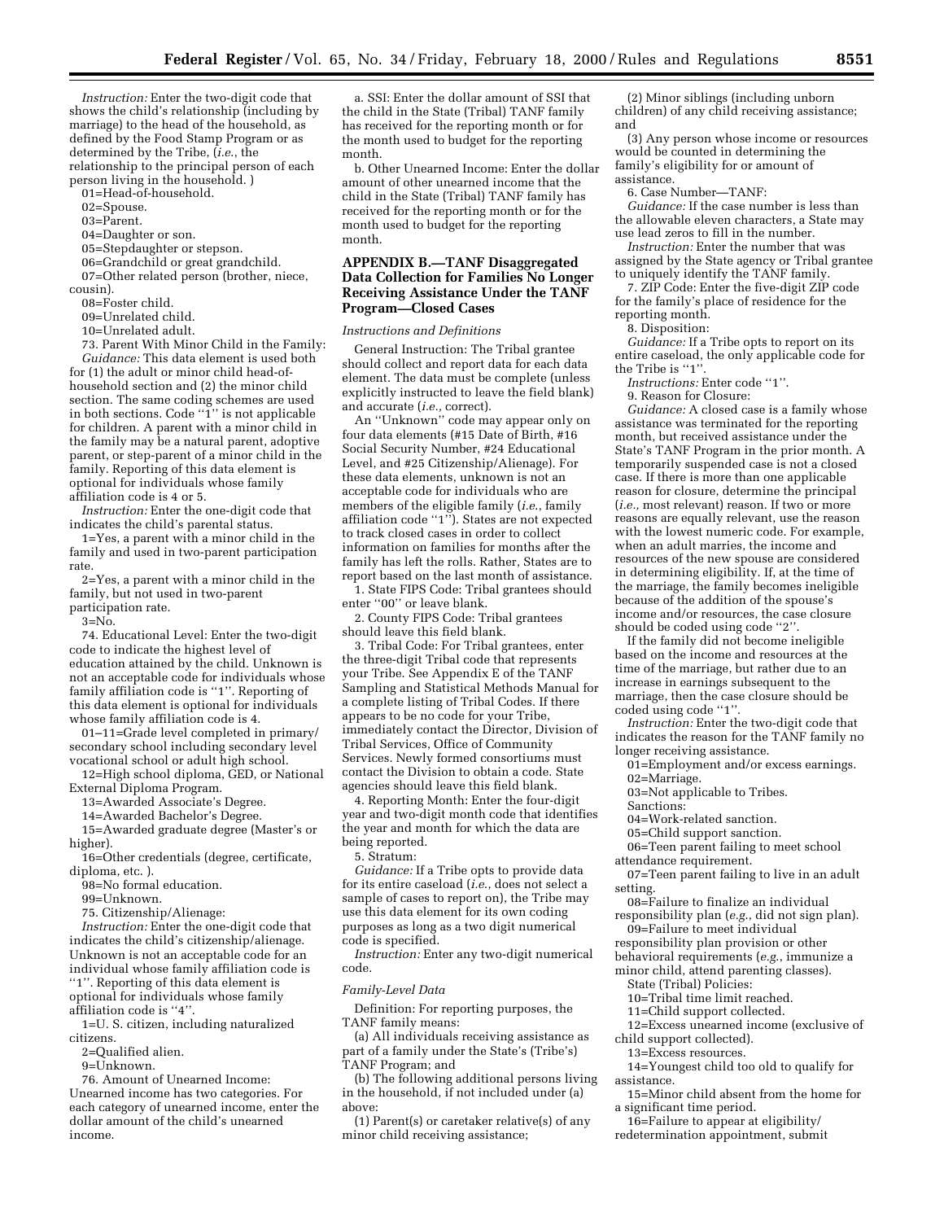*Instruction:* Enter the two-digit code that shows the child's relationship (including by marriage) to the head of the household, as defined by the Food Stamp Program or as determined by the Tribe, (*i.e.*, the relationship to the principal person of each person living in the household. )

01=Head-of-household.

02=Spouse.

03=Parent.

04=Daughter or son.

05=Stepdaughter or stepson.

06=Grandchild or great grandchild.

07=Other related person (brother, niece, cousin).

08=Foster child.

09=Unrelated child.

10=Unrelated adult.

73. Parent With Minor Child in the Family:

*Guidance:* This data element is used both for (1) the adult or minor child head-of-household section and (2) the minor child section. The same coding schemes are used in both sections. Code ''1'' is not applicable for children. A parent with a minor child in the family may be a natural parent, adoptive parent, or step-parent of a minor child in the family. Reporting of this data element is optional for individuals whose family affiliation code is 4 or 5.

*Instruction:* Enter the one-digit code that indicates the child's parental status.

1=Yes, a parent with a minor child in the family and used in two-parent participation rate.

2=Yes, a parent with a minor child in the family, but not used in two-parent participation rate.

3=No.

74. Educational Level: Enter the two-digit code to indicate the highest level of education attained by the child. Unknown is not an acceptable code for individuals whose family affiliation code is ''1''. Reporting of this data element is optional for individuals whose family affiliation code is 4.

01–11=Grade level completed in primary/secondary school including secondary level vocational school or adult high school.

12=High school diploma, GED, or National External Diploma Program.

13=Awarded Associate's Degree.

14=Awarded Bachelor's Degree.

15=Awarded graduate degree (Master's or higher).

16=Other credentials (degree, certificate, diploma, etc. ).

98=No formal education.

99=Unknown.

75. Citizenship/Alienage:

*Instruction:* Enter the one-digit code that indicates the child's citizenship/alienage. Unknown is not an acceptable code for an individual whose family affiliation code is ''1''. Reporting of this data element is optional for individuals whose family affiliation code is ''4''.

1=U. S. citizen, including naturalized citizens.

2=Qualified alien.

9=Unknown.

76. Amount of Unearned Income: Unearned income has two categories. For each category of unearned income, enter the dollar amount of the child's unearned income.

a. SSI: Enter the dollar amount of SSI that the child in the State (Tribal) TANF family has received for the reporting month or for the month used to budget for the reporting month.

b. Other Unearned Income: Enter the dollar amount of other unearned income that the child in the State (Tribal) TANF family has received for the reporting month or for the month used to budget for the reporting month.

## APPENDIX B.—TANF Disaggregated Data Collection for Families No Longer Receiving Assistance Under the TANF Program—Closed Cases

*Instructions and Definitions*

General Instruction: The Tribal grantee should collect and report data for each data element. The data must be complete (unless explicitly instructed to leave the field blank) and accurate (*i.e.*, correct).

An ''Unknown'' code may appear only on four data elements (#15 Date of Birth, #16 Social Security Number, #24 Educational Level, and #25 Citizenship/Alienage). For these data elements, unknown is not an acceptable code for individuals who are members of the eligible family (*i.e.*, family affiliation code ''1''). States are not expected to track closed cases in order to collect information on families for months after the family has left the rolls. Rather, States are to report based on the last month of assistance.

1. State FIPS Code: Tribal grantees should enter ''00'' or leave blank.

2. County FIPS Code: Tribal grantees should leave this field blank.

3. Tribal Code: For Tribal grantees, enter the three-digit Tribal code that represents your Tribe. See Appendix E of the TANF Sampling and Statistical Methods Manual for a complete listing of Tribal Codes. If there appears to be no code for your Tribe, immediately contact the Director, Division of Tribal Services, Office of Community Services. Newly formed consortiums must contact the Division to obtain a code. State agencies should leave this field blank.

4. Reporting Month: Enter the four-digit year and two-digit month code that identifies the year and month for which the data are being reported.

5. Stratum:

*Guidance:* If a Tribe opts to provide data for its entire caseload (*i.e.*, does not select a sample of cases to report on), the Tribe may use this data element for its own coding purposes as long as a two digit numerical code is specified.

*Instruction:* Enter any two-digit numerical code.

*Family-Level Data*

Definition: For reporting purposes, the TANF family means:

(a) All individuals receiving assistance as part of a family under the State's (Tribe's) TANF Program; and

(b) The following additional persons living in the household, if not included under (a) above:

(1) Parent(s) or caretaker relative(s) of any minor child receiving assistance;

(2) Minor siblings (including unborn children) of any child receiving assistance; and

(3) Any person whose income or resources would be counted in determining the family's eligibility for or amount of assistance.

6. Case Number—TANF:

*Guidance:* If the case number is less than the allowable eleven characters, a State may use lead zeros to fill in the number.

*Instruction:* Enter the number that was assigned by the State agency or Tribal grantee to uniquely identify the TANF family.

7. ZIP Code: Enter the five-digit ZIP code for the family's place of residence for the reporting month.

8. Disposition:

*Guidance:* If a Tribe opts to report on its entire caseload, the only applicable code for the Tribe is ''1''.

*Instructions:* Enter code ''1''.

9. Reason for Closure:

*Guidance:* A closed case is a family whose assistance was terminated for the reporting month, but received assistance under the State's TANF Program in the prior month. A temporarily suspended case is not a closed case. If there is more than one applicable reason for closure, determine the principal (*i.e.*, most relevant) reason. If two or more reasons are equally relevant, use the reason with the lowest numeric code. For example, when an adult marries, the income and resources of the new spouse are considered in determining eligibility. If, at the time of the marriage, the family becomes ineligible because of the addition of the spouse's income and/or resources, the case closure should be coded using code ''2''.

If the family did not become ineligible based on the income and resources at the time of the marriage, but rather due to an increase in earnings subsequent to the marriage, then the case closure should be coded using code ''1''.

*Instruction:* Enter the two-digit code that indicates the reason for the TANF family no longer receiving assistance.

01=Employment and/or excess earnings.

02=Marriage.

03=Not applicable to Tribes.

Sanctions:

04=Work-related sanction.

05=Child support sanction.

06=Teen parent failing to meet school attendance requirement.

07=Teen parent failing to live in an adult setting.

08=Failure to finalize an individual responsibility plan (*e.g.*, did not sign plan).

09=Failure to meet individual responsibility plan provision or other behavioral requirements (*e.g.*, immunize a minor child, attend parenting classes).

State (Tribal) Policies:

10=Tribal time limit reached.

11=Child support collected.

12=Excess unearned income (exclusive of child support collected).

13=Excess resources.

14=Youngest child too old to qualify for assistance.

15=Minor child absent from the home for a significant time period.

16=Failure to appear at eligibility/redetermination appointment, submit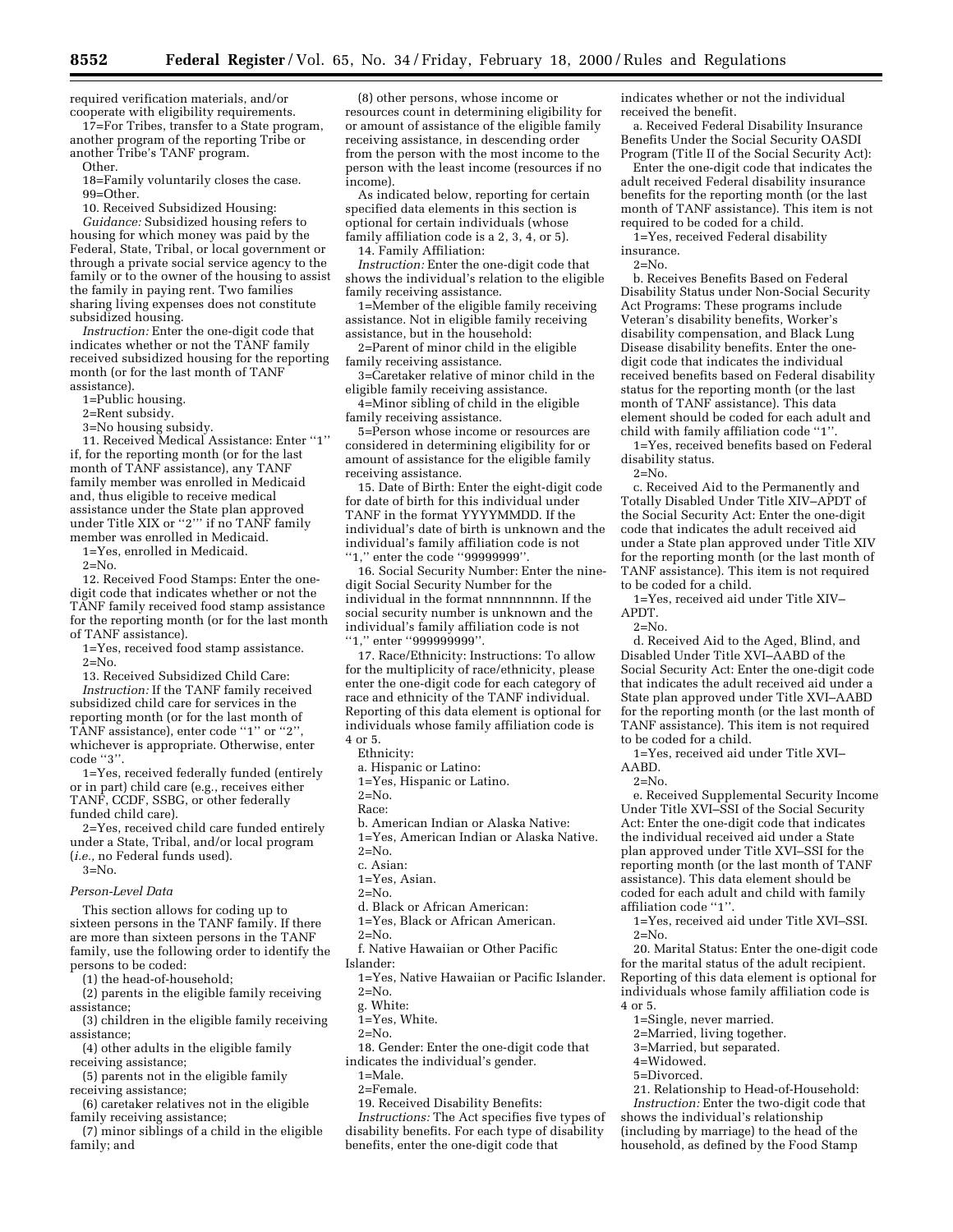required verification materials, and/or cooperate with eligibility requirements.

17=For Tribes, transfer to a State program, another program of the reporting Tribe or another Tribe's TANF program.

Other.

18=Family voluntarily closes the case.

99=Other.

10. Received Subsidized Housing:

*Guidance:* Subsidized housing refers to housing for which money was paid by the Federal, State, Tribal, or local government or through a private social service agency to the family or to the owner of the housing to assist the family in paying rent. Two families sharing living expenses does not constitute subsidized housing.

*Instruction:* Enter the one-digit code that indicates whether or not the TANF family received subsidized housing for the reporting month (or for the last month of TANF assistance).

1=Public housing.

2=Rent subsidy.

3=No housing subsidy.

11. Received Medical Assistance: Enter ''1'' if, for the reporting month (or for the last month of TANF assistance), any TANF family member was enrolled in Medicaid and, thus eligible to receive medical assistance under the State plan approved under Title XIX or ''2''' if no TANF family member was enrolled in Medicaid.

1=Yes, enrolled in Medicaid.

2=No.

12. Received Food Stamps: Enter the one-digit code that indicates whether or not the TANF family received food stamp assistance for the reporting month (or for the last month of TANF assistance).

1=Yes, received food stamp assistance.

2=No.

13. Received Subsidized Child Care:

*Instruction:* If the TANF family received subsidized child care for services in the reporting month (or for the last month of TANF assistance), enter code ''1'' or ''2'', whichever is appropriate. Otherwise, enter code ''3''.

1=Yes, received federally funded (entirely or in part) child care (e.g., receives either TANF, CCDF, SSBG, or other federally funded child care).

2=Yes, received child care funded entirely under a State, Tribal, and/or local program (*i.e.*, no Federal funds used).

3=No.

*Person-Level Data*

This section allows for coding up to sixteen persons in the TANF family. If there are more than sixteen persons in the TANF family, use the following order to identify the persons to be coded:

(1) the head-of-household;

(2) parents in the eligible family receiving assistance;

(3) children in the eligible family receiving assistance;

(4) other adults in the eligible family receiving assistance;

(5) parents not in the eligible family receiving assistance;

(6) caretaker relatives not in the eligible family receiving assistance;

(7) minor siblings of a child in the eligible family; and

(8) other persons, whose income or resources count in determining eligibility for or amount of assistance of the eligible family receiving assistance, in descending order from the person with the most income to the person with the least income (resources if no income).

As indicated below, reporting for certain specified data elements in this section is optional for certain individuals (whose family affiliation code is a 2, 3, 4, or 5).

14. Family Affiliation:

*Instruction:* Enter the one-digit code that shows the individual's relation to the eligible family receiving assistance.

1=Member of the eligible family receiving assistance. Not in eligible family receiving assistance, but in the household:

2=Parent of minor child in the eligible family receiving assistance.

3=Caretaker relative of minor child in the eligible family receiving assistance.

4=Minor sibling of child in the eligible family receiving assistance.

5=Person whose income or resources are considered in determining eligibility for or amount of assistance for the eligible family receiving assistance.

15. Date of Birth: Enter the eight-digit code for date of birth for this individual under TANF in the format YYYYMMDD. If the individual's date of birth is unknown and the individual's family affiliation code is not ''1,'' enter the code ''99999999''.

16. Social Security Number: Enter the nine-digit Social Security Number for the individual in the format nnnnnnnnn. If the social security number is unknown and the individual's family affiliation code is not ''1,'' enter ''999999999''.

17. Race/Ethnicity: Instructions: To allow for the multiplicity of race/ethnicity, please enter the one-digit code for each category of race and ethnicity of the TANF individual. Reporting of this data element is optional for individuals whose family affiliation code is 4 or 5.

Ethnicity:

a. Hispanic or Latino:

1=Yes, Hispanic or Latino.

2=No.

Race:

b. American Indian or Alaska Native:

1=Yes, American Indian or Alaska Native.

2=No.

c. Asian:

1=Yes, Asian.

2=No.

d. Black or African American:

1=Yes, Black or African American.

2=No.

f. Native Hawaiian or Other Pacific Islander:

1=Yes, Native Hawaiian or Pacific Islander.

2=No.

g. White:

1=Yes, White.

2=No.

18. Gender: Enter the one-digit code that indicates the individual's gender.

1=Male.

2=Female.

19. Received Disability Benefits:

*Instructions:* The Act specifies five types of disability benefits. For each type of disability benefits, enter the one-digit code that indicates whether or not the individual received the benefit.

a. Received Federal Disability Insurance Benefits Under the Social Security OASDI Program (Title II of the Social Security Act):

Enter the one-digit code that indicates the adult received Federal disability insurance benefits for the reporting month (or the last month of TANF assistance). This item is not required to be coded for a child.

1=Yes, received Federal disability insurance.

2=No.

b. Receives Benefits Based on Federal Disability Status under Non-Social Security Act Programs: These programs include Veteran's disability benefits, Worker's disability compensation, and Black Lung Disease disability benefits. Enter the one-digit code that indicates the individual received benefits based on Federal disability status for the reporting month (or the last month of TANF assistance). This data element should be coded for each adult and child with family affiliation code ''1''.

1=Yes, received benefits based on Federal disability status.

2=No.

c. Received Aid to the Permanently and Totally Disabled Under Title XIV–APDT of the Social Security Act: Enter the one-digit code that indicates the adult received aid under a State plan approved under Title XIV for the reporting month (or the last month of TANF assistance). This item is not required to be coded for a child.

1=Yes, received aid under Title XIV–APDT.

2=No.

d. Received Aid to the Aged, Blind, and Disabled Under Title XVI–AABD of the Social Security Act: Enter the one-digit code that indicates the adult received aid under a State plan approved under Title XVI–AABD for the reporting month (or the last month of TANF assistance). This item is not required to be coded for a child.

1=Yes, received aid under Title XVI–AABD.

2=No.

e. Received Supplemental Security Income Under Title XVI–SSI of the Social Security Act: Enter the one-digit code that indicates the individual received aid under a State plan approved under Title XVI–SSI for the reporting month (or the last month of TANF assistance). This data element should be coded for each adult and child with family affiliation code ''1''.

1=Yes, received aid under Title XVI–SSI.

2=No.

20. Marital Status: Enter the one-digit code for the marital status of the adult recipient. Reporting of this data element is optional for individuals whose family affiliation code is 4 or 5.

1=Single, never married.

2=Married, living together.

3=Married, but separated.

4=Widowed.

5=Divorced.

21. Relationship to Head-of-Household:

*Instruction:* Enter the two-digit code that shows the individual's relationship (including by marriage) to the head of the household, as defined by the Food Stamp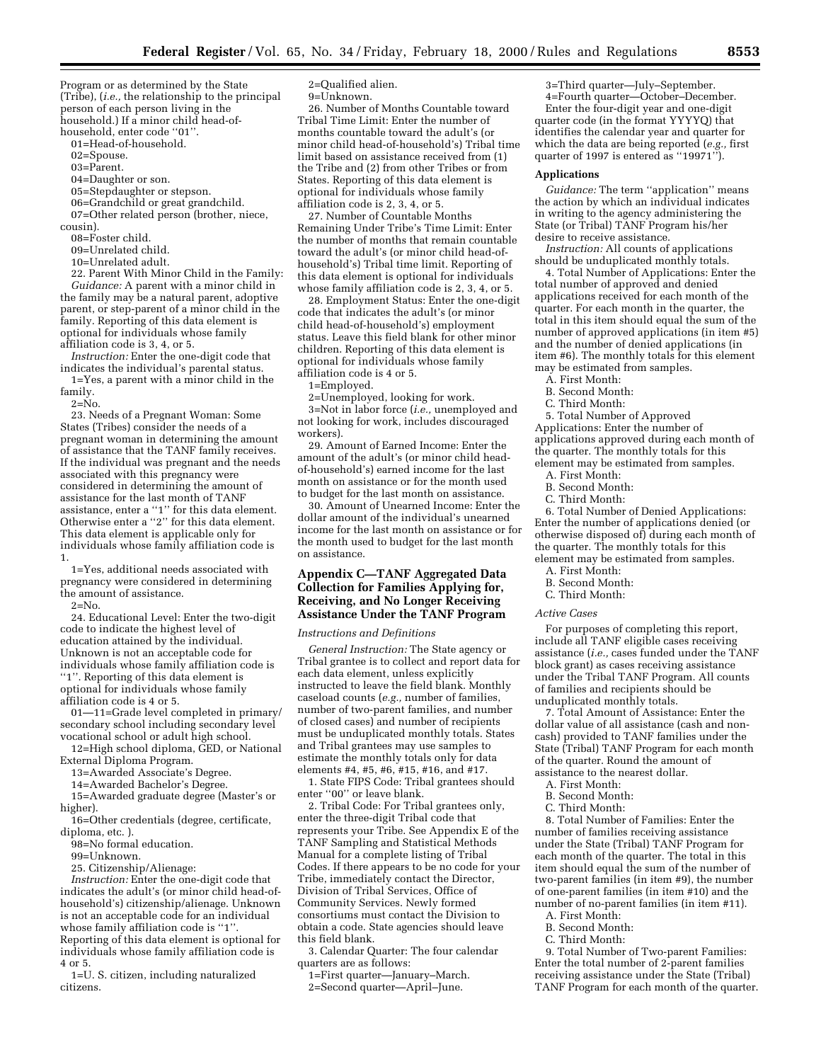Program or as determined by the State (Tribe), (*i.e.,* the relationship to the principal person of each person living in the household.) If a minor child head-of-household, enter code ''01''.

01=Head-of-household.

02=Spouse.

03=Parent.

04=Daughter or son.

05=Stepdaughter or stepson.

06=Grandchild or great grandchild.

07=Other related person (brother, niece, cousin).

08=Foster child.

09=Unrelated child.

10=Unrelated adult.

22. Parent With Minor Child in the Family: *Guidance:* A parent with a minor child in the family may be a natural parent, adoptive parent, or step-parent of a minor child in the family. Reporting of this data element is optional for individuals whose family affiliation code is 3, 4, or 5.

*Instruction:* Enter the one-digit code that indicates the individual's parental status.

1=Yes, a parent with a minor child in the family.

2=No.

23. Needs of a Pregnant Woman: Some States (Tribes) consider the needs of a pregnant woman in determining the amount of assistance that the TANF family receives. If the individual was pregnant and the needs associated with this pregnancy were considered in determining the amount of assistance for the last month of TANF assistance, enter a ''1'' for this data element. Otherwise enter a ''2'' for this data element. This data element is applicable only for individuals whose family affiliation code is 1.

1=Yes, additional needs associated with pregnancy were considered in determining the amount of assistance.

2=No.

24. Educational Level: Enter the two-digit code to indicate the highest level of education attained by the individual. Unknown is not an acceptable code for individuals whose family affiliation code is ''1''. Reporting of this data element is optional for individuals whose family affiliation code is 4 or 5.

01—11=Grade level completed in primary/secondary school including secondary level vocational school or adult high school.

12=High school diploma, GED, or National External Diploma Program.

13=Awarded Associate's Degree.

14=Awarded Bachelor's Degree.

15=Awarded graduate degree (Master's or higher).

16=Other credentials (degree, certificate, diploma, etc. ).

98=No formal education.

99=Unknown.

25. Citizenship/Alienage:

*Instruction:* Enter the one-digit code that indicates the adult's (or minor child head-of-household's) citizenship/alienage. Unknown is not an acceptable code for an individual whose family affiliation code is ''1''. Reporting of this data element is optional for individuals whose family affiliation code is 4 or 5.

1=U. S. citizen, including naturalized citizens.

2=Qualified alien.

9=Unknown.

26. Number of Months Countable toward Tribal Time Limit: Enter the number of months countable toward the adult's (or minor child head-of-household's) Tribal time limit based on assistance received from (1) the Tribe and (2) from other Tribes or from States. Reporting of this data element is optional for individuals whose family affiliation code is 2, 3, 4, or 5.

27. Number of Countable Months Remaining Under Tribe's Time Limit: Enter the number of months that remain countable toward the adult's (or minor child head-of-household's) Tribal time limit. Reporting of this data element is optional for individuals whose family affiliation code is 2, 3, 4, or 5.

28. Employment Status: Enter the one-digit code that indicates the adult's (or minor child head-of-household's) employment status. Leave this field blank for other minor children. Reporting of this data element is optional for individuals whose family affiliation code is 4 or 5.

1=Employed.

2=Unemployed, looking for work.

3=Not in labor force (*i.e.,* unemployed and not looking for work, includes discouraged workers).

29. Amount of Earned Income: Enter the amount of the adult's (or minor child head-of-household's) earned income for the last month on assistance or for the month used to budget for the last month on assistance.

30. Amount of Unearned Income: Enter the dollar amount of the individual's unearned income for the last month on assistance or for the month used to budget for the last month on assistance.

## Appendix C—TANF Aggregated Data Collection for Families Applying for, Receiving, and No Longer Receiving Assistance Under the TANF Program

*Instructions and Definitions*

*General Instruction:* The State agency or Tribal grantee is to collect and report data for each data element, unless explicitly instructed to leave the field blank. Monthly caseload counts (*e.g.,* number of families, number of two-parent families, and number of closed cases) and number of recipients must be unduplicated monthly totals. States and Tribal grantees may use samples to estimate the monthly totals only for data elements #4, #5, #6, #15, #16, and #17.

1. State FIPS Code: Tribal grantees should enter ''00'' or leave blank.

2. Tribal Code: For Tribal grantees only, enter the three-digit Tribal code that represents your Tribe. See Appendix E of the TANF Sampling and Statistical Methods Manual for a complete listing of Tribal Codes. If there appears to be no code for your Tribe, immediately contact the Director, Division of Tribal Services, Office of Community Services. Newly formed consortiums must contact the Division to obtain a code. State agencies should leave this field blank.

3. Calendar Quarter: The four calendar quarters are as follows:

1=First quarter—January–March.

2=Second quarter—April–June.

3=Third quarter—July–September.

4=Fourth quarter—October–December.

Enter the four-digit year and one-digit quarter code (in the format YYYYQ) that identifies the calendar year and quarter for which the data are being reported (*e.g.,* first quarter of 1997 is entered as ''19971'').

**Applications**

*Guidance:* The term ''application'' means the action by which an individual indicates in writing to the agency administering the State (or Tribal) TANF Program his/her desire to receive assistance.

*Instruction:* All counts of applications should be unduplicated monthly totals.

4. Total Number of Applications: Enter the total number of approved and denied applications received for each month of the quarter. For each month in the quarter, the total in this item should equal the sum of the number of approved applications (in item #5) and the number of denied applications (in item #6). The monthly totals for this element may be estimated from samples.

A. First Month:

B. Second Month:

C. Third Month:

5. Total Number of Approved Applications: Enter the number of applications approved during each month of the quarter. The monthly totals for this element may be estimated from samples.

A. First Month:

B. Second Month:

C. Third Month:

6. Total Number of Denied Applications: Enter the number of applications denied (or otherwise disposed of) during each month of the quarter. The monthly totals for this element may be estimated from samples.

A. First Month:

B. Second Month:

C. Third Month:

*Active Cases*

For purposes of completing this report, include all TANF eligible cases receiving assistance (*i.e.,* cases funded under the TANF block grant) as cases receiving assistance under the Tribal TANF Program. All counts of families and recipients should be unduplicated monthly totals.

7. Total Amount of Assistance: Enter the dollar value of all assistance (cash and non-cash) provided to TANF families under the State (Tribal) TANF Program for each month of the quarter. Round the amount of assistance to the nearest dollar.

A. First Month:

B. Second Month:

C. Third Month:

8. Total Number of Families: Enter the number of families receiving assistance under the State (Tribal) TANF Program for each month of the quarter. The total in this item should equal the sum of the number of two-parent families (in item #9), the number of one-parent families (in item #10) and the number of no-parent families (in item #11).

A. First Month:

B. Second Month:

C. Third Month:

9. Total Number of Two-parent Families: Enter the total number of 2-parent families receiving assistance under the State (Tribal) TANF Program for each month of the quarter.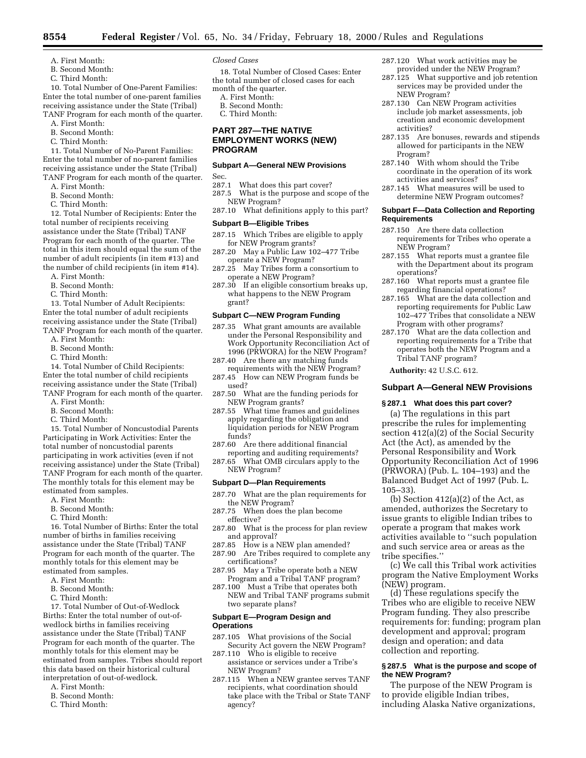A. First Month:

B. Second Month:

C. Third Month:

10. Total Number of One-Parent Families: Enter the total number of one-parent families receiving assistance under the State (Tribal) TANF Program for each month of the quarter.

A. First Month:

B. Second Month:

C. Third Month:

11. Total Number of No-Parent Families: Enter the total number of no-parent families receiving assistance under the State (Tribal) TANF Program for each month of the quarter.

A. First Month:

B. Second Month:

C. Third Month:

12. Total Number of Recipients: Enter the total number of recipients receiving assistance under the State (Tribal) TANF Program for each month of the quarter. The total in this item should equal the sum of the number of adult recipients (in item #13) and the number of child recipients (in item #14).

A. First Month:

B. Second Month:

C. Third Month:

13. Total Number of Adult Recipients: Enter the total number of adult recipients receiving assistance under the State (Tribal) TANF Program for each month of the quarter.

A. First Month:

B. Second Month:

C. Third Month:

14. Total Number of Child Recipients: Enter the total number of child recipients receiving assistance under the State (Tribal) TANF Program for each month of the quarter.

A. First Month:

B. Second Month:

C. Third Month:

15. Total Number of Noncustodial Parents Participating in Work Activities: Enter the total number of noncustodial parents participating in work activities (even if not receiving assistance) under the State (Tribal) TANF Program for each month of the quarter. The monthly totals for this element may be estimated from samples.

A. First Month:

B. Second Month:

C. Third Month:

16. Total Number of Births: Enter the total number of births in families receiving assistance under the State (Tribal) TANF Program for each month of the quarter. The monthly totals for this element may be estimated from samples.

A. First Month:

B. Second Month:

C. Third Month:

17. Total Number of Out-of-Wedlock Births: Enter the total number of out-of-wedlock births in families receiving assistance under the State (Tribal) TANF Program for each month of the quarter. The monthly totals for this element may be estimated from samples. Tribes should report this data based on their historical cultural interpretation of out-of-wedlock.

A. First Month:

B. Second Month:

C. Third Month:

*Closed Cases*

18. Total Number of Closed Cases: Enter the total number of closed cases for each month of the quarter.

A. First Month:

B. Second Month:

C. Third Month:

## PART 287—THE NATIVE EMPLOYMENT WORKS (NEW) PROGRAM

### Subpart A—General NEW Provisions

Sec.

287.1 What does this part cover?

287.5 What is the purpose and scope of the NEW Program?

287.10 What definitions apply to this part?

### Subpart B—Eligible Tribes

287.15 Which Tribes are eligible to apply for NEW Program grants?

287.20 May a Public Law 102–477 Tribe operate a NEW Program?

287.25 May Tribes form a consortium to operate a NEW Program?

287.30 If an eligible consortium breaks up, what happens to the NEW Program grant?

### Subpart C—NEW Program Funding

287.35 What grant amounts are available under the Personal Responsibility and Work Opportunity Reconciliation Act of 1996 (PRWORA) for the NEW Program?

287.40 Are there any matching funds requirements with the NEW Program?

287.45 How can NEW Program funds be used?

287.50 What are the funding periods for NEW Program grants?

287.55 What time frames and guidelines apply regarding the obligation and liquidation periods for NEW Program funds?

287.60 Are there additional financial reporting and auditing requirements?

287.65 What OMB circulars apply to the NEW Program?

### Subpart D—Plan Requirements

287.70 What are the plan requirements for the NEW Program?

287.75 When does the plan become effective?

287.80 What is the process for plan review and approval?

287.85 How is a NEW plan amended?

287.90 Are Tribes required to complete any certifications?

287.95 May a Tribe operate both a NEW Program and a Tribal TANF program?

287.100 Must a Tribe that operates both NEW and Tribal TANF programs submit two separate plans?

### Subpart E—Program Design and Operations

287.105 What provisions of the Social Security Act govern the NEW Program?

287.110 Who is eligible to receive assistance or services under a Tribe's NEW Program?

287.115 When a NEW grantee serves TANF recipients, what coordination should take place with the Tribal or State TANF agency?

287.120 What work activities may be provided under the NEW Program?

287.125 What supportive and job retention services may be provided under the NEW Program?

287.130 Can NEW Program activities include job market assessments, job creation and economic development activities?

287.135 Are bonuses, rewards and stipends allowed for participants in the NEW Program?

287.140 With whom should the Tribe coordinate in the operation of its work activities and services?

287.145 What measures will be used to determine NEW Program outcomes?

### Subpart F—Data Collection and Reporting Requirements

287.150 Are there data collection requirements for Tribes who operate a NEW Program?

287.155 What reports must a grantee file with the Department about its program operations?

287.160 What reports must a grantee file regarding financial operations?

287.165 What are the data collection and reporting requirements for Public Law 102–477 Tribes that consolidate a NEW Program with other programs?

287.170 What are the data collection and reporting requirements for a Tribe that operates both the NEW Program and a Tribal TANF program?

**Authority:** 42 U.S.C. 612.

### Subpart A—General NEW Provisions

#### § 287.1 What does this part cover?

(a) The regulations in this part prescribe the rules for implementing section 412(a)(2) of the Social Security Act (the Act), as amended by the Personal Responsibility and Work Opportunity Reconciliation Act of 1996 (PRWORA) (Pub. L. 104–193) and the Balanced Budget Act of 1997 (Pub. L. 105–33).

(b) Section 412(a)(2) of the Act, as amended, authorizes the Secretary to issue grants to eligible Indian tribes to operate a program that makes work activities available to ''such population and such service area or areas as the tribe specifies.''

(c) We call this Tribal work activities program the Native Employment Works (NEW) program.

(d) These regulations specify the Tribes who are eligible to receive NEW Program funding. They also prescribe requirements for: funding; program plan development and approval; program design and operation; and data collection and reporting.

#### § 287.5 What is the purpose and scope of the NEW Program?

The purpose of the NEW Program is to provide eligible Indian tribes, including Alaska Native organizations,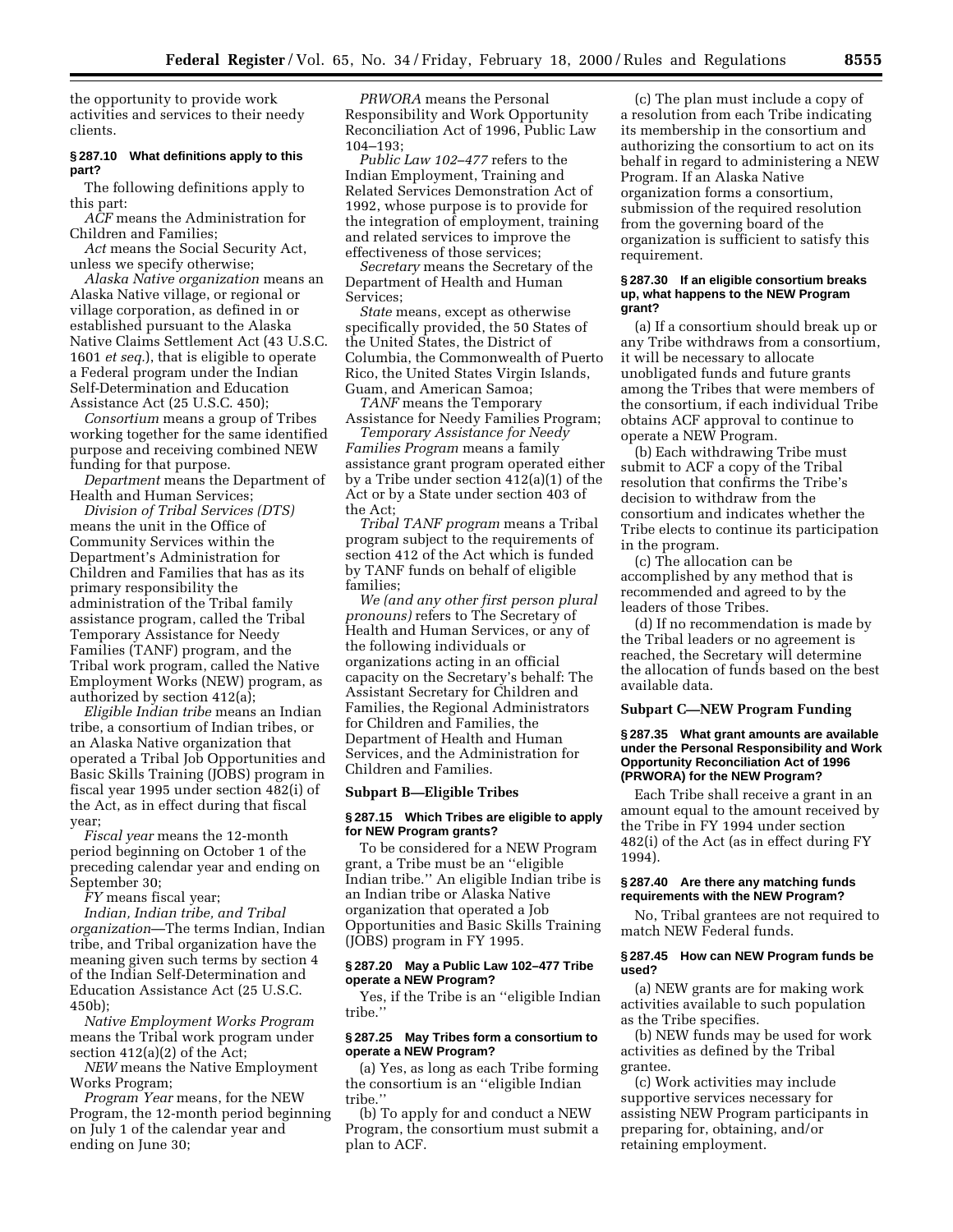the opportunity to provide work activities and services to their needy clients.

### § 287.10 What definitions apply to this part?

The following definitions apply to this part:

*ACF* means the Administration for Children and Families;

*Act* means the Social Security Act, unless we specify otherwise;

*Alaska Native organization* means an Alaska Native village, or regional or village corporation, as defined in or established pursuant to the Alaska Native Claims Settlement Act (43 U.S.C. 1601 *et seq.*), that is eligible to operate a Federal program under the Indian Self-Determination and Education Assistance Act (25 U.S.C. 450);

*Consortium* means a group of Tribes working together for the same identified purpose and receiving combined NEW funding for that purpose.

*Department* means the Department of Health and Human Services;

*Division of Tribal Services (DTS)* means the unit in the Office of Community Services within the Department's Administration for Children and Families that has as its primary responsibility the administration of the Tribal family assistance program, called the Tribal Temporary Assistance for Needy Families (TANF) program, and the Tribal work program, called the Native Employment Works (NEW) program, as authorized by section 412(a);

*Eligible Indian tribe* means an Indian tribe, a consortium of Indian tribes, or an Alaska Native organization that operated a Tribal Job Opportunities and Basic Skills Training (JOBS) program in fiscal year 1995 under section 482(i) of the Act, as in effect during that fiscal year;

*Fiscal year* means the 12-month period beginning on October 1 of the preceding calendar year and ending on September 30;

*FY* means fiscal year;

*Indian, Indian tribe, and Tribal organization*—The terms Indian, Indian tribe, and Tribal organization have the meaning given such terms by section 4 of the Indian Self-Determination and Education Assistance Act (25 U.S.C. 450b);

*Native Employment Works Program* means the Tribal work program under section 412(a)(2) of the Act;

*NEW* means the Native Employment Works Program;

*Program Year* means, for the NEW Program, the 12-month period beginning on July 1 of the calendar year and ending on June 30;

*PRWORA* means the Personal Responsibility and Work Opportunity Reconciliation Act of 1996, Public Law 104–193;

*Public Law 102–477* refers to the Indian Employment, Training and Related Services Demonstration Act of 1992, whose purpose is to provide for the integration of employment, training and related services to improve the effectiveness of those services;

*Secretary* means the Secretary of the Department of Health and Human Services;

*State* means, except as otherwise specifically provided, the 50 States of the United States, the District of Columbia, the Commonwealth of Puerto Rico, the United States Virgin Islands, Guam, and American Samoa;

*TANF* means the Temporary Assistance for Needy Families Program;

*Temporary Assistance for Needy Families Program* means a family assistance grant program operated either by a Tribe under section 412(a)(1) of the Act or by a State under section 403 of the Act;

*Tribal TANF program* means a Tribal program subject to the requirements of section 412 of the Act which is funded by TANF funds on behalf of eligible families;

*We (and any other first person plural pronouns)* refers to The Secretary of Health and Human Services, or any of the following individuals or organizations acting in an official capacity on the Secretary's behalf: The Assistant Secretary for Children and Families, the Regional Administrators for Children and Families, the Department of Health and Human Services, and the Administration for Children and Families.

## Subpart B—Eligible Tribes

### § 287.15 Which Tribes are eligible to apply for NEW Program grants?

To be considered for a NEW Program grant, a Tribe must be an ''eligible Indian tribe.'' An eligible Indian tribe is an Indian tribe or Alaska Native organization that operated a Job Opportunities and Basic Skills Training (JOBS) program in FY 1995.

### § 287.20 May a Public Law 102–477 Tribe operate a NEW Program?

Yes, if the Tribe is an ''eligible Indian tribe.''

### § 287.25 May Tribes form a consortium to operate a NEW Program?

(a) Yes, as long as each Tribe forming the consortium is an ''eligible Indian tribe.''

(b) To apply for and conduct a NEW Program, the consortium must submit a plan to ACF.

(c) The plan must include a copy of a resolution from each Tribe indicating its membership in the consortium and authorizing the consortium to act on its behalf in regard to administering a NEW Program. If an Alaska Native organization forms a consortium, submission of the required resolution from the governing board of the organization is sufficient to satisfy this requirement.

### § 287.30 If an eligible consortium breaks up, what happens to the NEW Program grant?

(a) If a consortium should break up or any Tribe withdraws from a consortium, it will be necessary to allocate unobligated funds and future grants among the Tribes that were members of the consortium, if each individual Tribe obtains ACF approval to continue to operate a NEW Program.

(b) Each withdrawing Tribe must submit to ACF a copy of the Tribal resolution that confirms the Tribe's decision to withdraw from the consortium and indicates whether the Tribe elects to continue its participation in the program.

(c) The allocation can be accomplished by any method that is recommended and agreed to by the leaders of those Tribes.

(d) If no recommendation is made by the Tribal leaders or no agreement is reached, the Secretary will determine the allocation of funds based on the best available data.

## Subpart C—NEW Program Funding

### § 287.35 What grant amounts are available under the Personal Responsibility and Work Opportunity Reconciliation Act of 1996 (PRWORA) for the NEW Program?

Each Tribe shall receive a grant in an amount equal to the amount received by the Tribe in FY 1994 under section 482(i) of the Act (as in effect during FY 1994).

### § 287.40 Are there any matching funds requirements with the NEW Program?

No, Tribal grantees are not required to match NEW Federal funds.

### § 287.45 How can NEW Program funds be used?

(a) NEW grants are for making work activities available to such population as the Tribe specifies.

(b) NEW funds may be used for work activities as defined by the Tribal grantee.

(c) Work activities may include supportive services necessary for assisting NEW Program participants in preparing for, obtaining, and/or retaining employment.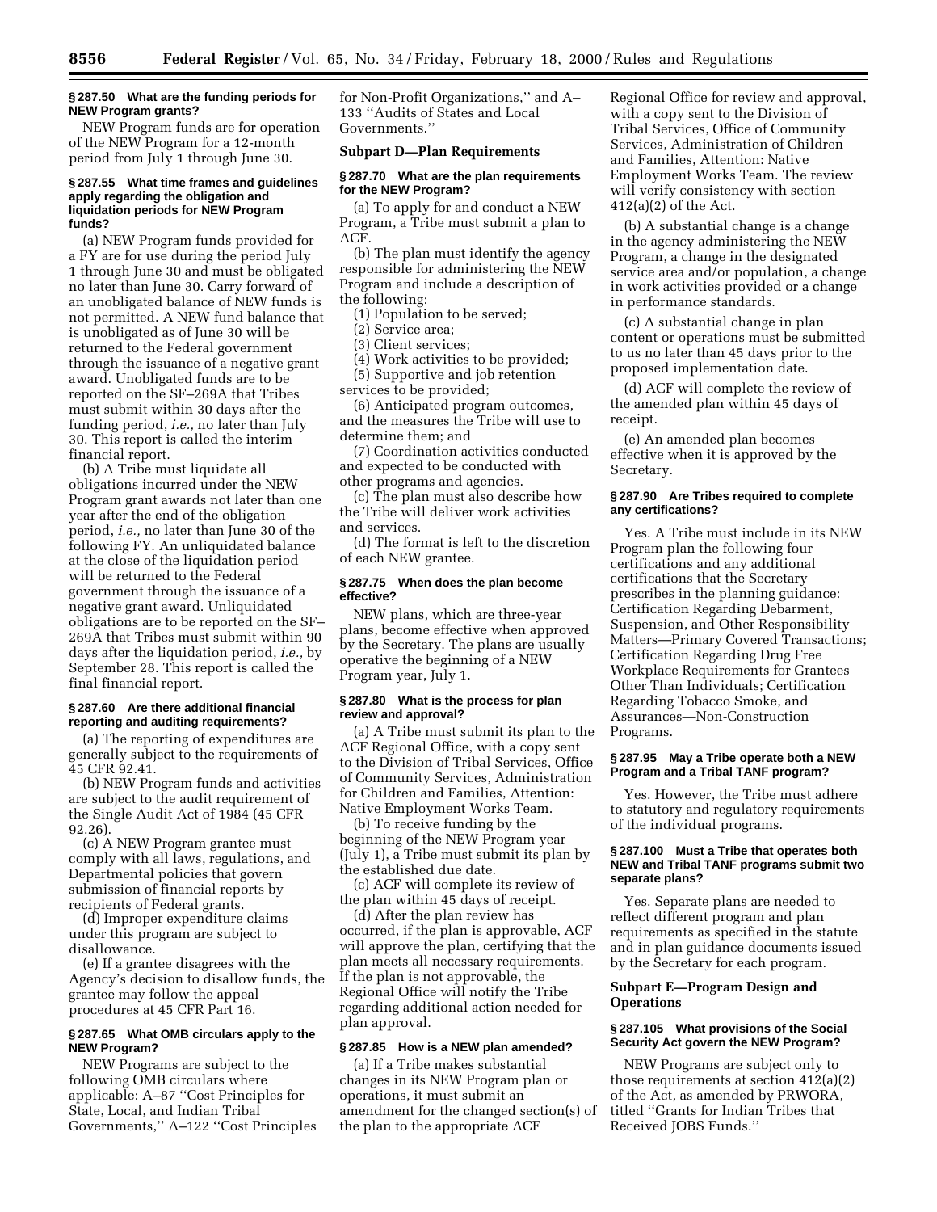### § 287.50 What are the funding periods for NEW Program grants?

NEW Program funds are for operation of the NEW Program for a 12-month period from July 1 through June 30.

### § 287.55 What time frames and guidelines apply regarding the obligation and liquidation periods for NEW Program funds?

(a) NEW Program funds provided for a FY are for use during the period July 1 through June 30 and must be obligated no later than June 30. Carry forward of an unobligated balance of NEW funds is not permitted. A NEW fund balance that is unobligated as of June 30 will be returned to the Federal government through the issuance of a negative grant award. Unobligated funds are to be reported on the SF–269A that Tribes must submit within 30 days after the funding period, *i.e.,* no later than July 30. This report is called the interim financial report.

(b) A Tribe must liquidate all obligations incurred under the NEW Program grant awards not later than one year after the end of the obligation period, *i.e.,* no later than June 30 of the following FY. An unliquidated balance at the close of the liquidation period will be returned to the Federal government through the issuance of a negative grant award. Unliquidated obligations are to be reported on the SF–269A that Tribes must submit within 90 days after the liquidation period, *i.e.,* by September 28. This report is called the final financial report.

### § 287.60 Are there additional financial reporting and auditing requirements?

(a) The reporting of expenditures are generally subject to the requirements of 45 CFR 92.41.

(b) NEW Program funds and activities are subject to the audit requirement of the Single Audit Act of 1984 (45 CFR 92.26).

(c) A NEW Program grantee must comply with all laws, regulations, and Departmental policies that govern submission of financial reports by recipients of Federal grants.

(d) Improper expenditure claims under this program are subject to disallowance.

(e) If a grantee disagrees with the Agency's decision to disallow funds, the grantee may follow the appeal procedures at 45 CFR Part 16.

### § 287.65 What OMB circulars apply to the NEW Program?

NEW Programs are subject to the following OMB circulars where applicable: A–87 "Cost Principles for State, Local, and Indian Tribal Governments," A–122 "Cost Principles for Non-Profit Organizations," and A–133 "Audits of States and Local Governments."

## Subpart D—Plan Requirements

### § 287.70 What are the plan requirements for the NEW Program?

(a) To apply for and conduct a NEW Program, a Tribe must submit a plan to ACF.

(b) The plan must identify the agency responsible for administering the NEW Program and include a description of the following:

(1) Population to be served;

(2) Service area;

(3) Client services;

(4) Work activities to be provided;

(5) Supportive and job retention services to be provided;

(6) Anticipated program outcomes, and the measures the Tribe will use to determine them; and

(7) Coordination activities conducted and expected to be conducted with other programs and agencies.

(c) The plan must also describe how the Tribe will deliver work activities and services.

(d) The format is left to the discretion of each NEW grantee.

### § 287.75 When does the plan become effective?

NEW plans, which are three-year plans, become effective when approved by the Secretary. The plans are usually operative the beginning of a NEW Program year, July 1.

### § 287.80 What is the process for plan review and approval?

(a) A Tribe must submit its plan to the ACF Regional Office, with a copy sent to the Division of Tribal Services, Office of Community Services, Administration for Children and Families, Attention: Native Employment Works Team.

(b) To receive funding by the beginning of the NEW Program year (July 1), a Tribe must submit its plan by the established due date.

(c) ACF will complete its review of the plan within 45 days of receipt.

(d) After the plan review has occurred, if the plan is approvable, ACF will approve the plan, certifying that the plan meets all necessary requirements. If the plan is not approvable, the Regional Office will notify the Tribe regarding additional action needed for plan approval.

### § 287.85 How is a NEW plan amended?

(a) If a Tribe makes substantial changes in its NEW Program plan or operations, it must submit an amendment for the changed section(s) of the plan to the appropriate ACF Regional Office for review and approval, with a copy sent to the Division of Tribal Services, Office of Community Services, Administration of Children and Families, Attention: Native Employment Works Team. The review will verify consistency with section 412(a)(2) of the Act.

(b) A substantial change is a change in the agency administering the NEW Program, a change in the designated service area and/or population, a change in work activities provided or a change in performance standards.

(c) A substantial change in plan content or operations must be submitted to us no later than 45 days prior to the proposed implementation date.

(d) ACF will complete the review of the amended plan within 45 days of receipt.

(e) An amended plan becomes effective when it is approved by the Secretary.

### § 287.90 Are Tribes required to complete any certifications?

Yes. A Tribe must include in its NEW Program plan the following four certifications and any additional certifications that the Secretary prescribes in the planning guidance: Certification Regarding Debarment, Suspension, and Other Responsibility Matters—Primary Covered Transactions; Certification Regarding Drug Free Workplace Requirements for Grantees Other Than Individuals; Certification Regarding Tobacco Smoke, and Assurances—Non-Construction Programs.

### § 287.95 May a Tribe operate both a NEW Program and a Tribal TANF program?

Yes. However, the Tribe must adhere to statutory and regulatory requirements of the individual programs.

### § 287.100 Must a Tribe that operates both NEW and Tribal TANF programs submit two separate plans?

Yes. Separate plans are needed to reflect different program and plan requirements as specified in the statute and in plan guidance documents issued by the Secretary for each program.

## Subpart E—Program Design and Operations

### § 287.105 What provisions of the Social Security Act govern the NEW Program?

NEW Programs are subject only to those requirements at section 412(a)(2) of the Act, as amended by PRWORA, titled "Grants for Indian Tribes that Received JOBS Funds."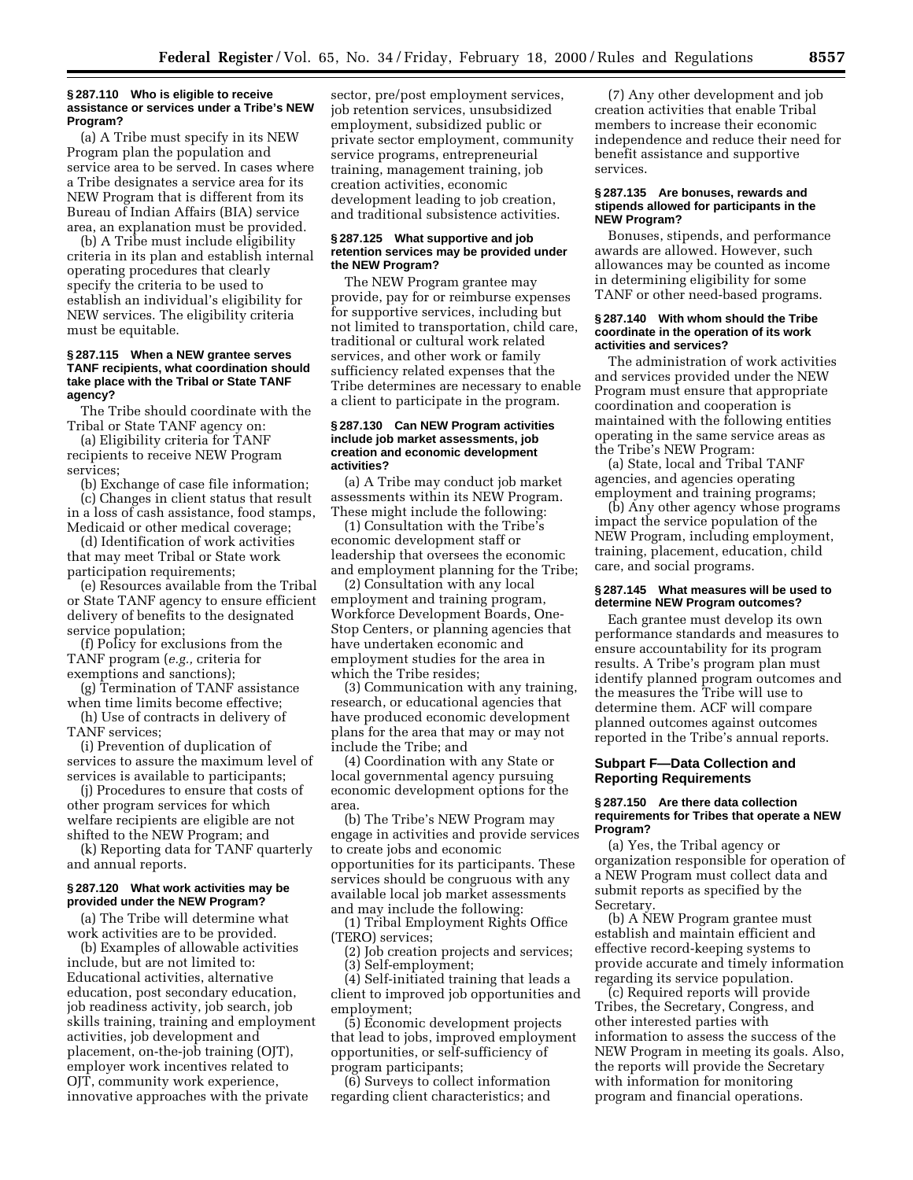**§ 287.110 Who is eligible to receive assistance or services under a Tribe's NEW Program?**

(a) A Tribe must specify in its NEW Program plan the population and service area to be served. In cases where a Tribe designates a service area for its NEW Program that is different from its Bureau of Indian Affairs (BIA) service area, an explanation must be provided.

(b) A Tribe must include eligibility criteria in its plan and establish internal operating procedures that clearly specify the criteria to be used to establish an individual's eligibility for NEW services. The eligibility criteria must be equitable.

**§ 287.115 When a NEW grantee serves TANF recipients, what coordination should take place with the Tribal or State TANF agency?**

The Tribe should coordinate with the Tribal or State TANF agency on:

(a) Eligibility criteria for TANF recipients to receive NEW Program services;

(b) Exchange of case file information;

(c) Changes in client status that result in a loss of cash assistance, food stamps, Medicaid or other medical coverage;

(d) Identification of work activities that may meet Tribal or State work participation requirements;

(e) Resources available from the Tribal or State TANF agency to ensure efficient delivery of benefits to the designated service population;

(f) Policy for exclusions from the TANF program (*e.g.,* criteria for exemptions and sanctions);

(g) Termination of TANF assistance when time limits become effective;

(h) Use of contracts in delivery of TANF services;

(i) Prevention of duplication of services to assure the maximum level of services is available to participants;

(j) Procedures to ensure that costs of other program services for which welfare recipients are eligible are not shifted to the NEW Program; and

(k) Reporting data for TANF quarterly and annual reports.

**§ 287.120 What work activities may be provided under the NEW Program?**

(a) The Tribe will determine what work activities are to be provided.

(b) Examples of allowable activities include, but are not limited to: Educational activities, alternative education, post secondary education, job readiness activity, job search, job skills training, training and employment activities, job development and placement, on-the-job training (OJT), employer work incentives related to OJT, community work experience, innovative approaches with the private sector, pre/post employment services, job retention services, unsubsidized employment, subsidized public or private sector employment, community service programs, entrepreneurial training, management training, job creation activities, economic development leading to job creation, and traditional subsistence activities.

**§ 287.125 What supportive and job retention services may be provided under the NEW Program?**

The NEW Program grantee may provide, pay for or reimburse expenses for supportive services, including but not limited to transportation, child care, traditional or cultural work related services, and other work or family sufficiency related expenses that the Tribe determines are necessary to enable a client to participate in the program.

**§ 287.130 Can NEW Program activities include job market assessments, job creation and economic development activities?**

(a) A Tribe may conduct job market assessments within its NEW Program. These might include the following:

(1) Consultation with the Tribe's economic development staff or leadership that oversees the economic and employment planning for the Tribe;

(2) Consultation with any local employment and training program, Workforce Development Boards, One-Stop Centers, or planning agencies that have undertaken economic and employment studies for the area in which the Tribe resides;

(3) Communication with any training, research, or educational agencies that have produced economic development plans for the area that may or may not include the Tribe; and

(4) Coordination with any State or local governmental agency pursuing economic development options for the area.

(b) The Tribe's NEW Program may engage in activities and provide services to create jobs and economic opportunities for its participants. These services should be congruous with any available local job market assessments and may include the following:

(1) Tribal Employment Rights Office (TERO) services;

(2) Job creation projects and services;

(3) Self-employment;

(4) Self-initiated training that leads a client to improved job opportunities and employment;

(5) Economic development projects that lead to jobs, improved employment opportunities, or self-sufficiency of program participants;

(6) Surveys to collect information regarding client characteristics; and

(7) Any other development and job creation activities that enable Tribal members to increase their economic independence and reduce their need for benefit assistance and supportive services.

**§ 287.135 Are bonuses, rewards and stipends allowed for participants in the NEW Program?**

Bonuses, stipends, and performance awards are allowed. However, such allowances may be counted as income in determining eligibility for some TANF or other need-based programs.

**§ 287.140 With whom should the Tribe coordinate in the operation of its work activities and services?**

The administration of work activities and services provided under the NEW Program must ensure that appropriate coordination and cooperation is maintained with the following entities operating in the same service areas as the Tribe's NEW Program:

(a) State, local and Tribal TANF agencies, and agencies operating employment and training programs;

(b) Any other agency whose programs impact the service population of the NEW Program, including employment, training, placement, education, child care, and social programs.

**§ 287.145 What measures will be used to determine NEW Program outcomes?**

Each grantee must develop its own performance standards and measures to ensure accountability for its program results. A Tribe's program plan must identify planned program outcomes and the measures the Tribe will use to determine them. ACF will compare planned outcomes against outcomes reported in the Tribe's annual reports.

## Subpart F—Data Collection and Reporting Requirements

**§ 287.150 Are there data collection requirements for Tribes that operate a NEW Program?**

(a) Yes, the Tribal agency or organization responsible for operation of a NEW Program must collect data and submit reports as specified by the Secretary.

(b) A NEW Program grantee must establish and maintain efficient and effective record-keeping systems to provide accurate and timely information regarding its service population.

(c) Required reports will provide Tribes, the Secretary, Congress, and other interested parties with information to assess the success of the NEW Program in meeting its goals. Also, the reports will provide the Secretary with information for monitoring program and financial operations.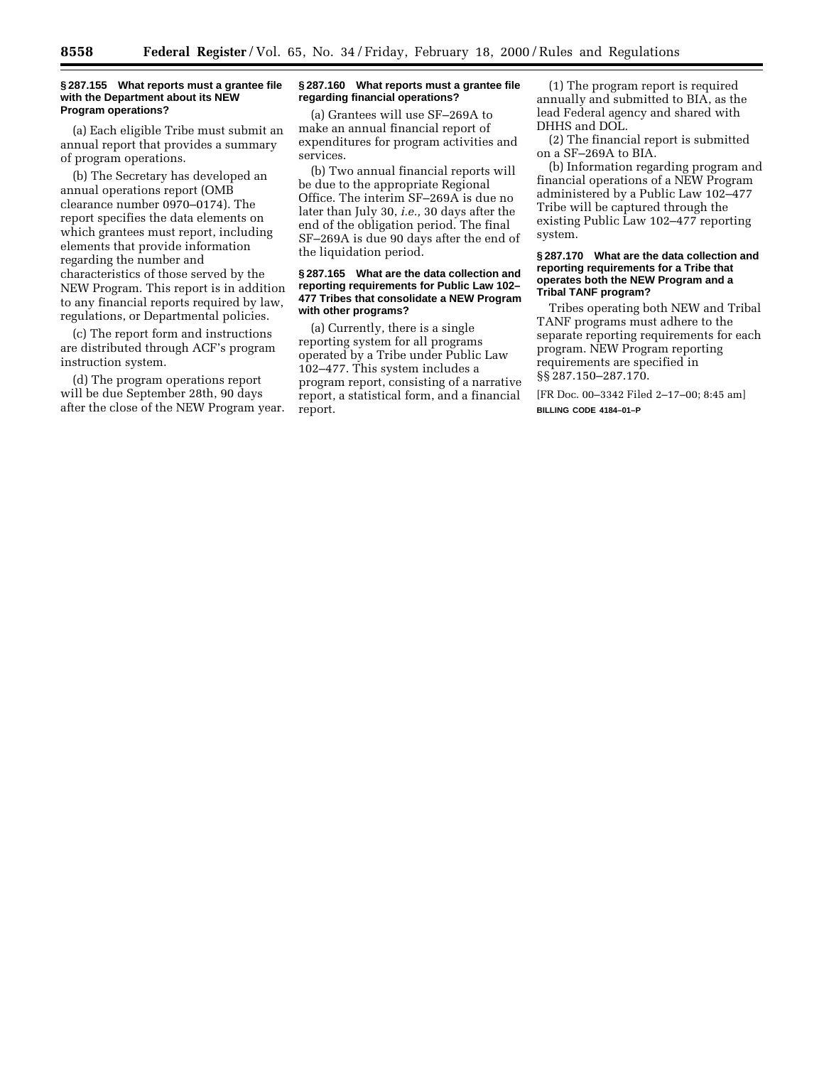### § 287.155 What reports must a grantee file with the Department about its NEW Program operations?

(a) Each eligible Tribe must submit an annual report that provides a summary of program operations.

(b) The Secretary has developed an annual operations report (OMB clearance number 0970–0174). The report specifies the data elements on which grantees must report, including elements that provide information regarding the number and characteristics of those served by the NEW Program. This report is in addition to any financial reports required by law, regulations, or Departmental policies.

(c) The report form and instructions are distributed through ACF's program instruction system.

(d) The program operations report will be due September 28th, 90 days after the close of the NEW Program year.

### § 287.160 What reports must a grantee file regarding financial operations?

(a) Grantees will use SF–269A to make an annual financial report of expenditures for program activities and services.

(b) Two annual financial reports will be due to the appropriate Regional Office. The interim SF–269A is due no later than July 30, *i.e.,* 30 days after the end of the obligation period. The final SF–269A is due 90 days after the end of the liquidation period.

### § 287.165 What are the data collection and reporting requirements for Public Law 102–477 Tribes that consolidate a NEW Program with other programs?

(a) Currently, there is a single reporting system for all programs operated by a Tribe under Public Law 102–477. This system includes a program report, consisting of a narrative report, a statistical form, and a financial report.

(1) The program report is required annually and submitted to BIA, as the lead Federal agency and shared with DHHS and DOL.

(2) The financial report is submitted on a SF–269A to BIA.

(b) Information regarding program and financial operations of a NEW Program administered by a Public Law 102–477 Tribe will be captured through the existing Public Law 102–477 reporting system.

### § 287.170 What are the data collection and reporting requirements for a Tribe that operates both the NEW Program and a Tribal TANF program?

Tribes operating both NEW and Tribal TANF programs must adhere to the separate reporting requirements for each program. NEW Program reporting requirements are specified in §§ 287.150–287.170.

[FR Doc. 00–3342 Filed 2–17–00; 8:45 am]

**BILLING CODE 4184–01–P**